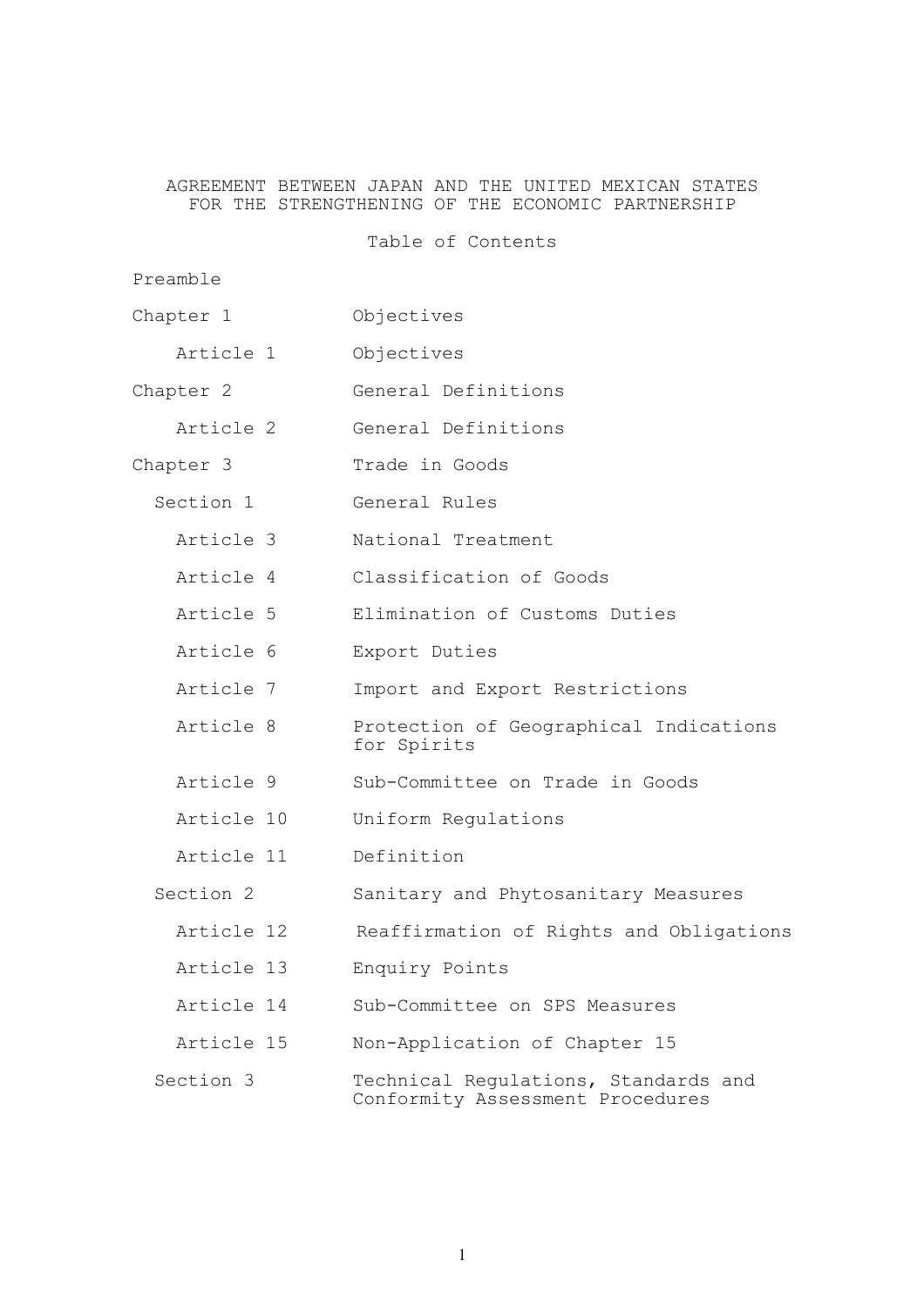# AGREEMENT BETWEEN JAPAN AND THE UNITED MEXICAN STATES FOR THE STRENGTHENING OF THE ECONOMIC PARTNERSHIP

## Table of Contents

Preamble

| | |
|---|---|
| Chapter 1 | Objectives |
| Article 1 | Objectives |
| Chapter 2 | General Definitions |
| Article 2 | General Definitions |
| Chapter 3 | Trade in Goods |
| Section 1 | General Rules |
| Article 3 | National Treatment |
| Article 4 | Classification of Goods |
| Article 5 | Elimination of Customs Duties |
| Article 6 | Export Duties |
| Article 7 | Import and Export Restrictions |
| Article 8 | Protection of Geographical Indications for Spirits |
| Article 9 | Sub-Committee on Trade in Goods |
| Article 10 | Uniform Regulations |
| Article 11 | Definition |
| Section 2 | Sanitary and Phytosanitary Measures |
| Article 12 | Reaffirmation of Rights and Obligations |
| Article 13 | Enquiry Points |
| Article 14 | Sub-Committee on SPS Measures |
| Article 15 | Non-Application of Chapter 15 |
| Section 3 | Technical Regulations, Standards and Conformity Assessment Procedures |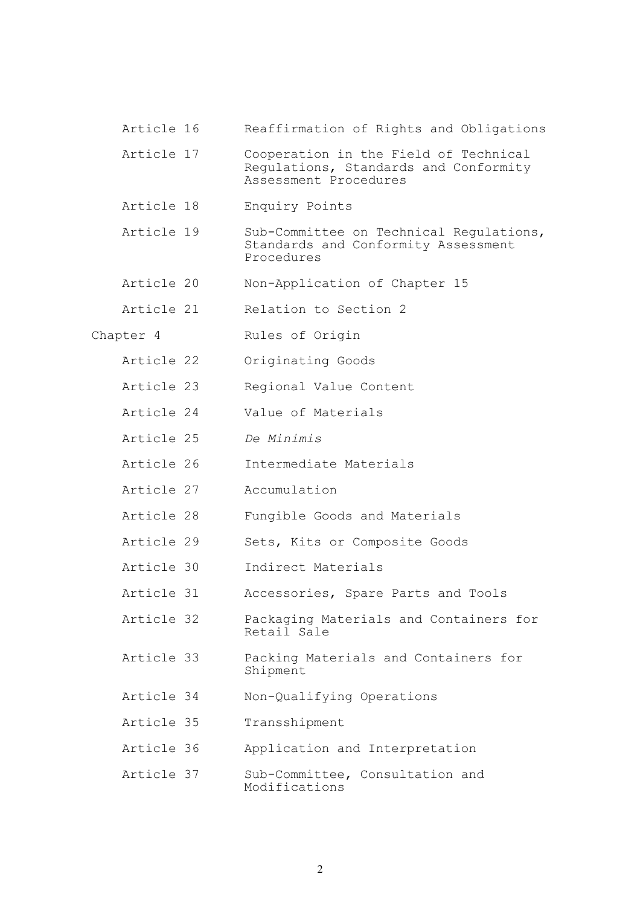| | |
|---|---|
| Article 16 | Reaffirmation of Rights and Obligations |
| Article 17 | Cooperation in the Field of Technical Regulations, Standards and Conformity Assessment Procedures |
| Article 18 | Enquiry Points |
| Article 19 | Sub-Committee on Technical Regulations, Standards and Conformity Assessment Procedures |
| Article 20 | Non-Application of Chapter 15 |
| Article 21 | Relation to Section 2 |
| Chapter 4 | Rules of Origin |
| Article 22 | Originating Goods |
| Article 23 | Regional Value Content |
| Article 24 | Value of Materials |
| Article 25 | *De Minimis* |
| Article 26 | Intermediate Materials |
| Article 27 | Accumulation |
| Article 28 | Fungible Goods and Materials |
| Article 29 | Sets, Kits or Composite Goods |
| Article 30 | Indirect Materials |
| Article 31 | Accessories, Spare Parts and Tools |
| Article 32 | Packaging Materials and Containers for Retail Sale |
| Article 33 | Packing Materials and Containers for Shipment |
| Article 34 | Non-Qualifying Operations |
| Article 35 | Transshipment |
| Article 36 | Application and Interpretation |
| Article 37 | Sub-Committee, Consultation and Modifications |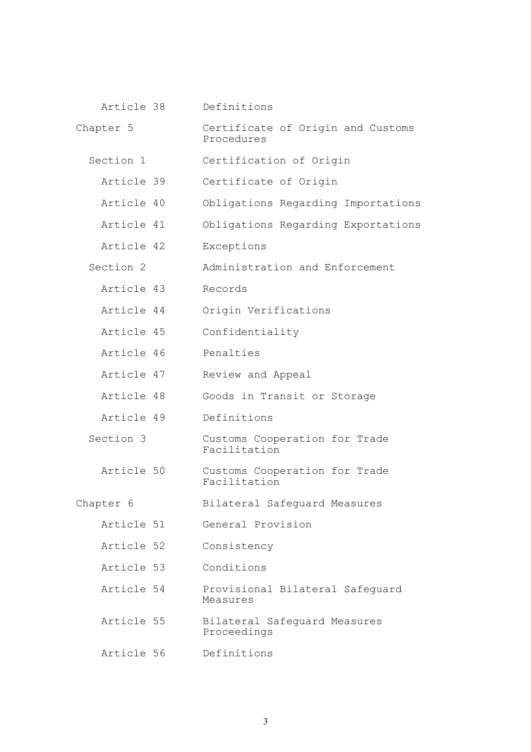| | |
|---|---|
| Article 38 | Definitions |
| Chapter 5 | Certificate of Origin and Customs Procedures |
| Section 1 | Certification of Origin |
| Article 39 | Certificate of Origin |
| Article 40 | Obligations Regarding Importations |
| Article 41 | Obligations Regarding Exportations |
| Article 42 | Exceptions |
| Section 2 | Administration and Enforcement |
| Article 43 | Records |
| Article 44 | Origin Verifications |
| Article 45 | Confidentiality |
| Article 46 | Penalties |
| Article 47 | Review and Appeal |
| Article 48 | Goods in Transit or Storage |
| Article 49 | Definitions |
| Section 3 | Customs Cooperation for Trade Facilitation |
| Article 50 | Customs Cooperation for Trade Facilitation |
| Chapter 6 | Bilateral Safeguard Measures |
| Article 51 | General Provision |
| Article 52 | Consistency |
| Article 53 | Conditions |
| Article 54 | Provisional Bilateral Safeguard Measures |
| Article 55 | Bilateral Safeguard Measures Proceedings |
| Article 56 | Definitions |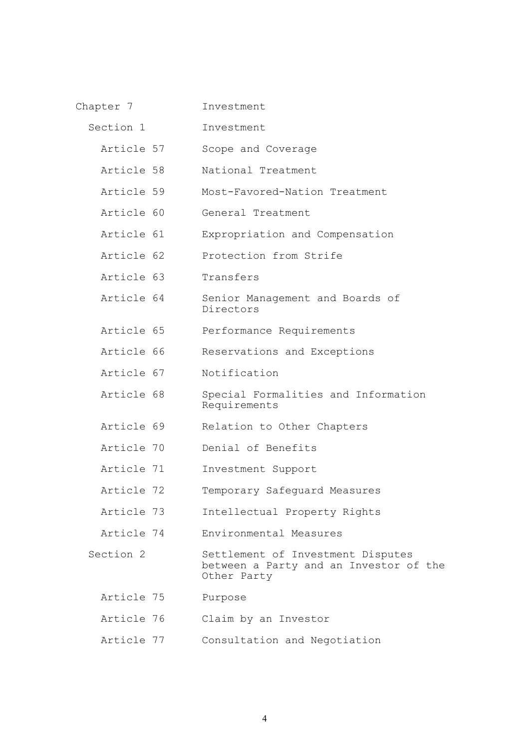| | |
|---|---|
| Chapter 7 | Investment |
| Section 1 | Investment |
| Article 57 | Scope and Coverage |
| Article 58 | National Treatment |
| Article 59 | Most-Favored-Nation Treatment |
| Article 60 | General Treatment |
| Article 61 | Expropriation and Compensation |
| Article 62 | Protection from Strife |
| Article 63 | Transfers |
| Article 64 | Senior Management and Boards of Directors |
| Article 65 | Performance Requirements |
| Article 66 | Reservations and Exceptions |
| Article 67 | Notification |
| Article 68 | Special Formalities and Information Requirements |
| Article 69 | Relation to Other Chapters |
| Article 70 | Denial of Benefits |
| Article 71 | Investment Support |
| Article 72 | Temporary Safeguard Measures |
| Article 73 | Intellectual Property Rights |
| Article 74 | Environmental Measures |
| Section 2 | Settlement of Investment Disputes between a Party and an Investor of the Other Party |
| Article 75 | Purpose |
| Article 76 | Claim by an Investor |
| Article 77 | Consultation and Negotiation |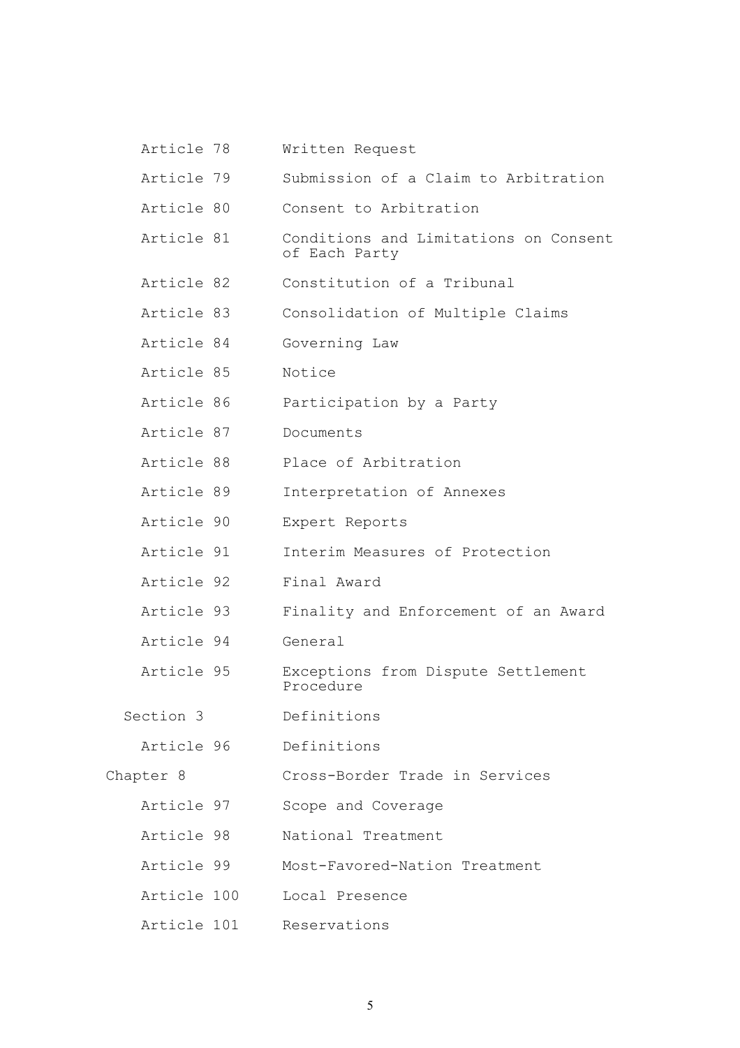| | |
|---|---|
| Article 78 | Written Request |
| Article 79 | Submission of a Claim to Arbitration |
| Article 80 | Consent to Arbitration |
| Article 81 | Conditions and Limitations on Consent of Each Party |
| Article 82 | Constitution of a Tribunal |
| Article 83 | Consolidation of Multiple Claims |
| Article 84 | Governing Law |
| Article 85 | Notice |
| Article 86 | Participation by a Party |
| Article 87 | Documents |
| Article 88 | Place of Arbitration |
| Article 89 | Interpretation of Annexes |
| Article 90 | Expert Reports |
| Article 91 | Interim Measures of Protection |
| Article 92 | Final Award |
| Article 93 | Finality and Enforcement of an Award |
| Article 94 | General |
| Article 95 | Exceptions from Dispute Settlement Procedure |
| Section 3 | Definitions |
| Article 96 | Definitions |
| Chapter 8 | Cross-Border Trade in Services |
| Article 97 | Scope and Coverage |
| Article 98 | National Treatment |
| Article 99 | Most-Favored-Nation Treatment |
| Article 100 | Local Presence |
| Article 101 | Reservations |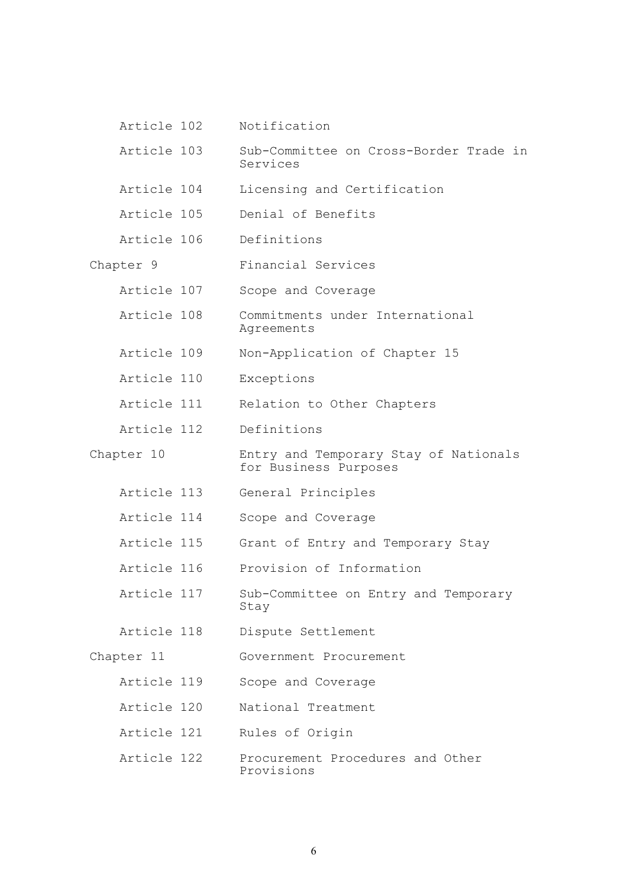| | |
|---|---|
| Article 102 | Notification |
| Article 103 | Sub-Committee on Cross-Border Trade in Services |
| Article 104 | Licensing and Certification |
| Article 105 | Denial of Benefits |
| Article 106 | Definitions |
| Chapter 9 | Financial Services |
| Article 107 | Scope and Coverage |
| Article 108 | Commitments under International Agreements |
| Article 109 | Non-Application of Chapter 15 |
| Article 110 | Exceptions |
| Article 111 | Relation to Other Chapters |
| Article 112 | Definitions |
| Chapter 10 | Entry and Temporary Stay of Nationals for Business Purposes |
| Article 113 | General Principles |
| Article 114 | Scope and Coverage |
| Article 115 | Grant of Entry and Temporary Stay |
| Article 116 | Provision of Information |
| Article 117 | Sub-Committee on Entry and Temporary Stay |
| Article 118 | Dispute Settlement |
| Chapter 11 | Government Procurement |
| Article 119 | Scope and Coverage |
| Article 120 | National Treatment |
| Article 121 | Rules of Origin |
| Article 122 | Procurement Procedures and Other Provisions |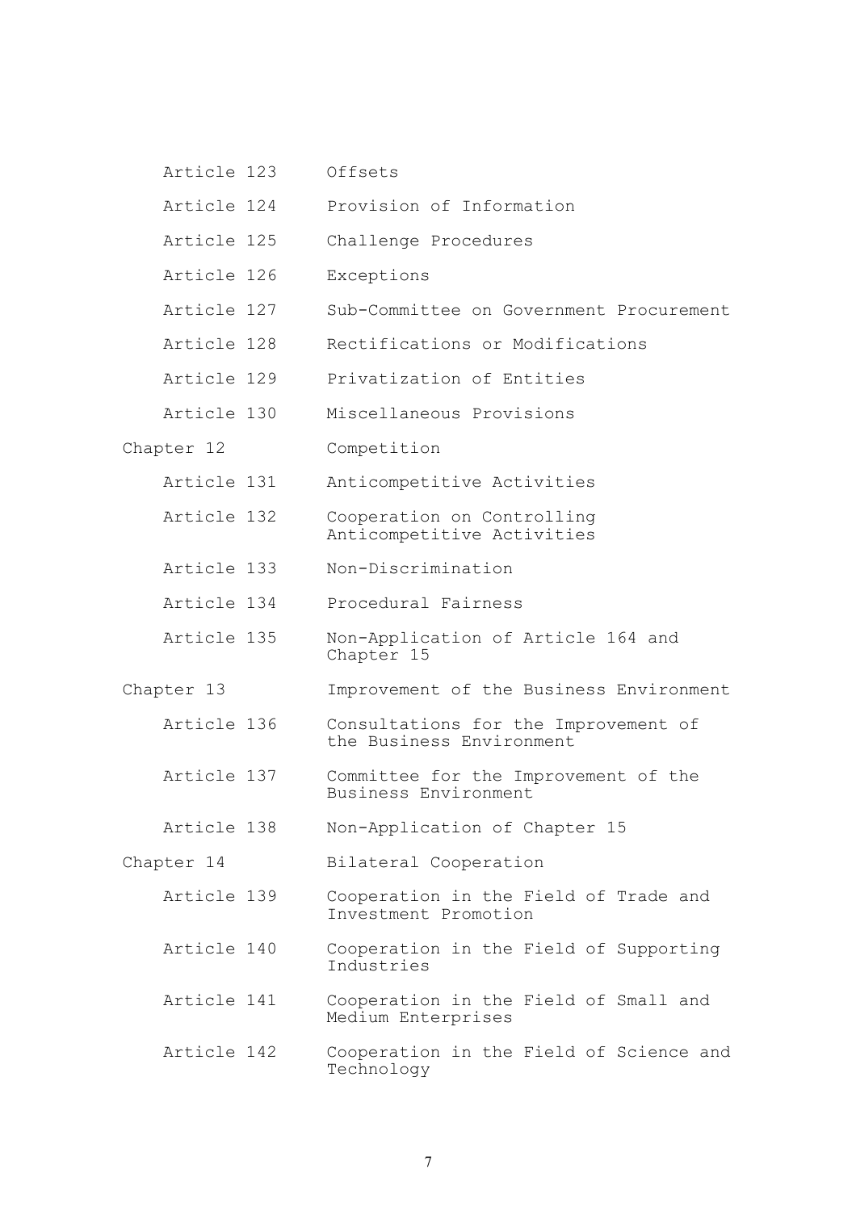| | |
|---|---|
| Article 123 | Offsets |
| Article 124 | Provision of Information |
| Article 125 | Challenge Procedures |
| Article 126 | Exceptions |
| Article 127 | Sub-Committee on Government Procurement |
| Article 128 | Rectifications or Modifications |
| Article 129 | Privatization of Entities |
| Article 130 | Miscellaneous Provisions |
| Chapter 12 | Competition |
| Article 131 | Anticompetitive Activities |
| Article 132 | Cooperation on Controlling Anticompetitive Activities |
| Article 133 | Non-Discrimination |
| Article 134 | Procedural Fairness |
| Article 135 | Non-Application of Article 164 and Chapter 15 |
| Chapter 13 | Improvement of the Business Environment |
| Article 136 | Consultations for the Improvement of the Business Environment |
| Article 137 | Committee for the Improvement of the Business Environment |
| Article 138 | Non-Application of Chapter 15 |
| Chapter 14 | Bilateral Cooperation |
| Article 139 | Cooperation in the Field of Trade and Investment Promotion |
| Article 140 | Cooperation in the Field of Supporting Industries |
| Article 141 | Cooperation in the Field of Small and Medium Enterprises |
| Article 142 | Cooperation in the Field of Science and Technology |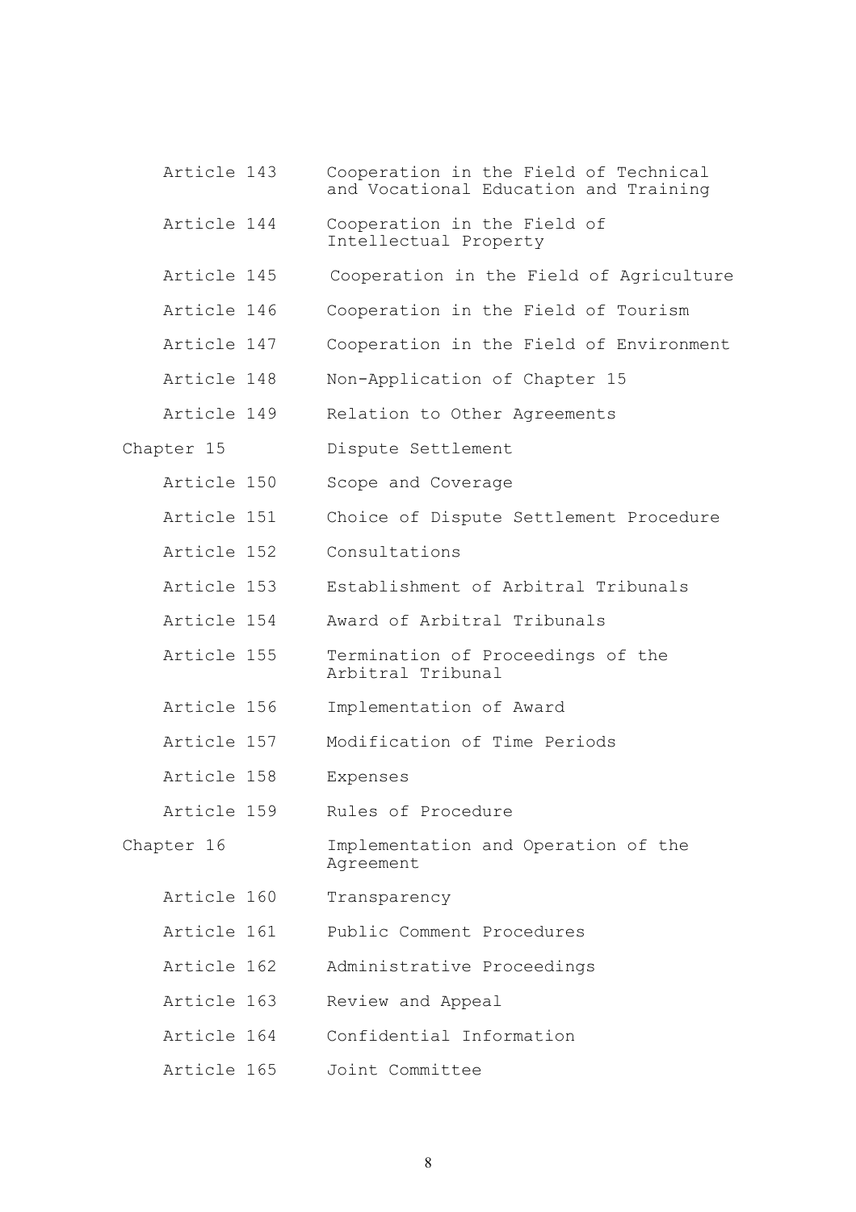| | |
|---|---|
| Article 143 | Cooperation in the Field of Technical and Vocational Education and Training |
| Article 144 | Cooperation in the Field of Intellectual Property |
| Article 145 | Cooperation in the Field of Agriculture |
| Article 146 | Cooperation in the Field of Tourism |
| Article 147 | Cooperation in the Field of Environment |
| Article 148 | Non-Application of Chapter 15 |
| Article 149 | Relation to Other Agreements |
| Chapter 15 | Dispute Settlement |
| Article 150 | Scope and Coverage |
| Article 151 | Choice of Dispute Settlement Procedure |
| Article 152 | Consultations |
| Article 153 | Establishment of Arbitral Tribunals |
| Article 154 | Award of Arbitral Tribunals |
| Article 155 | Termination of Proceedings of the Arbitral Tribunal |
| Article 156 | Implementation of Award |
| Article 157 | Modification of Time Periods |
| Article 158 | Expenses |
| Article 159 | Rules of Procedure |
| Chapter 16 | Implementation and Operation of the Agreement |
| Article 160 | Transparency |
| Article 161 | Public Comment Procedures |
| Article 162 | Administrative Proceedings |
| Article 163 | Review and Appeal |
| Article 164 | Confidential Information |
| Article 165 | Joint Committee |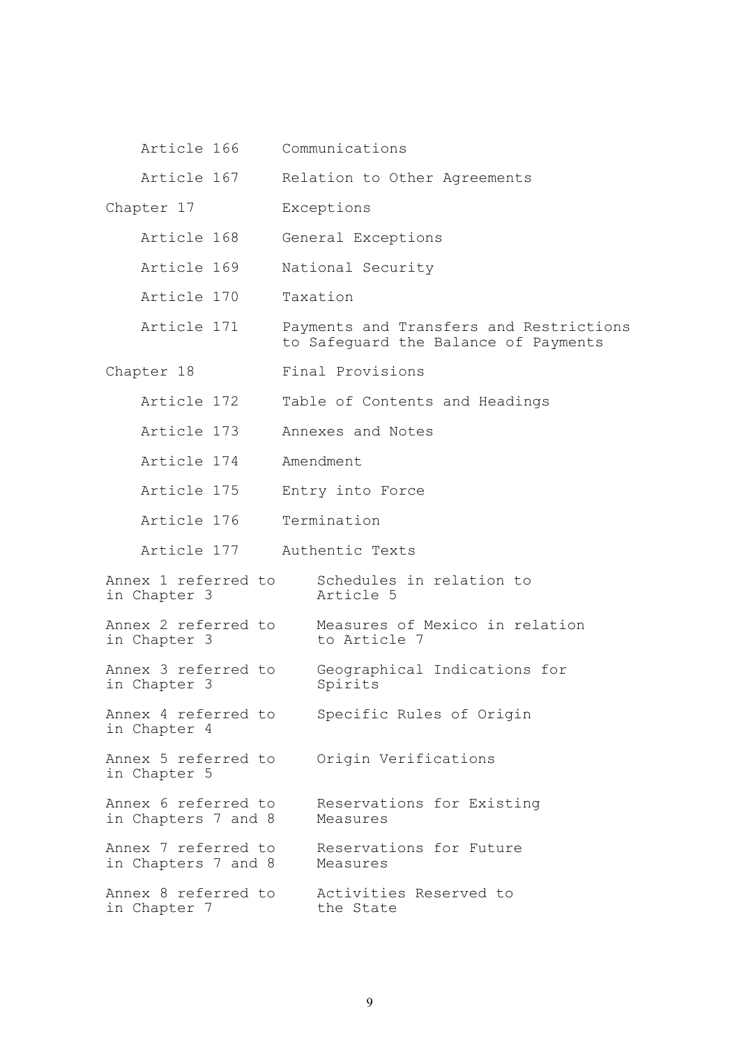| | |
|---|---|
| Article 166 | Communications |
| Article 167 | Relation to Other Agreements |
| Chapter 17 | Exceptions |
| Article 168 | General Exceptions |
| Article 169 | National Security |
| Article 170 | Taxation |
| Article 171 | Payments and Transfers and Restrictions to Safeguard the Balance of Payments |
| Chapter 18 | Final Provisions |
| Article 172 | Table of Contents and Headings |
| Article 173 | Annexes and Notes |
| Article 174 | Amendment |
| Article 175 | Entry into Force |
| Article 176 | Termination |
| Article 177 | Authentic Texts |
| Annex 1 referred to in Chapter 3 | Schedules in relation to Article 5 |
| Annex 2 referred to in Chapter 3 | Measures of Mexico in relation to Article 7 |
| Annex 3 referred to in Chapter 3 | Geographical Indications for Spirits |
| Annex 4 referred to in Chapter 4 | Specific Rules of Origin |
| Annex 5 referred to in Chapter 5 | Origin Verifications |
| Annex 6 referred to in Chapters 7 and 8 | Reservations for Existing Measures |
| Annex 7 referred to in Chapters 7 and 8 | Reservations for Future Measures |
| Annex 8 referred to in Chapter 7 | Activities Reserved to the State |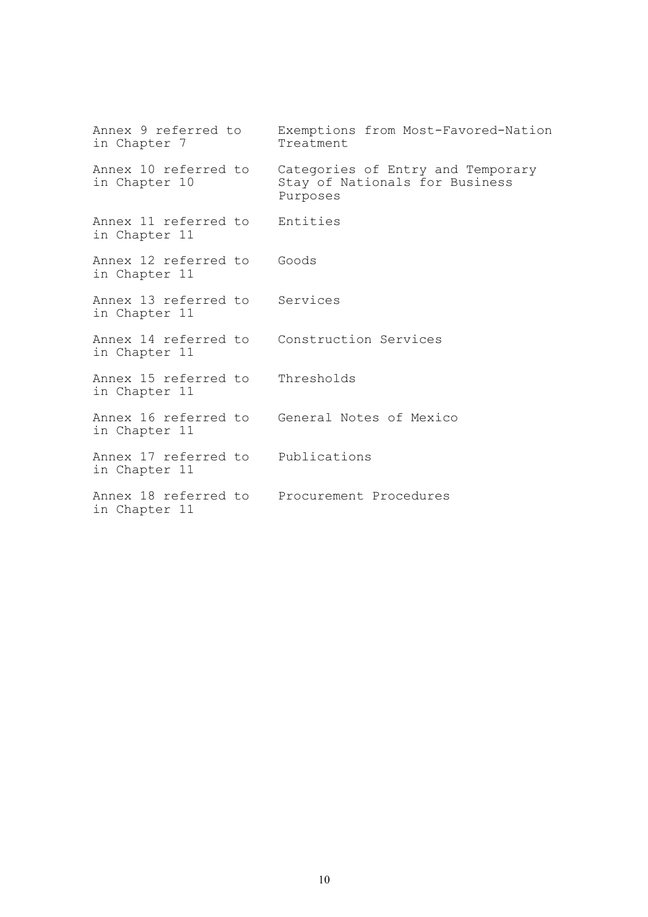| | |
|---|---|
| Annex 9 referred to in Chapter 7 | Exemptions from Most-Favored-Nation Treatment |
| Annex 10 referred to in Chapter 10 | Categories of Entry and Temporary Stay of Nationals for Business Purposes |
| Annex 11 referred to in Chapter 11 | Entities |
| Annex 12 referred to in Chapter 11 | Goods |
| Annex 13 referred to in Chapter 11 | Services |
| Annex 14 referred to in Chapter 11 | Construction Services |
| Annex 15 referred to in Chapter 11 | Thresholds |
| Annex 16 referred to in Chapter 11 | General Notes of Mexico |
| Annex 17 referred to in Chapter 11 | Publications |
| Annex 18 referred to in Chapter 11 | Procurement Procedures |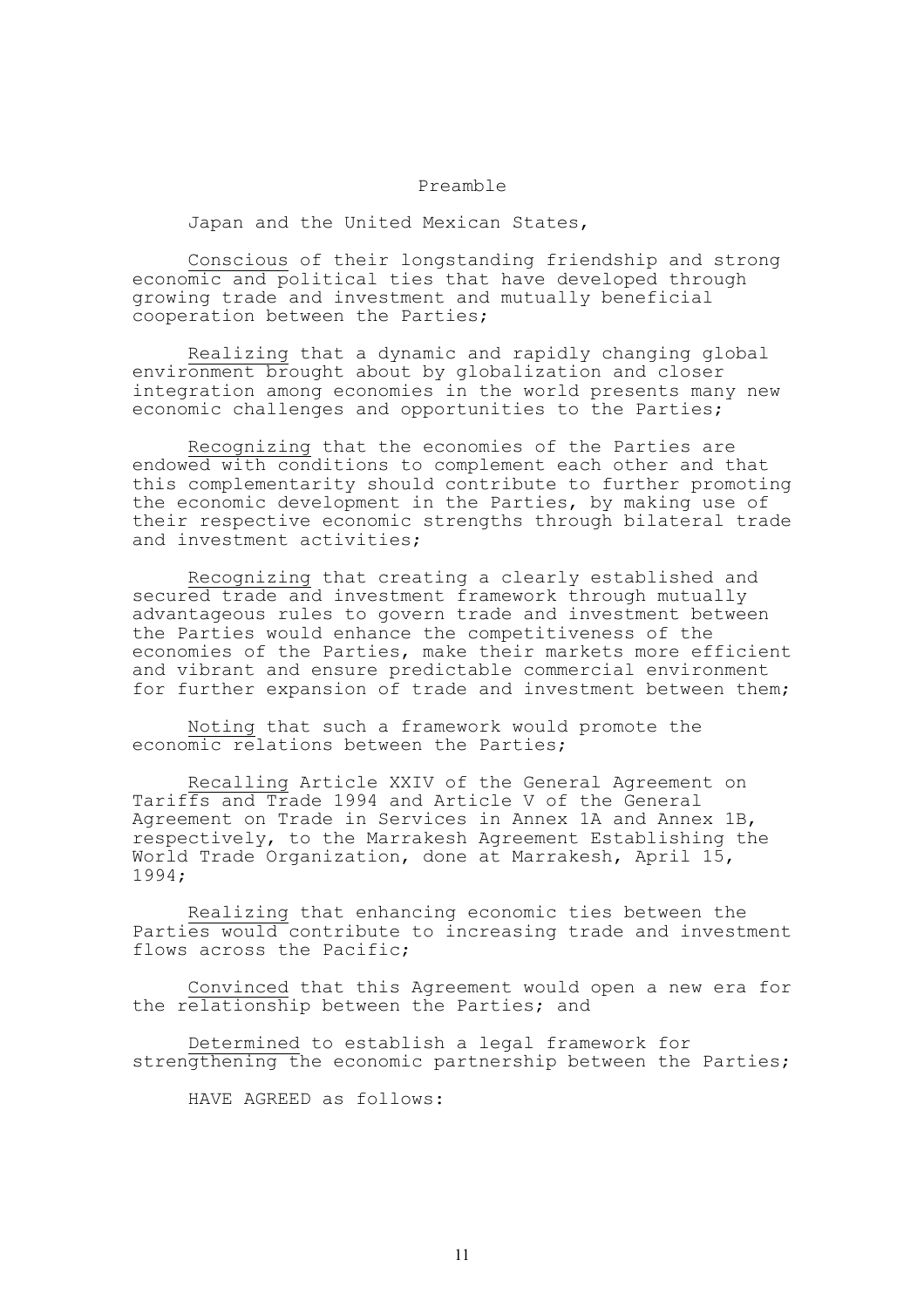# Preamble

Japan and the United Mexican States,

Conscious of their longstanding friendship and strong economic and political ties that have developed through growing trade and investment and mutually beneficial cooperation between the Parties;

Realizing that a dynamic and rapidly changing global environment brought about by globalization and closer integration among economies in the world presents many new economic challenges and opportunities to the Parties;

Recognizing that the economies of the Parties are endowed with conditions to complement each other and that this complementarity should contribute to further promoting the economic development in the Parties, by making use of their respective economic strengths through bilateral trade and investment activities;

Recognizing that creating a clearly established and secured trade and investment framework through mutually advantageous rules to govern trade and investment between the Parties would enhance the competitiveness of the economies of the Parties, make their markets more efficient and vibrant and ensure predictable commercial environment for further expansion of trade and investment between them;

Noting that such a framework would promote the economic relations between the Parties;

Recalling Article XXIV of the General Agreement on Tariffs and Trade 1994 and Article V of the General Agreement on Trade in Services in Annex 1A and Annex 1B, respectively, to the Marrakesh Agreement Establishing the World Trade Organization, done at Marrakesh, April 15, 1994;

Realizing that enhancing economic ties between the Parties would contribute to increasing trade and investment flows across the Pacific;

Convinced that this Agreement would open a new era for the relationship between the Parties; and

Determined to establish a legal framework for strengthening the economic partnership between the Parties;

HAVE AGREED as follows: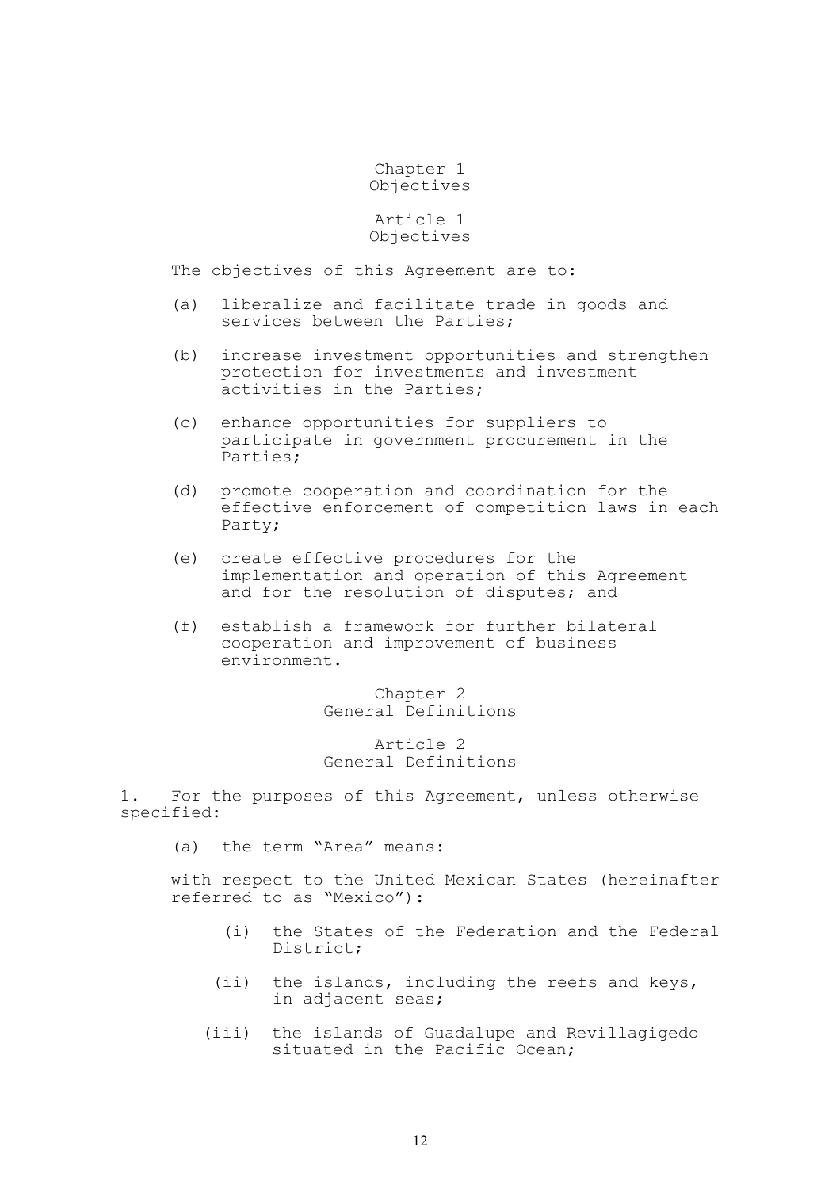## Chapter 1
## Objectives

### Article 1
### Objectives

The objectives of this Agreement are to:

(a) liberalize and facilitate trade in goods and services between the Parties;

(b) increase investment opportunities and strengthen protection for investments and investment activities in the Parties;

(c) enhance opportunities for suppliers to participate in government procurement in the Parties;

(d) promote cooperation and coordination for the effective enforcement of competition laws in each Party;

(e) create effective procedures for the implementation and operation of this Agreement and for the resolution of disputes; and

(f) establish a framework for further bilateral cooperation and improvement of business environment.

## Chapter 2
## General Definitions

### Article 2
### General Definitions

1. For the purposes of this Agreement, unless otherwise specified:

(a) the term "Area" means:

with respect to the United Mexican States (hereinafter referred to as "Mexico"):

(i) the States of the Federation and the Federal District;

(ii) the islands, including the reefs and keys, in adjacent seas;

(iii) the islands of Guadalupe and Revillagigedo situated in the Pacific Ocean;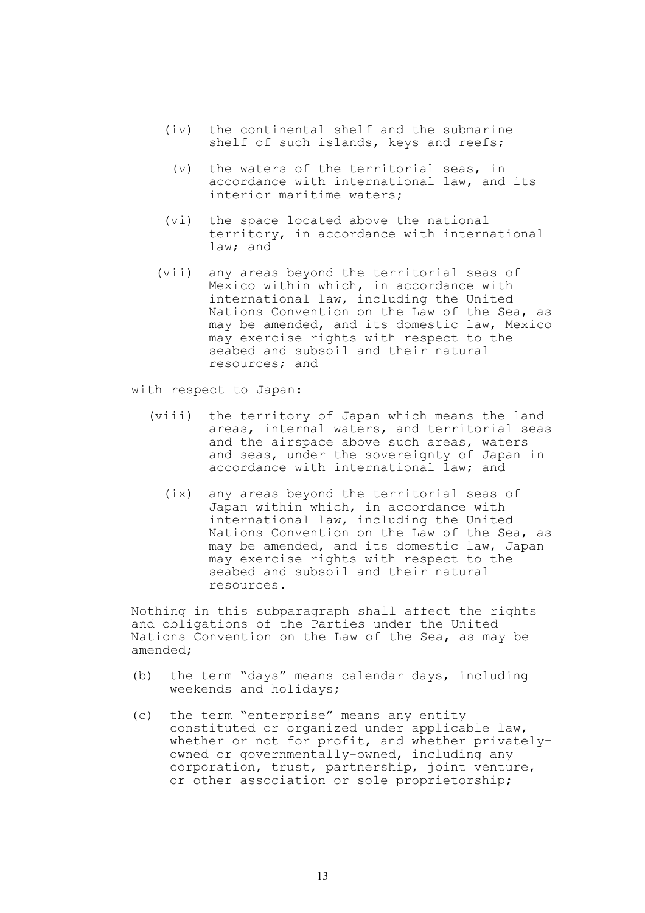(iv) the continental shelf and the submarine shelf of such islands, keys and reefs;

(v) the waters of the territorial seas, in accordance with international law, and its interior maritime waters;

(vi) the space located above the national territory, in accordance with international law; and

(vii) any areas beyond the territorial seas of Mexico within which, in accordance with international law, including the United Nations Convention on the Law of the Sea, as may be amended, and its domestic law, Mexico may exercise rights with respect to the seabed and subsoil and their natural resources; and

with respect to Japan:

(viii) the territory of Japan which means the land areas, internal waters, and territorial seas and the airspace above such areas, waters and seas, under the sovereignty of Japan in accordance with international law; and

(ix) any areas beyond the territorial seas of Japan within which, in accordance with international law, including the United Nations Convention on the Law of the Sea, as may be amended, and its domestic law, Japan may exercise rights with respect to the seabed and subsoil and their natural resources.

Nothing in this subparagraph shall affect the rights and obligations of the Parties under the United Nations Convention on the Law of the Sea, as may be amended;

(b) the term "days" means calendar days, including weekends and holidays;

(c) the term "enterprise" means any entity constituted or organized under applicable law, whether or not for profit, and whether privately-owned or governmentally-owned, including any corporation, trust, partnership, joint venture, or other association or sole proprietorship;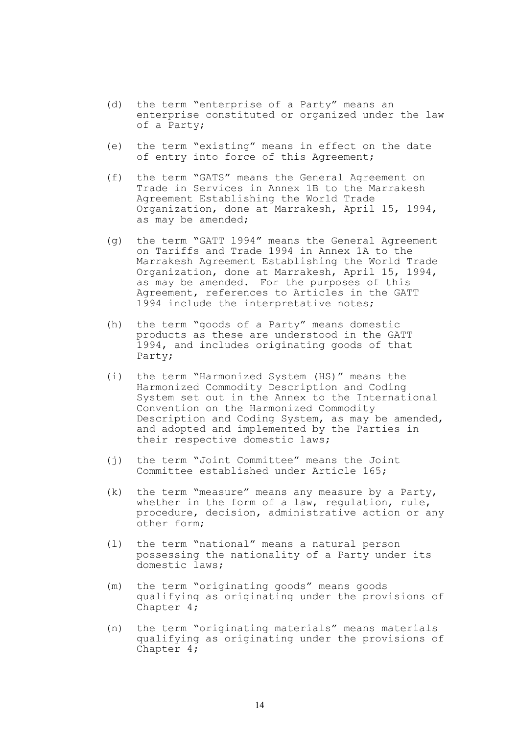(d) the term "enterprise of a Party" means an enterprise constituted or organized under the law of a Party;

(e) the term "existing" means in effect on the date of entry into force of this Agreement;

(f) the term "GATS" means the General Agreement on Trade in Services in Annex 1B to the Marrakesh Agreement Establishing the World Trade Organization, done at Marrakesh, April 15, 1994, as may be amended;

(g) the term "GATT 1994" means the General Agreement on Tariffs and Trade 1994 in Annex 1A to the Marrakesh Agreement Establishing the World Trade Organization, done at Marrakesh, April 15, 1994, as may be amended. For the purposes of this Agreement, references to Articles in the GATT 1994 include the interpretative notes;

(h) the term "goods of a Party" means domestic products as these are understood in the GATT 1994, and includes originating goods of that Party;

(i) the term "Harmonized System (HS)" means the Harmonized Commodity Description and Coding System set out in the Annex to the International Convention on the Harmonized Commodity Description and Coding System, as may be amended, and adopted and implemented by the Parties in their respective domestic laws;

(j) the term "Joint Committee" means the Joint Committee established under Article 165;

(k) the term "measure" means any measure by a Party, whether in the form of a law, regulation, rule, procedure, decision, administrative action or any other form;

(l) the term "national" means a natural person possessing the nationality of a Party under its domestic laws;

(m) the term "originating goods" means goods qualifying as originating under the provisions of Chapter 4;

(n) the term "originating materials" means materials qualifying as originating under the provisions of Chapter 4;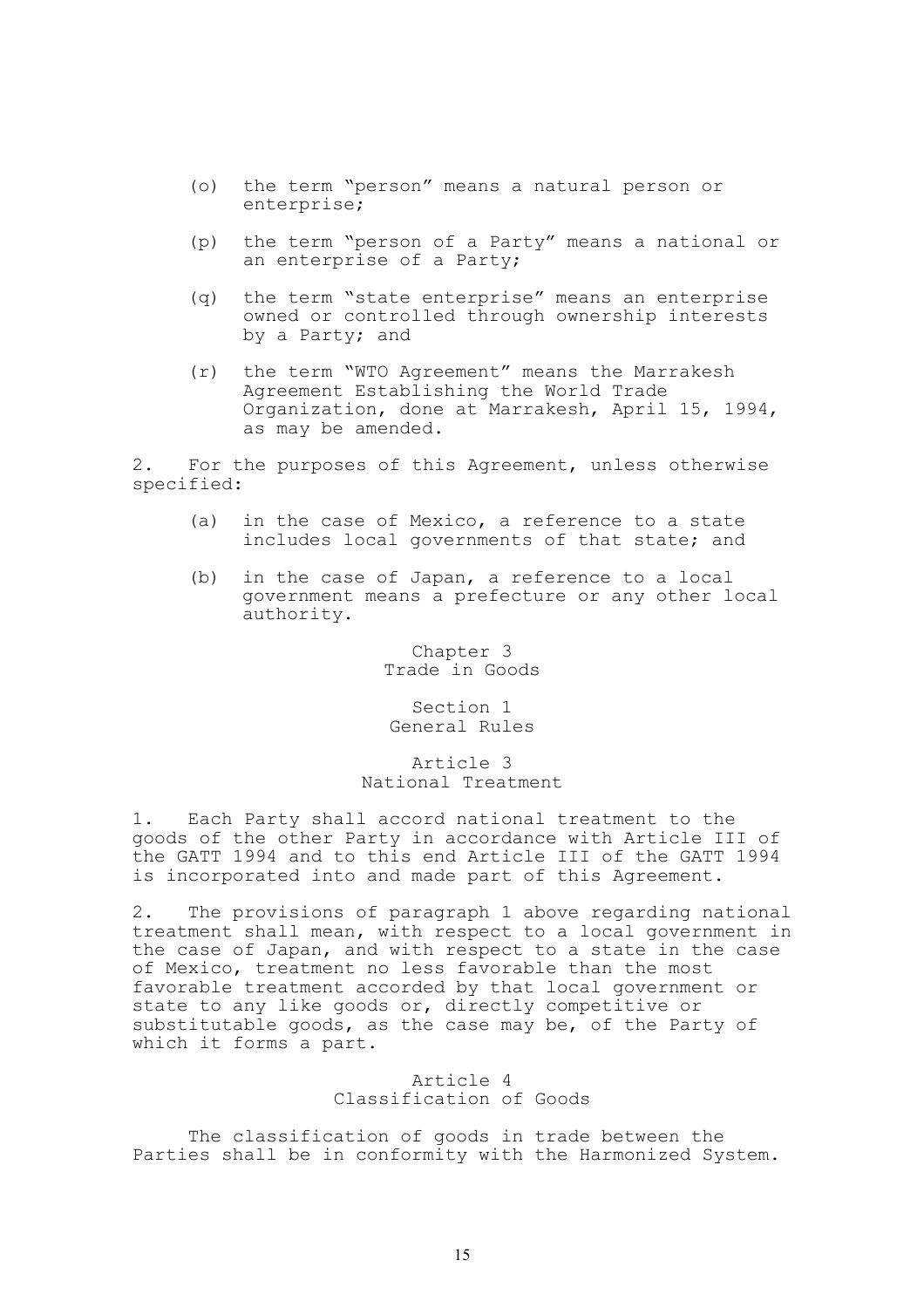(o) the term "person" means a natural person or enterprise;

(p) the term "person of a Party" means a national or an enterprise of a Party;

(q) the term "state enterprise" means an enterprise owned or controlled through ownership interests by a Party; and

(r) the term "WTO Agreement" means the Marrakesh Agreement Establishing the World Trade Organization, done at Marrakesh, April 15, 1994, as may be amended.

2. For the purposes of this Agreement, unless otherwise specified:

(a) in the case of Mexico, a reference to a state includes local governments of that state; and

(b) in the case of Japan, a reference to a local government means a prefecture or any other local authority.

## Chapter 3
## Trade in Goods

### Section 1
### General Rules

#### Article 3
#### National Treatment

1. Each Party shall accord national treatment to the goods of the other Party in accordance with Article III of the GATT 1994 and to this end Article III of the GATT 1994 is incorporated into and made part of this Agreement.

2. The provisions of paragraph 1 above regarding national treatment shall mean, with respect to a local government in the case of Japan, and with respect to a state in the case of Mexico, treatment no less favorable than the most favorable treatment accorded by that local government or state to any like goods or, directly competitive or substitutable goods, as the case may be, of the Party of which it forms a part.

#### Article 4
#### Classification of Goods

The classification of goods in trade between the Parties shall be in conformity with the Harmonized System.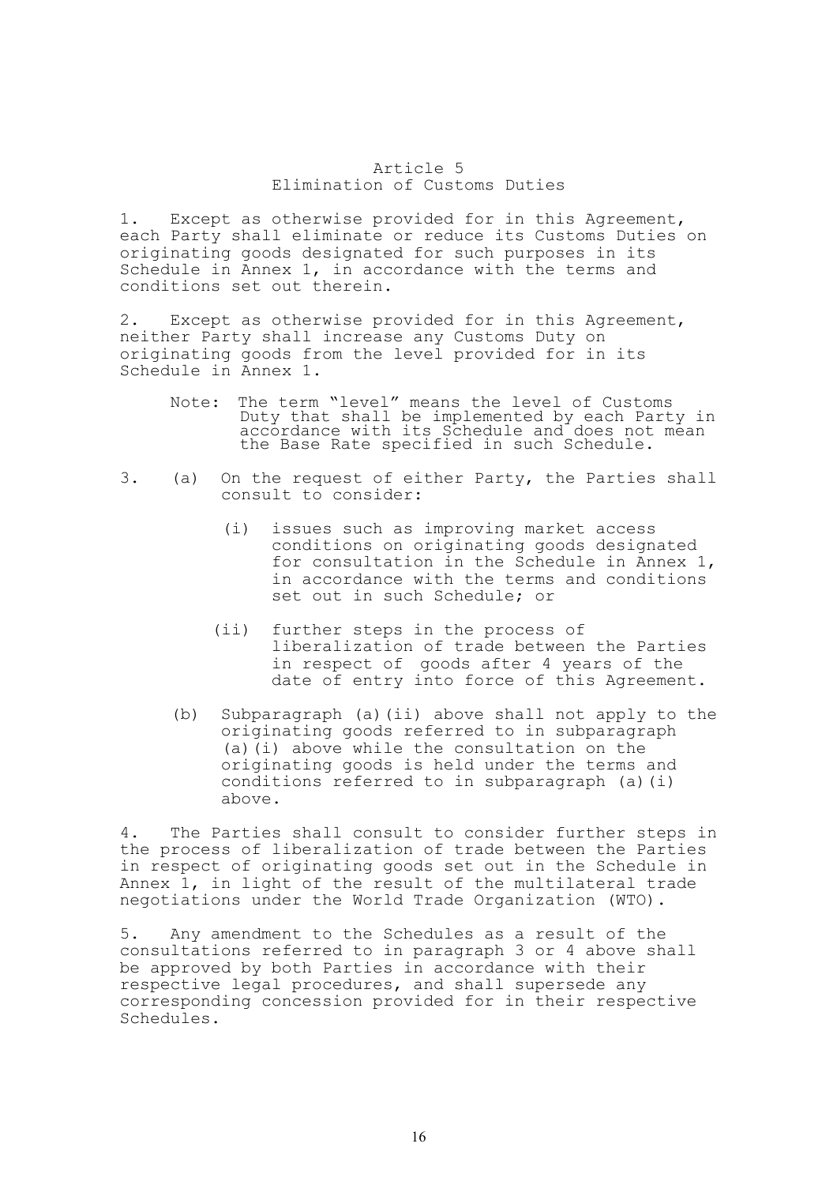## Article 5
## Elimination of Customs Duties

1. Except as otherwise provided for in this Agreement, each Party shall eliminate or reduce its Customs Duties on originating goods designated for such purposes in its Schedule in Annex 1, in accordance with the terms and conditions set out therein.

2. Except as otherwise provided for in this Agreement, neither Party shall increase any Customs Duty on originating goods from the level provided for in its Schedule in Annex 1.

   Note: The term "level" means the level of Customs Duty that shall be implemented by each Party in accordance with its Schedule and does not mean the Base Rate specified in such Schedule.

3. (a) On the request of either Party, the Parties shall consult to consider:

   (i) issues such as improving market access conditions on originating goods designated for consultation in the Schedule in Annex 1, in accordance with the terms and conditions set out in such Schedule; or

   (ii) further steps in the process of liberalization of trade between the Parties in respect of goods after 4 years of the date of entry into force of this Agreement.

   (b) Subparagraph (a)(ii) above shall not apply to the originating goods referred to in subparagraph (a)(i) above while the consultation on the originating goods is held under the terms and conditions referred to in subparagraph (a)(i) above.

4. The Parties shall consult to consider further steps in the process of liberalization of trade between the Parties in respect of originating goods set out in the Schedule in Annex 1, in light of the result of the multilateral trade negotiations under the World Trade Organization (WTO).

5. Any amendment to the Schedules as a result of the consultations referred to in paragraph 3 or 4 above shall be approved by both Parties in accordance with their respective legal procedures, and shall supersede any corresponding concession provided for in their respective Schedules.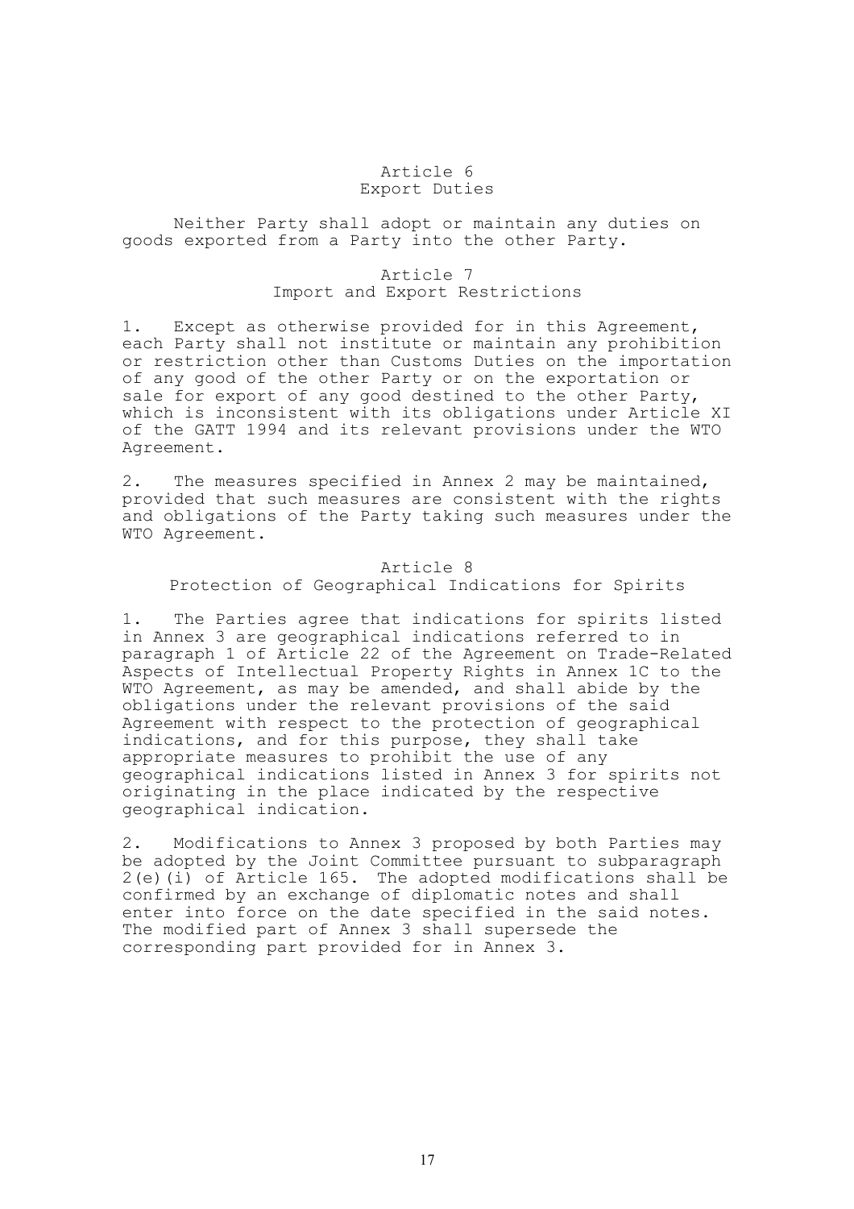## Article 6
## Export Duties

Neither Party shall adopt or maintain any duties on goods exported from a Party into the other Party.

## Article 7
## Import and Export Restrictions

1. Except as otherwise provided for in this Agreement, each Party shall not institute or maintain any prohibition or restriction other than Customs Duties on the importation of any good of the other Party or on the exportation or sale for export of any good destined to the other Party, which is inconsistent with its obligations under Article XI of the GATT 1994 and its relevant provisions under the WTO Agreement.

2. The measures specified in Annex 2 may be maintained, provided that such measures are consistent with the rights and obligations of the Party taking such measures under the WTO Agreement.

## Article 8
## Protection of Geographical Indications for Spirits

1. The Parties agree that indications for spirits listed in Annex 3 are geographical indications referred to in paragraph 1 of Article 22 of the Agreement on Trade-Related Aspects of Intellectual Property Rights in Annex 1C to the WTO Agreement, as may be amended, and shall abide by the obligations under the relevant provisions of the said Agreement with respect to the protection of geographical indications, and for this purpose, they shall take appropriate measures to prohibit the use of any geographical indications listed in Annex 3 for spirits not originating in the place indicated by the respective geographical indication.

2. Modifications to Annex 3 proposed by both Parties may be adopted by the Joint Committee pursuant to subparagraph 2(e)(i) of Article 165. The adopted modifications shall be confirmed by an exchange of diplomatic notes and shall enter into force on the date specified in the said notes. The modified part of Annex 3 shall supersede the corresponding part provided for in Annex 3.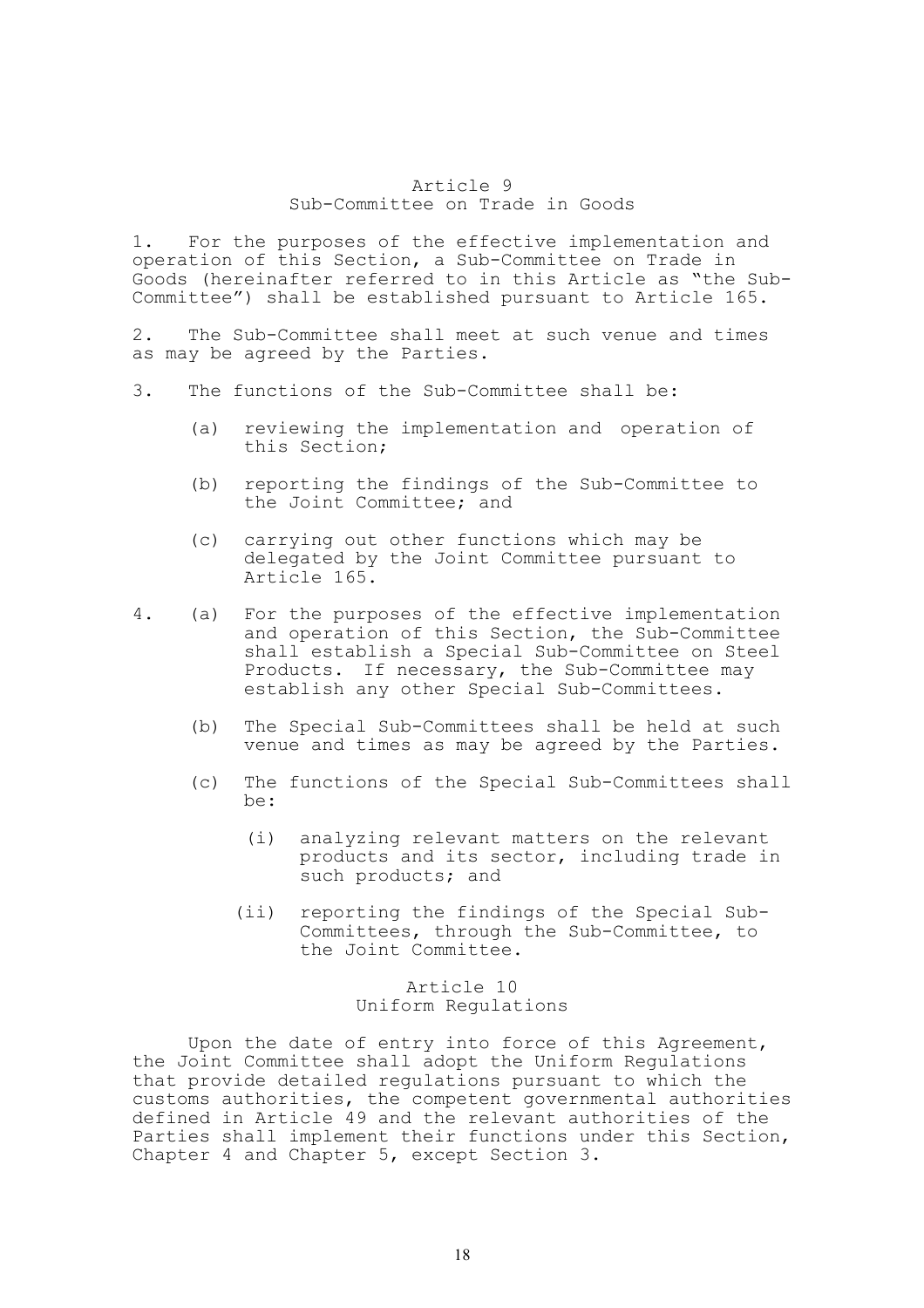## Article 9
### Sub-Committee on Trade in Goods

1. For the purposes of the effective implementation and operation of this Section, a Sub-Committee on Trade in Goods (hereinafter referred to in this Article as "the Sub-Committee") shall be established pursuant to Article 165.

2. The Sub-Committee shall meet at such venue and times as may be agreed by the Parties.

3. The functions of the Sub-Committee shall be:

   (a) reviewing the implementation and operation of this Section;

   (b) reporting the findings of the Sub-Committee to the Joint Committee; and

   (c) carrying out other functions which may be delegated by the Joint Committee pursuant to Article 165.

4. (a) For the purposes of the effective implementation and operation of this Section, the Sub-Committee shall establish a Special Sub-Committee on Steel Products. If necessary, the Sub-Committee may establish any other Special Sub-Committees.

   (b) The Special Sub-Committees shall be held at such venue and times as may be agreed by the Parties.

   (c) The functions of the Special Sub-Committees shall be:

      (i) analyzing relevant matters on the relevant products and its sector, including trade in such products; and

      (ii) reporting the findings of the Special Sub-Committees, through the Sub-Committee, to the Joint Committee.

## Article 10
### Uniform Regulations

Upon the date of entry into force of this Agreement, the Joint Committee shall adopt the Uniform Regulations that provide detailed regulations pursuant to which the customs authorities, the competent governmental authorities defined in Article 49 and the relevant authorities of the Parties shall implement their functions under this Section, Chapter 4 and Chapter 5, except Section 3.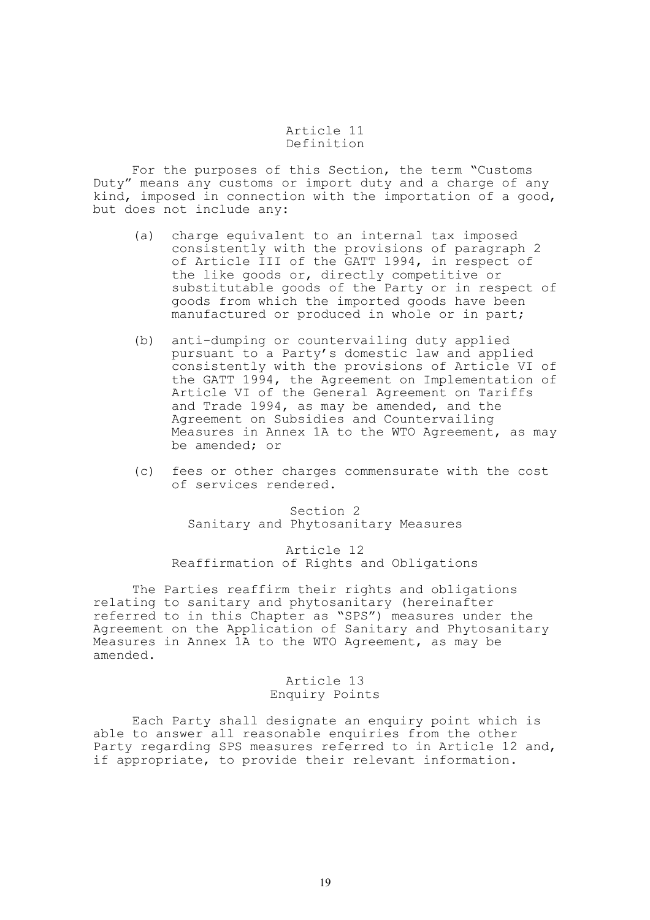### Article 11
### Definition

For the purposes of this Section, the term "Customs Duty" means any customs or import duty and a charge of any kind, imposed in connection with the importation of a good, but does not include any:

(a) charge equivalent to an internal tax imposed consistently with the provisions of paragraph 2 of Article III of the GATT 1994, in respect of the like goods or, directly competitive or substitutable goods of the Party or in respect of goods from which the imported goods have been manufactured or produced in whole or in part;

(b) anti-dumping or countervailing duty applied pursuant to a Party's domestic law and applied consistently with the provisions of Article VI of the GATT 1994, the Agreement on Implementation of Article VI of the General Agreement on Tariffs and Trade 1994, as may be amended, and the Agreement on Subsidies and Countervailing Measures in Annex 1A to the WTO Agreement, as may be amended; or

(c) fees or other charges commensurate with the cost of services rendered.

## Section 2
## Sanitary and Phytosanitary Measures

### Article 12
### Reaffirmation of Rights and Obligations

The Parties reaffirm their rights and obligations relating to sanitary and phytosanitary (hereinafter referred to in this Chapter as "SPS") measures under the Agreement on the Application of Sanitary and Phytosanitary Measures in Annex 1A to the WTO Agreement, as may be amended.

### Article 13
### Enquiry Points

Each Party shall designate an enquiry point which is able to answer all reasonable enquiries from the other Party regarding SPS measures referred to in Article 12 and, if appropriate, to provide their relevant information.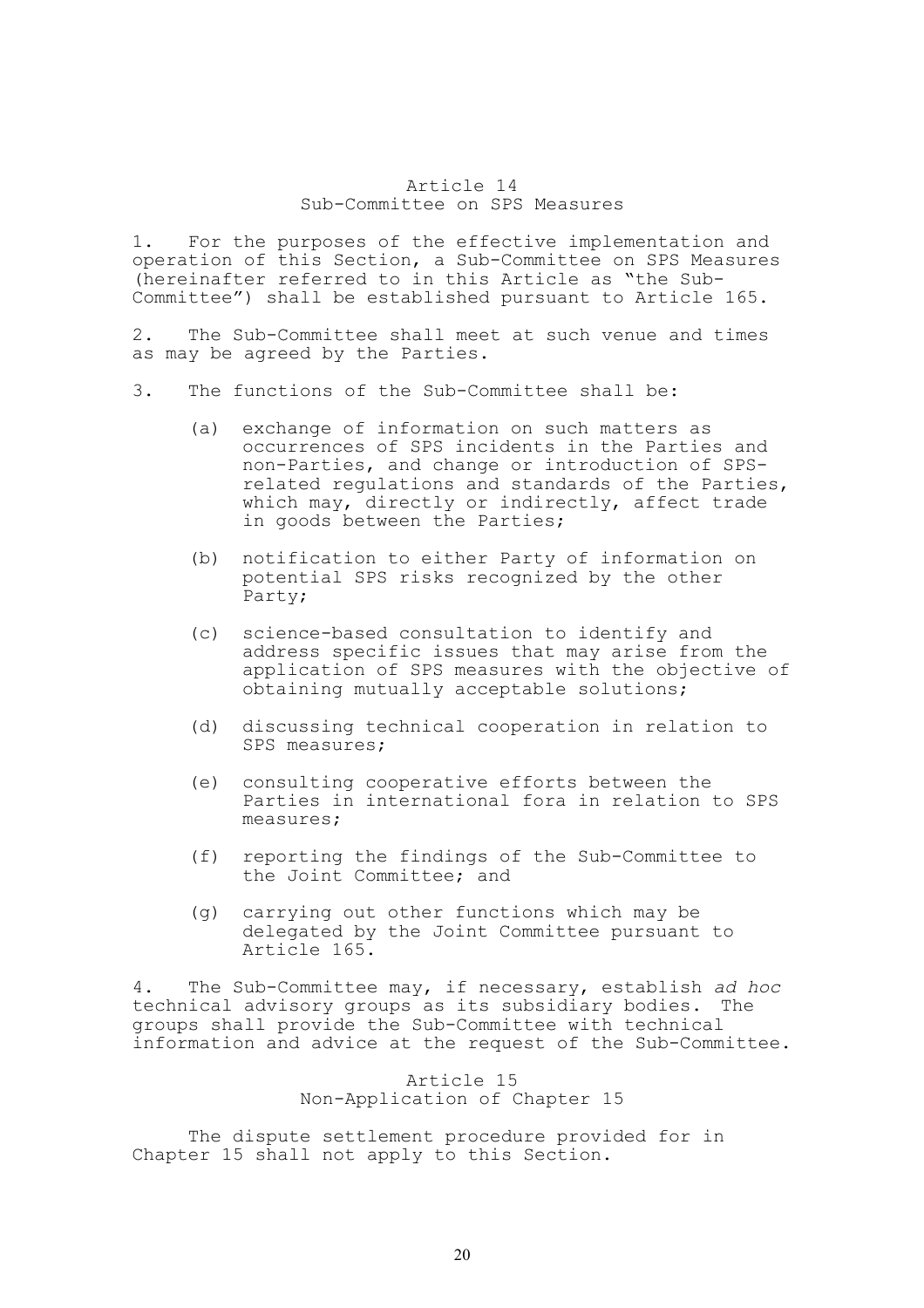### Article 14
### Sub-Committee on SPS Measures

1. For the purposes of the effective implementation and operation of this Section, a Sub-Committee on SPS Measures (hereinafter referred to in this Article as "the Sub-Committee") shall be established pursuant to Article 165.

2. The Sub-Committee shall meet at such venue and times as may be agreed by the Parties.

3. The functions of the Sub-Committee shall be:

   (a) exchange of information on such matters as occurrences of SPS incidents in the Parties and non-Parties, and change or introduction of SPS-related regulations and standards of the Parties, which may, directly or indirectly, affect trade in goods between the Parties;

   (b) notification to either Party of information on potential SPS risks recognized by the other Party;

   (c) science-based consultation to identify and address specific issues that may arise from the application of SPS measures with the objective of obtaining mutually acceptable solutions;

   (d) discussing technical cooperation in relation to SPS measures;

   (e) consulting cooperative efforts between the Parties in international fora in relation to SPS measures;

   (f) reporting the findings of the Sub-Committee to the Joint Committee; and

   (g) carrying out other functions which may be delegated by the Joint Committee pursuant to Article 165.

4. The Sub-Committee may, if necessary, establish *ad hoc* technical advisory groups as its subsidiary bodies. The groups shall provide the Sub-Committee with technical information and advice at the request of the Sub-Committee.

### Article 15
### Non-Application of Chapter 15

The dispute settlement procedure provided for in Chapter 15 shall not apply to this Section.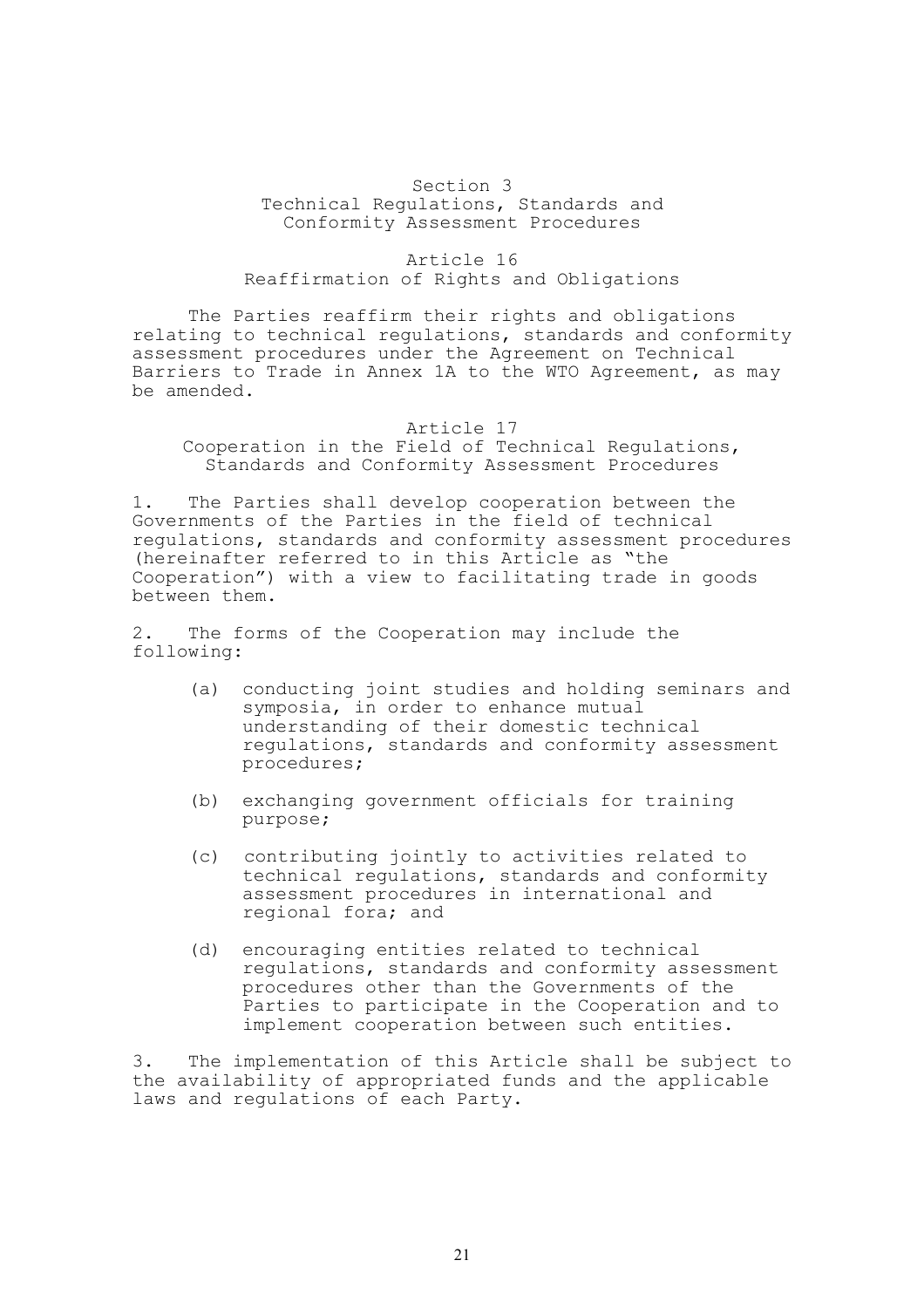## Section 3
## Technical Regulations, Standards and Conformity Assessment Procedures

### Article 16
### Reaffirmation of Rights and Obligations

The Parties reaffirm their rights and obligations relating to technical regulations, standards and conformity assessment procedures under the Agreement on Technical Barriers to Trade in Annex 1A to the WTO Agreement, as may be amended.

### Article 17
### Cooperation in the Field of Technical Regulations, Standards and Conformity Assessment Procedures

1. The Parties shall develop cooperation between the Governments of the Parties in the field of technical regulations, standards and conformity assessment procedures (hereinafter referred to in this Article as "the Cooperation") with a view to facilitating trade in goods between them.

2. The forms of the Cooperation may include the following:

(a) conducting joint studies and holding seminars and symposia, in order to enhance mutual understanding of their domestic technical regulations, standards and conformity assessment procedures;

(b) exchanging government officials for training purpose;

(c) contributing jointly to activities related to technical regulations, standards and conformity assessment procedures in international and regional fora; and

(d) encouraging entities related to technical regulations, standards and conformity assessment procedures other than the Governments of the Parties to participate in the Cooperation and to implement cooperation between such entities.

3. The implementation of this Article shall be subject to the availability of appropriated funds and the applicable laws and regulations of each Party.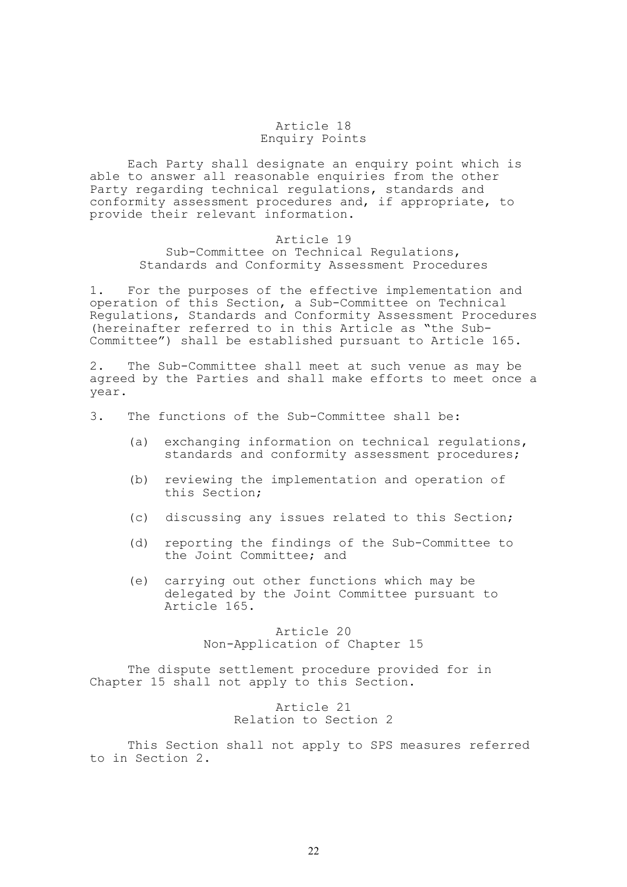### Article 18
### Enquiry Points

Each Party shall designate an enquiry point which is able to answer all reasonable enquiries from the other Party regarding technical regulations, standards and conformity assessment procedures and, if appropriate, to provide their relevant information.

### Article 19
### Sub-Committee on Technical Regulations, Standards and Conformity Assessment Procedures

1. For the purposes of the effective implementation and operation of this Section, a Sub-Committee on Technical Regulations, Standards and Conformity Assessment Procedures (hereinafter referred to in this Article as "the Sub-Committee") shall be established pursuant to Article 165.

2. The Sub-Committee shall meet at such venue as may be agreed by the Parties and shall make efforts to meet once a year.

3. The functions of the Sub-Committee shall be:

(a) exchanging information on technical regulations, standards and conformity assessment procedures;

(b) reviewing the implementation and operation of this Section;

(c) discussing any issues related to this Section;

(d) reporting the findings of the Sub-Committee to the Joint Committee; and

(e) carrying out other functions which may be delegated by the Joint Committee pursuant to Article 165.

### Article 20
### Non-Application of Chapter 15

The dispute settlement procedure provided for in Chapter 15 shall not apply to this Section.

### Article 21
### Relation to Section 2

This Section shall not apply to SPS measures referred to in Section 2.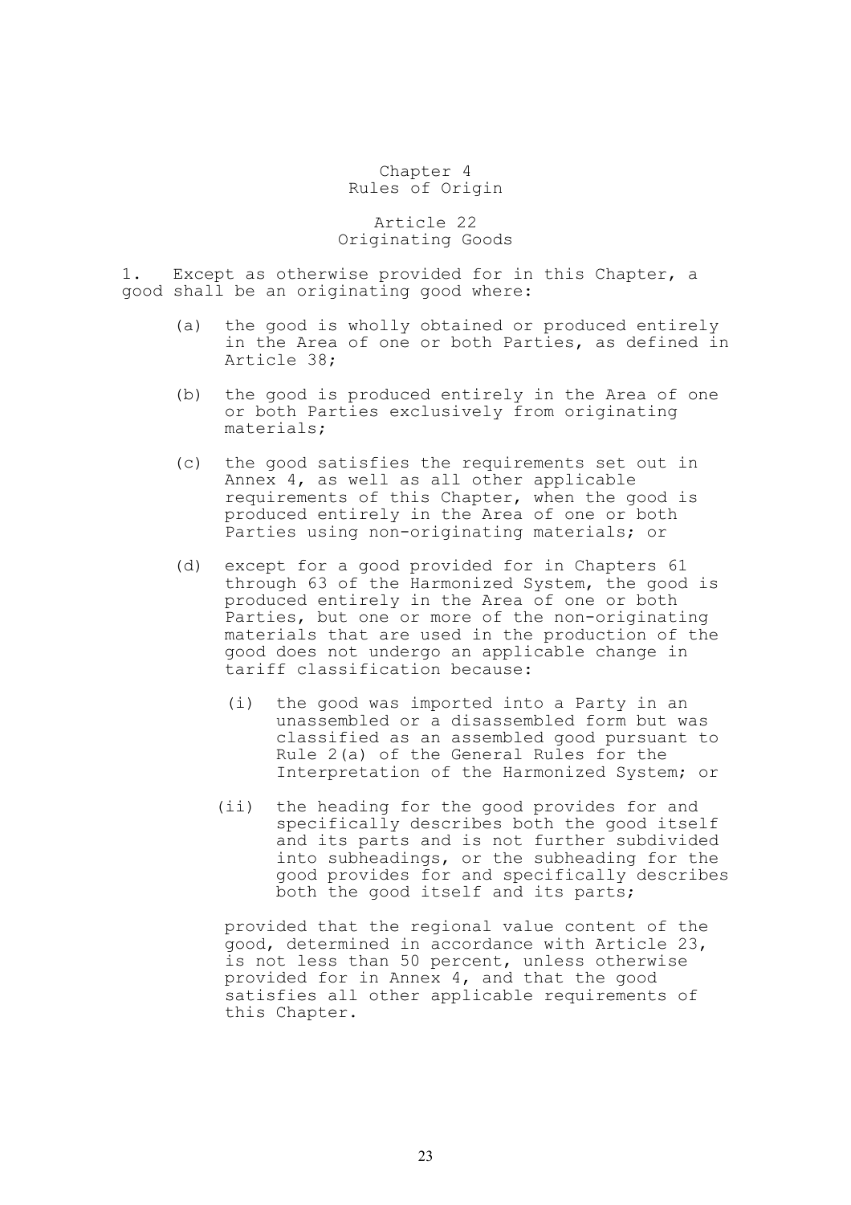# Chapter 4
# Rules of Origin

## Article 22
## Originating Goods

1. Except as otherwise provided for in this Chapter, a good shall be an originating good where:

   (a) the good is wholly obtained or produced entirely in the Area of one or both Parties, as defined in Article 38;

   (b) the good is produced entirely in the Area of one or both Parties exclusively from originating materials;

   (c) the good satisfies the requirements set out in Annex 4, as well as all other applicable requirements of this Chapter, when the good is produced entirely in the Area of one or both Parties using non-originating materials; or

   (d) except for a good provided for in Chapters 61 through 63 of the Harmonized System, the good is produced entirely in the Area of one or both Parties, but one or more of the non-originating materials that are used in the production of the good does not undergo an applicable change in tariff classification because:

      (i) the good was imported into a Party in an unassembled or a disassembled form but was classified as an assembled good pursuant to Rule 2(a) of the General Rules for the Interpretation of the Harmonized System; or

      (ii) the heading for the good provides for and specifically describes both the good itself and its parts and is not further subdivided into subheadings, or the subheading for the good provides for and specifically describes both the good itself and its parts;

   provided that the regional value content of the good, determined in accordance with Article 23, is not less than 50 percent, unless otherwise provided for in Annex 4, and that the good satisfies all other applicable requirements of this Chapter.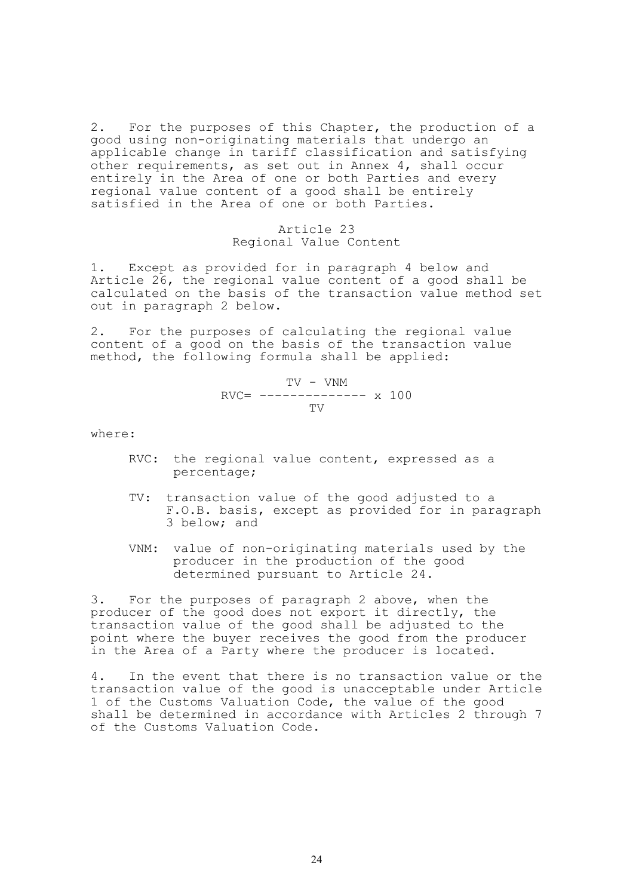2. For the purposes of this Chapter, the production of a good using non-originating materials that undergo an applicable change in tariff classification and satisfying other requirements, as set out in Annex 4, shall occur entirely in the Area of one or both Parties and every regional value content of a good shall be entirely satisfied in the Area of one or both Parties.

## Article 23
## Regional Value Content

1. Except as provided for in paragraph 4 below and Article 26, the regional value content of a good shall be calculated on the basis of the transaction value method set out in paragraph 2 below.

2. For the purposes of calculating the regional value content of a good on the basis of the transaction value method, the following formula shall be applied:

$$RVC = \frac{TV - VNM}{TV} \times 100$$

where:

- RVC: the regional value content, expressed as a percentage;
- TV: transaction value of the good adjusted to a F.O.B. basis, except as provided for in paragraph 3 below; and
- VNM: value of non-originating materials used by the producer in the production of the good determined pursuant to Article 24.

3. For the purposes of paragraph 2 above, when the producer of the good does not export it directly, the transaction value of the good shall be adjusted to the point where the buyer receives the good from the producer in the Area of a Party where the producer is located.

4. In the event that there is no transaction value or the transaction value of the good is unacceptable under Article 1 of the Customs Valuation Code, the value of the good shall be determined in accordance with Articles 2 through 7 of the Customs Valuation Code.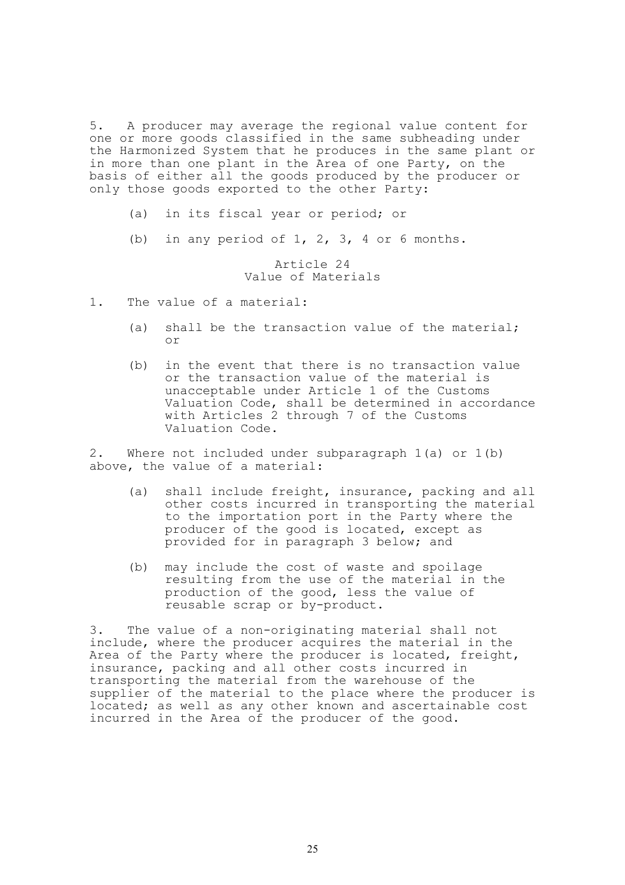5. A producer may average the regional value content for one or more goods classified in the same subheading under the Harmonized System that he produces in the same plant or in more than one plant in the Area of one Party, on the basis of either all the goods produced by the producer or only those goods exported to the other Party:

(a) in its fiscal year or period; or

(b) in any period of 1, 2, 3, 4 or 6 months.

### Article 24
### Value of Materials

1. The value of a material:

(a) shall be the transaction value of the material; or

(b) in the event that there is no transaction value or the transaction value of the material is unacceptable under Article 1 of the Customs Valuation Code, shall be determined in accordance with Articles 2 through 7 of the Customs Valuation Code.

2. Where not included under subparagraph 1(a) or 1(b) above, the value of a material:

(a) shall include freight, insurance, packing and all other costs incurred in transporting the material to the importation port in the Party where the producer of the good is located, except as provided for in paragraph 3 below; and

(b) may include the cost of waste and spoilage resulting from the use of the material in the production of the good, less the value of reusable scrap or by-product.

3. The value of a non-originating material shall not include, where the producer acquires the material in the Area of the Party where the producer is located, freight, insurance, packing and all other costs incurred in transporting the material from the warehouse of the supplier of the material to the place where the producer is located; as well as any other known and ascertainable cost incurred in the Area of the producer of the good.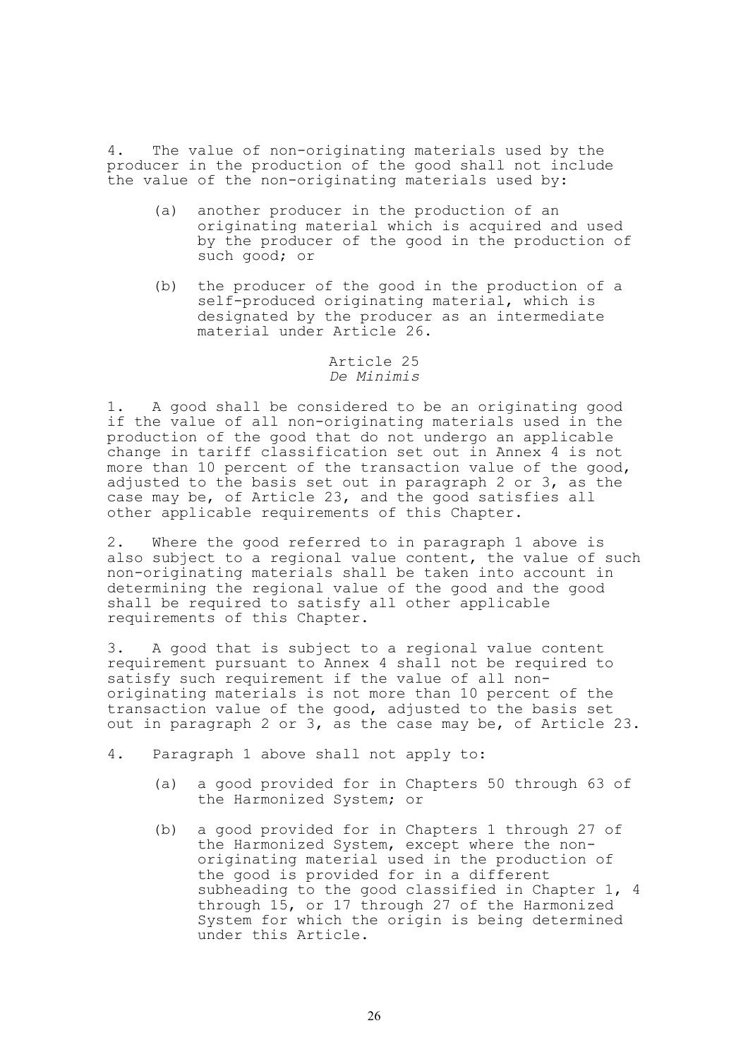4. The value of non-originating materials used by the producer in the production of the good shall not include the value of the non-originating materials used by:

(a) another producer in the production of an originating material which is acquired and used by the producer of the good in the production of such good; or

(b) the producer of the good in the production of a self-produced originating material, which is designated by the producer as an intermediate material under Article 26.

## Article 25
## *De Minimis*

1. A good shall be considered to be an originating good if the value of all non-originating materials used in the production of the good that do not undergo an applicable change in tariff classification set out in Annex 4 is not more than 10 percent of the transaction value of the good, adjusted to the basis set out in paragraph 2 or 3, as the case may be, of Article 23, and the good satisfies all other applicable requirements of this Chapter.

2. Where the good referred to in paragraph 1 above is also subject to a regional value content, the value of such non-originating materials shall be taken into account in determining the regional value of the good and the good shall be required to satisfy all other applicable requirements of this Chapter.

3. A good that is subject to a regional value content requirement pursuant to Annex 4 shall not be required to satisfy such requirement if the value of all non-originating materials is not more than 10 percent of the transaction value of the good, adjusted to the basis set out in paragraph 2 or 3, as the case may be, of Article 23.

4. Paragraph 1 above shall not apply to:

(a) a good provided for in Chapters 50 through 63 of the Harmonized System; or

(b) a good provided for in Chapters 1 through 27 of the Harmonized System, except where the non-originating material used in the production of the good is provided for in a different subheading to the good classified in Chapter 1, 4 through 15, or 17 through 27 of the Harmonized System for which the origin is being determined under this Article.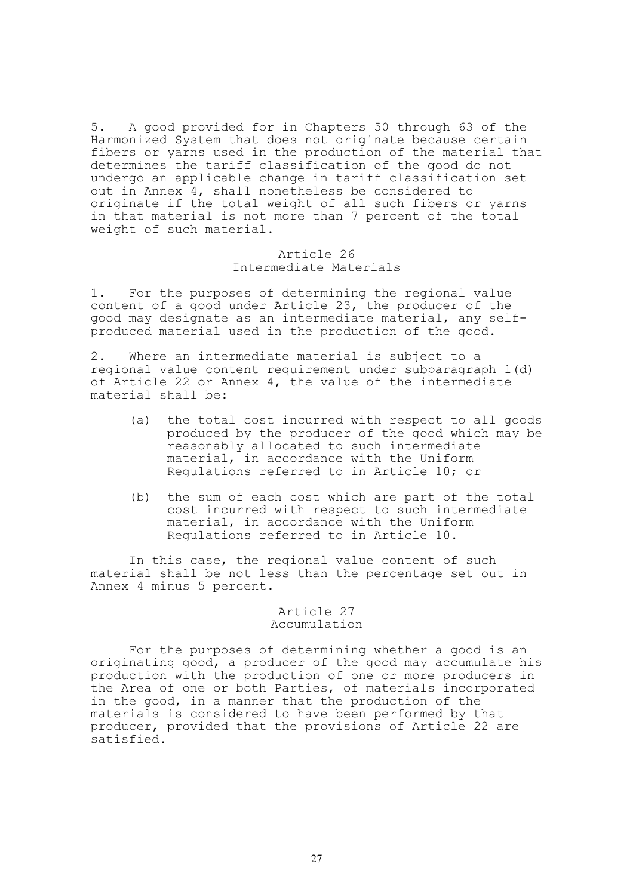5. A good provided for in Chapters 50 through 63 of the Harmonized System that does not originate because certain fibers or yarns used in the production of the material that determines the tariff classification of the good do not undergo an applicable change in tariff classification set out in Annex 4, shall nonetheless be considered to originate if the total weight of all such fibers or yarns in that material is not more than 7 percent of the total weight of such material.

## Article 26
## Intermediate Materials

1. For the purposes of determining the regional value content of a good under Article 23, the producer of the good may designate as an intermediate material, any self-produced material used in the production of the good.

2. Where an intermediate material is subject to a regional value content requirement under subparagraph 1(d) of Article 22 or Annex 4, the value of the intermediate material shall be:

(a) the total cost incurred with respect to all goods produced by the producer of the good which may be reasonably allocated to such intermediate material, in accordance with the Uniform Regulations referred to in Article 10; or

(b) the sum of each cost which are part of the total cost incurred with respect to such intermediate material, in accordance with the Uniform Regulations referred to in Article 10.

In this case, the regional value content of such material shall be not less than the percentage set out in Annex 4 minus 5 percent.

## Article 27
## Accumulation

For the purposes of determining whether a good is an originating good, a producer of the good may accumulate his production with the production of one or more producers in the Area of one or both Parties, of materials incorporated in the good, in a manner that the production of the materials is considered to have been performed by that producer, provided that the provisions of Article 22 are satisfied.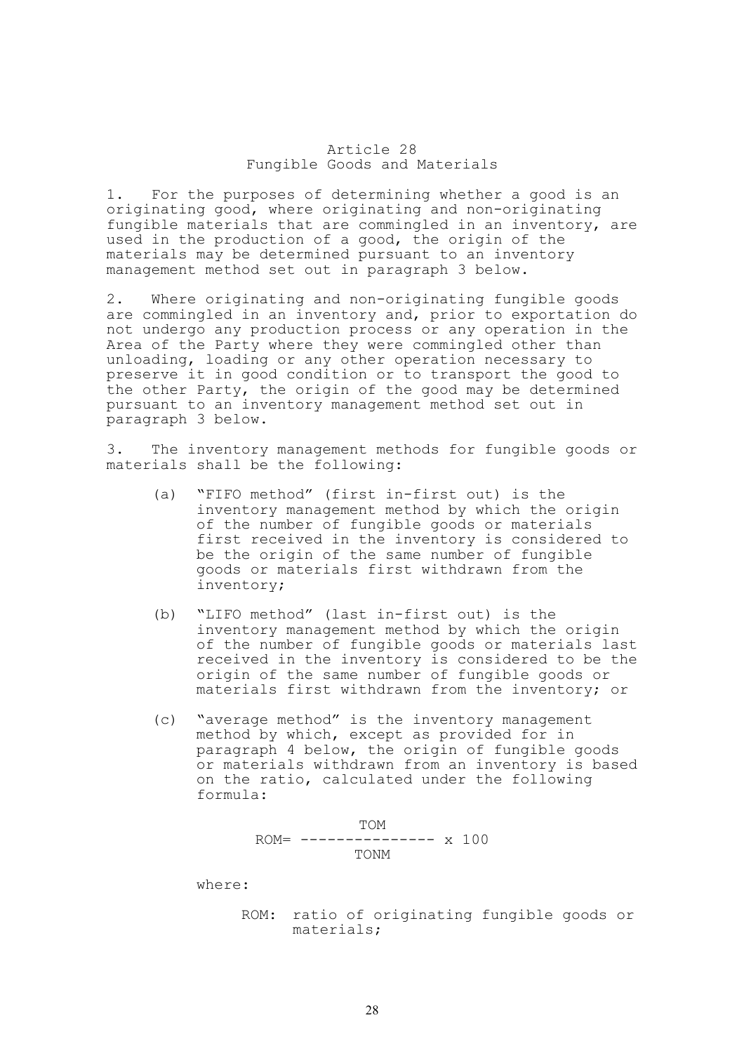## Article 28
## Fungible Goods and Materials

1. For the purposes of determining whether a good is an originating good, where originating and non-originating fungible materials that are commingled in an inventory, are used in the production of a good, the origin of the materials may be determined pursuant to an inventory management method set out in paragraph 3 below.

2. Where originating and non-originating fungible goods are commingled in an inventory and, prior to exportation do not undergo any production process or any operation in the Area of the Party where they were commingled other than unloading, loading or any other operation necessary to preserve it in good condition or to transport the good to the other Party, the origin of the good may be determined pursuant to an inventory management method set out in paragraph 3 below.

3. The inventory management methods for fungible goods or materials shall be the following:

(a) "FIFO method" (first in-first out) is the inventory management method by which the origin of the number of fungible goods or materials first received in the inventory is considered to be the origin of the same number of fungible goods or materials first withdrawn from the inventory;

(b) "LIFO method" (last in-first out) is the inventory management method by which the origin of the number of fungible goods or materials last received in the inventory is considered to be the origin of the same number of fungible goods or materials first withdrawn from the inventory; or

(c) "average method" is the inventory management method by which, except as provided for in paragraph 4 below, the origin of fungible goods or materials withdrawn from an inventory is based on the ratio, calculated under the following formula:

$$ROM = \frac{TOM}{TONM} \times 100$$

where:

ROM: ratio of originating fungible goods or materials;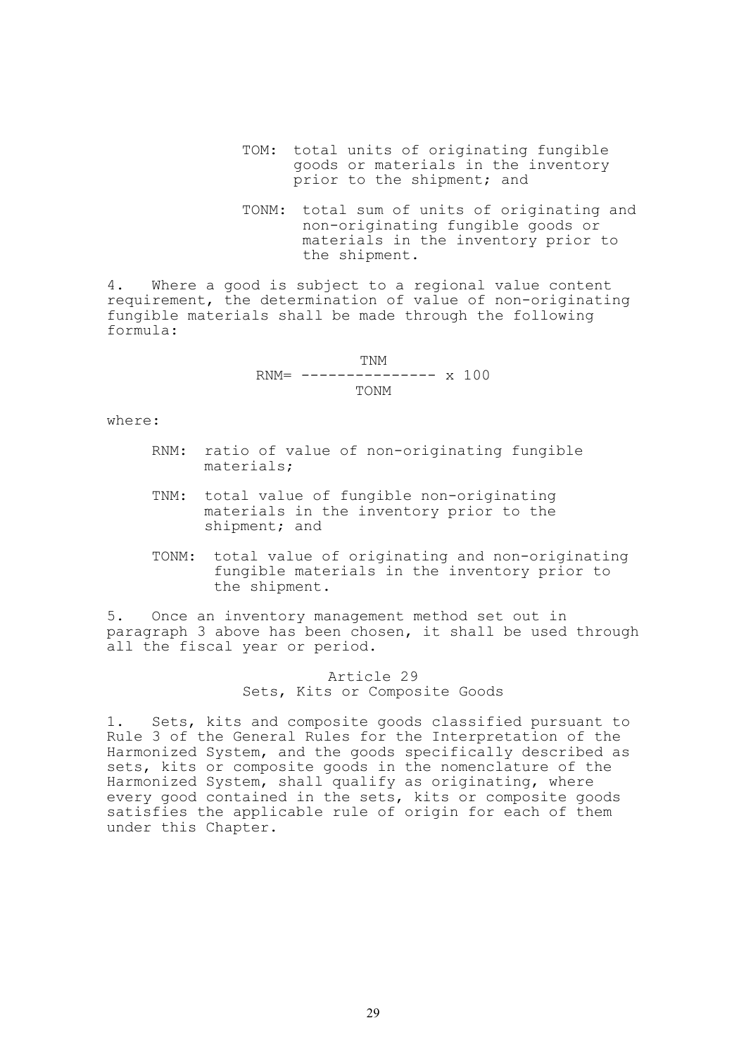TOM: total units of originating fungible goods or materials in the inventory prior to the shipment; and

TONM: total sum of units of originating and non-originating fungible goods or materials in the inventory prior to the shipment.

4. Where a good is subject to a regional value content requirement, the determination of value of non-originating fungible materials shall be made through the following formula:

$$RNM = \frac{TNM}{TONM} \times 100$$

where:

RNM: ratio of value of non-originating fungible materials;

TNM: total value of fungible non-originating materials in the inventory prior to the shipment; and

TONM: total value of originating and non-originating fungible materials in the inventory prior to the shipment.

5. Once an inventory management method set out in paragraph 3 above has been chosen, it shall be used through all the fiscal year or period.

## Article 29
## Sets, Kits or Composite Goods

1. Sets, kits and composite goods classified pursuant to Rule 3 of the General Rules for the Interpretation of the Harmonized System, and the goods specifically described as sets, kits or composite goods in the nomenclature of the Harmonized System, shall qualify as originating, where every good contained in the sets, kits or composite goods satisfies the applicable rule of origin for each of them under this Chapter.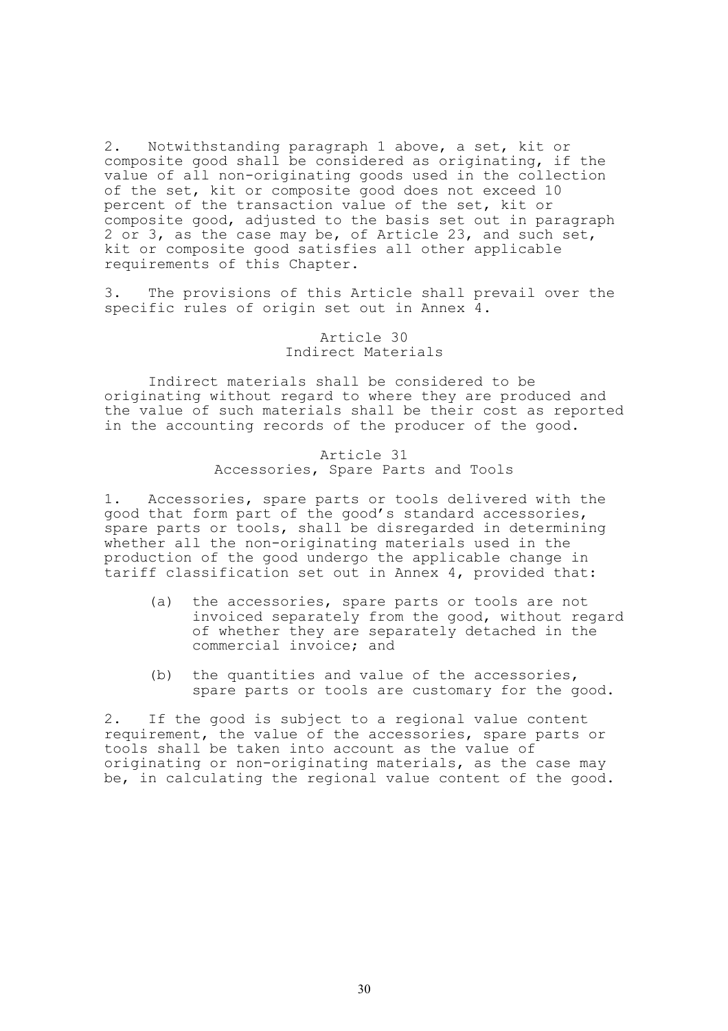2. Notwithstanding paragraph 1 above, a set, kit or composite good shall be considered as originating, if the value of all non-originating goods used in the collection of the set, kit or composite good does not exceed 10 percent of the transaction value of the set, kit or composite good, adjusted to the basis set out in paragraph 2 or 3, as the case may be, of Article 23, and such set, kit or composite good satisfies all other applicable requirements of this Chapter.

3. The provisions of this Article shall prevail over the specific rules of origin set out in Annex 4.

### Article 30
### Indirect Materials

Indirect materials shall be considered to be originating without regard to where they are produced and the value of such materials shall be their cost as reported in the accounting records of the producer of the good.

### Article 31
### Accessories, Spare Parts and Tools

1. Accessories, spare parts or tools delivered with the good that form part of the good's standard accessories, spare parts or tools, shall be disregarded in determining whether all the non-originating materials used in the production of the good undergo the applicable change in tariff classification set out in Annex 4, provided that:

(a) the accessories, spare parts or tools are not invoiced separately from the good, without regard of whether they are separately detached in the commercial invoice; and

(b) the quantities and value of the accessories, spare parts or tools are customary for the good.

2. If the good is subject to a regional value content requirement, the value of the accessories, spare parts or tools shall be taken into account as the value of originating or non-originating materials, as the case may be, in calculating the regional value content of the good.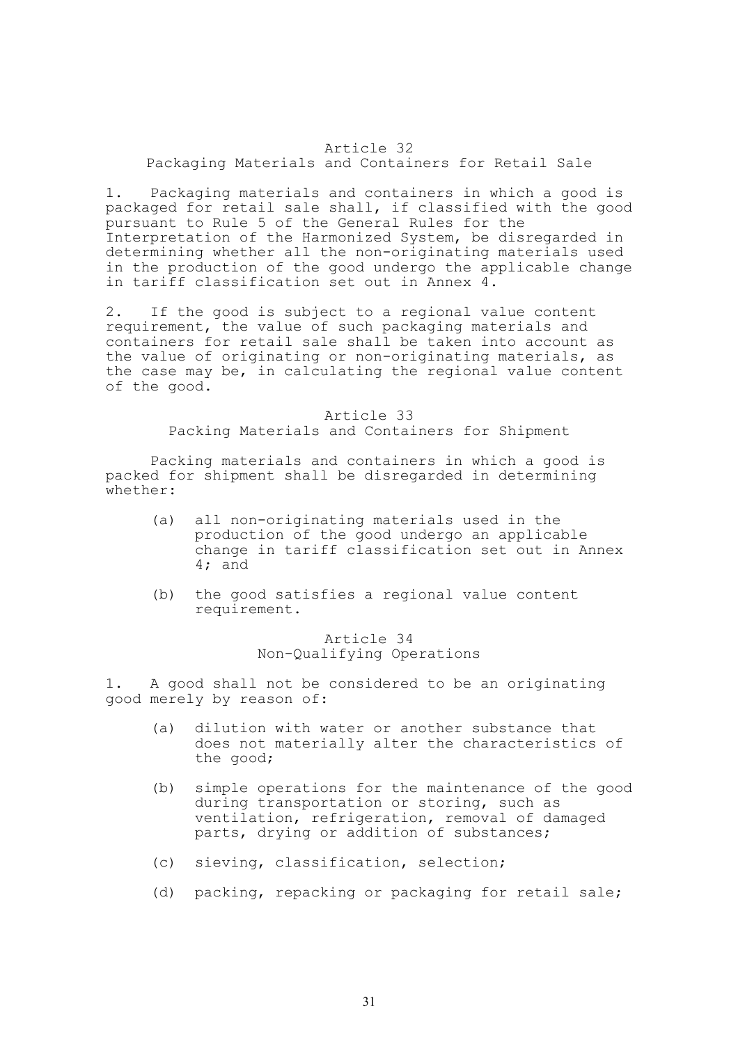## Article 32
### Packaging Materials and Containers for Retail Sale

1. Packaging materials and containers in which a good is packaged for retail sale shall, if classified with the good pursuant to Rule 5 of the General Rules for the Interpretation of the Harmonized System, be disregarded in determining whether all the non-originating materials used in the production of the good undergo the applicable change in tariff classification set out in Annex 4.

2. If the good is subject to a regional value content requirement, the value of such packaging materials and containers for retail sale shall be taken into account as the value of originating or non-originating materials, as the case may be, in calculating the regional value content of the good.

## Article 33
### Packing Materials and Containers for Shipment

Packing materials and containers in which a good is packed for shipment shall be disregarded in determining whether:

(a) all non-originating materials used in the production of the good undergo an applicable change in tariff classification set out in Annex 4; and

(b) the good satisfies a regional value content requirement.

## Article 34
### Non-Qualifying Operations

1. A good shall not be considered to be an originating good merely by reason of:

(a) dilution with water or another substance that does not materially alter the characteristics of the good;

(b) simple operations for the maintenance of the good during transportation or storing, such as ventilation, refrigeration, removal of damaged parts, drying or addition of substances;

(c) sieving, classification, selection;

(d) packing, repacking or packaging for retail sale;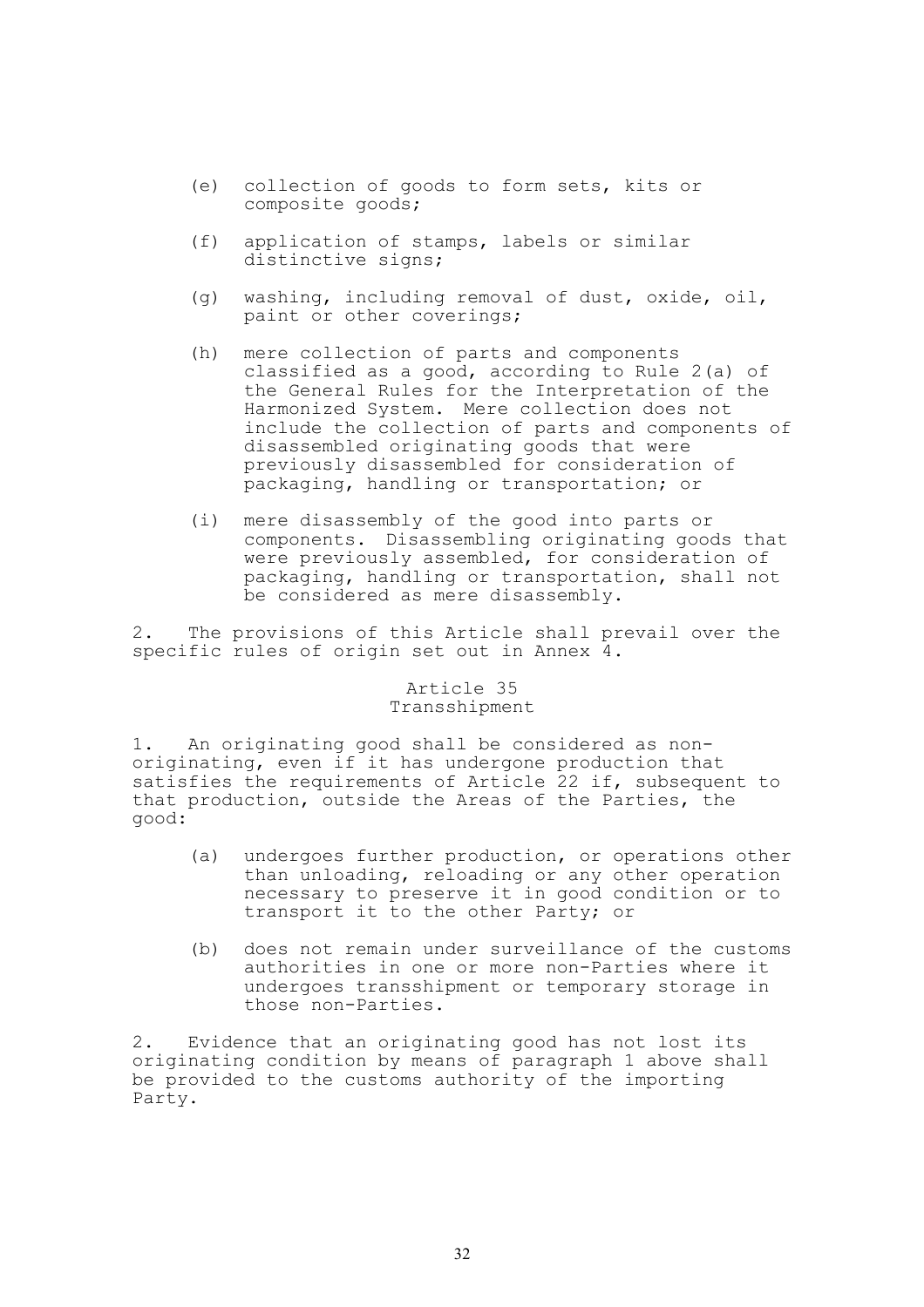(e) collection of goods to form sets, kits or composite goods;

(f) application of stamps, labels or similar distinctive signs;

(g) washing, including removal of dust, oxide, oil, paint or other coverings;

(h) mere collection of parts and components classified as a good, according to Rule 2(a) of the General Rules for the Interpretation of the Harmonized System. Mere collection does not include the collection of parts and components of disassembled originating goods that were previously disassembled for consideration of packaging, handling or transportation; or

(i) mere disassembly of the good into parts or components. Disassembling originating goods that were previously assembled, for consideration of packaging, handling or transportation, shall not be considered as mere disassembly.

2. The provisions of this Article shall prevail over the specific rules of origin set out in Annex 4.

## Article 35
## Transshipment

1. An originating good shall be considered as non-originating, even if it has undergone production that satisfies the requirements of Article 22 if, subsequent to that production, outside the Areas of the Parties, the good:

(a) undergoes further production, or operations other than unloading, reloading or any other operation necessary to preserve it in good condition or to transport it to the other Party; or

(b) does not remain under surveillance of the customs authorities in one or more non-Parties where it undergoes transshipment or temporary storage in those non-Parties.

2. Evidence that an originating good has not lost its originating condition by means of paragraph 1 above shall be provided to the customs authority of the importing Party.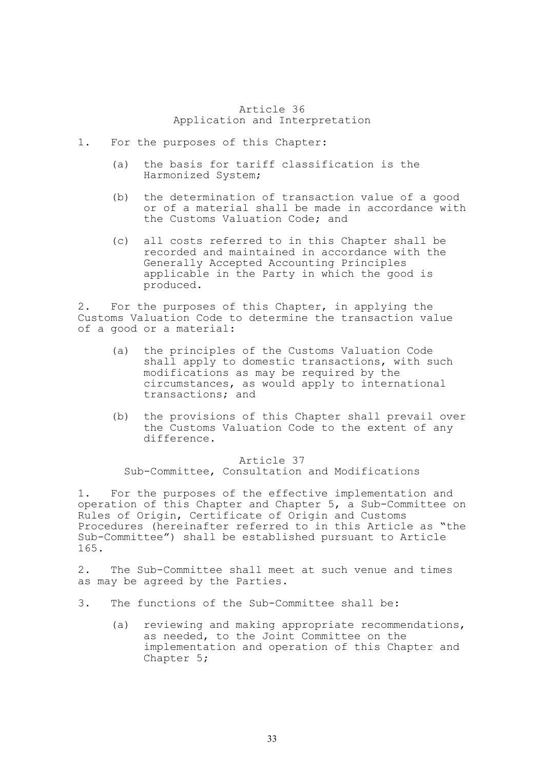## Article 36
## Application and Interpretation

1. For the purposes of this Chapter:

   (a) the basis for tariff classification is the Harmonized System;

   (b) the determination of transaction value of a good or of a material shall be made in accordance with the Customs Valuation Code; and

   (c) all costs referred to in this Chapter shall be recorded and maintained in accordance with the Generally Accepted Accounting Principles applicable in the Party in which the good is produced.

2. For the purposes of this Chapter, in applying the Customs Valuation Code to determine the transaction value of a good or a material:

   (a) the principles of the Customs Valuation Code shall apply to domestic transactions, with such modifications as may be required by the circumstances, as would apply to international transactions; and

   (b) the provisions of this Chapter shall prevail over the Customs Valuation Code to the extent of any difference.

## Article 37
## Sub-Committee, Consultation and Modifications

1. For the purposes of the effective implementation and operation of this Chapter and Chapter 5, a Sub-Committee on Rules of Origin, Certificate of Origin and Customs Procedures (hereinafter referred to in this Article as "the Sub-Committee") shall be established pursuant to Article 165.

2. The Sub-Committee shall meet at such venue and times as may be agreed by the Parties.

3. The functions of the Sub-Committee shall be:

   (a) reviewing and making appropriate recommendations, as needed, to the Joint Committee on the implementation and operation of this Chapter and Chapter 5;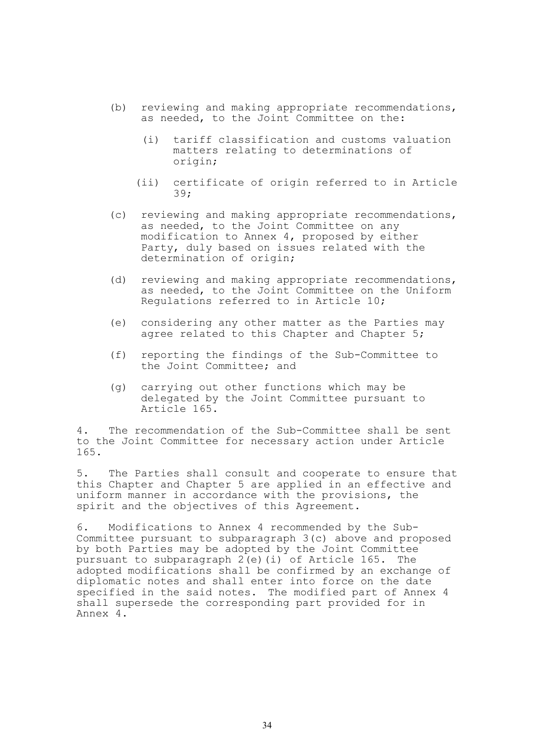(b) reviewing and making appropriate recommendations, as needed, to the Joint Committee on the:

   (i) tariff classification and customs valuation matters relating to determinations of origin;

   (ii) certificate of origin referred to in Article 39;

(c) reviewing and making appropriate recommendations, as needed, to the Joint Committee on any modification to Annex 4, proposed by either Party, duly based on issues related with the determination of origin;

(d) reviewing and making appropriate recommendations, as needed, to the Joint Committee on the Uniform Regulations referred to in Article 10;

(e) considering any other matter as the Parties may agree related to this Chapter and Chapter 5;

(f) reporting the findings of the Sub-Committee to the Joint Committee; and

(g) carrying out other functions which may be delegated by the Joint Committee pursuant to Article 165.

4. The recommendation of the Sub-Committee shall be sent to the Joint Committee for necessary action under Article 165.

5. The Parties shall consult and cooperate to ensure that this Chapter and Chapter 5 are applied in an effective and uniform manner in accordance with the provisions, the spirit and the objectives of this Agreement.

6. Modifications to Annex 4 recommended by the Sub-Committee pursuant to subparagraph 3(c) above and proposed by both Parties may be adopted by the Joint Committee pursuant to subparagraph 2(e)(i) of Article 165. The adopted modifications shall be confirmed by an exchange of diplomatic notes and shall enter into force on the date specified in the said notes. The modified part of Annex 4 shall supersede the corresponding part provided for in Annex 4.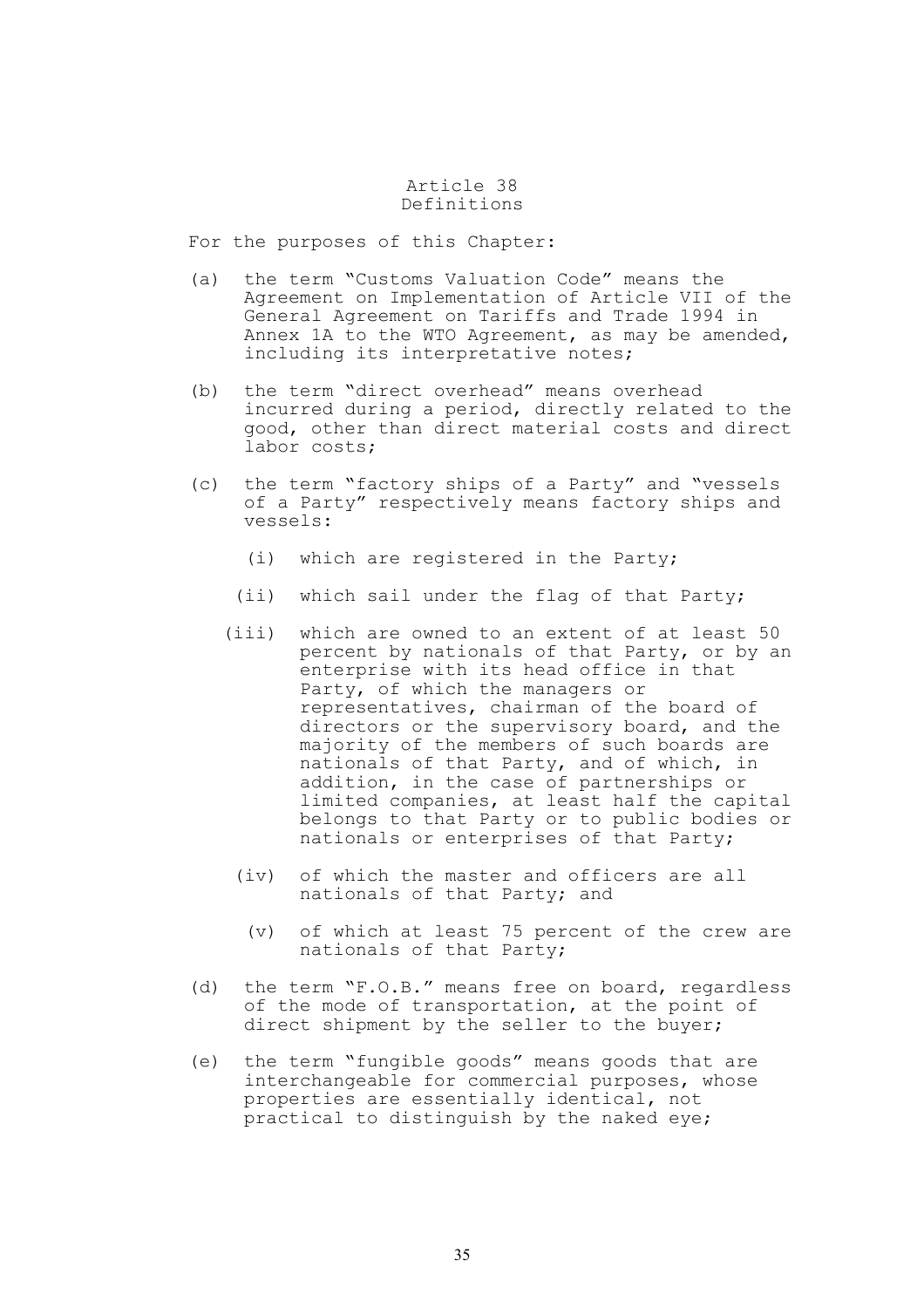## Article 38
## Definitions

For the purposes of this Chapter:

(a) the term "Customs Valuation Code" means the Agreement on Implementation of Article VII of the General Agreement on Tariffs and Trade 1994 in Annex 1A to the WTO Agreement, as may be amended, including its interpretative notes;

(b) the term "direct overhead" means overhead incurred during a period, directly related to the good, other than direct material costs and direct labor costs;

(c) the term "factory ships of a Party" and "vessels of a Party" respectively means factory ships and vessels:

  (i) which are registered in the Party;

  (ii) which sail under the flag of that Party;

  (iii) which are owned to an extent of at least 50 percent by nationals of that Party, or by an enterprise with its head office in that Party, of which the managers or representatives, chairman of the board of directors or the supervisory board, and the majority of the members of such boards are nationals of that Party, and of which, in addition, in the case of partnerships or limited companies, at least half the capital belongs to that Party or to public bodies or nationals or enterprises of that Party;

  (iv) of which the master and officers are all nationals of that Party; and

  (v) of which at least 75 percent of the crew are nationals of that Party;

(d) the term "F.O.B." means free on board, regardless of the mode of transportation, at the point of direct shipment by the seller to the buyer;

(e) the term "fungible goods" means goods that are interchangeable for commercial purposes, whose properties are essentially identical, not practical to distinguish by the naked eye;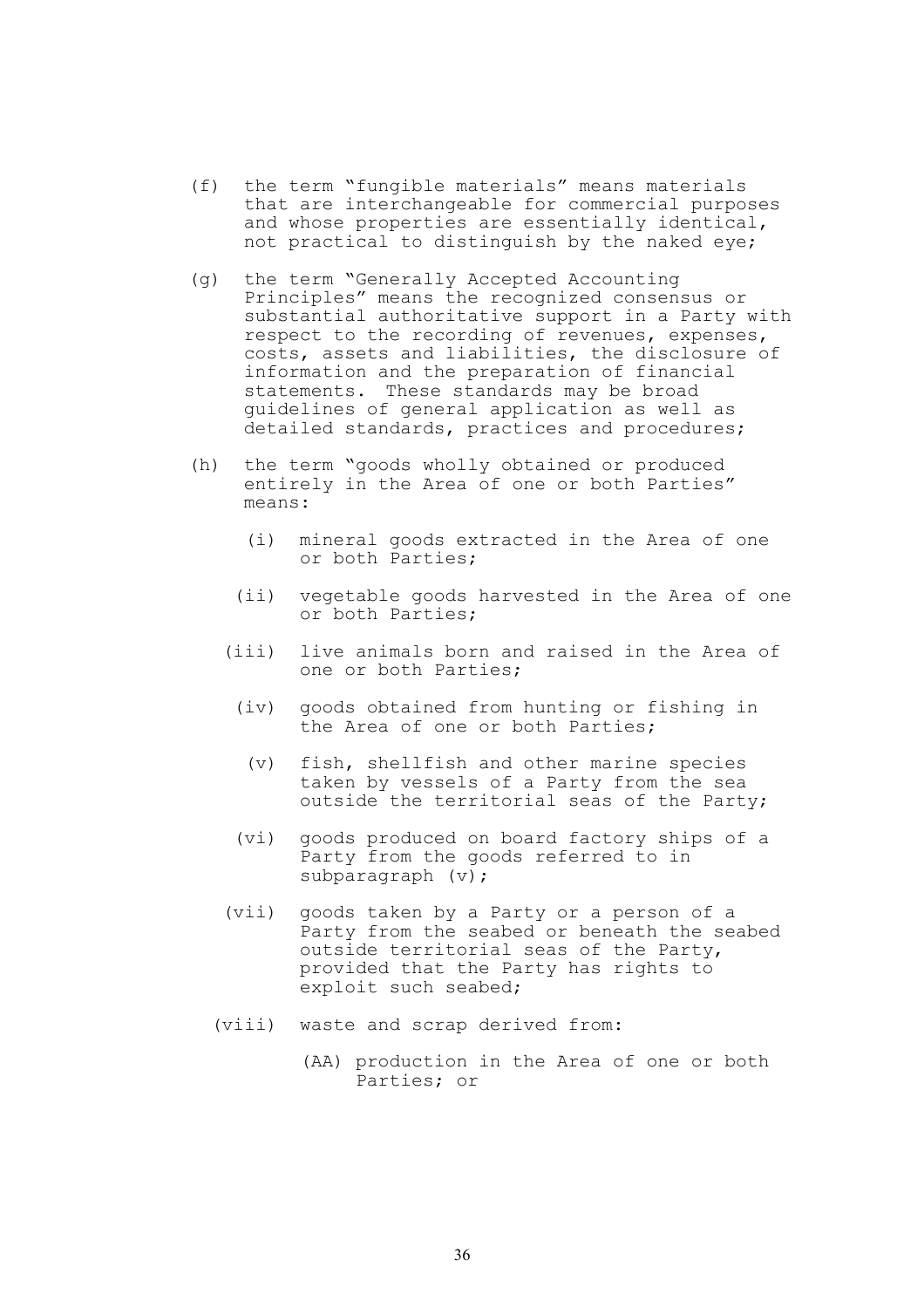(f) the term "fungible materials" means materials that are interchangeable for commercial purposes and whose properties are essentially identical, not practical to distinguish by the naked eye;

(g) the term "Generally Accepted Accounting Principles" means the recognized consensus or substantial authoritative support in a Party with respect to the recording of revenues, expenses, costs, assets and liabilities, the disclosure of information and the preparation of financial statements. These standards may be broad guidelines of general application as well as detailed standards, practices and procedures;

(h) the term "goods wholly obtained or produced entirely in the Area of one or both Parties" means:

  (i) mineral goods extracted in the Area of one or both Parties;

  (ii) vegetable goods harvested in the Area of one or both Parties;

  (iii) live animals born and raised in the Area of one or both Parties;

  (iv) goods obtained from hunting or fishing in the Area of one or both Parties;

  (v) fish, shellfish and other marine species taken by vessels of a Party from the sea outside the territorial seas of the Party;

  (vi) goods produced on board factory ships of a Party from the goods referred to in subparagraph (v);

  (vii) goods taken by a Party or a person of a Party from the seabed or beneath the seabed outside territorial seas of the Party, provided that the Party has rights to exploit such seabed;

  (viii) waste and scrap derived from:

    (AA) production in the Area of one or both Parties; or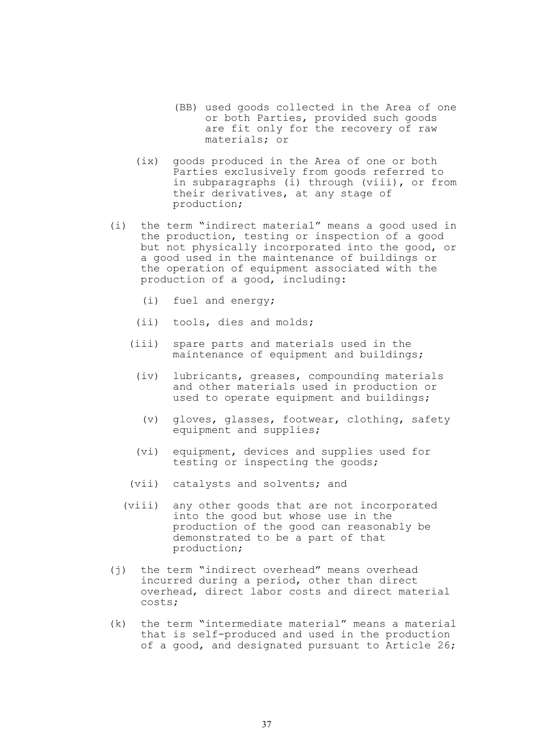(BB) used goods collected in the Area of one or both Parties, provided such goods are fit only for the recovery of raw materials; or

(ix) goods produced in the Area of one or both Parties exclusively from goods referred to in subparagraphs (i) through (viii), or from their derivatives, at any stage of production;

(i) the term "indirect material" means a good used in the production, testing or inspection of a good but not physically incorporated into the good, or a good used in the maintenance of buildings or the operation of equipment associated with the production of a good, including:

   (i) fuel and energy;

   (ii) tools, dies and molds;

   (iii) spare parts and materials used in the maintenance of equipment and buildings;

   (iv) lubricants, greases, compounding materials and other materials used in production or used to operate equipment and buildings;

   (v) gloves, glasses, footwear, clothing, safety equipment and supplies;

   (vi) equipment, devices and supplies used for testing or inspecting the goods;

   (vii) catalysts and solvents; and

   (viii) any other goods that are not incorporated into the good but whose use in the production of the good can reasonably be demonstrated to be a part of that production;

(j) the term "indirect overhead" means overhead incurred during a period, other than direct overhead, direct labor costs and direct material costs;

(k) the term "intermediate material" means a material that is self-produced and used in the production of a good, and designated pursuant to Article 26;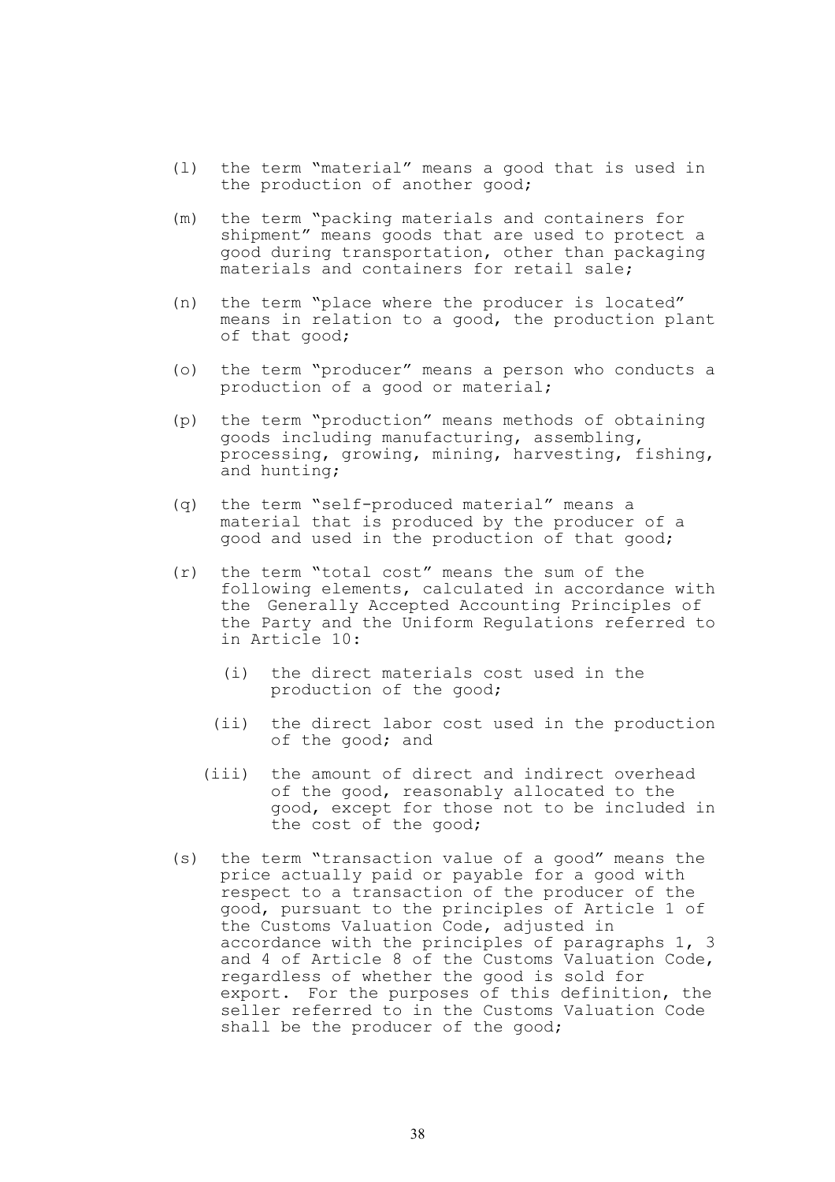(l) the term "material" means a good that is used in the production of another good;

(m) the term "packing materials and containers for shipment" means goods that are used to protect a good during transportation, other than packaging materials and containers for retail sale;

(n) the term "place where the producer is located" means in relation to a good, the production plant of that good;

(o) the term "producer" means a person who conducts a production of a good or material;

(p) the term "production" means methods of obtaining goods including manufacturing, assembling, processing, growing, mining, harvesting, fishing, and hunting;

(q) the term "self-produced material" means a material that is produced by the producer of a good and used in the production of that good;

(r) the term "total cost" means the sum of the following elements, calculated in accordance with the Generally Accepted Accounting Principles of the Party and the Uniform Regulations referred to in Article 10:

   (i) the direct materials cost used in the production of the good;

   (ii) the direct labor cost used in the production of the good; and

   (iii) the amount of direct and indirect overhead of the good, reasonably allocated to the good, except for those not to be included in the cost of the good;

(s) the term "transaction value of a good" means the price actually paid or payable for a good with respect to a transaction of the producer of the good, pursuant to the principles of Article 1 of the Customs Valuation Code, adjusted in accordance with the principles of paragraphs 1, 3 and 4 of Article 8 of the Customs Valuation Code, regardless of whether the good is sold for export. For the purposes of this definition, the seller referred to in the Customs Valuation Code shall be the producer of the good;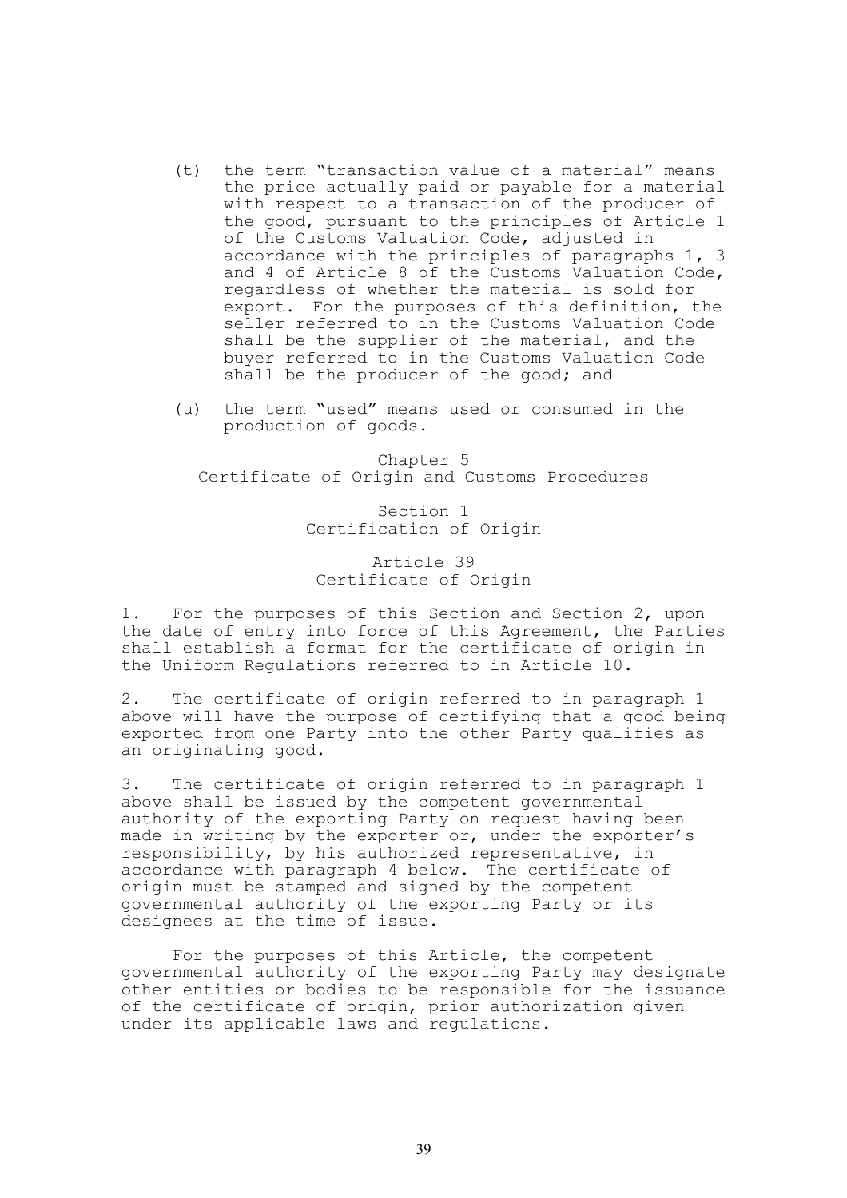(t) the term "transaction value of a material" means the price actually paid or payable for a material with respect to a transaction of the producer of the good, pursuant to the principles of Article 1 of the Customs Valuation Code, adjusted in accordance with the principles of paragraphs 1, 3 and 4 of Article 8 of the Customs Valuation Code, regardless of whether the material is sold for export. For the purposes of this definition, the seller referred to in the Customs Valuation Code shall be the supplier of the material, and the buyer referred to in the Customs Valuation Code shall be the producer of the good; and

(u) the term "used" means used or consumed in the production of goods.

## Chapter 5
## Certificate of Origin and Customs Procedures

### Section 1
### Certification of Origin

#### Article 39
#### Certificate of Origin

1. For the purposes of this Section and Section 2, upon the date of entry into force of this Agreement, the Parties shall establish a format for the certificate of origin in the Uniform Regulations referred to in Article 10.

2. The certificate of origin referred to in paragraph 1 above will have the purpose of certifying that a good being exported from one Party into the other Party qualifies as an originating good.

3. The certificate of origin referred to in paragraph 1 above shall be issued by the competent governmental authority of the exporting Party on request having been made in writing by the exporter or, under the exporter's responsibility, by his authorized representative, in accordance with paragraph 4 below. The certificate of origin must be stamped and signed by the competent governmental authority of the exporting Party or its designees at the time of issue.

For the purposes of this Article, the competent governmental authority of the exporting Party may designate other entities or bodies to be responsible for the issuance of the certificate of origin, prior authorization given under its applicable laws and regulations.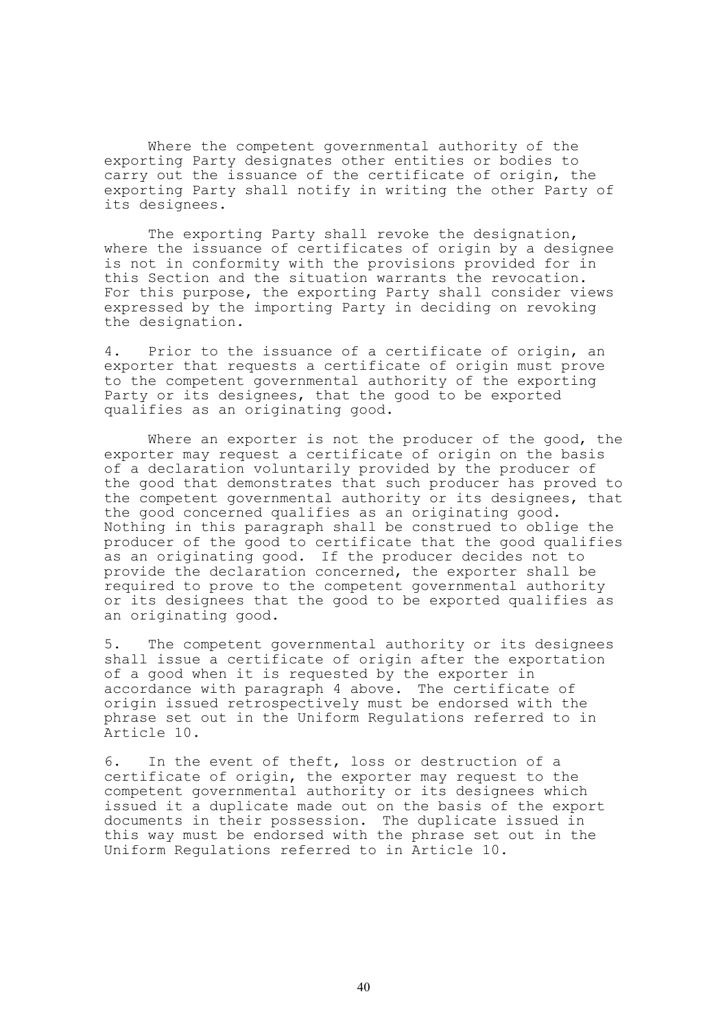Where the competent governmental authority of the exporting Party designates other entities or bodies to carry out the issuance of the certificate of origin, the exporting Party shall notify in writing the other Party of its designees.

The exporting Party shall revoke the designation, where the issuance of certificates of origin by a designee is not in conformity with the provisions provided for in this Section and the situation warrants the revocation. For this purpose, the exporting Party shall consider views expressed by the importing Party in deciding on revoking the designation.

4. Prior to the issuance of a certificate of origin, an exporter that requests a certificate of origin must prove to the competent governmental authority of the exporting Party or its designees, that the good to be exported qualifies as an originating good.

Where an exporter is not the producer of the good, the exporter may request a certificate of origin on the basis of a declaration voluntarily provided by the producer of the good that demonstrates that such producer has proved to the competent governmental authority or its designees, that the good concerned qualifies as an originating good. Nothing in this paragraph shall be construed to oblige the producer of the good to certificate that the good qualifies as an originating good. If the producer decides not to provide the declaration concerned, the exporter shall be required to prove to the competent governmental authority or its designees that the good to be exported qualifies as an originating good.

5. The competent governmental authority or its designees shall issue a certificate of origin after the exportation of a good when it is requested by the exporter in accordance with paragraph 4 above. The certificate of origin issued retrospectively must be endorsed with the phrase set out in the Uniform Regulations referred to in Article 10.

6. In the event of theft, loss or destruction of a certificate of origin, the exporter may request to the competent governmental authority or its designees which issued it a duplicate made out on the basis of the export documents in their possession. The duplicate issued in this way must be endorsed with the phrase set out in the Uniform Regulations referred to in Article 10.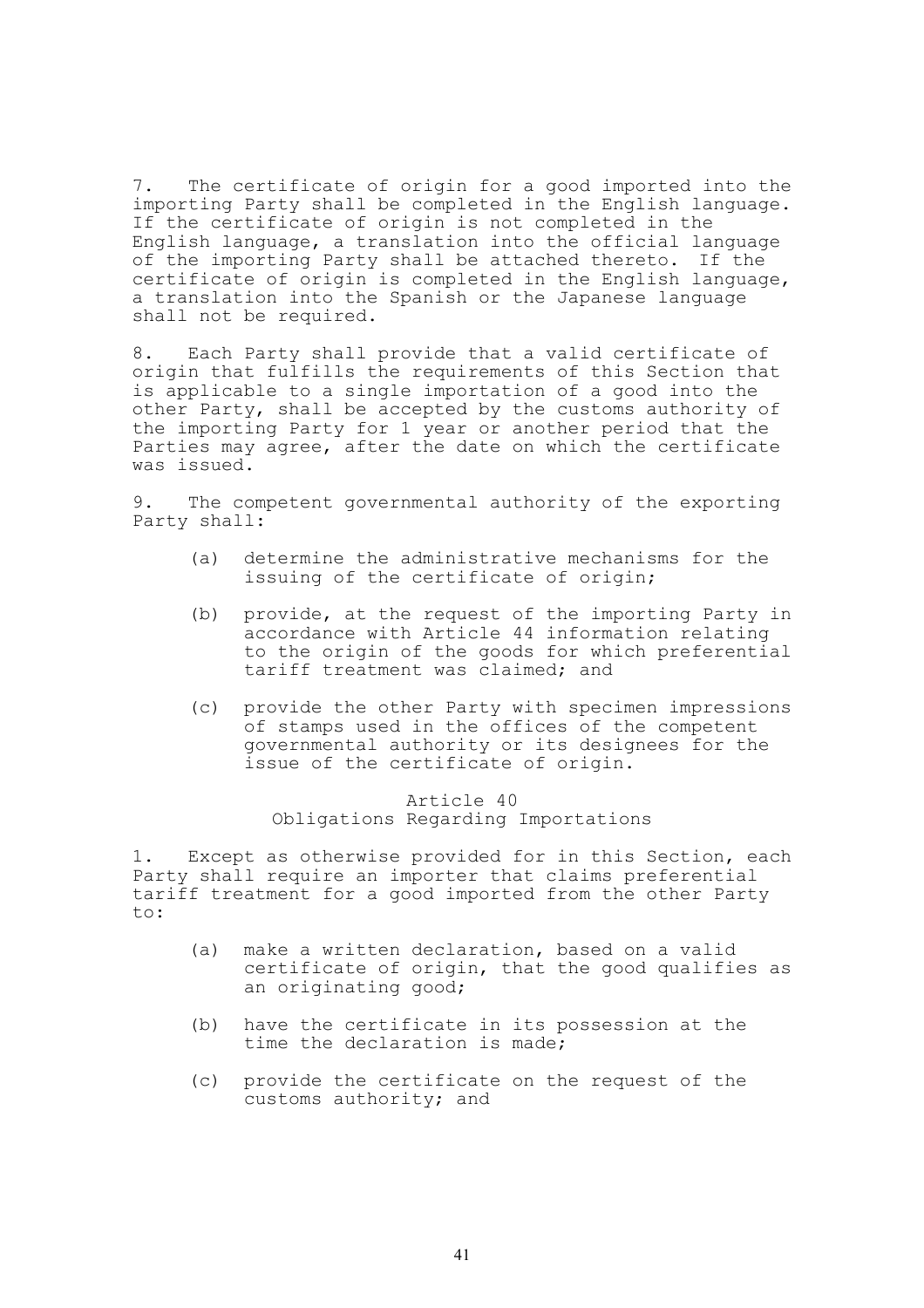7. The certificate of origin for a good imported into the importing Party shall be completed in the English language. If the certificate of origin is not completed in the English language, a translation into the official language of the importing Party shall be attached thereto. If the certificate of origin is completed in the English language, a translation into the Spanish or the Japanese language shall not be required.

8. Each Party shall provide that a valid certificate of origin that fulfills the requirements of this Section that is applicable to a single importation of a good into the other Party, shall be accepted by the customs authority of the importing Party for 1 year or another period that the Parties may agree, after the date on which the certificate was issued.

9. The competent governmental authority of the exporting Party shall:

(a) determine the administrative mechanisms for the issuing of the certificate of origin;

(b) provide, at the request of the importing Party in accordance with Article 44 information relating to the origin of the goods for which preferential tariff treatment was claimed; and

(c) provide the other Party with specimen impressions of stamps used in the offices of the competent governmental authority or its designees for the issue of the certificate of origin.

### Article 40
### Obligations Regarding Importations

1. Except as otherwise provided for in this Section, each Party shall require an importer that claims preferential tariff treatment for a good imported from the other Party to:

(a) make a written declaration, based on a valid certificate of origin, that the good qualifies as an originating good;

(b) have the certificate in its possession at the time the declaration is made;

(c) provide the certificate on the request of the customs authority; and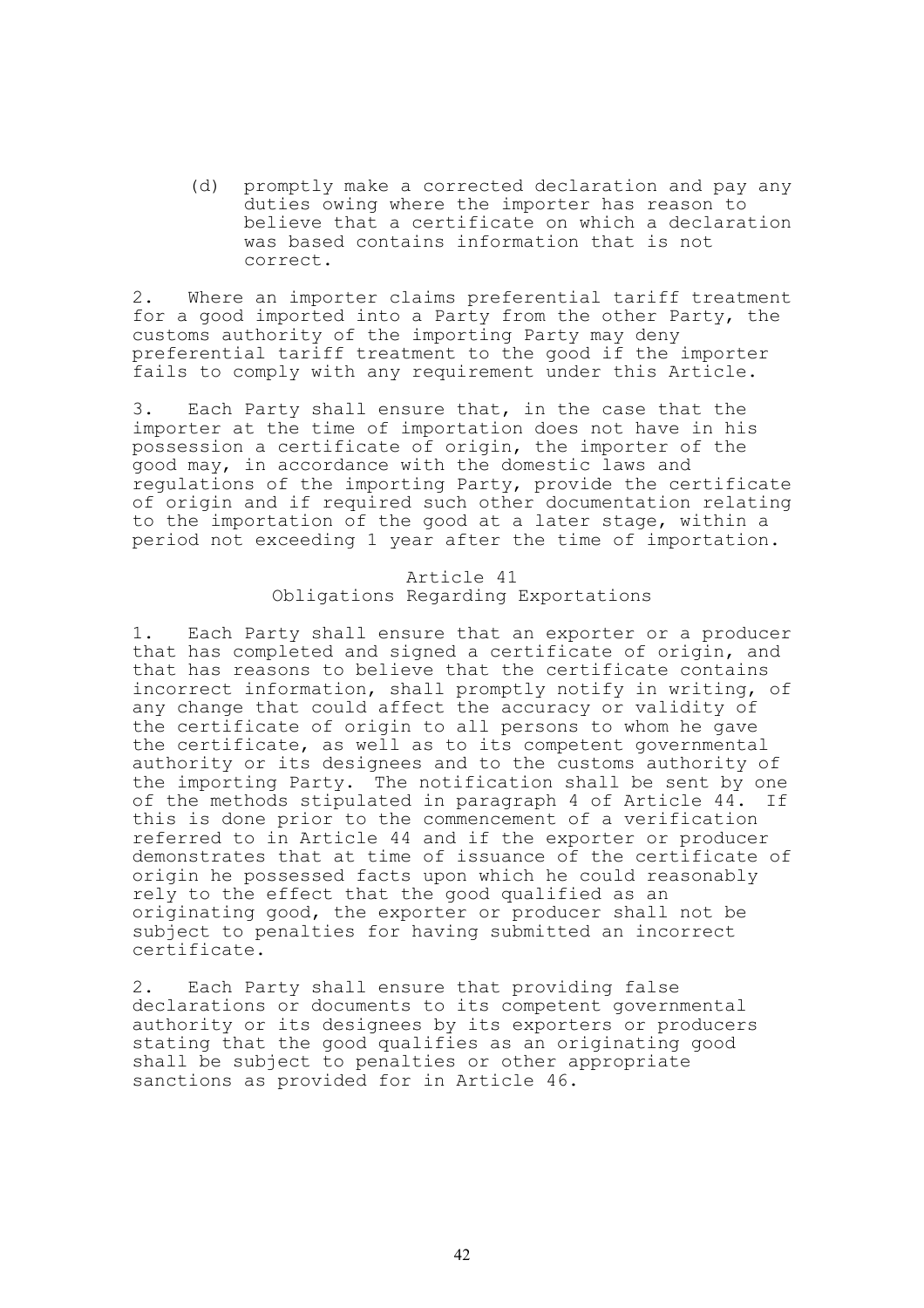(d) promptly make a corrected declaration and pay any duties owing where the importer has reason to believe that a certificate on which a declaration was based contains information that is not correct.

2. Where an importer claims preferential tariff treatment for a good imported into a Party from the other Party, the customs authority of the importing Party may deny preferential tariff treatment to the good if the importer fails to comply with any requirement under this Article.

3. Each Party shall ensure that, in the case that the importer at the time of importation does not have in his possession a certificate of origin, the importer of the good may, in accordance with the domestic laws and regulations of the importing Party, provide the certificate of origin and if required such other documentation relating to the importation of the good at a later stage, within a period not exceeding 1 year after the time of importation.

## Article 41
## Obligations Regarding Exportations

1. Each Party shall ensure that an exporter or a producer that has completed and signed a certificate of origin, and that has reasons to believe that the certificate contains incorrect information, shall promptly notify in writing, of any change that could affect the accuracy or validity of the certificate of origin to all persons to whom he gave the certificate, as well as to its competent governmental authority or its designees and to the customs authority of the importing Party. The notification shall be sent by one of the methods stipulated in paragraph 4 of Article 44. If this is done prior to the commencement of a verification referred to in Article 44 and if the exporter or producer demonstrates that at time of issuance of the certificate of origin he possessed facts upon which he could reasonably rely to the effect that the good qualified as an originating good, the exporter or producer shall not be subject to penalties for having submitted an incorrect certificate.

2. Each Party shall ensure that providing false declarations or documents to its competent governmental authority or its designees by its exporters or producers stating that the good qualifies as an originating good shall be subject to penalties or other appropriate sanctions as provided for in Article 46.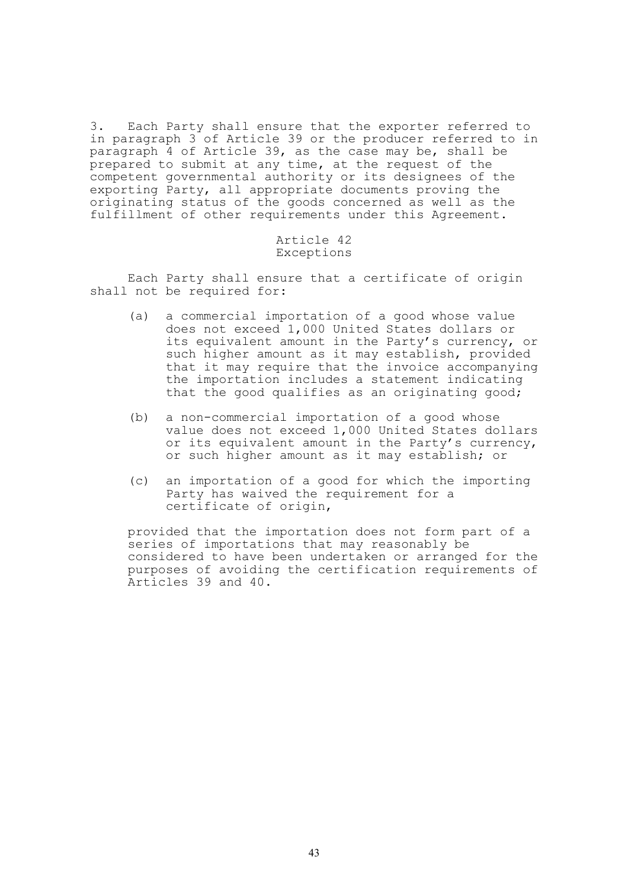3. Each Party shall ensure that the exporter referred to in paragraph 3 of Article 39 or the producer referred to in paragraph 4 of Article 39, as the case may be, shall be prepared to submit at any time, at the request of the competent governmental authority or its designees of the exporting Party, all appropriate documents proving the originating status of the goods concerned as well as the fulfillment of other requirements under this Agreement.

### Article 42
### Exceptions

Each Party shall ensure that a certificate of origin shall not be required for:

(a) a commercial importation of a good whose value does not exceed 1,000 United States dollars or its equivalent amount in the Party's currency, or such higher amount as it may establish, provided that it may require that the invoice accompanying the importation includes a statement indicating that the good qualifies as an originating good;

(b) a non-commercial importation of a good whose value does not exceed 1,000 United States dollars or its equivalent amount in the Party's currency, or such higher amount as it may establish; or

(c) an importation of a good for which the importing Party has waived the requirement for a certificate of origin,

provided that the importation does not form part of a series of importations that may reasonably be considered to have been undertaken or arranged for the purposes of avoiding the certification requirements of Articles 39 and 40.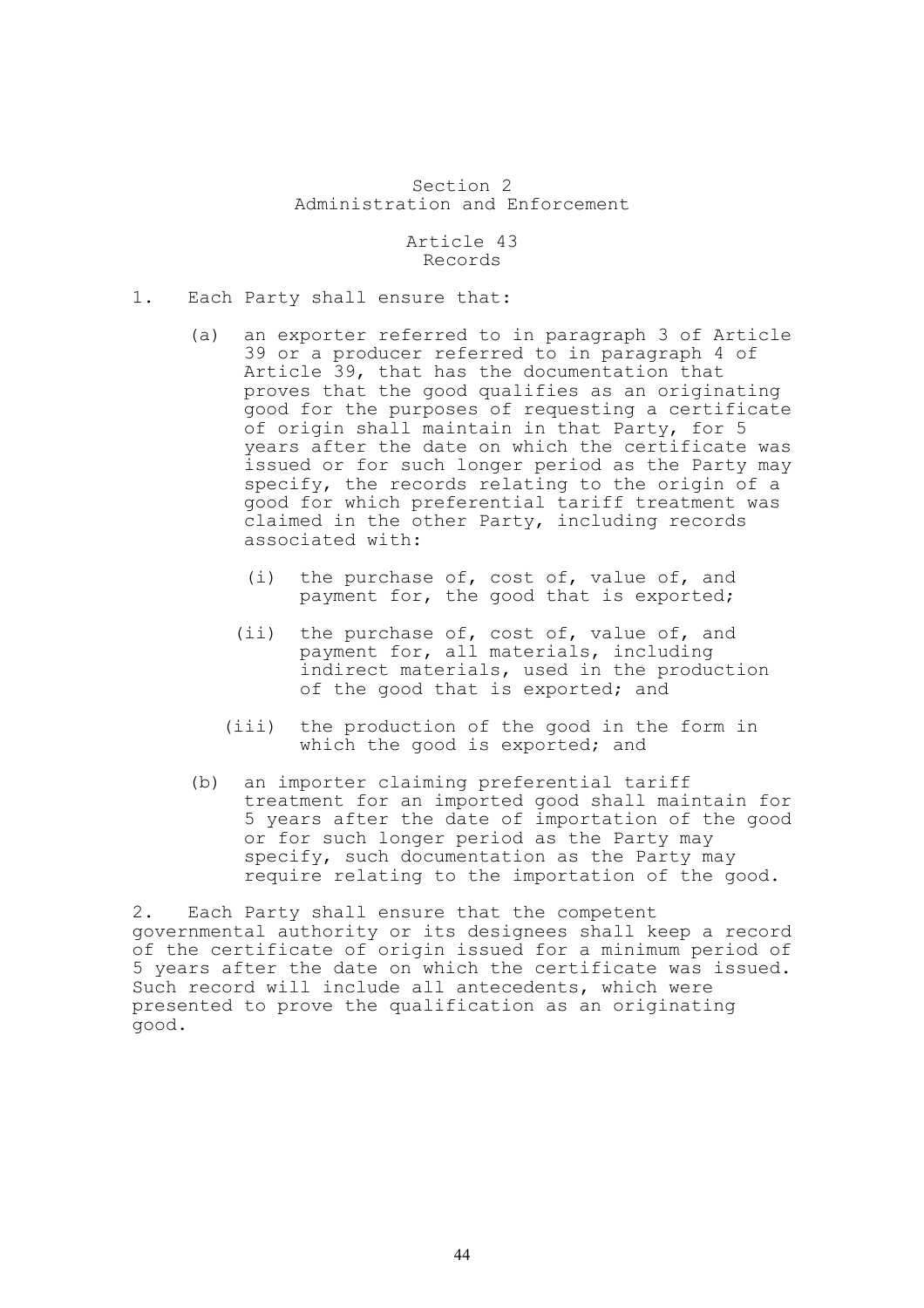## Section 2
## Administration and Enforcement

### Article 43
### Records

1. Each Party shall ensure that:

   (a) an exporter referred to in paragraph 3 of Article 39 or a producer referred to in paragraph 4 of Article 39, that has the documentation that proves that the good qualifies as an originating good for the purposes of requesting a certificate of origin shall maintain in that Party, for 5 years after the date on which the certificate was issued or for such longer period as the Party may specify, the records relating to the origin of a good for which preferential tariff treatment was claimed in the other Party, including records associated with:

      (i) the purchase of, cost of, value of, and payment for, the good that is exported;

      (ii) the purchase of, cost of, value of, and payment for, all materials, including indirect materials, used in the production of the good that is exported; and

      (iii) the production of the good in the form in which the good is exported; and

   (b) an importer claiming preferential tariff treatment for an imported good shall maintain for 5 years after the date of importation of the good or for such longer period as the Party may specify, such documentation as the Party may require relating to the importation of the good.

2. Each Party shall ensure that the competent governmental authority or its designees shall keep a record of the certificate of origin issued for a minimum period of 5 years after the date on which the certificate was issued. Such record will include all antecedents, which were presented to prove the qualification as an originating good.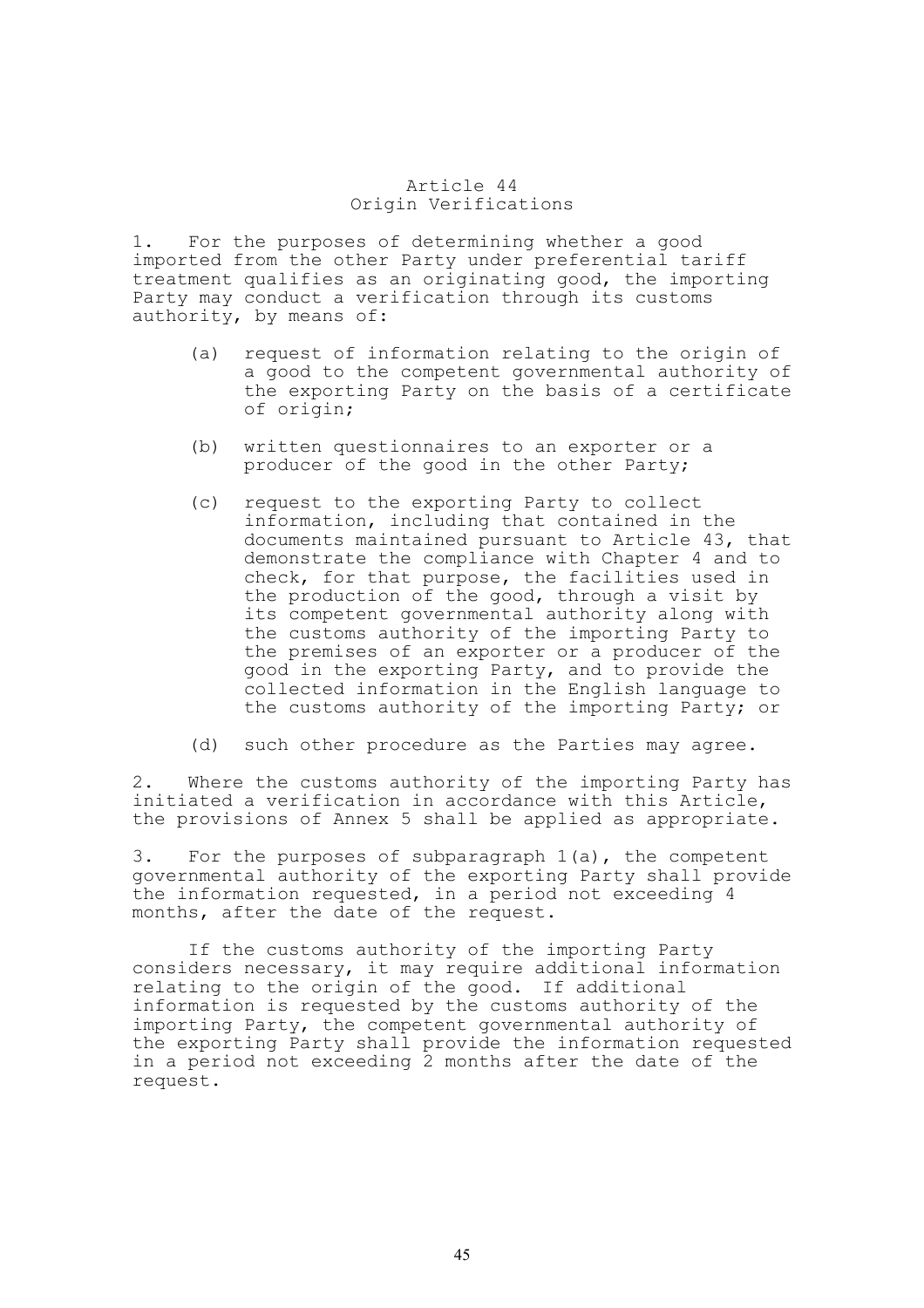## Article 44
### Origin Verifications

1. For the purposes of determining whether a good imported from the other Party under preferential tariff treatment qualifies as an originating good, the importing Party may conduct a verification through its customs authority, by means of:

   (a) request of information relating to the origin of a good to the competent governmental authority of the exporting Party on the basis of a certificate of origin;

   (b) written questionnaires to an exporter or a producer of the good in the other Party;

   (c) request to the exporting Party to collect information, including that contained in the documents maintained pursuant to Article 43, that demonstrate the compliance with Chapter 4 and to check, for that purpose, the facilities used in the production of the good, through a visit by its competent governmental authority along with the customs authority of the importing Party to the premises of an exporter or a producer of the good in the exporting Party, and to provide the collected information in the English language to the customs authority of the importing Party; or

   (d) such other procedure as the Parties may agree.

2. Where the customs authority of the importing Party has initiated a verification in accordance with this Article, the provisions of Annex 5 shall be applied as appropriate.

3. For the purposes of subparagraph 1(a), the competent governmental authority of the exporting Party shall provide the information requested, in a period not exceeding 4 months, after the date of the request.

If the customs authority of the importing Party considers necessary, it may require additional information relating to the origin of the good. If additional information is requested by the customs authority of the importing Party, the competent governmental authority of the exporting Party shall provide the information requested in a period not exceeding 2 months after the date of the request.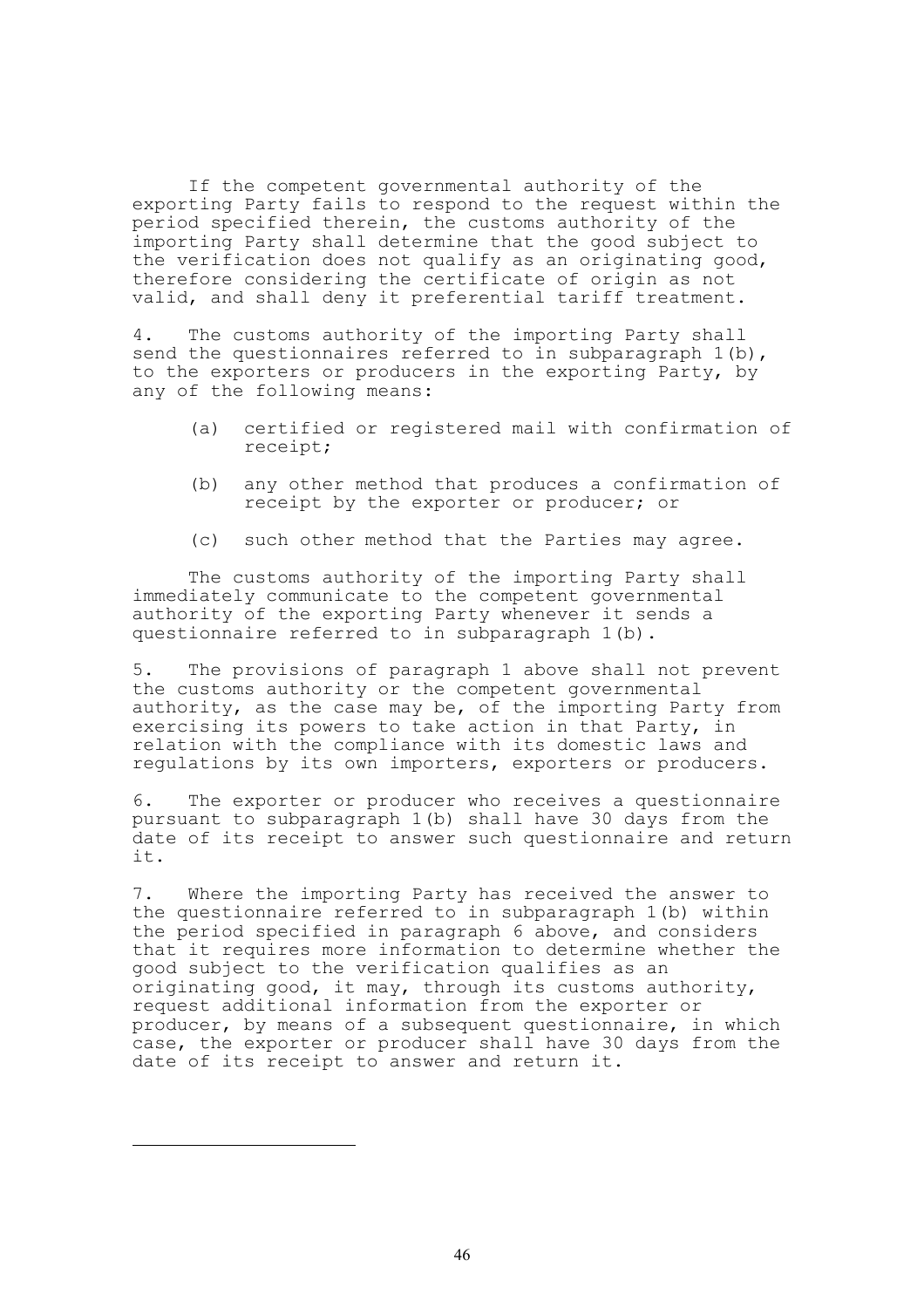If the competent governmental authority of the exporting Party fails to respond to the request within the period specified therein, the customs authority of the importing Party shall determine that the good subject to the verification does not qualify as an originating good, therefore considering the certificate of origin as not valid, and shall deny it preferential tariff treatment.

4. The customs authority of the importing Party shall send the questionnaires referred to in subparagraph 1(b), to the exporters or producers in the exporting Party, by any of the following means:

(a) certified or registered mail with confirmation of receipt;

(b) any other method that produces a confirmation of receipt by the exporter or producer; or

(c) such other method that the Parties may agree.

The customs authority of the importing Party shall immediately communicate to the competent governmental authority of the exporting Party whenever it sends a questionnaire referred to in subparagraph 1(b).

5. The provisions of paragraph 1 above shall not prevent the customs authority or the competent governmental authority, as the case may be, of the importing Party from exercising its powers to take action in that Party, in relation with the compliance with its domestic laws and regulations by its own importers, exporters or producers.

6. The exporter or producer who receives a questionnaire pursuant to subparagraph 1(b) shall have 30 days from the date of its receipt to answer such questionnaire and return it.

7. Where the importing Party has received the answer to the questionnaire referred to in subparagraph 1(b) within the period specified in paragraph 6 above, and considers that it requires more information to determine whether the good subject to the verification qualifies as an originating good, it may, through its customs authority, request additional information from the exporter or producer, by means of a subsequent questionnaire, in which case, the exporter or producer shall have 30 days from the date of its receipt to answer and return it.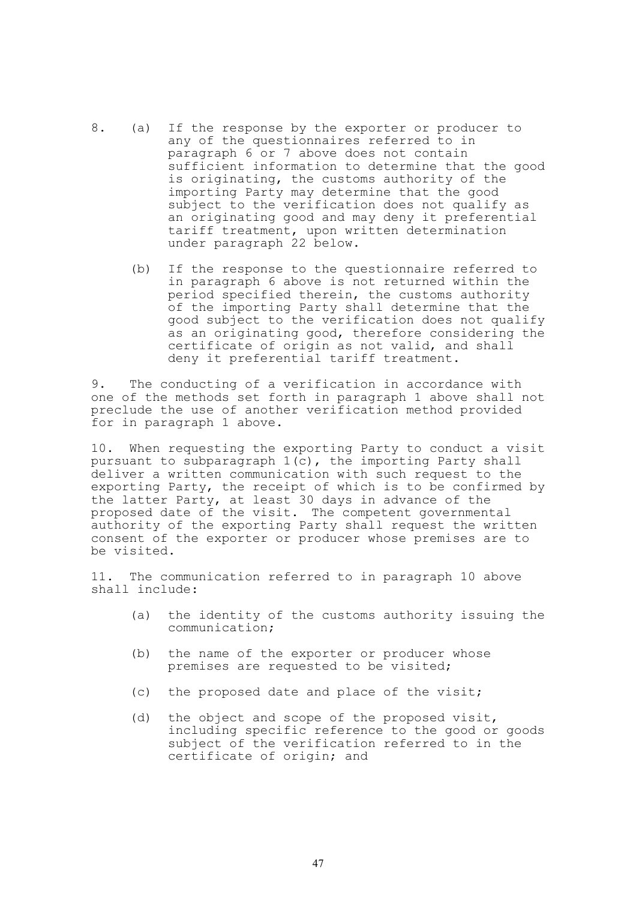8. (a) If the response by the exporter or producer to any of the questionnaires referred to in paragraph 6 or 7 above does not contain sufficient information to determine that the good is originating, the customs authority of the importing Party may determine that the good subject to the verification does not qualify as an originating good and may deny it preferential tariff treatment, upon written determination under paragraph 22 below.

   (b) If the response to the questionnaire referred to in paragraph 6 above is not returned within the period specified therein, the customs authority of the importing Party shall determine that the good subject to the verification does not qualify as an originating good, therefore considering the certificate of origin as not valid, and shall deny it preferential tariff treatment.

9. The conducting of a verification in accordance with one of the methods set forth in paragraph 1 above shall not preclude the use of another verification method provided for in paragraph 1 above.

10. When requesting the exporting Party to conduct a visit pursuant to subparagraph 1(c), the importing Party shall deliver a written communication with such request to the exporting Party, the receipt of which is to be confirmed by the latter Party, at least 30 days in advance of the proposed date of the visit. The competent governmental authority of the exporting Party shall request the written consent of the exporter or producer whose premises are to be visited.

11. The communication referred to in paragraph 10 above shall include:

   (a) the identity of the customs authority issuing the communication;

   (b) the name of the exporter or producer whose premises are requested to be visited;

   (c) the proposed date and place of the visit;

   (d) the object and scope of the proposed visit, including specific reference to the good or goods subject of the verification referred to in the certificate of origin; and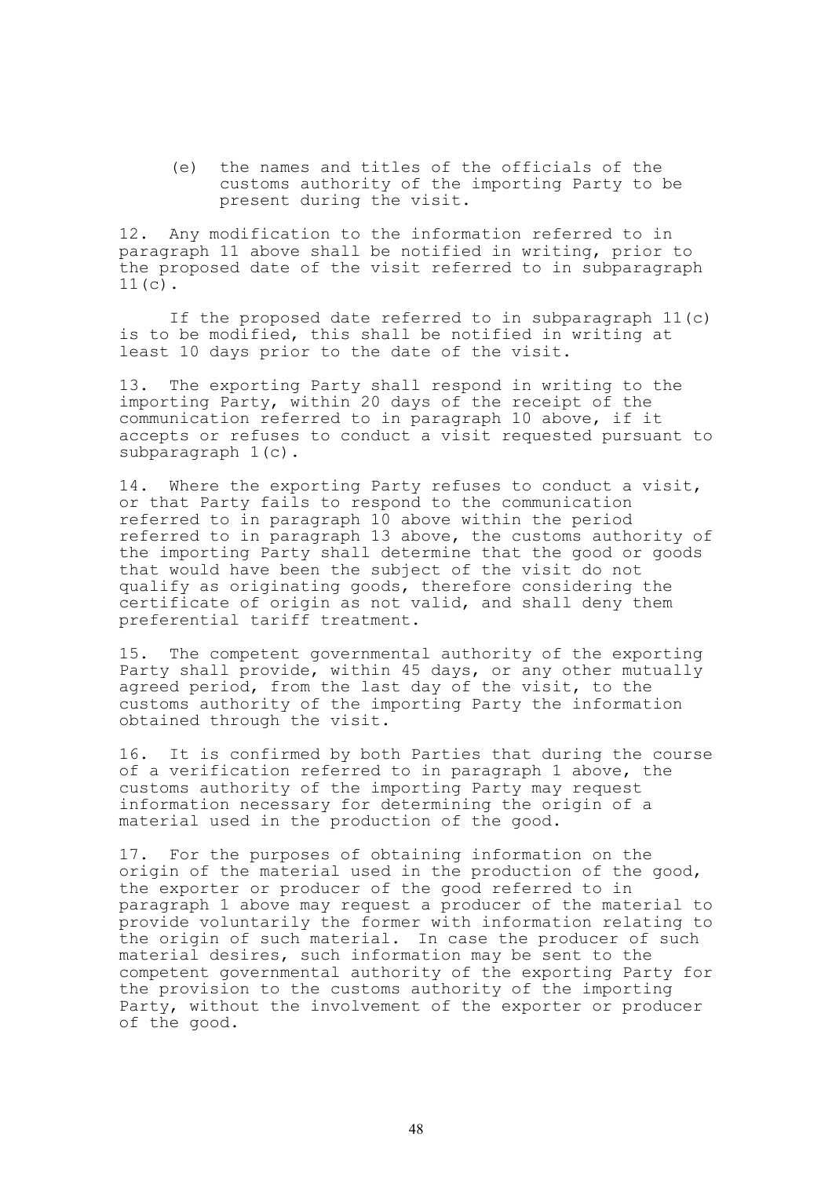(e) the names and titles of the officials of the customs authority of the importing Party to be present during the visit.

12. Any modification to the information referred to in paragraph 11 above shall be notified in writing, prior to the proposed date of the visit referred to in subparagraph 11(c).

If the proposed date referred to in subparagraph 11(c) is to be modified, this shall be notified in writing at least 10 days prior to the date of the visit.

13. The exporting Party shall respond in writing to the importing Party, within 20 days of the receipt of the communication referred to in paragraph 10 above, if it accepts or refuses to conduct a visit requested pursuant to subparagraph 1(c).

14. Where the exporting Party refuses to conduct a visit, or that Party fails to respond to the communication referred to in paragraph 10 above within the period referred to in paragraph 13 above, the customs authority of the importing Party shall determine that the good or goods that would have been the subject of the visit do not qualify as originating goods, therefore considering the certificate of origin as not valid, and shall deny them preferential tariff treatment.

15. The competent governmental authority of the exporting Party shall provide, within 45 days, or any other mutually agreed period, from the last day of the visit, to the customs authority of the importing Party the information obtained through the visit.

16. It is confirmed by both Parties that during the course of a verification referred to in paragraph 1 above, the customs authority of the importing Party may request information necessary for determining the origin of a material used in the production of the good.

17. For the purposes of obtaining information on the origin of the material used in the production of the good, the exporter or producer of the good referred to in paragraph 1 above may request a producer of the material to provide voluntarily the former with information relating to the origin of such material. In case the producer of such material desires, such information may be sent to the competent governmental authority of the exporting Party for the provision to the customs authority of the importing Party, without the involvement of the exporter or producer of the good.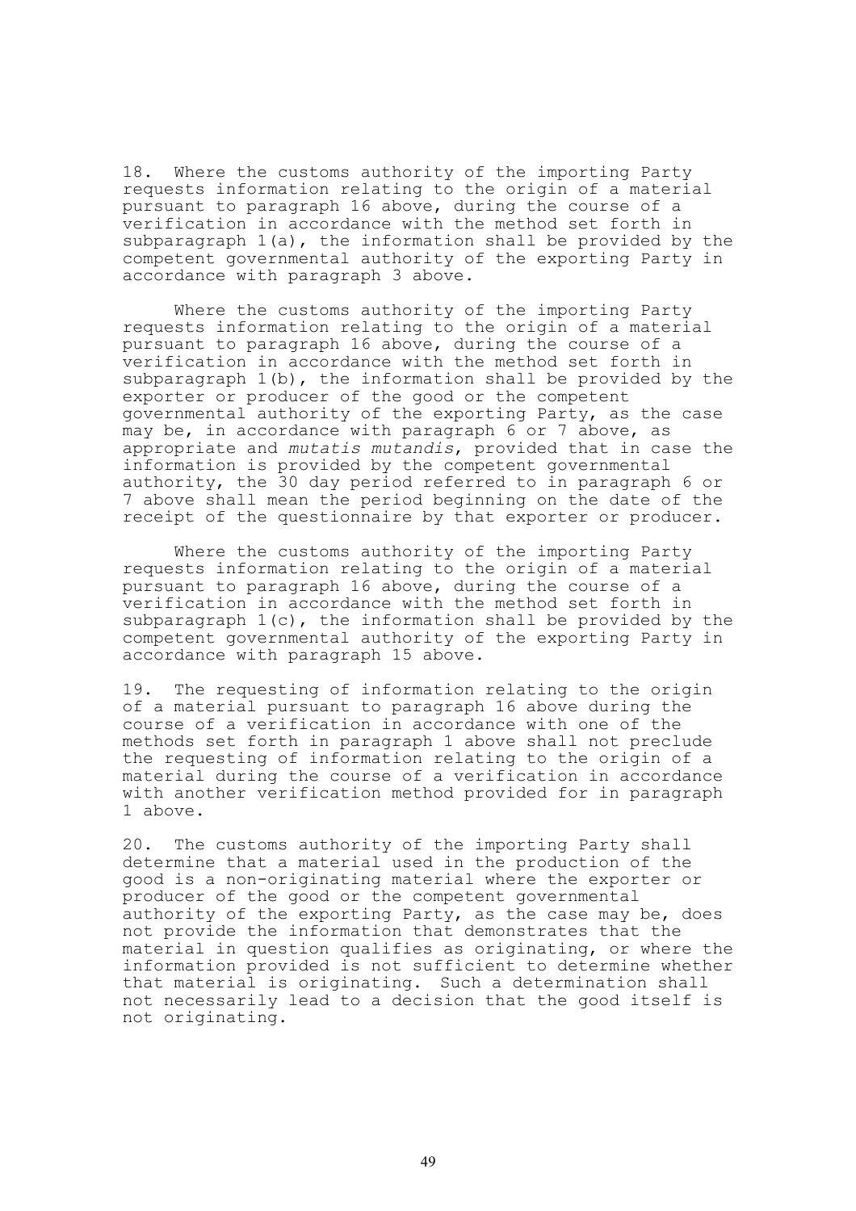18. Where the customs authority of the importing Party requests information relating to the origin of a material pursuant to paragraph 16 above, during the course of a verification in accordance with the method set forth in subparagraph 1(a), the information shall be provided by the competent governmental authority of the exporting Party in accordance with paragraph 3 above.

Where the customs authority of the importing Party requests information relating to the origin of a material pursuant to paragraph 16 above, during the course of a verification in accordance with the method set forth in subparagraph 1(b), the information shall be provided by the exporter or producer of the good or the competent governmental authority of the exporting Party, as the case may be, in accordance with paragraph 6 or 7 above, as appropriate and *mutatis mutandis*, provided that in case the information is provided by the competent governmental authority, the 30 day period referred to in paragraph 6 or 7 above shall mean the period beginning on the date of the receipt of the questionnaire by that exporter or producer.

Where the customs authority of the importing Party requests information relating to the origin of a material pursuant to paragraph 16 above, during the course of a verification in accordance with the method set forth in subparagraph 1(c), the information shall be provided by the competent governmental authority of the exporting Party in accordance with paragraph 15 above.

19. The requesting of information relating to the origin of a material pursuant to paragraph 16 above during the course of a verification in accordance with one of the methods set forth in paragraph 1 above shall not preclude the requesting of information relating to the origin of a material during the course of a verification in accordance with another verification method provided for in paragraph 1 above.

20. The customs authority of the importing Party shall determine that a material used in the production of the good is a non-originating material where the exporter or producer of the good or the competent governmental authority of the exporting Party, as the case may be, does not provide the information that demonstrates that the material in question qualifies as originating, or where the information provided is not sufficient to determine whether that material is originating. Such a determination shall not necessarily lead to a decision that the good itself is not originating.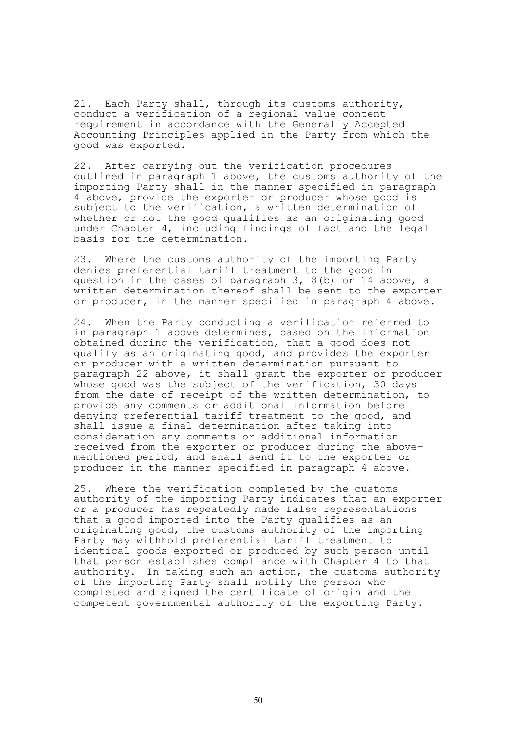21. Each Party shall, through its customs authority, conduct a verification of a regional value content requirement in accordance with the Generally Accepted Accounting Principles applied in the Party from which the good was exported.

22. After carrying out the verification procedures outlined in paragraph 1 above, the customs authority of the importing Party shall in the manner specified in paragraph 4 above, provide the exporter or producer whose good is subject to the verification, a written determination of whether or not the good qualifies as an originating good under Chapter 4, including findings of fact and the legal basis for the determination.

23. Where the customs authority of the importing Party denies preferential tariff treatment to the good in question in the cases of paragraph 3, 8(b) or 14 above, a written determination thereof shall be sent to the exporter or producer, in the manner specified in paragraph 4 above.

24. When the Party conducting a verification referred to in paragraph 1 above determines, based on the information obtained during the verification, that a good does not qualify as an originating good, and provides the exporter or producer with a written determination pursuant to paragraph 22 above, it shall grant the exporter or producer whose good was the subject of the verification, 30 days from the date of receipt of the written determination, to provide any comments or additional information before denying preferential tariff treatment to the good, and shall issue a final determination after taking into consideration any comments or additional information received from the exporter or producer during the above-mentioned period, and shall send it to the exporter or producer in the manner specified in paragraph 4 above.

25. Where the verification completed by the customs authority of the importing Party indicates that an exporter or a producer has repeatedly made false representations that a good imported into the Party qualifies as an originating good, the customs authority of the importing Party may withhold preferential tariff treatment to identical goods exported or produced by such person until that person establishes compliance with Chapter 4 to that authority. In taking such an action, the customs authority of the importing Party shall notify the person who completed and signed the certificate of origin and the competent governmental authority of the exporting Party.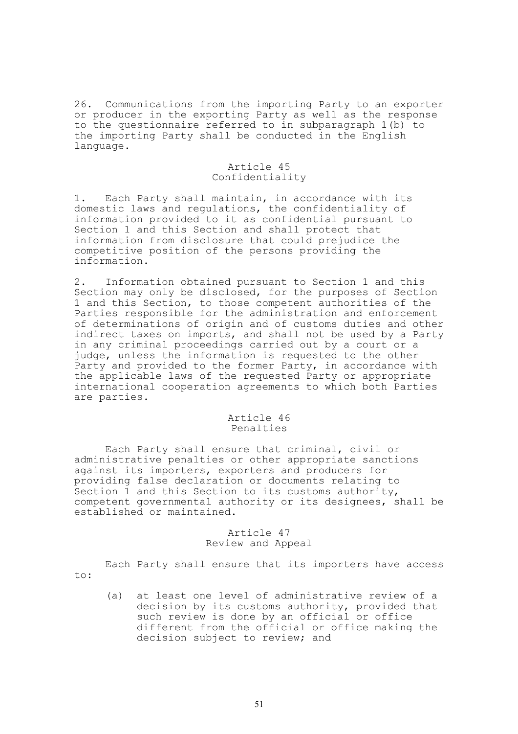26. Communications from the importing Party to an exporter or producer in the exporting Party as well as the response to the questionnaire referred to in subparagraph 1(b) to the importing Party shall be conducted in the English language.

## Article 45
## Confidentiality

1. Each Party shall maintain, in accordance with its domestic laws and regulations, the confidentiality of information provided to it as confidential pursuant to Section 1 and this Section and shall protect that information from disclosure that could prejudice the competitive position of the persons providing the information.

2. Information obtained pursuant to Section 1 and this Section may only be disclosed, for the purposes of Section 1 and this Section, to those competent authorities of the Parties responsible for the administration and enforcement of determinations of origin and of customs duties and other indirect taxes on imports, and shall not be used by a Party in any criminal proceedings carried out by a court or a judge, unless the information is requested to the other Party and provided to the former Party, in accordance with the applicable laws of the requested Party or appropriate international cooperation agreements to which both Parties are parties.

## Article 46
## Penalties

Each Party shall ensure that criminal, civil or administrative penalties or other appropriate sanctions against its importers, exporters and producers for providing false declaration or documents relating to Section 1 and this Section to its customs authority, competent governmental authority or its designees, shall be established or maintained.

## Article 47
## Review and Appeal

Each Party shall ensure that its importers have access to:

(a) at least one level of administrative review of a decision by its customs authority, provided that such review is done by an official or office different from the official or office making the decision subject to review; and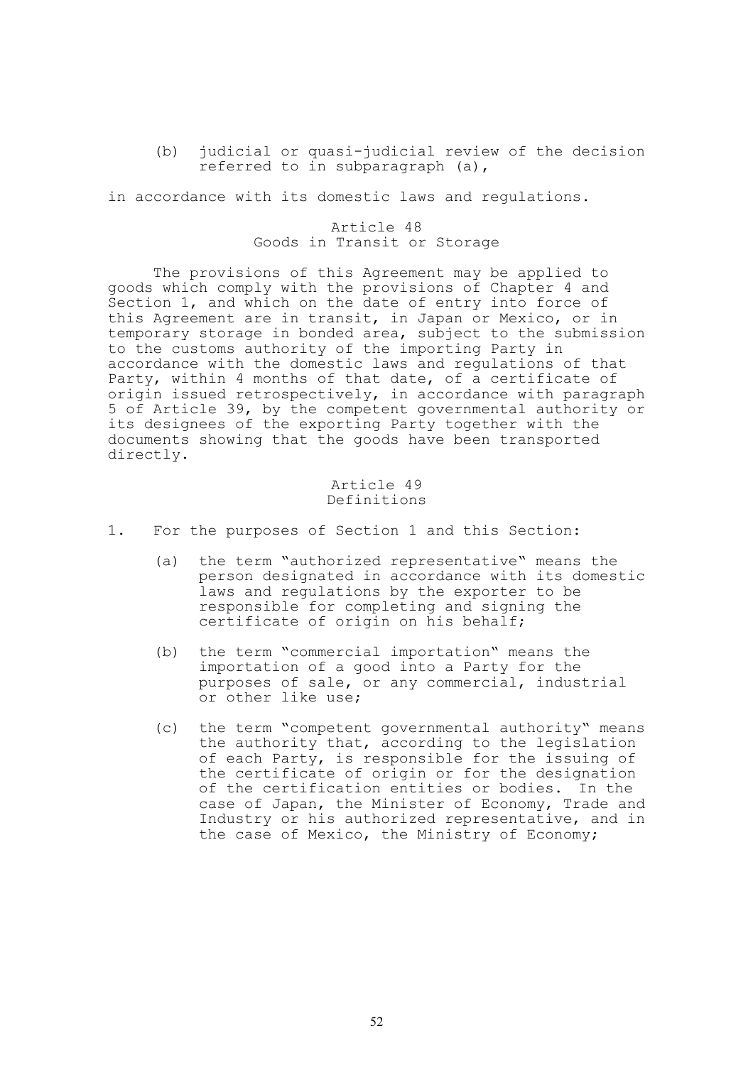(b) judicial or quasi-judicial review of the decision referred to in subparagraph (a),

in accordance with its domestic laws and regulations.

### Article 48
### Goods in Transit or Storage

The provisions of this Agreement may be applied to goods which comply with the provisions of Chapter 4 and Section 1, and which on the date of entry into force of this Agreement are in transit, in Japan or Mexico, or in temporary storage in bonded area, subject to the submission to the customs authority of the importing Party in accordance with the domestic laws and regulations of that Party, within 4 months of that date, of a certificate of origin issued retrospectively, in accordance with paragraph 5 of Article 39, by the competent governmental authority or its designees of the exporting Party together with the documents showing that the goods have been transported directly.

### Article 49
### Definitions

1. For the purposes of Section 1 and this Section:

   (a) the term "authorized representative" means the person designated in accordance with its domestic laws and regulations by the exporter to be responsible for completing and signing the certificate of origin on his behalf;

   (b) the term "commercial importation" means the importation of a good into a Party for the purposes of sale, or any commercial, industrial or other like use;

   (c) the term "competent governmental authority" means the authority that, according to the legislation of each Party, is responsible for the issuing of the certificate of origin or for the designation of the certification entities or bodies. In the case of Japan, the Minister of Economy, Trade and Industry or his authorized representative, and in the case of Mexico, the Ministry of Economy;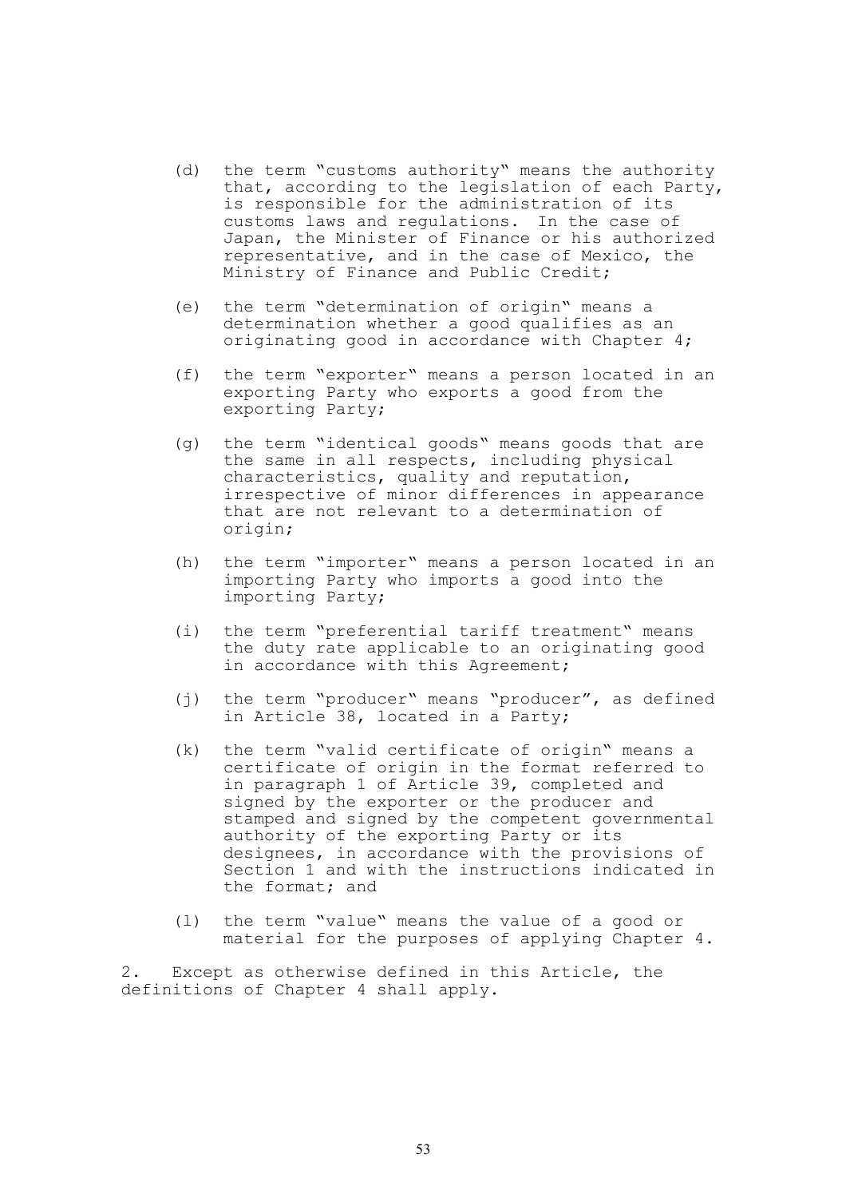(d) the term "customs authority" means the authority that, according to the legislation of each Party, is responsible for the administration of its customs laws and regulations. In the case of Japan, the Minister of Finance or his authorized representative, and in the case of Mexico, the Ministry of Finance and Public Credit;

(e) the term "determination of origin" means a determination whether a good qualifies as an originating good in accordance with Chapter 4;

(f) the term "exporter" means a person located in an exporting Party who exports a good from the exporting Party;

(g) the term "identical goods" means goods that are the same in all respects, including physical characteristics, quality and reputation, irrespective of minor differences in appearance that are not relevant to a determination of origin;

(h) the term "importer" means a person located in an importing Party who imports a good into the importing Party;

(i) the term "preferential tariff treatment" means the duty rate applicable to an originating good in accordance with this Agreement;

(j) the term "producer" means "producer", as defined in Article 38, located in a Party;

(k) the term "valid certificate of origin" means a certificate of origin in the format referred to in paragraph 1 of Article 39, completed and signed by the exporter or the producer and stamped and signed by the competent governmental authority of the exporting Party or its designees, in accordance with the provisions of Section 1 and with the instructions indicated in the format; and

(l) the term "value" means the value of a good or material for the purposes of applying Chapter 4.

2. Except as otherwise defined in this Article, the definitions of Chapter 4 shall apply.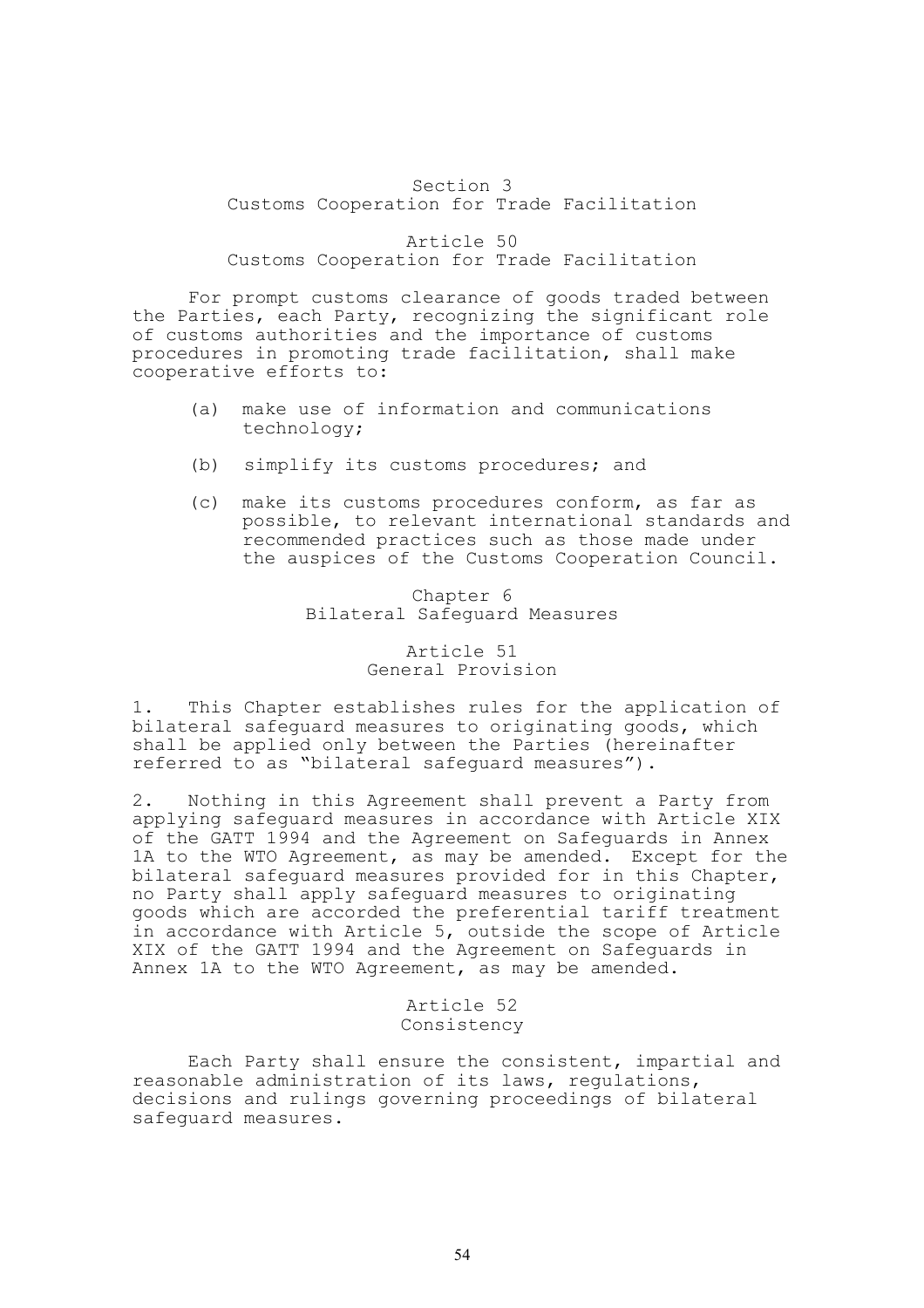## Section 3
## Customs Cooperation for Trade Facilitation

### Article 50
### Customs Cooperation for Trade Facilitation

For prompt customs clearance of goods traded between the Parties, each Party, recognizing the significant role of customs authorities and the importance of customs procedures in promoting trade facilitation, shall make cooperative efforts to:

(a) make use of information and communications technology;

(b) simplify its customs procedures; and

(c) make its customs procedures conform, as far as possible, to relevant international standards and recommended practices such as those made under the auspices of the Customs Cooperation Council.

# Chapter 6
# Bilateral Safeguard Measures

### Article 51
### General Provision

1. This Chapter establishes rules for the application of bilateral safeguard measures to originating goods, which shall be applied only between the Parties (hereinafter referred to as "bilateral safeguard measures").

2. Nothing in this Agreement shall prevent a Party from applying safeguard measures in accordance with Article XIX of the GATT 1994 and the Agreement on Safeguards in Annex 1A to the WTO Agreement, as may be amended. Except for the bilateral safeguard measures provided for in this Chapter, no Party shall apply safeguard measures to originating goods which are accorded the preferential tariff treatment in accordance with Article 5, outside the scope of Article XIX of the GATT 1994 and the Agreement on Safeguards in Annex 1A to the WTO Agreement, as may be amended.

### Article 52
### Consistency

Each Party shall ensure the consistent, impartial and reasonable administration of its laws, regulations, decisions and rulings governing proceedings of bilateral safeguard measures.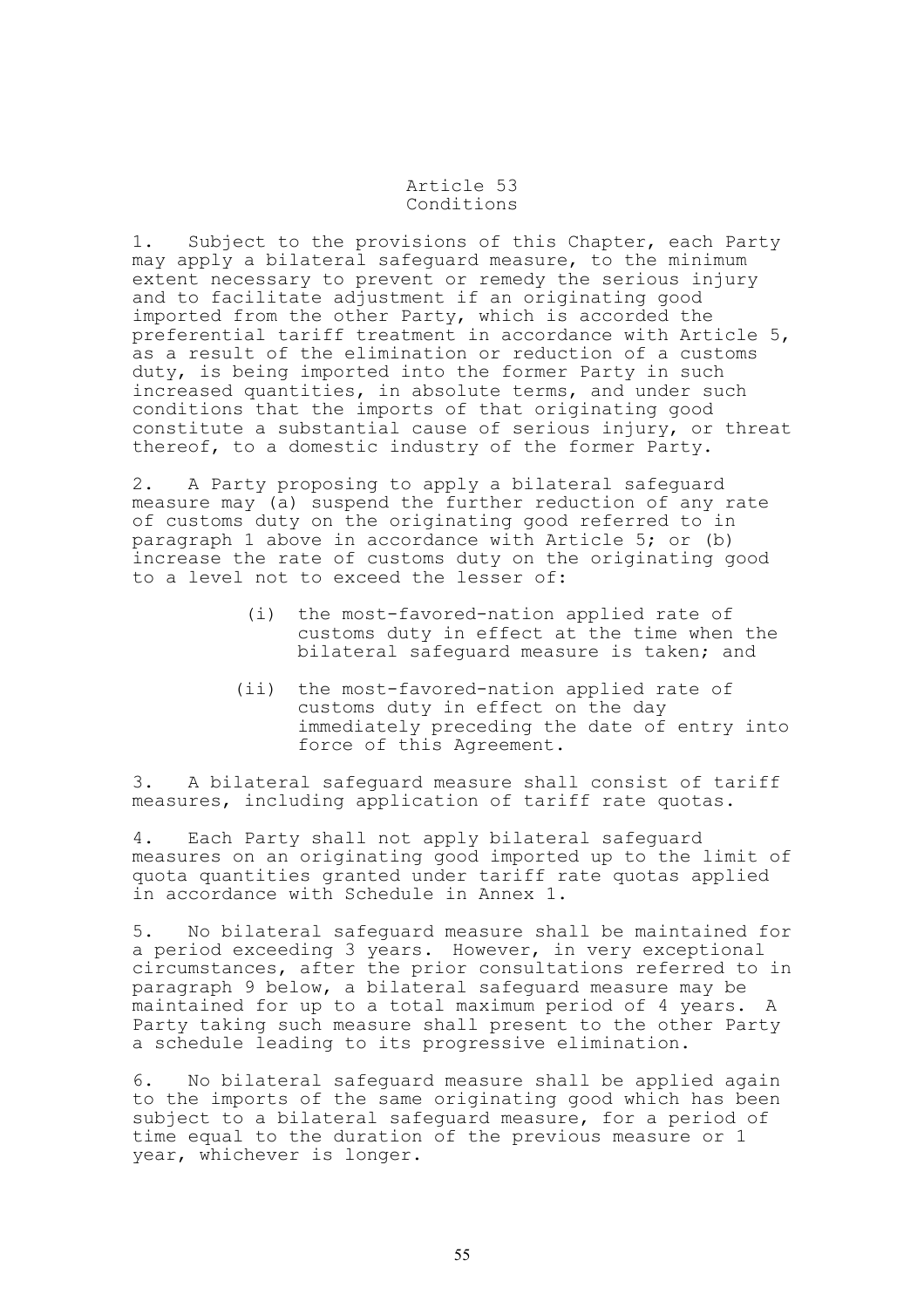## Article 53
## Conditions

1. Subject to the provisions of this Chapter, each Party may apply a bilateral safeguard measure, to the minimum extent necessary to prevent or remedy the serious injury and to facilitate adjustment if an originating good imported from the other Party, which is accorded the preferential tariff treatment in accordance with Article 5, as a result of the elimination or reduction of a customs duty, is being imported into the former Party in such increased quantities, in absolute terms, and under such conditions that the imports of that originating good constitute a substantial cause of serious injury, or threat thereof, to a domestic industry of the former Party.

2. A Party proposing to apply a bilateral safeguard measure may (a) suspend the further reduction of any rate of customs duty on the originating good referred to in paragraph 1 above in accordance with Article 5; or (b) increase the rate of customs duty on the originating good to a level not to exceed the lesser of:

   (i) the most-favored-nation applied rate of customs duty in effect at the time when the bilateral safeguard measure is taken; and

   (ii) the most-favored-nation applied rate of customs duty in effect on the day immediately preceding the date of entry into force of this Agreement.

3. A bilateral safeguard measure shall consist of tariff measures, including application of tariff rate quotas.

4. Each Party shall not apply bilateral safeguard measures on an originating good imported up to the limit of quota quantities granted under tariff rate quotas applied in accordance with Schedule in Annex 1.

5. No bilateral safeguard measure shall be maintained for a period exceeding 3 years. However, in very exceptional circumstances, after the prior consultations referred to in paragraph 9 below, a bilateral safeguard measure may be maintained for up to a total maximum period of 4 years. A Party taking such measure shall present to the other Party a schedule leading to its progressive elimination.

6. No bilateral safeguard measure shall be applied again to the imports of the same originating good which has been subject to a bilateral safeguard measure, for a period of time equal to the duration of the previous measure or 1 year, whichever is longer.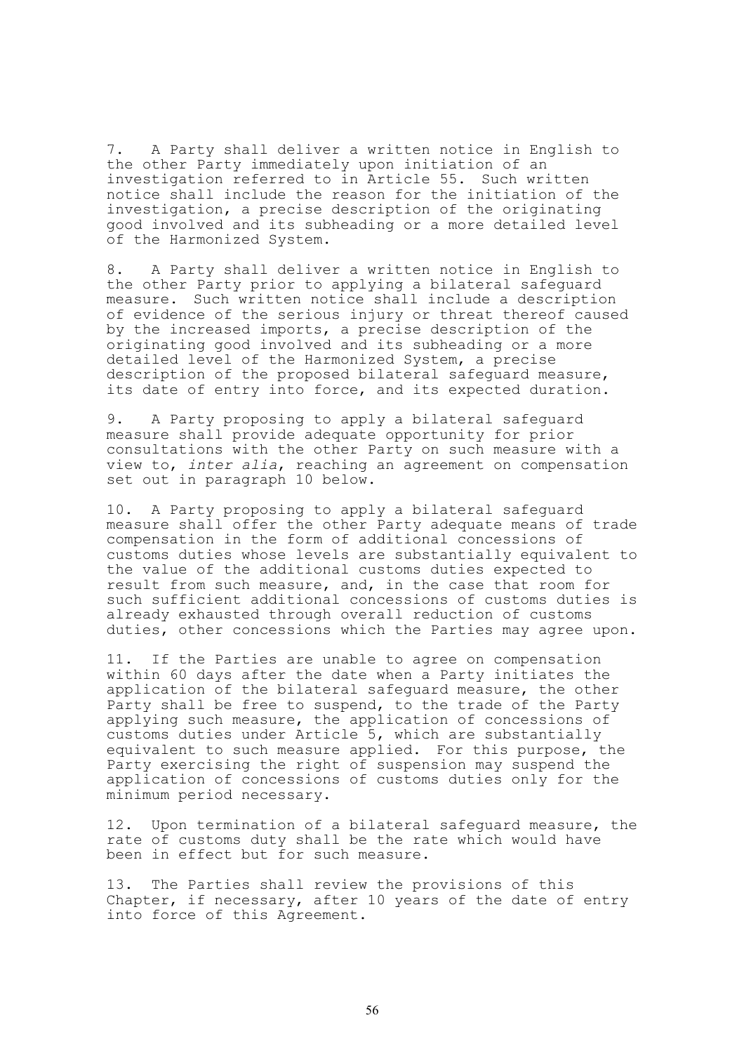7. A Party shall deliver a written notice in English to the other Party immediately upon initiation of an investigation referred to in Article 55. Such written notice shall include the reason for the initiation of the investigation, a precise description of the originating good involved and its subheading or a more detailed level of the Harmonized System.

8. A Party shall deliver a written notice in English to the other Party prior to applying a bilateral safeguard measure. Such written notice shall include a description of evidence of the serious injury or threat thereof caused by the increased imports, a precise description of the originating good involved and its subheading or a more detailed level of the Harmonized System, a precise description of the proposed bilateral safeguard measure, its date of entry into force, and its expected duration.

9. A Party proposing to apply a bilateral safeguard measure shall provide adequate opportunity for prior consultations with the other Party on such measure with a view to, *inter alia*, reaching an agreement on compensation set out in paragraph 10 below.

10. A Party proposing to apply a bilateral safeguard measure shall offer the other Party adequate means of trade compensation in the form of additional concessions of customs duties whose levels are substantially equivalent to the value of the additional customs duties expected to result from such measure, and, in the case that room for such sufficient additional concessions of customs duties is already exhausted through overall reduction of customs duties, other concessions which the Parties may agree upon.

11. If the Parties are unable to agree on compensation within 60 days after the date when a Party initiates the application of the bilateral safeguard measure, the other Party shall be free to suspend, to the trade of the Party applying such measure, the application of concessions of customs duties under Article 5, which are substantially equivalent to such measure applied. For this purpose, the Party exercising the right of suspension may suspend the application of concessions of customs duties only for the minimum period necessary.

12. Upon termination of a bilateral safeguard measure, the rate of customs duty shall be the rate which would have been in effect but for such measure.

13. The Parties shall review the provisions of this Chapter, if necessary, after 10 years of the date of entry into force of this Agreement.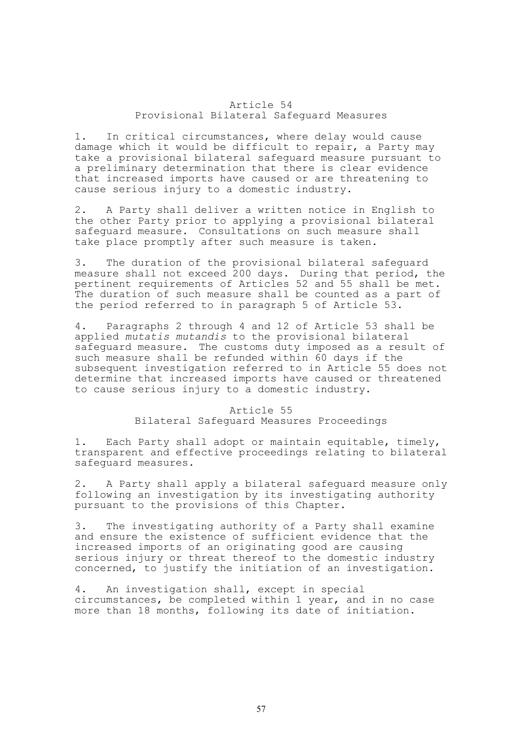## Article 54
## Provisional Bilateral Safeguard Measures

1. In critical circumstances, where delay would cause damage which it would be difficult to repair, a Party may take a provisional bilateral safeguard measure pursuant to a preliminary determination that there is clear evidence that increased imports have caused or are threatening to cause serious injury to a domestic industry.

2. A Party shall deliver a written notice in English to the other Party prior to applying a provisional bilateral safeguard measure. Consultations on such measure shall take place promptly after such measure is taken.

3. The duration of the provisional bilateral safeguard measure shall not exceed 200 days. During that period, the pertinent requirements of Articles 52 and 55 shall be met. The duration of such measure shall be counted as a part of the period referred to in paragraph 5 of Article 53.

4. Paragraphs 2 through 4 and 12 of Article 53 shall be applied *mutatis mutandis* to the provisional bilateral safeguard measure. The customs duty imposed as a result of such measure shall be refunded within 60 days if the subsequent investigation referred to in Article 55 does not determine that increased imports have caused or threatened to cause serious injury to a domestic industry.

## Article 55
## Bilateral Safeguard Measures Proceedings

1. Each Party shall adopt or maintain equitable, timely, transparent and effective proceedings relating to bilateral safeguard measures.

2. A Party shall apply a bilateral safeguard measure only following an investigation by its investigating authority pursuant to the provisions of this Chapter.

3. The investigating authority of a Party shall examine and ensure the existence of sufficient evidence that the increased imports of an originating good are causing serious injury or threat thereof to the domestic industry concerned, to justify the initiation of an investigation.

4. An investigation shall, except in special circumstances, be completed within 1 year, and in no case more than 18 months, following its date of initiation.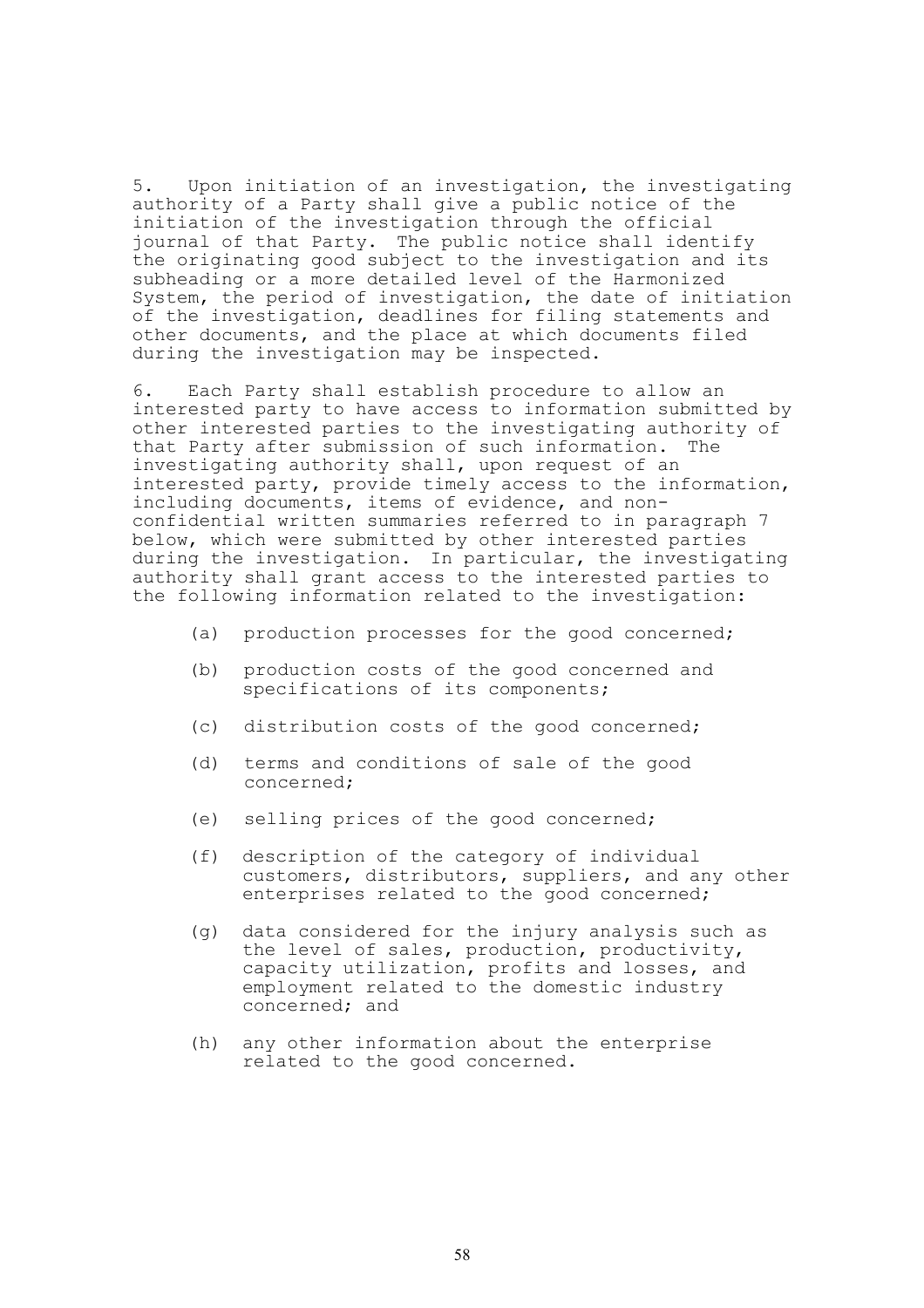5. Upon initiation of an investigation, the investigating authority of a Party shall give a public notice of the initiation of the investigation through the official journal of that Party. The public notice shall identify the originating good subject to the investigation and its subheading or a more detailed level of the Harmonized System, the period of investigation, the date of initiation of the investigation, deadlines for filing statements and other documents, and the place at which documents filed during the investigation may be inspected.

6. Each Party shall establish procedure to allow an interested party to have access to information submitted by other interested parties to the investigating authority of that Party after submission of such information. The investigating authority shall, upon request of an interested party, provide timely access to the information, including documents, items of evidence, and non-confidential written summaries referred to in paragraph 7 below, which were submitted by other interested parties during the investigation. In particular, the investigating authority shall grant access to the interested parties to the following information related to the investigation:

(a) production processes for the good concerned;

(b) production costs of the good concerned and specifications of its components;

(c) distribution costs of the good concerned;

(d) terms and conditions of sale of the good concerned;

(e) selling prices of the good concerned;

(f) description of the category of individual customers, distributors, suppliers, and any other enterprises related to the good concerned;

(g) data considered for the injury analysis such as the level of sales, production, productivity, capacity utilization, profits and losses, and employment related to the domestic industry concerned; and

(h) any other information about the enterprise related to the good concerned.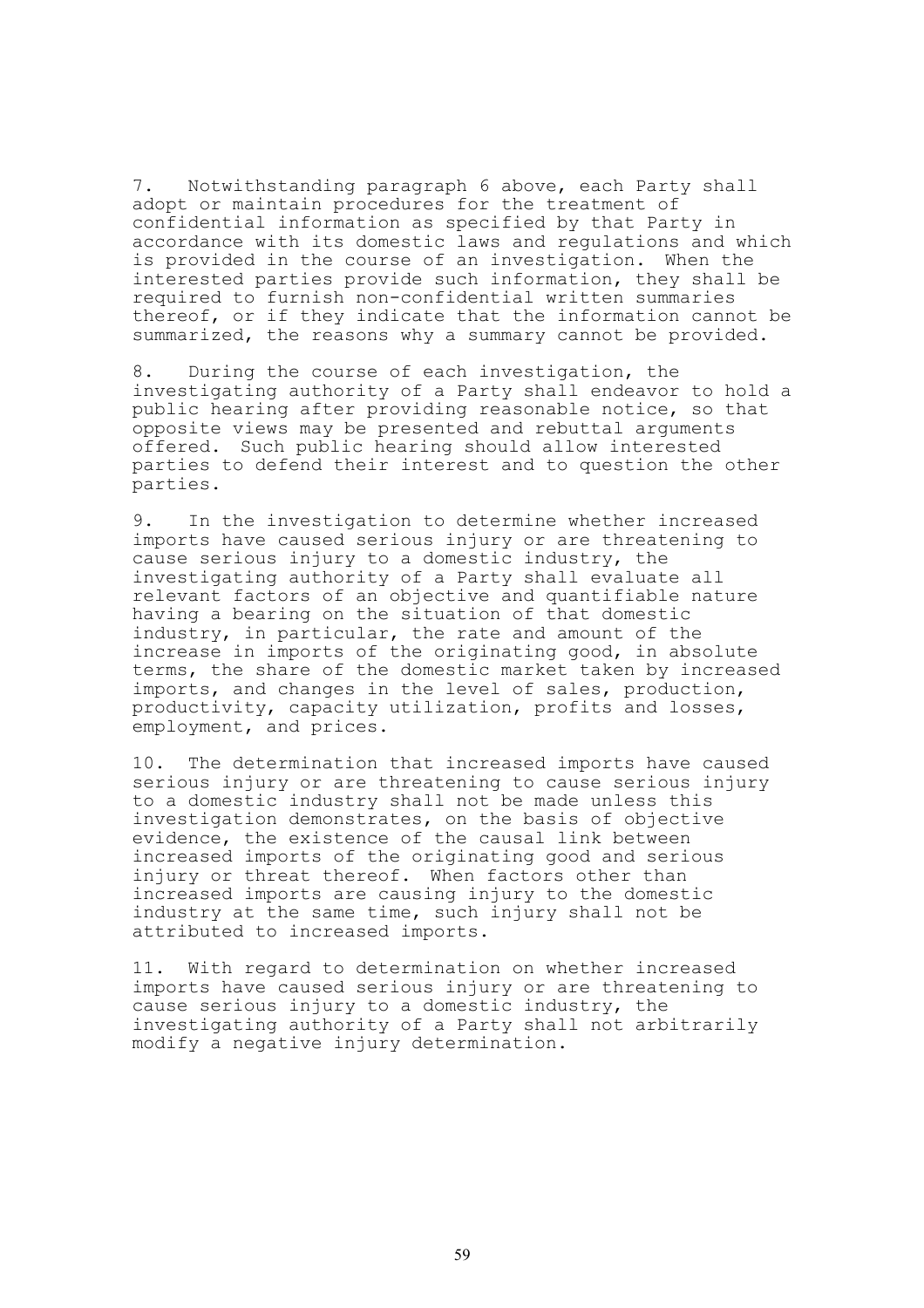7. Notwithstanding paragraph 6 above, each Party shall adopt or maintain procedures for the treatment of confidential information as specified by that Party in accordance with its domestic laws and regulations and which is provided in the course of an investigation. When the interested parties provide such information, they shall be required to furnish non-confidential written summaries thereof, or if they indicate that the information cannot be summarized, the reasons why a summary cannot be provided.

8. During the course of each investigation, the investigating authority of a Party shall endeavor to hold a public hearing after providing reasonable notice, so that opposite views may be presented and rebuttal arguments offered. Such public hearing should allow interested parties to defend their interest and to question the other parties.

9. In the investigation to determine whether increased imports have caused serious injury or are threatening to cause serious injury to a domestic industry, the investigating authority of a Party shall evaluate all relevant factors of an objective and quantifiable nature having a bearing on the situation of that domestic industry, in particular, the rate and amount of the increase in imports of the originating good, in absolute terms, the share of the domestic market taken by increased imports, and changes in the level of sales, production, productivity, capacity utilization, profits and losses, employment, and prices.

10. The determination that increased imports have caused serious injury or are threatening to cause serious injury to a domestic industry shall not be made unless this investigation demonstrates, on the basis of objective evidence, the existence of the causal link between increased imports of the originating good and serious injury or threat thereof. When factors other than increased imports are causing injury to the domestic industry at the same time, such injury shall not be attributed to increased imports.

11. With regard to determination on whether increased imports have caused serious injury or are threatening to cause serious injury to a domestic industry, the investigating authority of a Party shall not arbitrarily modify a negative injury determination.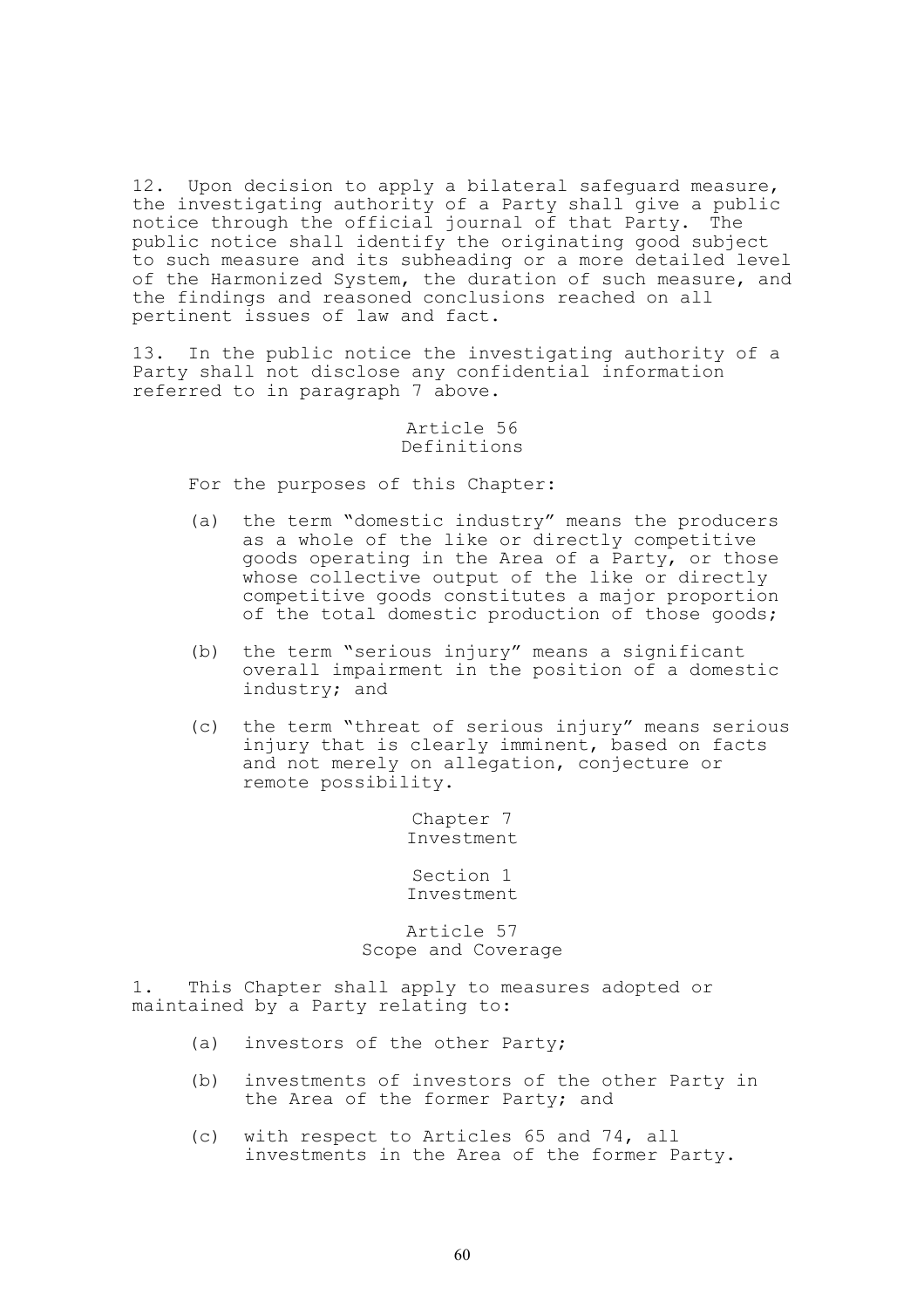12. Upon decision to apply a bilateral safeguard measure, the investigating authority of a Party shall give a public notice through the official journal of that Party. The public notice shall identify the originating good subject to such measure and its subheading or a more detailed level of the Harmonized System, the duration of such measure, and the findings and reasoned conclusions reached on all pertinent issues of law and fact.

13. In the public notice the investigating authority of a Party shall not disclose any confidential information referred to in paragraph 7 above.

### Article 56
### Definitions

For the purposes of this Chapter:

(a) the term "domestic industry" means the producers as a whole of the like or directly competitive goods operating in the Area of a Party, or those whose collective output of the like or directly competitive goods constitutes a major proportion of the total domestic production of those goods;

(b) the term "serious injury" means a significant overall impairment in the position of a domestic industry; and

(c) the term "threat of serious injury" means serious injury that is clearly imminent, based on facts and not merely on allegation, conjecture or remote possibility.

# Chapter 7
# Investment

## Section 1
## Investment

### Article 57
### Scope and Coverage

1. This Chapter shall apply to measures adopted or maintained by a Party relating to:

(a) investors of the other Party;

(b) investments of investors of the other Party in the Area of the former Party; and

(c) with respect to Articles 65 and 74, all investments in the Area of the former Party.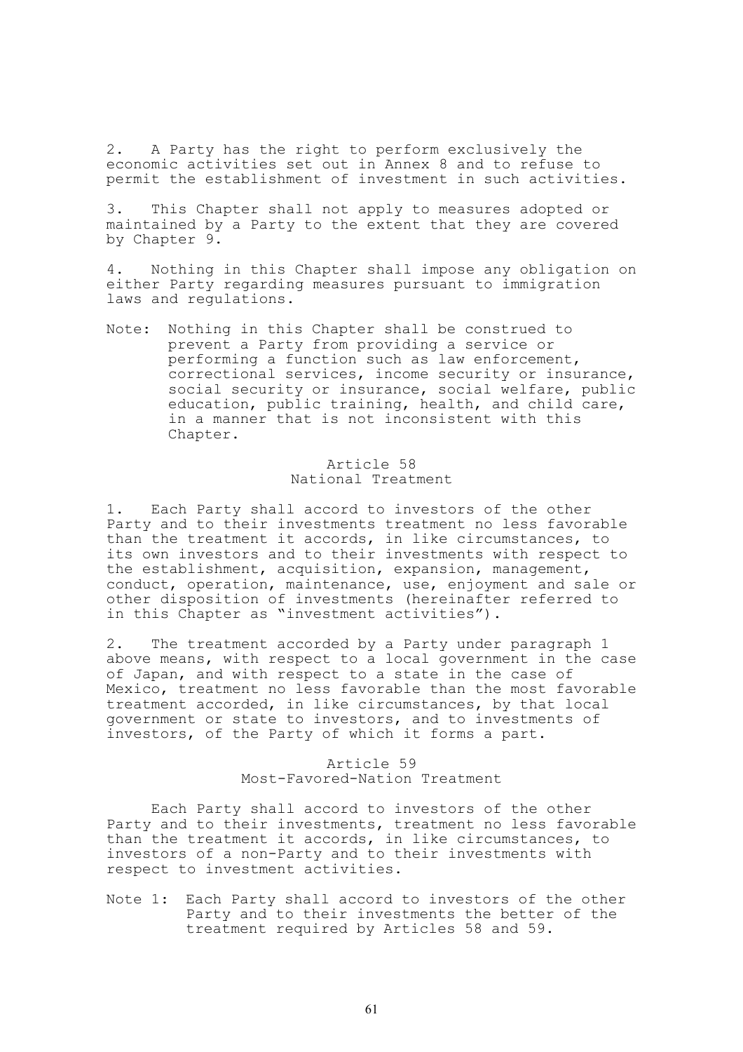2. A Party has the right to perform exclusively the economic activities set out in Annex 8 and to refuse to permit the establishment of investment in such activities.

3. This Chapter shall not apply to measures adopted or maintained by a Party to the extent that they are covered by Chapter 9.

4. Nothing in this Chapter shall impose any obligation on either Party regarding measures pursuant to immigration laws and regulations.

Note: Nothing in this Chapter shall be construed to prevent a Party from providing a service or performing a function such as law enforcement, correctional services, income security or insurance, social security or insurance, social welfare, public education, public training, health, and child care, in a manner that is not inconsistent with this Chapter.

### Article 58
### National Treatment

1. Each Party shall accord to investors of the other Party and to their investments treatment no less favorable than the treatment it accords, in like circumstances, to its own investors and to their investments with respect to the establishment, acquisition, expansion, management, conduct, operation, maintenance, use, enjoyment and sale or other disposition of investments (hereinafter referred to in this Chapter as "investment activities").

2. The treatment accorded by a Party under paragraph 1 above means, with respect to a local government in the case of Japan, and with respect to a state in the case of Mexico, treatment no less favorable than the most favorable treatment accorded, in like circumstances, by that local government or state to investors, and to investments of investors, of the Party of which it forms a part.

### Article 59
### Most-Favored-Nation Treatment

Each Party shall accord to investors of the other Party and to their investments, treatment no less favorable than the treatment it accords, in like circumstances, to investors of a non-Party and to their investments with respect to investment activities.

Note 1: Each Party shall accord to investors of the other Party and to their investments the better of the treatment required by Articles 58 and 59.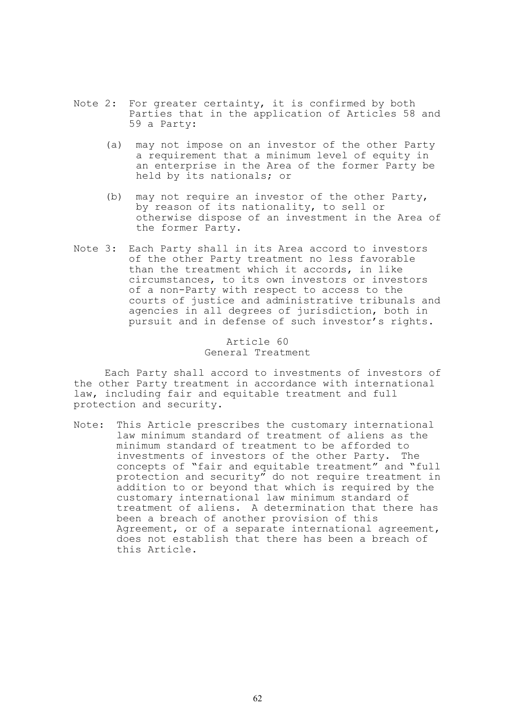Note 2: For greater certainty, it is confirmed by both Parties that in the application of Articles 58 and 59 a Party:

(a) may not impose on an investor of the other Party a requirement that a minimum level of equity in an enterprise in the Area of the former Party be held by its nationals; or

(b) may not require an investor of the other Party, by reason of its nationality, to sell or otherwise dispose of an investment in the Area of the former Party.

Note 3: Each Party shall in its Area accord to investors of the other Party treatment no less favorable than the treatment which it accords, in like circumstances, to its own investors or investors of a non-Party with respect to access to the courts of justice and administrative tribunals and agencies in all degrees of jurisdiction, both in pursuit and in defense of such investor's rights.

## Article 60
## General Treatment

Each Party shall accord to investments of investors of the other Party treatment in accordance with international law, including fair and equitable treatment and full protection and security.

Note: This Article prescribes the customary international law minimum standard of treatment of aliens as the minimum standard of treatment to be afforded to investments of investors of the other Party. The concepts of "fair and equitable treatment" and "full protection and security" do not require treatment in addition to or beyond that which is required by the customary international law minimum standard of treatment of aliens. A determination that there has been a breach of another provision of this Agreement, or of a separate international agreement, does not establish that there has been a breach of this Article.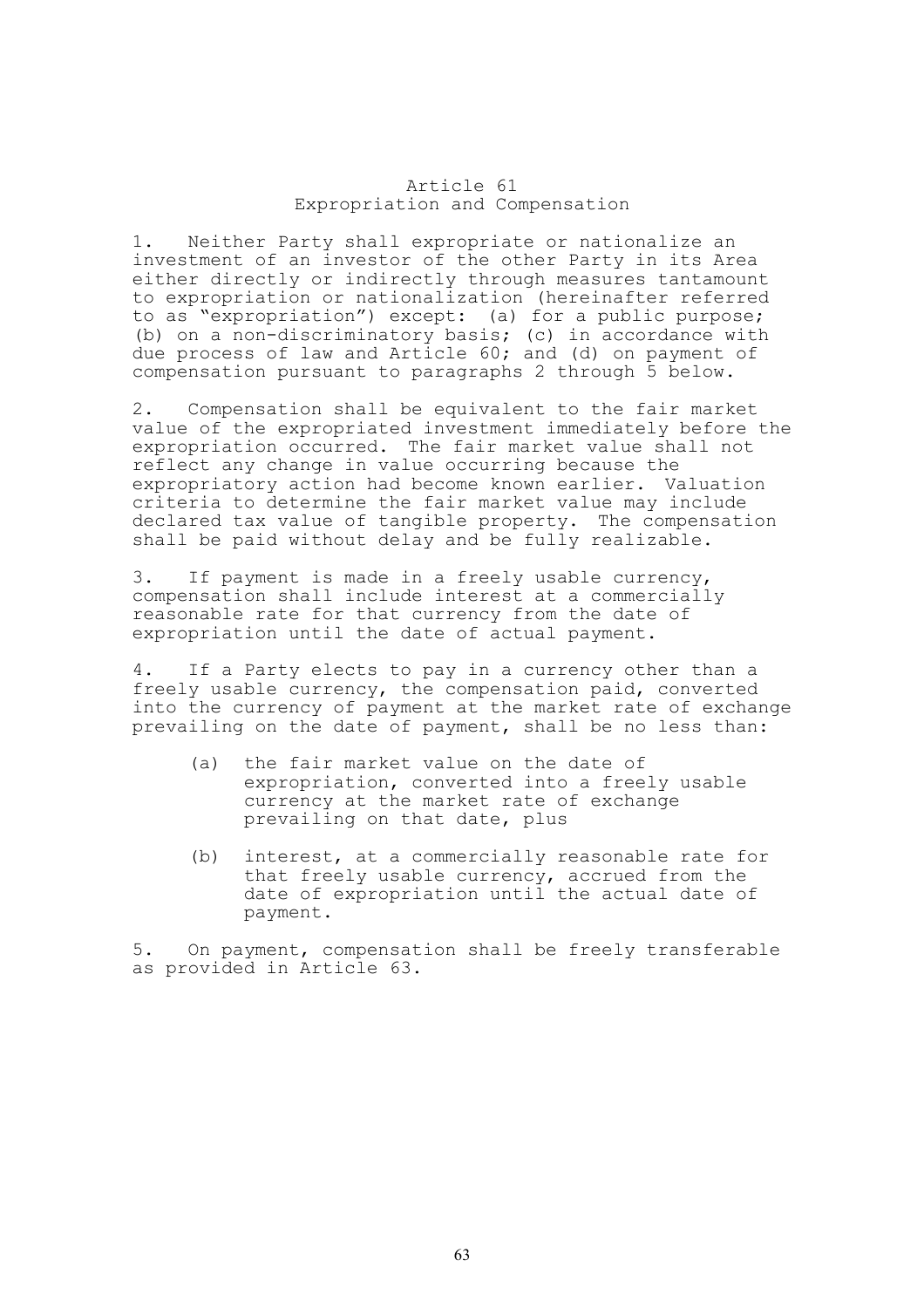## Article 61
## Expropriation and Compensation

1. Neither Party shall expropriate or nationalize an investment of an investor of the other Party in its Area either directly or indirectly through measures tantamount to expropriation or nationalization (hereinafter referred to as "expropriation") except: (a) for a public purpose; (b) on a non-discriminatory basis; (c) in accordance with due process of law and Article 60; and (d) on payment of compensation pursuant to paragraphs 2 through 5 below.

2. Compensation shall be equivalent to the fair market value of the expropriated investment immediately before the expropriation occurred. The fair market value shall not reflect any change in value occurring because the expropriatory action had become known earlier. Valuation criteria to determine the fair market value may include declared tax value of tangible property. The compensation shall be paid without delay and be fully realizable.

3. If payment is made in a freely usable currency, compensation shall include interest at a commercially reasonable rate for that currency from the date of expropriation until the date of actual payment.

4. If a Party elects to pay in a currency other than a freely usable currency, the compensation paid, converted into the currency of payment at the market rate of exchange prevailing on the date of payment, shall be no less than:

   (a) the fair market value on the date of expropriation, converted into a freely usable currency at the market rate of exchange prevailing on that date, plus

   (b) interest, at a commercially reasonable rate for that freely usable currency, accrued from the date of expropriation until the actual date of payment.

5. On payment, compensation shall be freely transferable as provided in Article 63.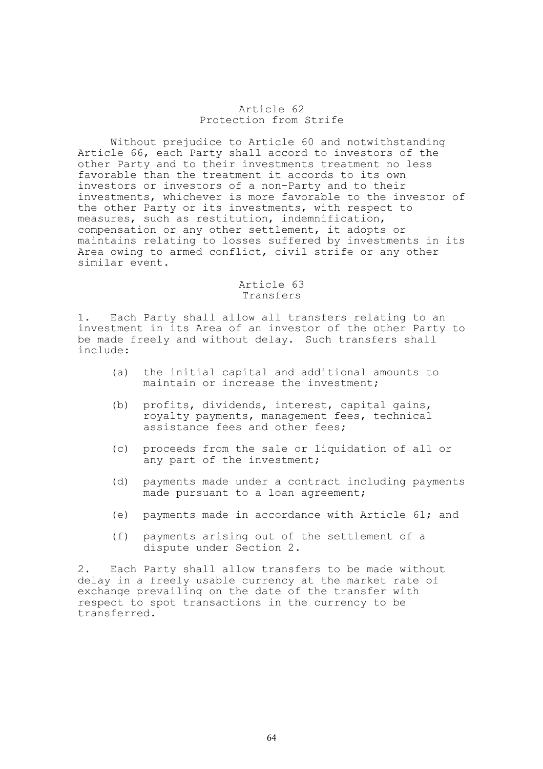## Article 62
## Protection from Strife

Without prejudice to Article 60 and notwithstanding Article 66, each Party shall accord to investors of the other Party and to their investments treatment no less favorable than the treatment it accords to its own investors or investors of a non-Party and to their investments, whichever is more favorable to the investor of the other Party or its investments, with respect to measures, such as restitution, indemnification, compensation or any other settlement, it adopts or maintains relating to losses suffered by investments in its Area owing to armed conflict, civil strife or any other similar event.

## Article 63
## Transfers

1. Each Party shall allow all transfers relating to an investment in its Area of an investor of the other Party to be made freely and without delay. Such transfers shall include:

   (a) the initial capital and additional amounts to maintain or increase the investment;

   (b) profits, dividends, interest, capital gains, royalty payments, management fees, technical assistance fees and other fees;

   (c) proceeds from the sale or liquidation of all or any part of the investment;

   (d) payments made under a contract including payments made pursuant to a loan agreement;

   (e) payments made in accordance with Article 61; and

   (f) payments arising out of the settlement of a dispute under Section 2.

2. Each Party shall allow transfers to be made without delay in a freely usable currency at the market rate of exchange prevailing on the date of the transfer with respect to spot transactions in the currency to be transferred.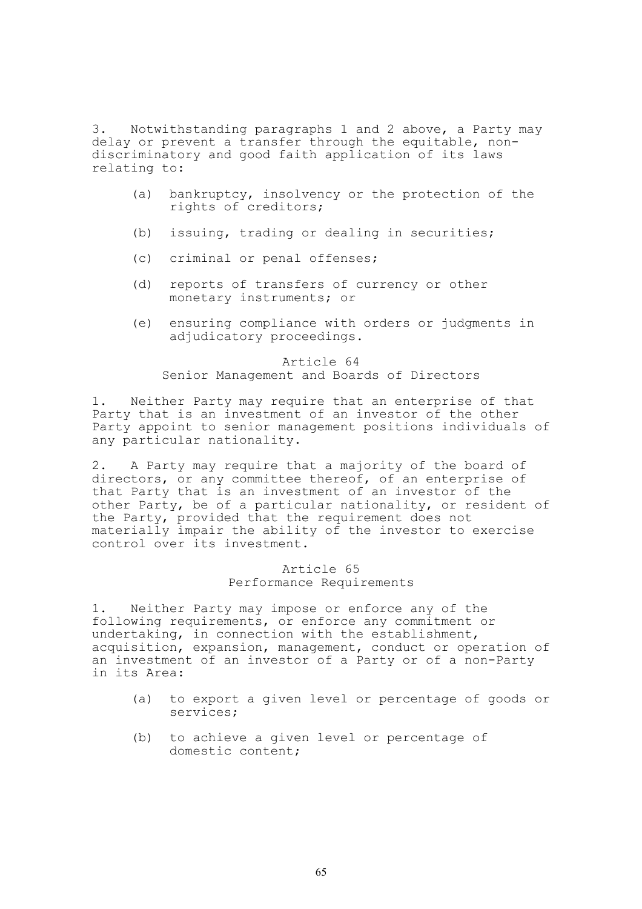3. Notwithstanding paragraphs 1 and 2 above, a Party may delay or prevent a transfer through the equitable, non-discriminatory and good faith application of its laws relating to:

(a) bankruptcy, insolvency or the protection of the rights of creditors;

(b) issuing, trading or dealing in securities;

(c) criminal or penal offenses;

(d) reports of transfers of currency or other monetary instruments; or

(e) ensuring compliance with orders or judgments in adjudicatory proceedings.

## Article 64
## Senior Management and Boards of Directors

1. Neither Party may require that an enterprise of that Party that is an investment of an investor of the other Party appoint to senior management positions individuals of any particular nationality.

2. A Party may require that a majority of the board of directors, or any committee thereof, of an enterprise of that Party that is an investment of an investor of the other Party, be of a particular nationality, or resident of the Party, provided that the requirement does not materially impair the ability of the investor to exercise control over its investment.

## Article 65
## Performance Requirements

1. Neither Party may impose or enforce any of the following requirements, or enforce any commitment or undertaking, in connection with the establishment, acquisition, expansion, management, conduct or operation of an investment of an investor of a Party or of a non-Party in its Area:

(a) to export a given level or percentage of goods or services;

(b) to achieve a given level or percentage of domestic content;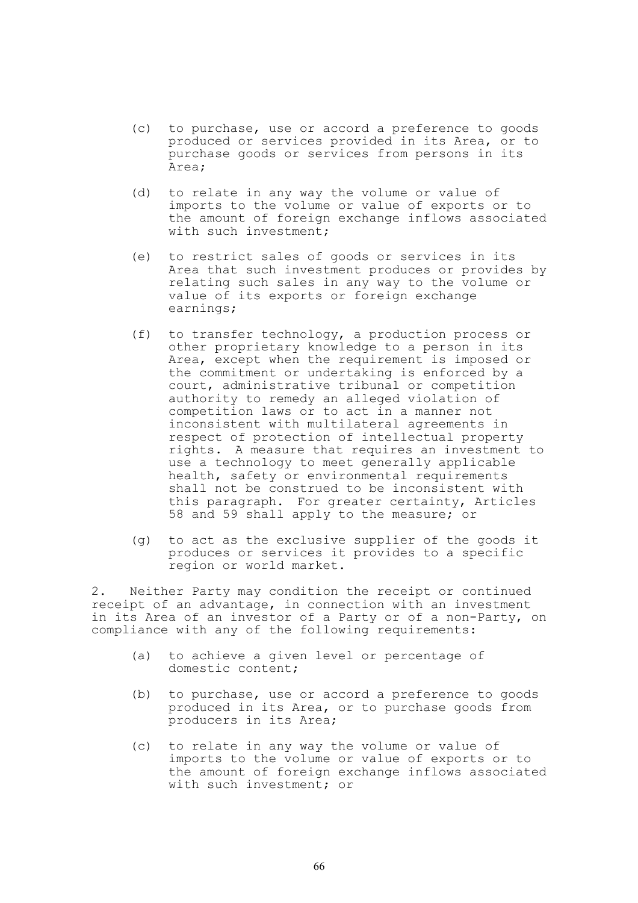(c) to purchase, use or accord a preference to goods produced or services provided in its Area, or to purchase goods or services from persons in its Area;

(d) to relate in any way the volume or value of imports to the volume or value of exports or to the amount of foreign exchange inflows associated with such investment;

(e) to restrict sales of goods or services in its Area that such investment produces or provides by relating such sales in any way to the volume or value of its exports or foreign exchange earnings;

(f) to transfer technology, a production process or other proprietary knowledge to a person in its Area, except when the requirement is imposed or the commitment or undertaking is enforced by a court, administrative tribunal or competition authority to remedy an alleged violation of competition laws or to act in a manner not inconsistent with multilateral agreements in respect of protection of intellectual property rights. A measure that requires an investment to use a technology to meet generally applicable health, safety or environmental requirements shall not be construed to be inconsistent with this paragraph. For greater certainty, Articles 58 and 59 shall apply to the measure; or

(g) to act as the exclusive supplier of the goods it produces or services it provides to a specific region or world market.

2. Neither Party may condition the receipt or continued receipt of an advantage, in connection with an investment in its Area of an investor of a Party or of a non-Party, on compliance with any of the following requirements:

(a) to achieve a given level or percentage of domestic content;

(b) to purchase, use or accord a preference to goods produced in its Area, or to purchase goods from producers in its Area;

(c) to relate in any way the volume or value of imports to the volume or value of exports or to the amount of foreign exchange inflows associated with such investment; or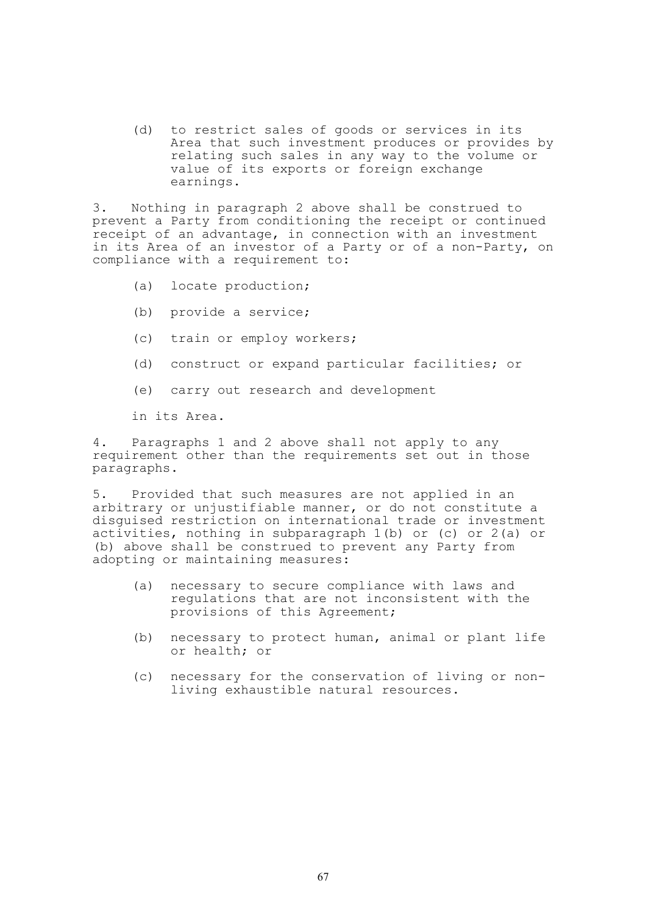(d) to restrict sales of goods or services in its Area that such investment produces or provides by relating such sales in any way to the volume or value of its exports or foreign exchange earnings.

3. Nothing in paragraph 2 above shall be construed to prevent a Party from conditioning the receipt or continued receipt of an advantage, in connection with an investment in its Area of an investor of a Party or of a non-Party, on compliance with a requirement to:

(a) locate production;

(b) provide a service;

(c) train or employ workers;

(d) construct or expand particular facilities; or

(e) carry out research and development

in its Area.

4. Paragraphs 1 and 2 above shall not apply to any requirement other than the requirements set out in those paragraphs.

5. Provided that such measures are not applied in an arbitrary or unjustifiable manner, or do not constitute a disguised restriction on international trade or investment activities, nothing in subparagraph 1(b) or (c) or 2(a) or (b) above shall be construed to prevent any Party from adopting or maintaining measures:

(a) necessary to secure compliance with laws and regulations that are not inconsistent with the provisions of this Agreement;

(b) necessary to protect human, animal or plant life or health; or

(c) necessary for the conservation of living or non-living exhaustible natural resources.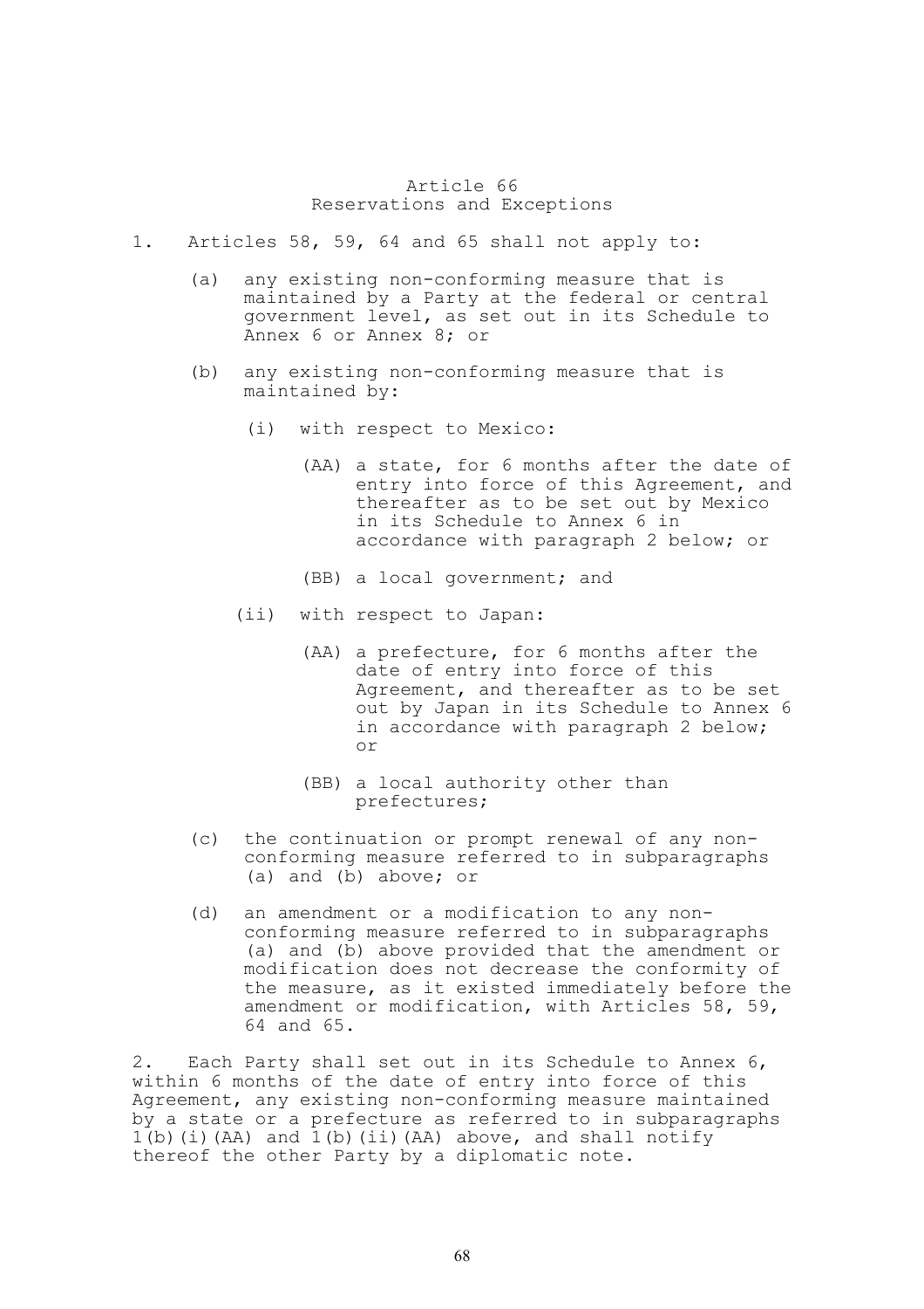## Article 66
## Reservations and Exceptions

1. Articles 58, 59, 64 and 65 shall not apply to:

   (a) any existing non-conforming measure that is maintained by a Party at the federal or central government level, as set out in its Schedule to Annex 6 or Annex 8; or

   (b) any existing non-conforming measure that is maintained by:

      (i) with respect to Mexico:

         (AA) a state, for 6 months after the date of entry into force of this Agreement, and thereafter as to be set out by Mexico in its Schedule to Annex 6 in accordance with paragraph 2 below; or

         (BB) a local government; and

      (ii) with respect to Japan:

         (AA) a prefecture, for 6 months after the date of entry into force of this Agreement, and thereafter as to be set out by Japan in its Schedule to Annex 6 in accordance with paragraph 2 below; or

         (BB) a local authority other than prefectures;

   (c) the continuation or prompt renewal of any non-conforming measure referred to in subparagraphs (a) and (b) above; or

   (d) an amendment or a modification to any non-conforming measure referred to in subparagraphs (a) and (b) above provided that the amendment or modification does not decrease the conformity of the measure, as it existed immediately before the amendment or modification, with Articles 58, 59, 64 and 65.

2. Each Party shall set out in its Schedule to Annex 6, within 6 months of the date of entry into force of this Agreement, any existing non-conforming measure maintained by a state or a prefecture as referred to in subparagraphs 1(b)(i)(AA) and 1(b)(ii)(AA) above, and shall notify thereof the other Party by a diplomatic note.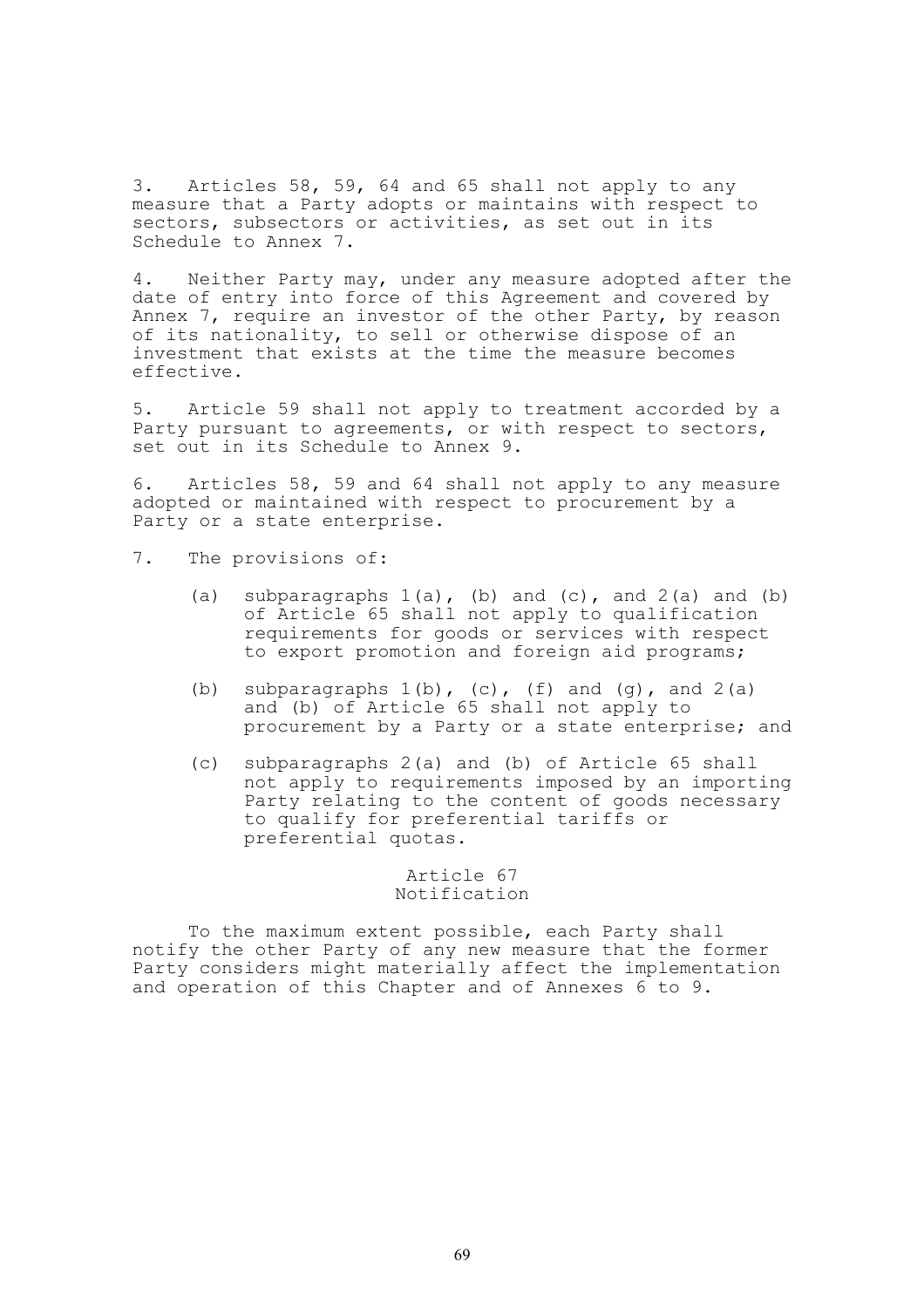3. Articles 58, 59, 64 and 65 shall not apply to any measure that a Party adopts or maintains with respect to sectors, subsectors or activities, as set out in its Schedule to Annex 7.

4. Neither Party may, under any measure adopted after the date of entry into force of this Agreement and covered by Annex 7, require an investor of the other Party, by reason of its nationality, to sell or otherwise dispose of an investment that exists at the time the measure becomes effective.

5. Article 59 shall not apply to treatment accorded by a Party pursuant to agreements, or with respect to sectors, set out in its Schedule to Annex 9.

6. Articles 58, 59 and 64 shall not apply to any measure adopted or maintained with respect to procurement by a Party or a state enterprise.

7. The provisions of:

   (a) subparagraphs 1(a), (b) and (c), and 2(a) and (b) of Article 65 shall not apply to qualification requirements for goods or services with respect to export promotion and foreign aid programs;

   (b) subparagraphs 1(b), (c), (f) and (g), and 2(a) and (b) of Article 65 shall not apply to procurement by a Party or a state enterprise; and

   (c) subparagraphs 2(a) and (b) of Article 65 shall not apply to requirements imposed by an importing Party relating to the content of goods necessary to qualify for preferential tariffs or preferential quotas.

### Article 67
### Notification

To the maximum extent possible, each Party shall notify the other Party of any new measure that the former Party considers might materially affect the implementation and operation of this Chapter and of Annexes 6 to 9.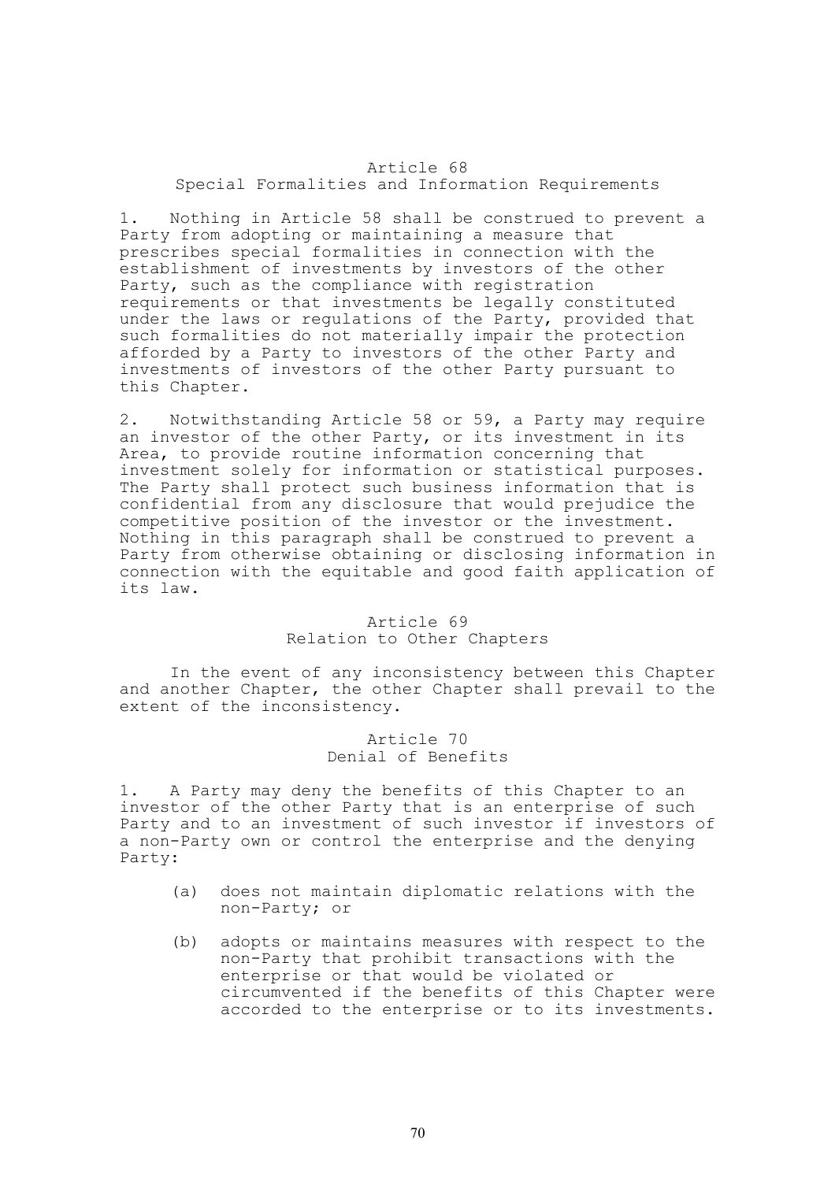## Article 68
### Special Formalities and Information Requirements

1. Nothing in Article 58 shall be construed to prevent a Party from adopting or maintaining a measure that prescribes special formalities in connection with the establishment of investments by investors of the other Party, such as the compliance with registration requirements or that investments be legally constituted under the laws or regulations of the Party, provided that such formalities do not materially impair the protection afforded by a Party to investors of the other Party and investments of investors of the other Party pursuant to this Chapter.

2. Notwithstanding Article 58 or 59, a Party may require an investor of the other Party, or its investment in its Area, to provide routine information concerning that investment solely for information or statistical purposes. The Party shall protect such business information that is confidential from any disclosure that would prejudice the competitive position of the investor or the investment. Nothing in this paragraph shall be construed to prevent a Party from otherwise obtaining or disclosing information in connection with the equitable and good faith application of its law.

## Article 69
### Relation to Other Chapters

In the event of any inconsistency between this Chapter and another Chapter, the other Chapter shall prevail to the extent of the inconsistency.

## Article 70
### Denial of Benefits

1. A Party may deny the benefits of this Chapter to an investor of the other Party that is an enterprise of such Party and to an investment of such investor if investors of a non-Party own or control the enterprise and the denying Party:

   (a) does not maintain diplomatic relations with the non-Party; or

   (b) adopts or maintains measures with respect to the non-Party that prohibit transactions with the enterprise or that would be violated or circumvented if the benefits of this Chapter were accorded to the enterprise or to its investments.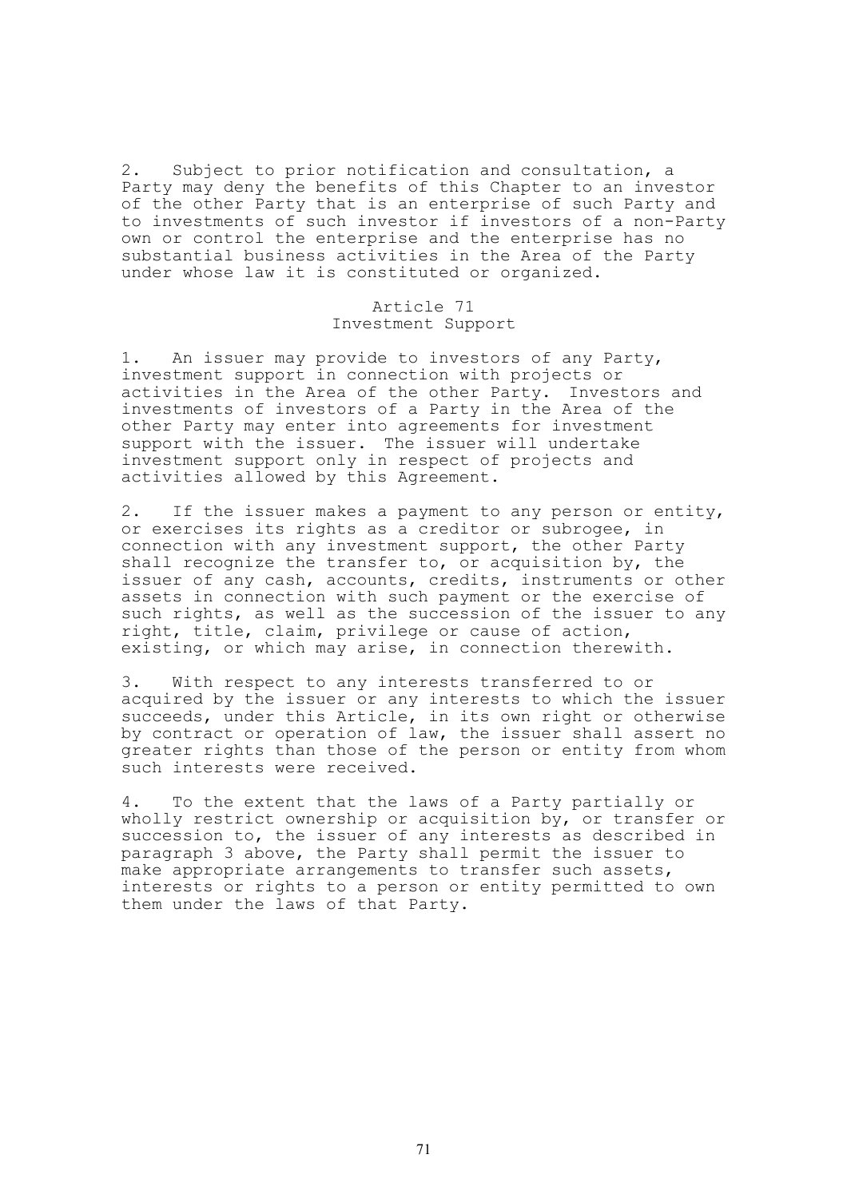2. Subject to prior notification and consultation, a Party may deny the benefits of this Chapter to an investor of the other Party that is an enterprise of such Party and to investments of such investor if investors of a non-Party own or control the enterprise and the enterprise has no substantial business activities in the Area of the Party under whose law it is constituted or organized.

### Article 71
### Investment Support

1. An issuer may provide to investors of any Party, investment support in connection with projects or activities in the Area of the other Party. Investors and investments of investors of a Party in the Area of the other Party may enter into agreements for investment support with the issuer. The issuer will undertake investment support only in respect of projects and activities allowed by this Agreement.

2. If the issuer makes a payment to any person or entity, or exercises its rights as a creditor or subrogee, in connection with any investment support, the other Party shall recognize the transfer to, or acquisition by, the issuer of any cash, accounts, credits, instruments or other assets in connection with such payment or the exercise of such rights, as well as the succession of the issuer to any right, title, claim, privilege or cause of action, existing, or which may arise, in connection therewith.

3. With respect to any interests transferred to or acquired by the issuer or any interests to which the issuer succeeds, under this Article, in its own right or otherwise by contract or operation of law, the issuer shall assert no greater rights than those of the person or entity from whom such interests were received.

4. To the extent that the laws of a Party partially or wholly restrict ownership or acquisition by, or transfer or succession to, the issuer of any interests as described in paragraph 3 above, the Party shall permit the issuer to make appropriate arrangements to transfer such assets, interests or rights to a person or entity permitted to own them under the laws of that Party.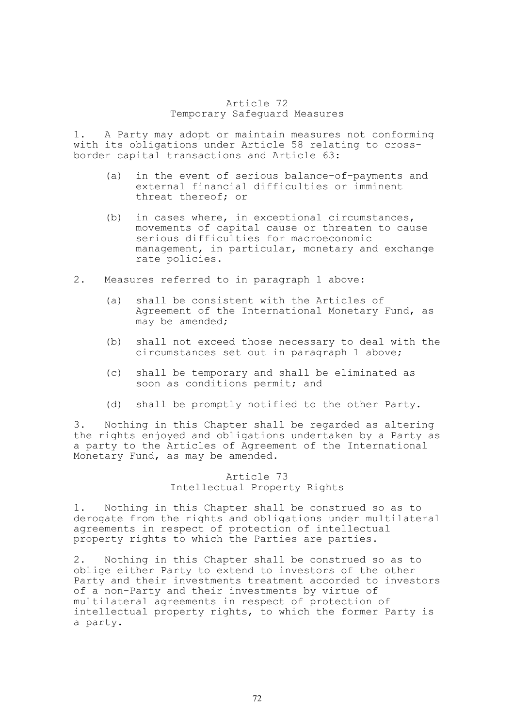## Article 72
## Temporary Safeguard Measures

1. A Party may adopt or maintain measures not conforming with its obligations under Article 58 relating to cross-border capital transactions and Article 63:

   (a) in the event of serious balance-of-payments and external financial difficulties or imminent threat thereof; or

   (b) in cases where, in exceptional circumstances, movements of capital cause or threaten to cause serious difficulties for macroeconomic management, in particular, monetary and exchange rate policies.

2. Measures referred to in paragraph 1 above:

   (a) shall be consistent with the Articles of Agreement of the International Monetary Fund, as may be amended;

   (b) shall not exceed those necessary to deal with the circumstances set out in paragraph 1 above;

   (c) shall be temporary and shall be eliminated as soon as conditions permit; and

   (d) shall be promptly notified to the other Party.

3. Nothing in this Chapter shall be regarded as altering the rights enjoyed and obligations undertaken by a Party as a party to the Articles of Agreement of the International Monetary Fund, as may be amended.

## Article 73
## Intellectual Property Rights

1. Nothing in this Chapter shall be construed so as to derogate from the rights and obligations under multilateral agreements in respect of protection of intellectual property rights to which the Parties are parties.

2. Nothing in this Chapter shall be construed so as to oblige either Party to extend to investors of the other Party and their investments treatment accorded to investors of a non-Party and their investments by virtue of multilateral agreements in respect of protection of intellectual property rights, to which the former Party is a party.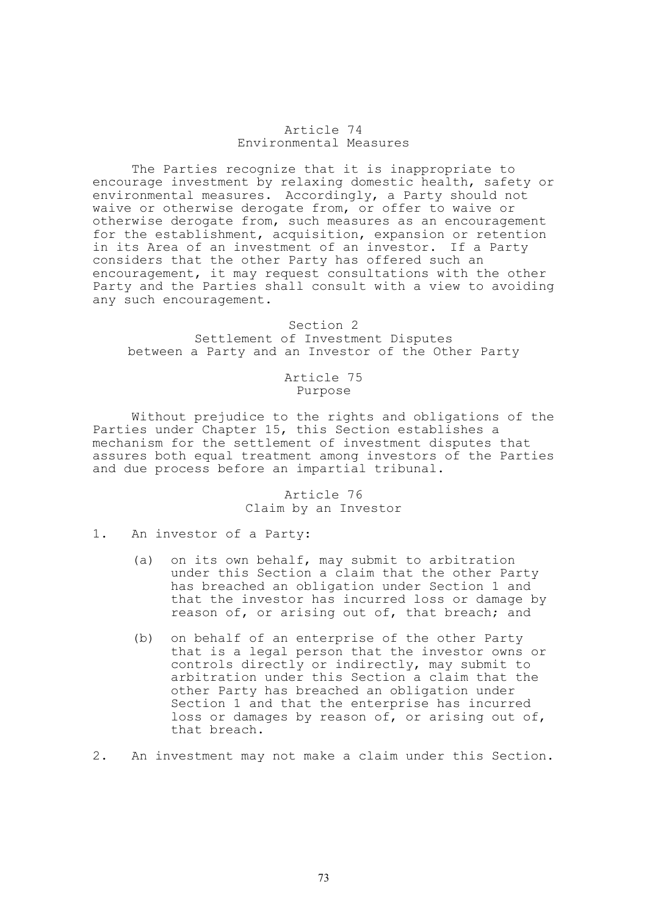### Article 74
### Environmental Measures

The Parties recognize that it is inappropriate to encourage investment by relaxing domestic health, safety or environmental measures. Accordingly, a Party should not waive or otherwise derogate from, or offer to waive or otherwise derogate from, such measures as an encouragement for the establishment, acquisition, expansion or retention in its Area of an investment of an investor. If a Party considers that the other Party has offered such an encouragement, it may request consultations with the other Party and the Parties shall consult with a view to avoiding any such encouragement.

## Section 2
## Settlement of Investment Disputes between a Party and an Investor of the Other Party

### Article 75
### Purpose

Without prejudice to the rights and obligations of the Parties under Chapter 15, this Section establishes a mechanism for the settlement of investment disputes that assures both equal treatment among investors of the Parties and due process before an impartial tribunal.

### Article 76
### Claim by an Investor

1. An investor of a Party:

   (a) on its own behalf, may submit to arbitration under this Section a claim that the other Party has breached an obligation under Section 1 and that the investor has incurred loss or damage by reason of, or arising out of, that breach; and

   (b) on behalf of an enterprise of the other Party that is a legal person that the investor owns or controls directly or indirectly, may submit to arbitration under this Section a claim that the other Party has breached an obligation under Section 1 and that the enterprise has incurred loss or damages by reason of, or arising out of, that breach.

2. An investment may not make a claim under this Section.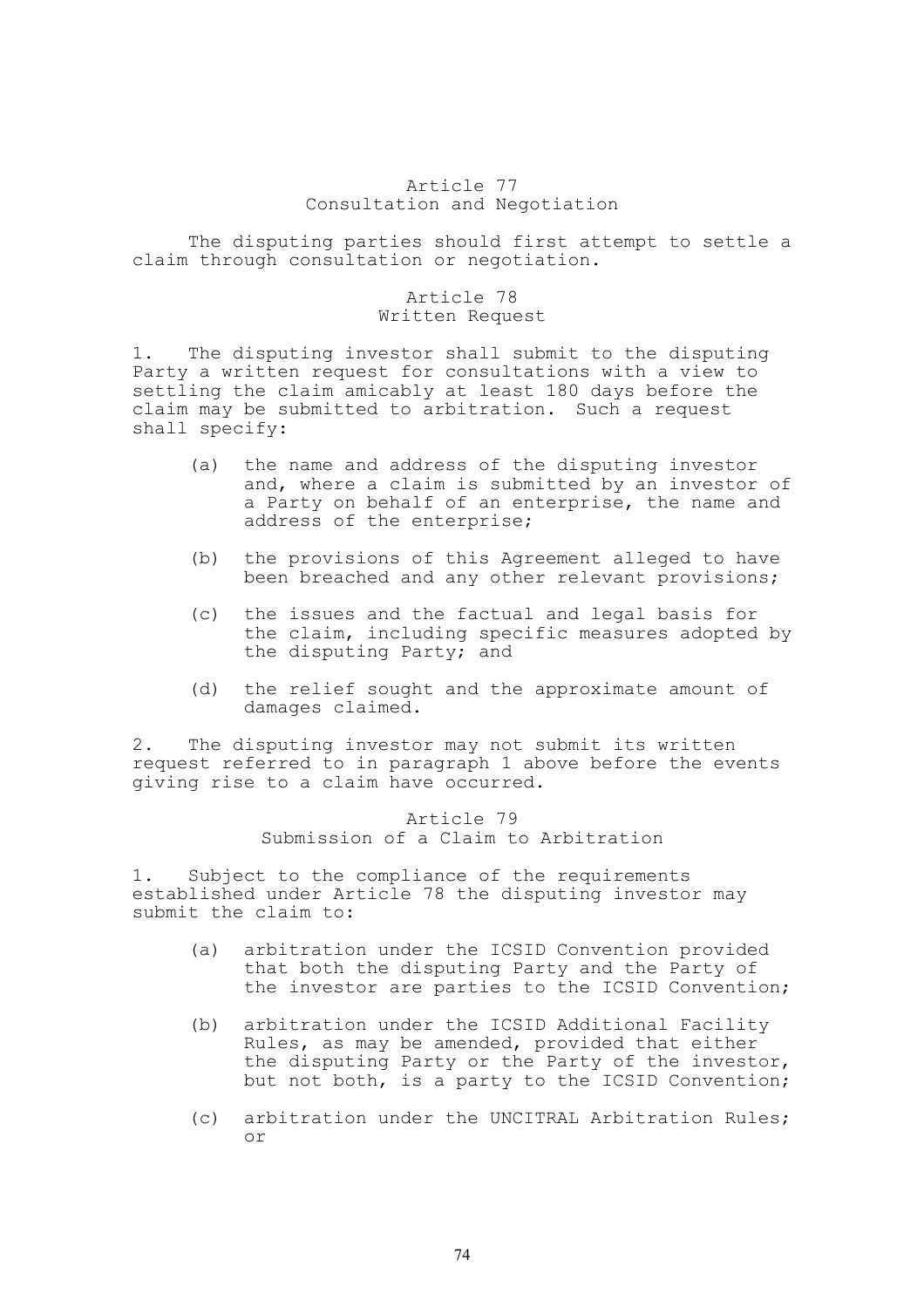### Article 77
### Consultation and Negotiation

The disputing parties should first attempt to settle a claim through consultation or negotiation.

### Article 78
### Written Request

1. The disputing investor shall submit to the disputing Party a written request for consultations with a view to settling the claim amicably at least 180 days before the claim may be submitted to arbitration. Such a request shall specify:

   (a) the name and address of the disputing investor and, where a claim is submitted by an investor of a Party on behalf of an enterprise, the name and address of the enterprise;

   (b) the provisions of this Agreement alleged to have been breached and any other relevant provisions;

   (c) the issues and the factual and legal basis for the claim, including specific measures adopted by the disputing Party; and

   (d) the relief sought and the approximate amount of damages claimed.

2. The disputing investor may not submit its written request referred to in paragraph 1 above before the events giving rise to a claim have occurred.

### Article 79
### Submission of a Claim to Arbitration

1. Subject to the compliance of the requirements established under Article 78 the disputing investor may submit the claim to:

   (a) arbitration under the ICSID Convention provided that both the disputing Party and the Party of the investor are parties to the ICSID Convention;

   (b) arbitration under the ICSID Additional Facility Rules, as may be amended, provided that either the disputing Party or the Party of the investor, but not both, is a party to the ICSID Convention;

   (c) arbitration under the UNCITRAL Arbitration Rules; or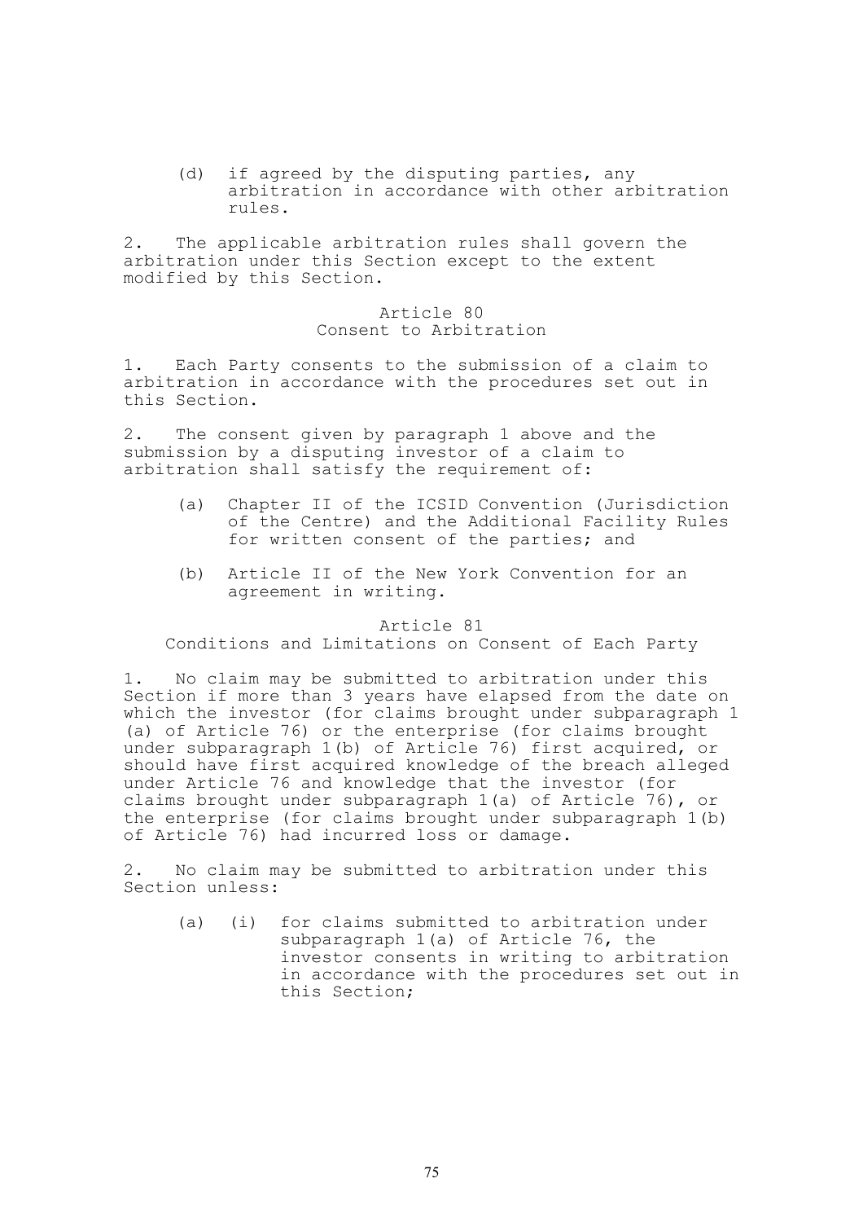(d) if agreed by the disputing parties, any arbitration in accordance with other arbitration rules.

2. The applicable arbitration rules shall govern the arbitration under this Section except to the extent modified by this Section.

### Article 80
### Consent to Arbitration

1. Each Party consents to the submission of a claim to arbitration in accordance with the procedures set out in this Section.

2. The consent given by paragraph 1 above and the submission by a disputing investor of a claim to arbitration shall satisfy the requirement of:

   (a) Chapter II of the ICSID Convention (Jurisdiction of the Centre) and the Additional Facility Rules for written consent of the parties; and

   (b) Article II of the New York Convention for an agreement in writing.

### Article 81
### Conditions and Limitations on Consent of Each Party

1. No claim may be submitted to arbitration under this Section if more than 3 years have elapsed from the date on which the investor (for claims brought under subparagraph 1 (a) of Article 76) or the enterprise (for claims brought under subparagraph 1(b) of Article 76) first acquired, or should have first acquired knowledge of the breach alleged under Article 76 and knowledge that the investor (for claims brought under subparagraph 1(a) of Article 76), or the enterprise (for claims brought under subparagraph 1(b) of Article 76) had incurred loss or damage.

2. No claim may be submitted to arbitration under this Section unless:

   (a) (i) for claims submitted to arbitration under subparagraph 1(a) of Article 76, the investor consents in writing to arbitration in accordance with the procedures set out in this Section;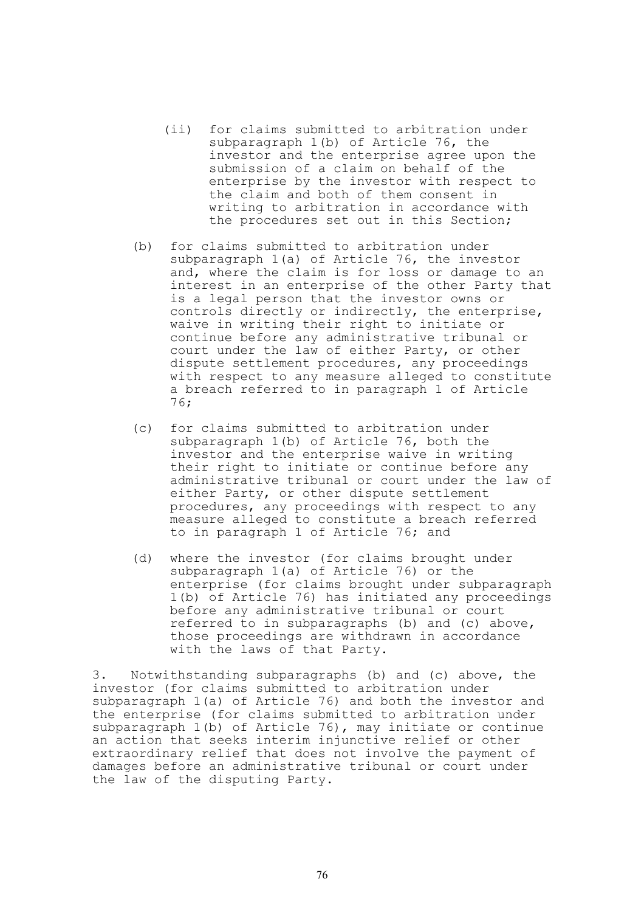(ii) for claims submitted to arbitration under subparagraph 1(b) of Article 76, the investor and the enterprise agree upon the submission of a claim on behalf of the enterprise by the investor with respect to the claim and both of them consent in writing to arbitration in accordance with the procedures set out in this Section;

(b) for claims submitted to arbitration under subparagraph 1(a) of Article 76, the investor and, where the claim is for loss or damage to an interest in an enterprise of the other Party that is a legal person that the investor owns or controls directly or indirectly, the enterprise, waive in writing their right to initiate or continue before any administrative tribunal or court under the law of either Party, or other dispute settlement procedures, any proceedings with respect to any measure alleged to constitute a breach referred to in paragraph 1 of Article 76;

(c) for claims submitted to arbitration under subparagraph 1(b) of Article 76, both the investor and the enterprise waive in writing their right to initiate or continue before any administrative tribunal or court under the law of either Party, or other dispute settlement procedures, any proceedings with respect to any measure alleged to constitute a breach referred to in paragraph 1 of Article 76; and

(d) where the investor (for claims brought under subparagraph 1(a) of Article 76) or the enterprise (for claims brought under subparagraph 1(b) of Article 76) has initiated any proceedings before any administrative tribunal or court referred to in subparagraphs (b) and (c) above, those proceedings are withdrawn in accordance with the laws of that Party.

3. Notwithstanding subparagraphs (b) and (c) above, the investor (for claims submitted to arbitration under subparagraph 1(a) of Article 76) and both the investor and the enterprise (for claims submitted to arbitration under subparagraph 1(b) of Article 76), may initiate or continue an action that seeks interim injunctive relief or other extraordinary relief that does not involve the payment of damages before an administrative tribunal or court under the law of the disputing Party.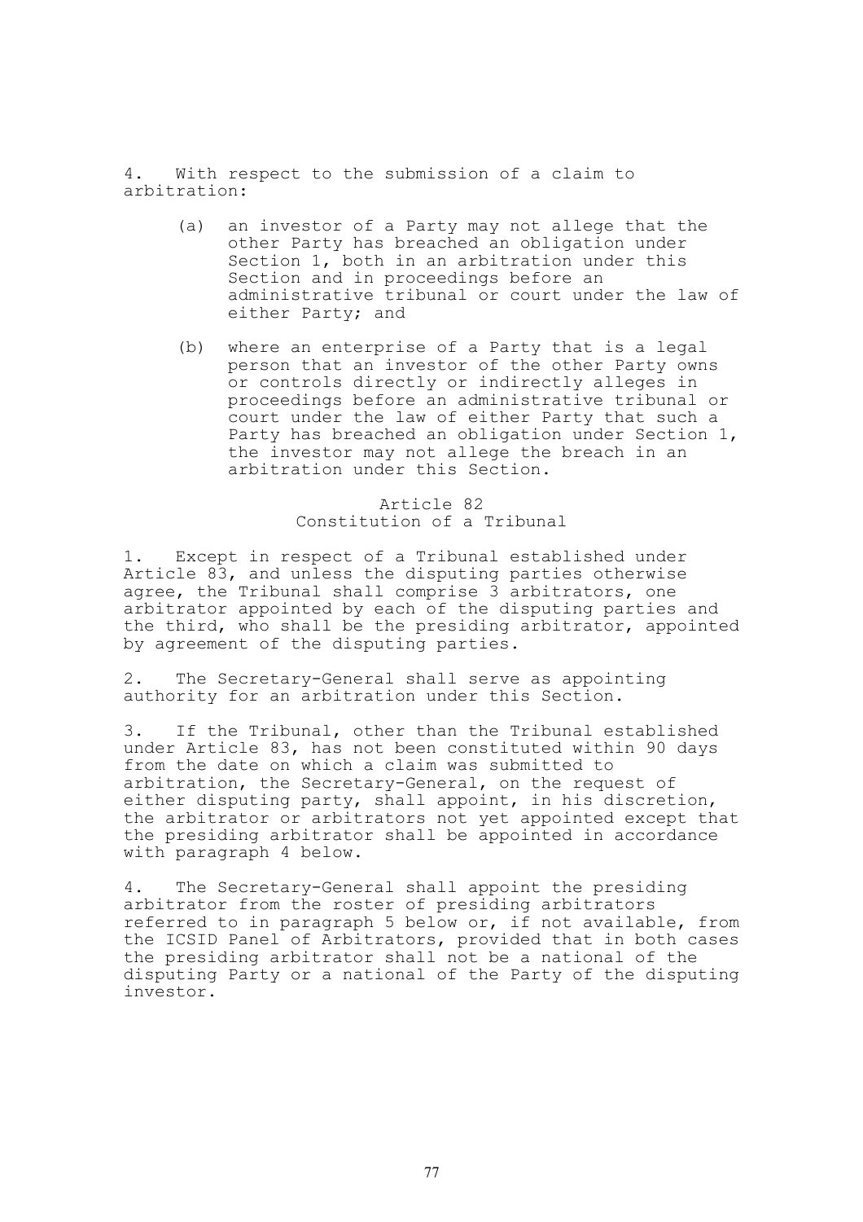4. With respect to the submission of a claim to arbitration:

(a) an investor of a Party may not allege that the other Party has breached an obligation under Section 1, both in an arbitration under this Section and in proceedings before an administrative tribunal or court under the law of either Party; and

(b) where an enterprise of a Party that is a legal person that an investor of the other Party owns or controls directly or indirectly alleges in proceedings before an administrative tribunal or court under the law of either Party that such a Party has breached an obligation under Section 1, the investor may not allege the breach in an arbitration under this Section.

## Article 82
## Constitution of a Tribunal

1. Except in respect of a Tribunal established under Article 83, and unless the disputing parties otherwise agree, the Tribunal shall comprise 3 arbitrators, one arbitrator appointed by each of the disputing parties and the third, who shall be the presiding arbitrator, appointed by agreement of the disputing parties.

2. The Secretary-General shall serve as appointing authority for an arbitration under this Section.

3. If the Tribunal, other than the Tribunal established under Article 83, has not been constituted within 90 days from the date on which a claim was submitted to arbitration, the Secretary-General, on the request of either disputing party, shall appoint, in his discretion, the arbitrator or arbitrators not yet appointed except that the presiding arbitrator shall be appointed in accordance with paragraph 4 below.

4. The Secretary-General shall appoint the presiding arbitrator from the roster of presiding arbitrators referred to in paragraph 5 below or, if not available, from the ICSID Panel of Arbitrators, provided that in both cases the presiding arbitrator shall not be a national of the disputing Party or a national of the Party of the disputing investor.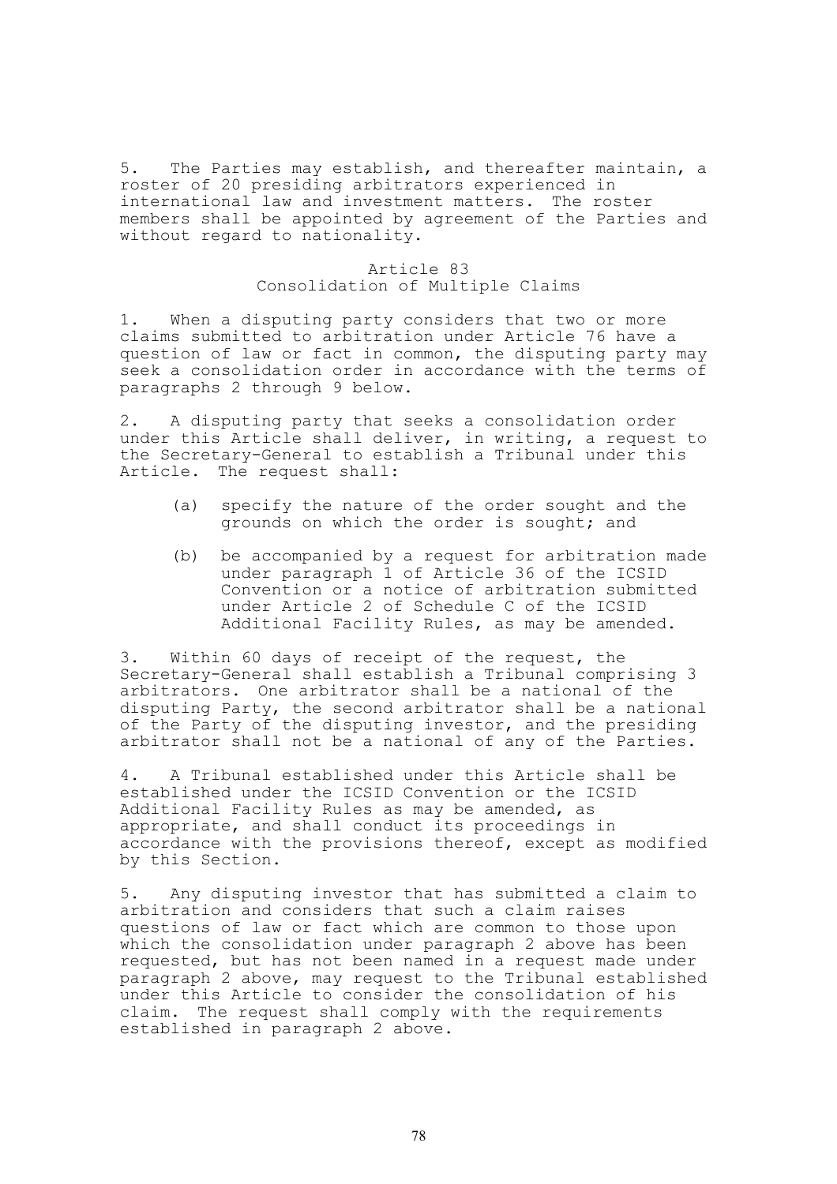5. The Parties may establish, and thereafter maintain, a roster of 20 presiding arbitrators experienced in international law and investment matters. The roster members shall be appointed by agreement of the Parties and without regard to nationality.

## Article 83
## Consolidation of Multiple Claims

1. When a disputing party considers that two or more claims submitted to arbitration under Article 76 have a question of law or fact in common, the disputing party may seek a consolidation order in accordance with the terms of paragraphs 2 through 9 below.

2. A disputing party that seeks a consolidation order under this Article shall deliver, in writing, a request to the Secretary-General to establish a Tribunal under this Article. The request shall:

   (a) specify the nature of the order sought and the grounds on which the order is sought; and

   (b) be accompanied by a request for arbitration made under paragraph 1 of Article 36 of the ICSID Convention or a notice of arbitration submitted under Article 2 of Schedule C of the ICSID Additional Facility Rules, as may be amended.

3. Within 60 days of receipt of the request, the Secretary-General shall establish a Tribunal comprising 3 arbitrators. One arbitrator shall be a national of the disputing Party, the second arbitrator shall be a national of the Party of the disputing investor, and the presiding arbitrator shall not be a national of any of the Parties.

4. A Tribunal established under this Article shall be established under the ICSID Convention or the ICSID Additional Facility Rules as may be amended, as appropriate, and shall conduct its proceedings in accordance with the provisions thereof, except as modified by this Section.

5. Any disputing investor that has submitted a claim to arbitration and considers that such a claim raises questions of law or fact which are common to those upon which the consolidation under paragraph 2 above has been requested, but has not been named in a request made under paragraph 2 above, may request to the Tribunal established under this Article to consider the consolidation of his claim. The request shall comply with the requirements established in paragraph 2 above.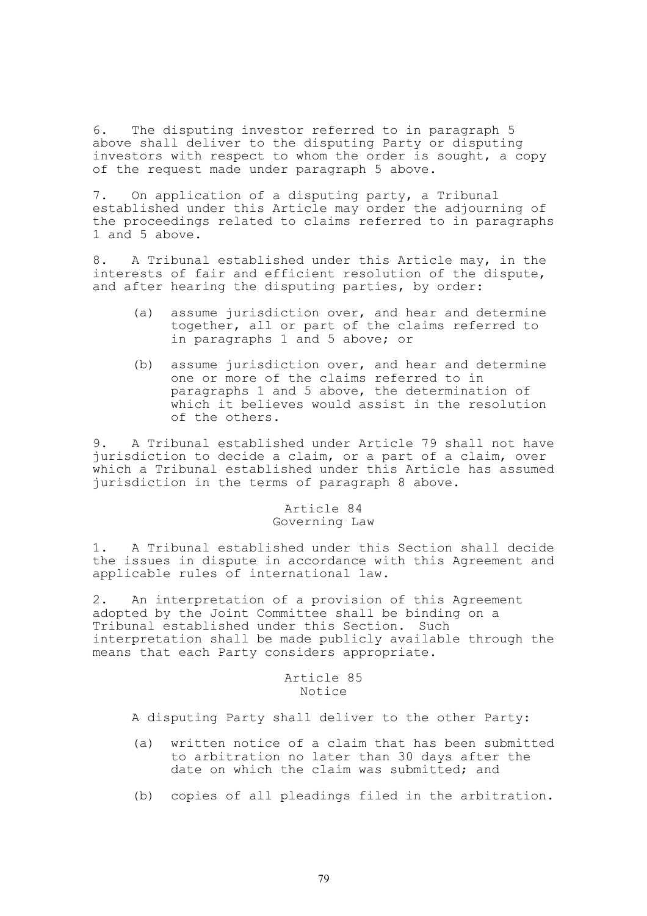6. The disputing investor referred to in paragraph 5 above shall deliver to the disputing Party or disputing investors with respect to whom the order is sought, a copy of the request made under paragraph 5 above.

7. On application of a disputing party, a Tribunal established under this Article may order the adjourning of the proceedings related to claims referred to in paragraphs 1 and 5 above.

8. A Tribunal established under this Article may, in the interests of fair and efficient resolution of the dispute, and after hearing the disputing parties, by order:

(a) assume jurisdiction over, and hear and determine together, all or part of the claims referred to in paragraphs 1 and 5 above; or

(b) assume jurisdiction over, and hear and determine one or more of the claims referred to in paragraphs 1 and 5 above, the determination of which it believes would assist in the resolution of the others.

9. A Tribunal established under Article 79 shall not have jurisdiction to decide a claim, or a part of a claim, over which a Tribunal established under this Article has assumed jurisdiction in the terms of paragraph 8 above.

## Article 84
## Governing Law

1. A Tribunal established under this Section shall decide the issues in dispute in accordance with this Agreement and applicable rules of international law.

2. An interpretation of a provision of this Agreement adopted by the Joint Committee shall be binding on a Tribunal established under this Section. Such interpretation shall be made publicly available through the means that each Party considers appropriate.

## Article 85
## Notice

A disputing Party shall deliver to the other Party:

(a) written notice of a claim that has been submitted to arbitration no later than 30 days after the date on which the claim was submitted; and

(b) copies of all pleadings filed in the arbitration.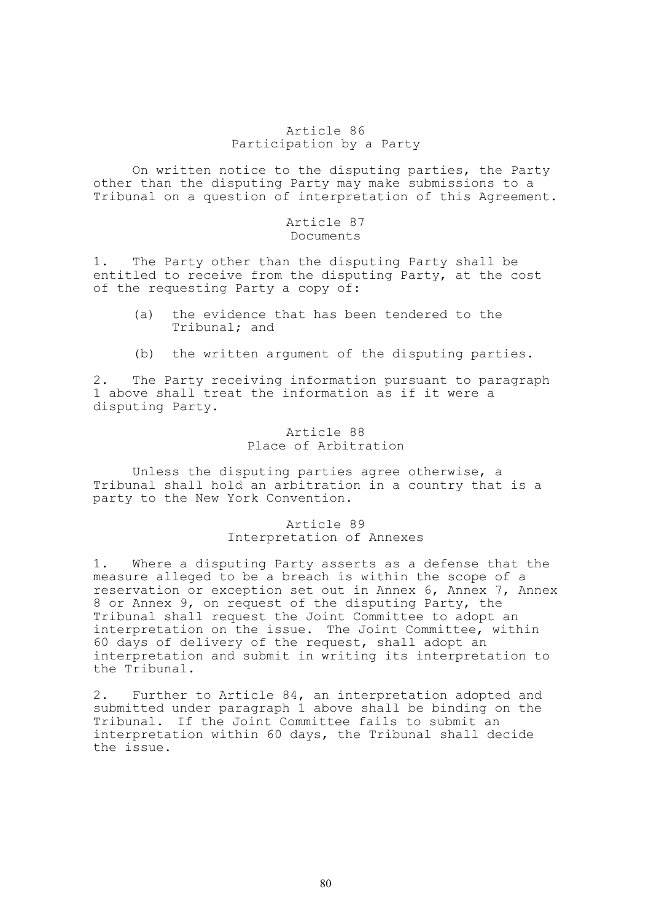### Article 86
### Participation by a Party

On written notice to the disputing parties, the Party other than the disputing Party may make submissions to a Tribunal on a question of interpretation of this Agreement.

### Article 87
### Documents

1. The Party other than the disputing Party shall be entitled to receive from the disputing Party, at the cost of the requesting Party a copy of:

    (a) the evidence that has been tendered to the Tribunal; and

    (b) the written argument of the disputing parties.

2. The Party receiving information pursuant to paragraph 1 above shall treat the information as if it were a disputing Party.

### Article 88
### Place of Arbitration

Unless the disputing parties agree otherwise, a Tribunal shall hold an arbitration in a country that is a party to the New York Convention.

### Article 89
### Interpretation of Annexes

1. Where a disputing Party asserts as a defense that the measure alleged to be a breach is within the scope of a reservation or exception set out in Annex 6, Annex 7, Annex 8 or Annex 9, on request of the disputing Party, the Tribunal shall request the Joint Committee to adopt an interpretation on the issue. The Joint Committee, within 60 days of delivery of the request, shall adopt an interpretation and submit in writing its interpretation to the Tribunal.

2. Further to Article 84, an interpretation adopted and submitted under paragraph 1 above shall be binding on the Tribunal. If the Joint Committee fails to submit an interpretation within 60 days, the Tribunal shall decide the issue.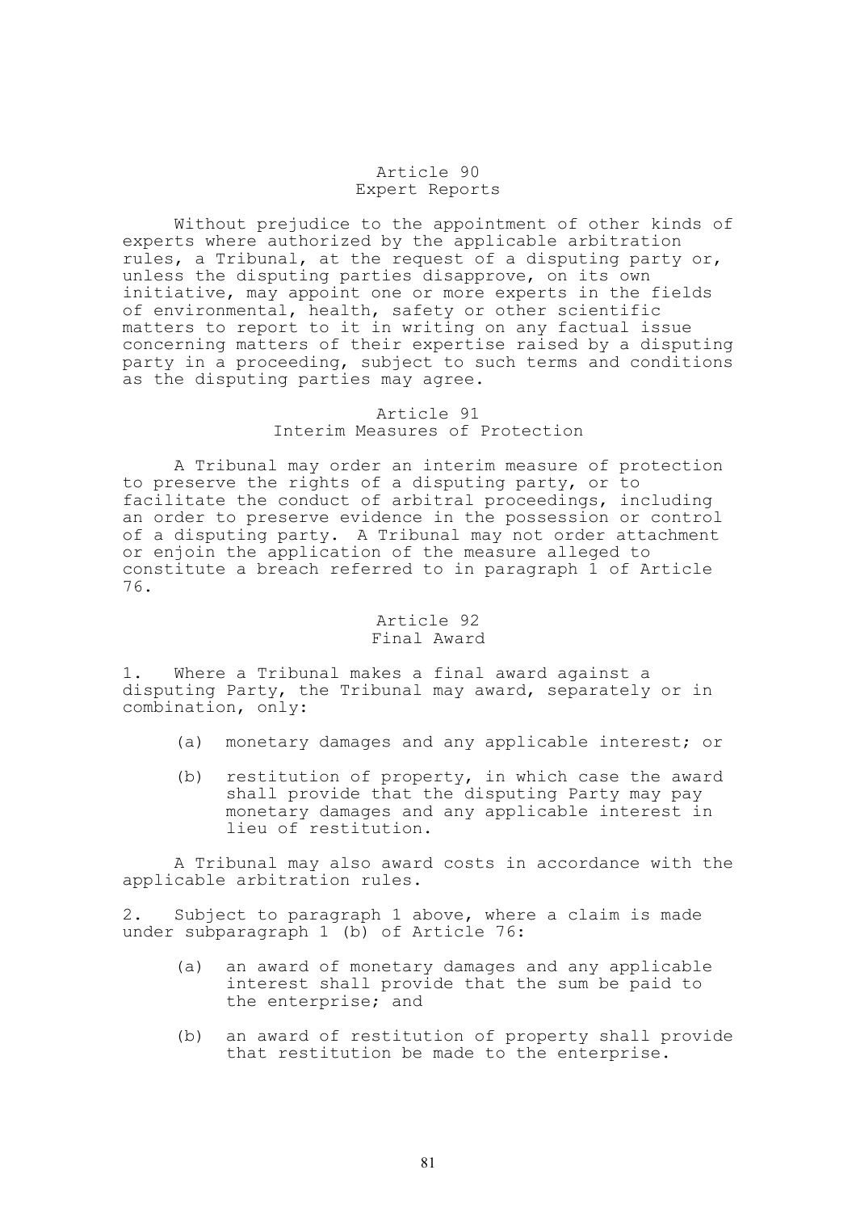## Article 90
### Expert Reports

Without prejudice to the appointment of other kinds of experts where authorized by the applicable arbitration rules, a Tribunal, at the request of a disputing party or, unless the disputing parties disapprove, on its own initiative, may appoint one or more experts in the fields of environmental, health, safety or other scientific matters to report to it in writing on any factual issue concerning matters of their expertise raised by a disputing party in a proceeding, subject to such terms and conditions as the disputing parties may agree.

## Article 91
### Interim Measures of Protection

A Tribunal may order an interim measure of protection to preserve the rights of a disputing party, or to facilitate the conduct of arbitral proceedings, including an order to preserve evidence in the possession or control of a disputing party. A Tribunal may not order attachment or enjoin the application of the measure alleged to constitute a breach referred to in paragraph 1 of Article 76.

## Article 92
### Final Award

1. Where a Tribunal makes a final award against a disputing Party, the Tribunal may award, separately or in combination, only:

   (a) monetary damages and any applicable interest; or

   (b) restitution of property, in which case the award shall provide that the disputing Party may pay monetary damages and any applicable interest in lieu of restitution.

A Tribunal may also award costs in accordance with the applicable arbitration rules.

2. Subject to paragraph 1 above, where a claim is made under subparagraph 1 (b) of Article 76:

   (a) an award of monetary damages and any applicable interest shall provide that the sum be paid to the enterprise; and

   (b) an award of restitution of property shall provide that restitution be made to the enterprise.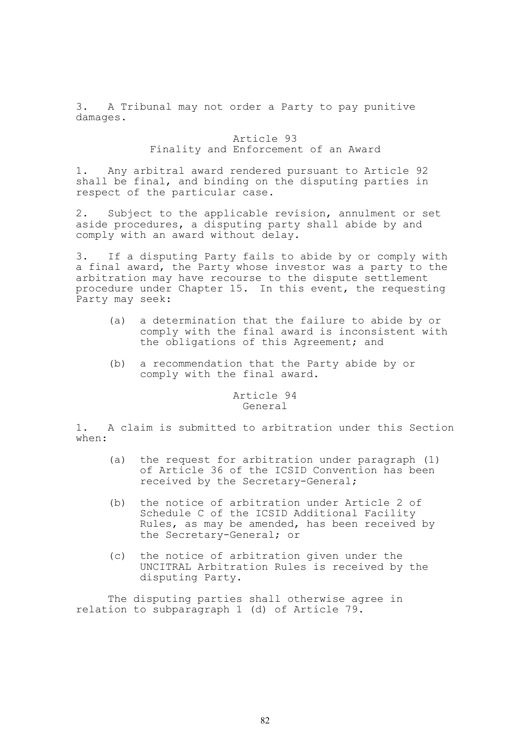3. A Tribunal may not order a Party to pay punitive damages.

### Article 93
### Finality and Enforcement of an Award

1. Any arbitral award rendered pursuant to Article 92 shall be final, and binding on the disputing parties in respect of the particular case.

2. Subject to the applicable revision, annulment or set aside procedures, a disputing party shall abide by and comply with an award without delay.

3. If a disputing Party fails to abide by or comply with a final award, the Party whose investor was a party to the arbitration may have recourse to the dispute settlement procedure under Chapter 15. In this event, the requesting Party may seek:

(a) a determination that the failure to abide by or comply with the final award is inconsistent with the obligations of this Agreement; and

(b) a recommendation that the Party abide by or comply with the final award.

### Article 94
### General

1. A claim is submitted to arbitration under this Section when:

(a) the request for arbitration under paragraph (1) of Article 36 of the ICSID Convention has been received by the Secretary-General;

(b) the notice of arbitration under Article 2 of Schedule C of the ICSID Additional Facility Rules, as may be amended, has been received by the Secretary-General; or

(c) the notice of arbitration given under the UNCITRAL Arbitration Rules is received by the disputing Party.

The disputing parties shall otherwise agree in relation to subparagraph 1 (d) of Article 79.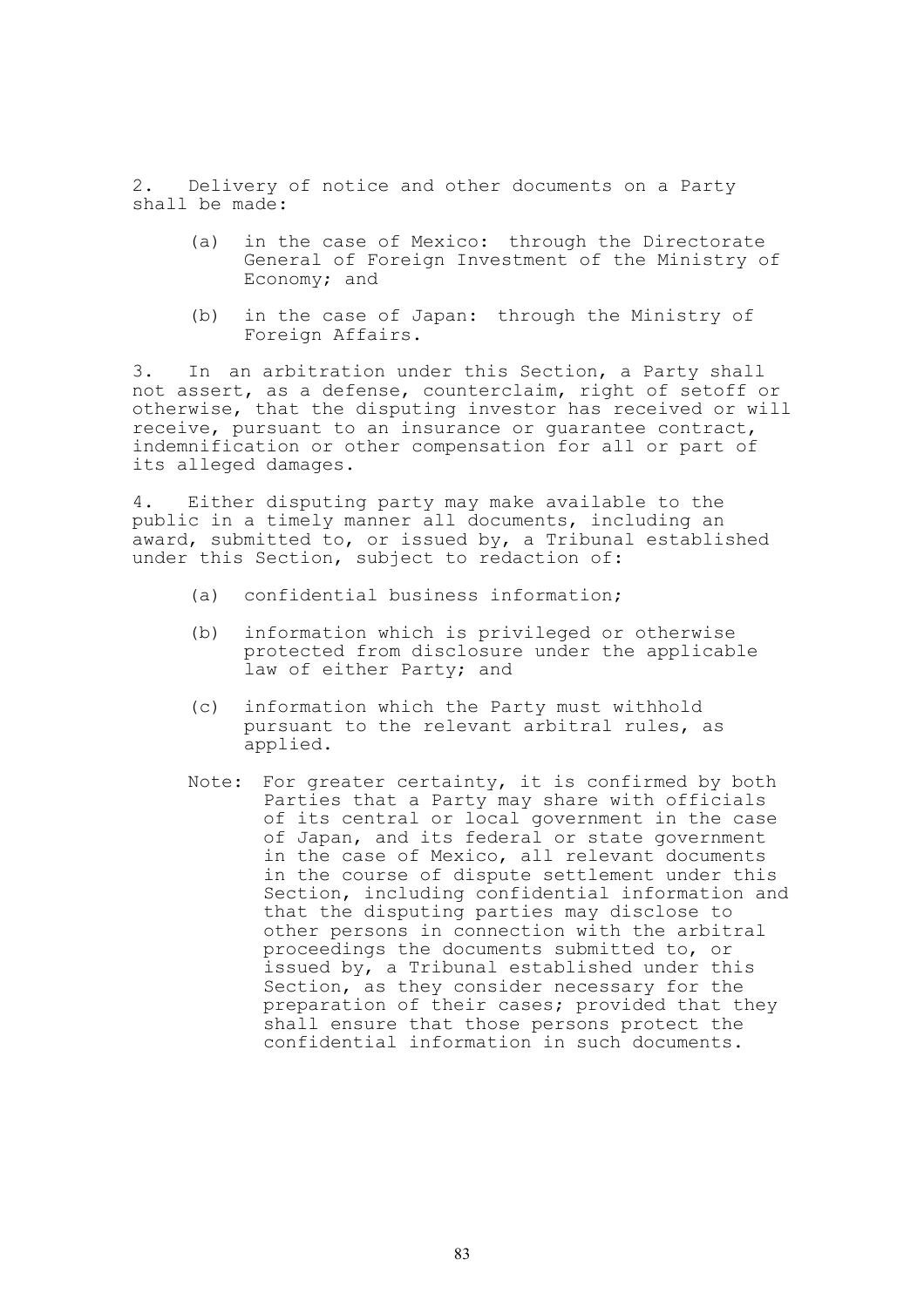2. Delivery of notice and other documents on a Party shall be made:

(a) in the case of Mexico: through the Directorate General of Foreign Investment of the Ministry of Economy; and

(b) in the case of Japan: through the Ministry of Foreign Affairs.

3. In an arbitration under this Section, a Party shall not assert, as a defense, counterclaim, right of setoff or otherwise, that the disputing investor has received or will receive, pursuant to an insurance or guarantee contract, indemnification or other compensation for all or part of its alleged damages.

4. Either disputing party may make available to the public in a timely manner all documents, including an award, submitted to, or issued by, a Tribunal established under this Section, subject to redaction of:

(a) confidential business information;

(b) information which is privileged or otherwise protected from disclosure under the applicable law of either Party; and

(c) information which the Party must withhold pursuant to the relevant arbitral rules, as applied.

Note: For greater certainty, it is confirmed by both Parties that a Party may share with officials of its central or local government in the case of Japan, and its federal or state government in the case of Mexico, all relevant documents in the course of dispute settlement under this Section, including confidential information and that the disputing parties may disclose to other persons in connection with the arbitral proceedings the documents submitted to, or issued by, a Tribunal established under this Section, as they consider necessary for the preparation of their cases; provided that they shall ensure that those persons protect the confidential information in such documents.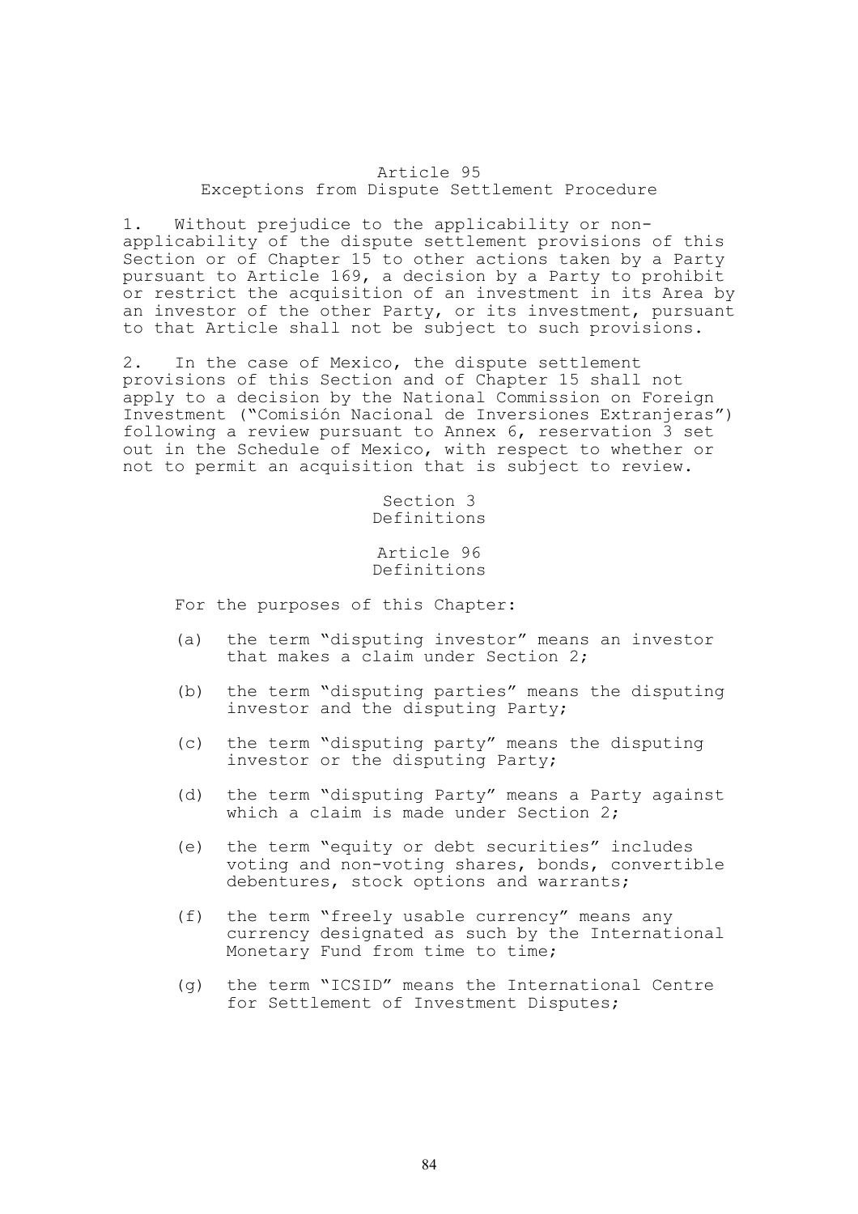### Article 95
### Exceptions from Dispute Settlement Procedure

1. Without prejudice to the applicability or non-applicability of the dispute settlement provisions of this Section or of Chapter 15 to other actions taken by a Party pursuant to Article 169, a decision by a Party to prohibit or restrict the acquisition of an investment in its Area by an investor of the other Party, or its investment, pursuant to that Article shall not be subject to such provisions.

2. In the case of Mexico, the dispute settlement provisions of this Section and of Chapter 15 shall not apply to a decision by the National Commission on Foreign Investment ("Comisión Nacional de Inversiones Extranjeras") following a review pursuant to Annex 6, reservation 3 set out in the Schedule of Mexico, with respect to whether or not to permit an acquisition that is subject to review.

## Section 3
## Definitions

### Article 96
### Definitions

For the purposes of this Chapter:

(a) the term "disputing investor" means an investor that makes a claim under Section 2;

(b) the term "disputing parties" means the disputing investor and the disputing Party;

(c) the term "disputing party" means the disputing investor or the disputing Party;

(d) the term "disputing Party" means a Party against which a claim is made under Section 2;

(e) the term "equity or debt securities" includes voting and non-voting shares, bonds, convertible debentures, stock options and warrants;

(f) the term "freely usable currency" means any currency designated as such by the International Monetary Fund from time to time;

(g) the term "ICSID" means the International Centre for Settlement of Investment Disputes;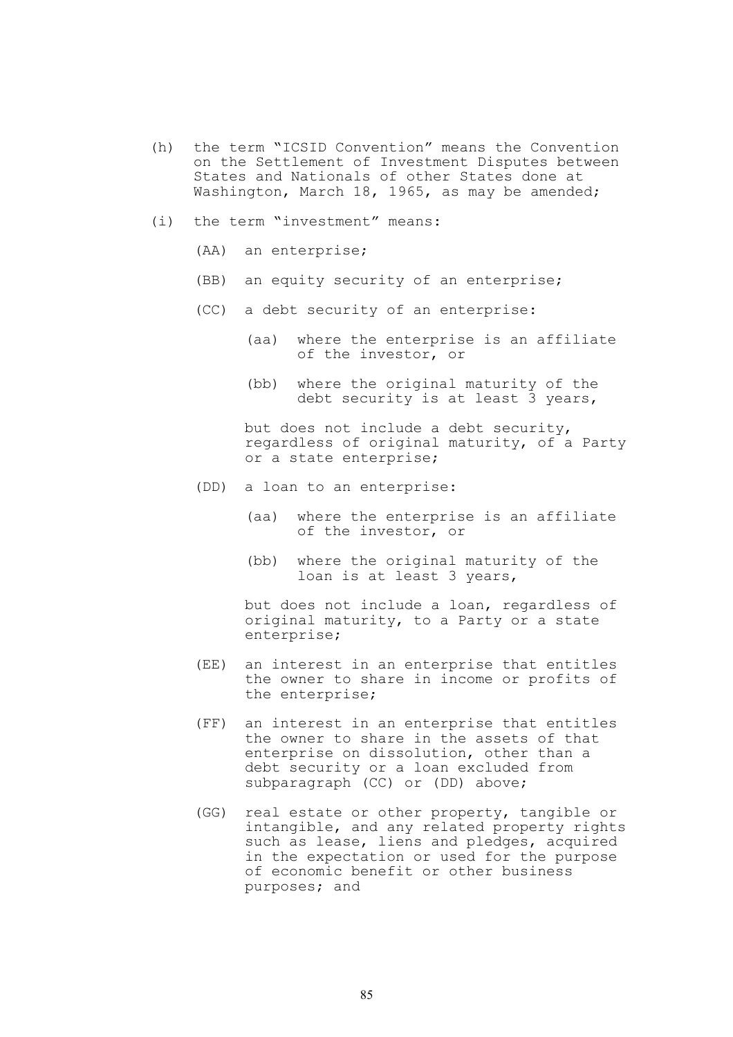(h) the term "ICSID Convention" means the Convention on the Settlement of Investment Disputes between States and Nationals of other States done at Washington, March 18, 1965, as may be amended;

(i) the term "investment" means:

  (AA) an enterprise;

  (BB) an equity security of an enterprise;

  (CC) a debt security of an enterprise:

    (aa) where the enterprise is an affiliate of the investor, or

    (bb) where the original maturity of the debt security is at least 3 years,

  but does not include a debt security, regardless of original maturity, of a Party or a state enterprise;

  (DD) a loan to an enterprise:

    (aa) where the enterprise is an affiliate of the investor, or

    (bb) where the original maturity of the loan is at least 3 years,

  but does not include a loan, regardless of original maturity, to a Party or a state enterprise;

  (EE) an interest in an enterprise that entitles the owner to share in income or profits of the enterprise;

  (FF) an interest in an enterprise that entitles the owner to share in the assets of that enterprise on dissolution, other than a debt security or a loan excluded from subparagraph (CC) or (DD) above;

  (GG) real estate or other property, tangible or intangible, and any related property rights such as lease, liens and pledges, acquired in the expectation or used for the purpose of economic benefit or other business purposes; and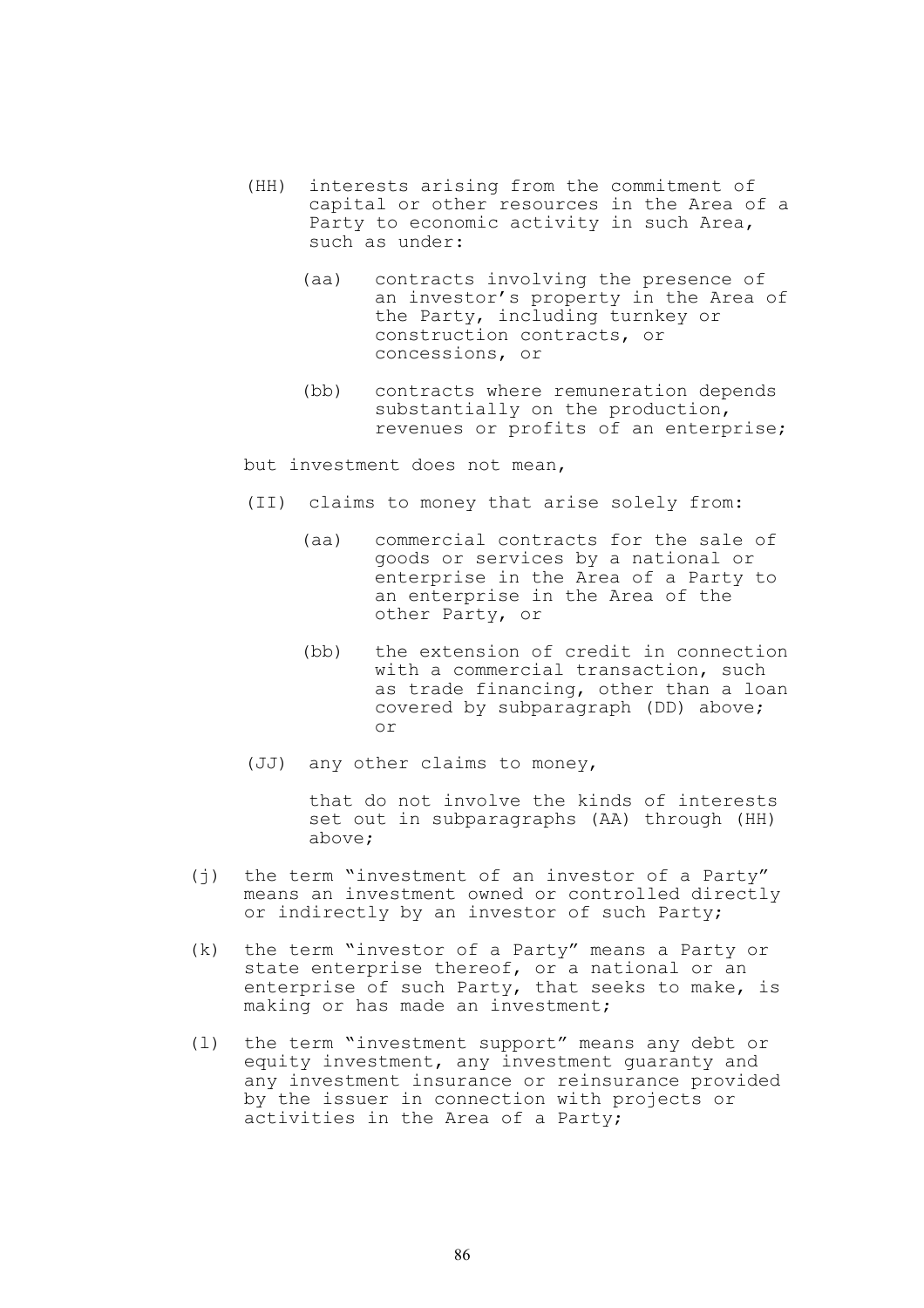(HH) interests arising from the commitment of capital or other resources in the Area of a Party to economic activity in such Area, such as under:

(aa) contracts involving the presence of an investor's property in the Area of the Party, including turnkey or construction contracts, or concessions, or

(bb) contracts where remuneration depends substantially on the production, revenues or profits of an enterprise;

but investment does not mean,

(II) claims to money that arise solely from:

(aa) commercial contracts for the sale of goods or services by a national or enterprise in the Area of a Party to an enterprise in the Area of the other Party, or

(bb) the extension of credit in connection with a commercial transaction, such as trade financing, other than a loan covered by subparagraph (DD) above; or

(JJ) any other claims to money,

that do not involve the kinds of interests set out in subparagraphs (AA) through (HH) above;

(j) the term "investment of an investor of a Party" means an investment owned or controlled directly or indirectly by an investor of such Party;

(k) the term "investor of a Party" means a Party or state enterprise thereof, or a national or an enterprise of such Party, that seeks to make, is making or has made an investment;

(l) the term "investment support" means any debt or equity investment, any investment guaranty and any investment insurance or reinsurance provided by the issuer in connection with projects or activities in the Area of a Party;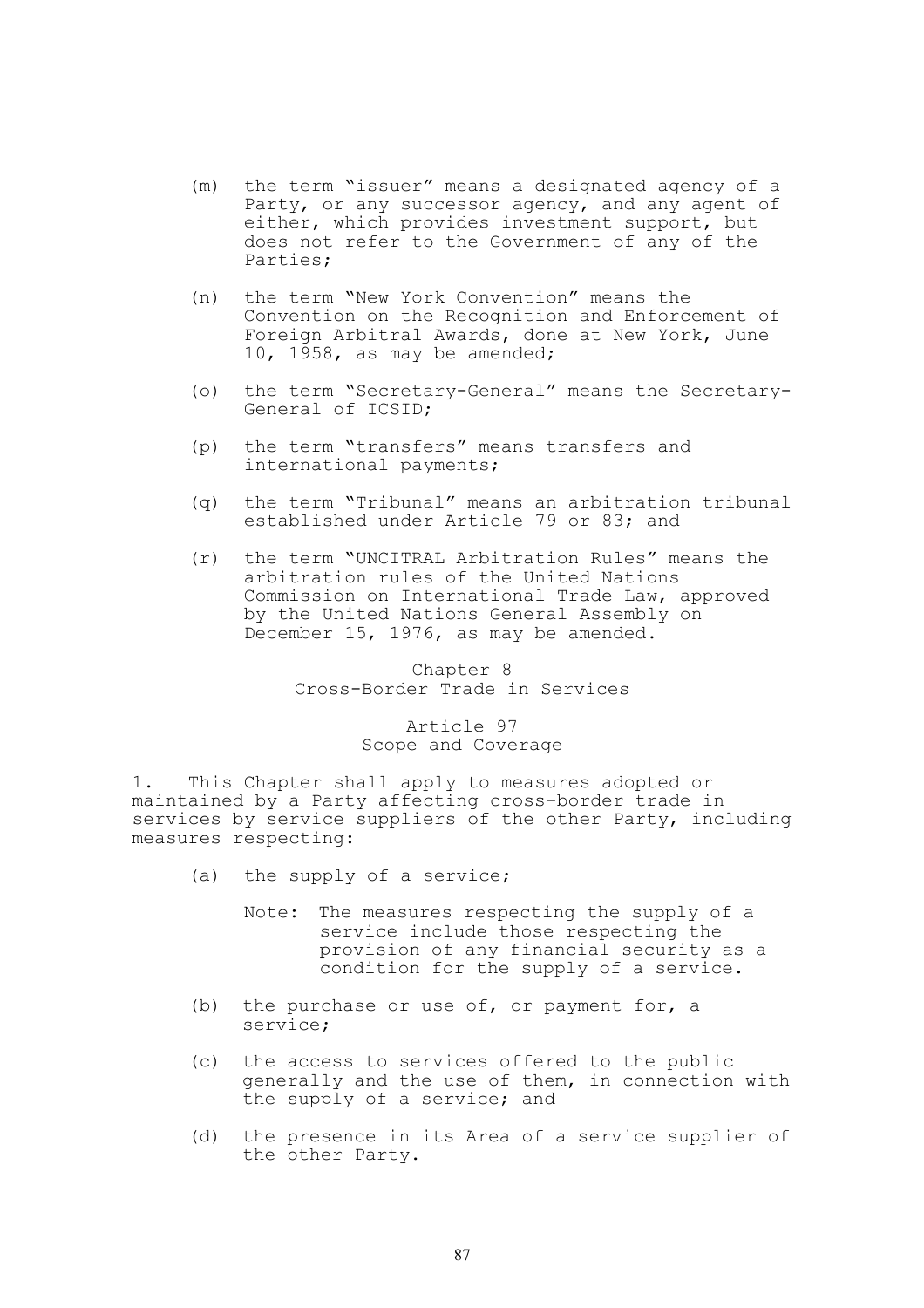(m) the term "issuer" means a designated agency of a Party, or any successor agency, and any agent of either, which provides investment support, but does not refer to the Government of any of the Parties;

(n) the term "New York Convention" means the Convention on the Recognition and Enforcement of Foreign Arbitral Awards, done at New York, June 10, 1958, as may be amended;

(o) the term "Secretary-General" means the Secretary-General of ICSID;

(p) the term "transfers" means transfers and international payments;

(q) the term "Tribunal" means an arbitration tribunal established under Article 79 or 83; and

(r) the term "UNCITRAL Arbitration Rules" means the arbitration rules of the United Nations Commission on International Trade Law, approved by the United Nations General Assembly on December 15, 1976, as may be amended.

## Chapter 8
## Cross-Border Trade in Services

### Article 97
### Scope and Coverage

1. This Chapter shall apply to measures adopted or maintained by a Party affecting cross-border trade in services by service suppliers of the other Party, including measures respecting:

(a) the supply of a service;

Note: The measures respecting the supply of a service include those respecting the provision of any financial security as a condition for the supply of a service.

(b) the purchase or use of, or payment for, a service;

(c) the access to services offered to the public generally and the use of them, in connection with the supply of a service; and

(d) the presence in its Area of a service supplier of the other Party.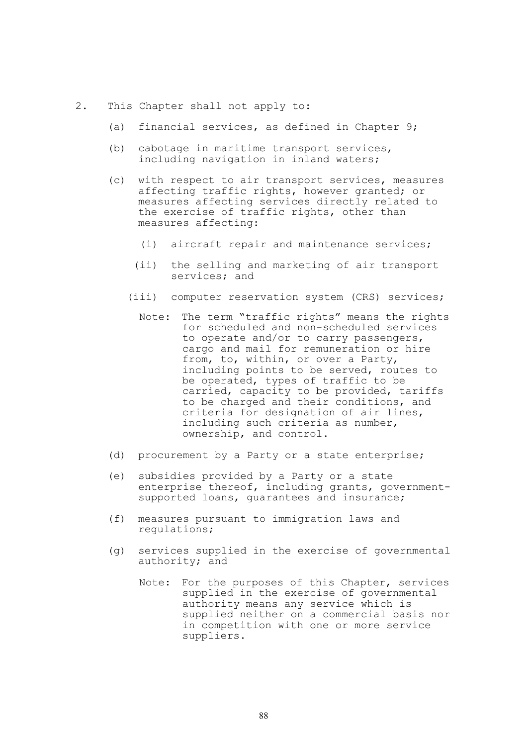2. This Chapter shall not apply to:

   (a) financial services, as defined in Chapter 9;

   (b) cabotage in maritime transport services, including navigation in inland waters;

   (c) with respect to air transport services, measures affecting traffic rights, however granted; or measures affecting services directly related to the exercise of traffic rights, other than measures affecting:

      (i) aircraft repair and maintenance services;

      (ii) the selling and marketing of air transport services; and

      (iii) computer reservation system (CRS) services;

      Note: The term "traffic rights" means the rights for scheduled and non-scheduled services to operate and/or to carry passengers, cargo and mail for remuneration or hire from, to, within, or over a Party, including points to be served, routes to be operated, types of traffic to be carried, capacity to be provided, tariffs to be charged and their conditions, and criteria for designation of air lines, including such criteria as number, ownership, and control.

   (d) procurement by a Party or a state enterprise;

   (e) subsidies provided by a Party or a state enterprise thereof, including grants, government-supported loans, guarantees and insurance;

   (f) measures pursuant to immigration laws and regulations;

   (g) services supplied in the exercise of governmental authority; and

      Note: For the purposes of this Chapter, services supplied in the exercise of governmental authority means any service which is supplied neither on a commercial basis nor in competition with one or more service suppliers.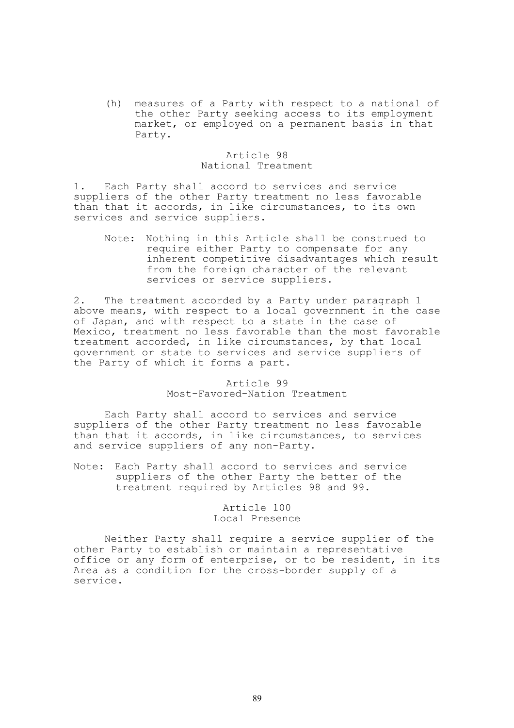(h) measures of a Party with respect to a national of the other Party seeking access to its employment market, or employed on a permanent basis in that Party.

### Article 98
### National Treatment

1. Each Party shall accord to services and service suppliers of the other Party treatment no less favorable than that it accords, in like circumstances, to its own services and service suppliers.

   Note: Nothing in this Article shall be construed to require either Party to compensate for any inherent competitive disadvantages which result from the foreign character of the relevant services or service suppliers.

2. The treatment accorded by a Party under paragraph 1 above means, with respect to a local government in the case of Japan, and with respect to a state in the case of Mexico, treatment no less favorable than the most favorable treatment accorded, in like circumstances, by that local government or state to services and service suppliers of the Party of which it forms a part.

### Article 99
### Most-Favored-Nation Treatment

Each Party shall accord to services and service suppliers of the other Party treatment no less favorable than that it accords, in like circumstances, to services and service suppliers of any non-Party.

Note: Each Party shall accord to services and service suppliers of the other Party the better of the treatment required by Articles 98 and 99.

### Article 100
### Local Presence

Neither Party shall require a service supplier of the other Party to establish or maintain a representative office or any form of enterprise, or to be resident, in its Area as a condition for the cross-border supply of a service.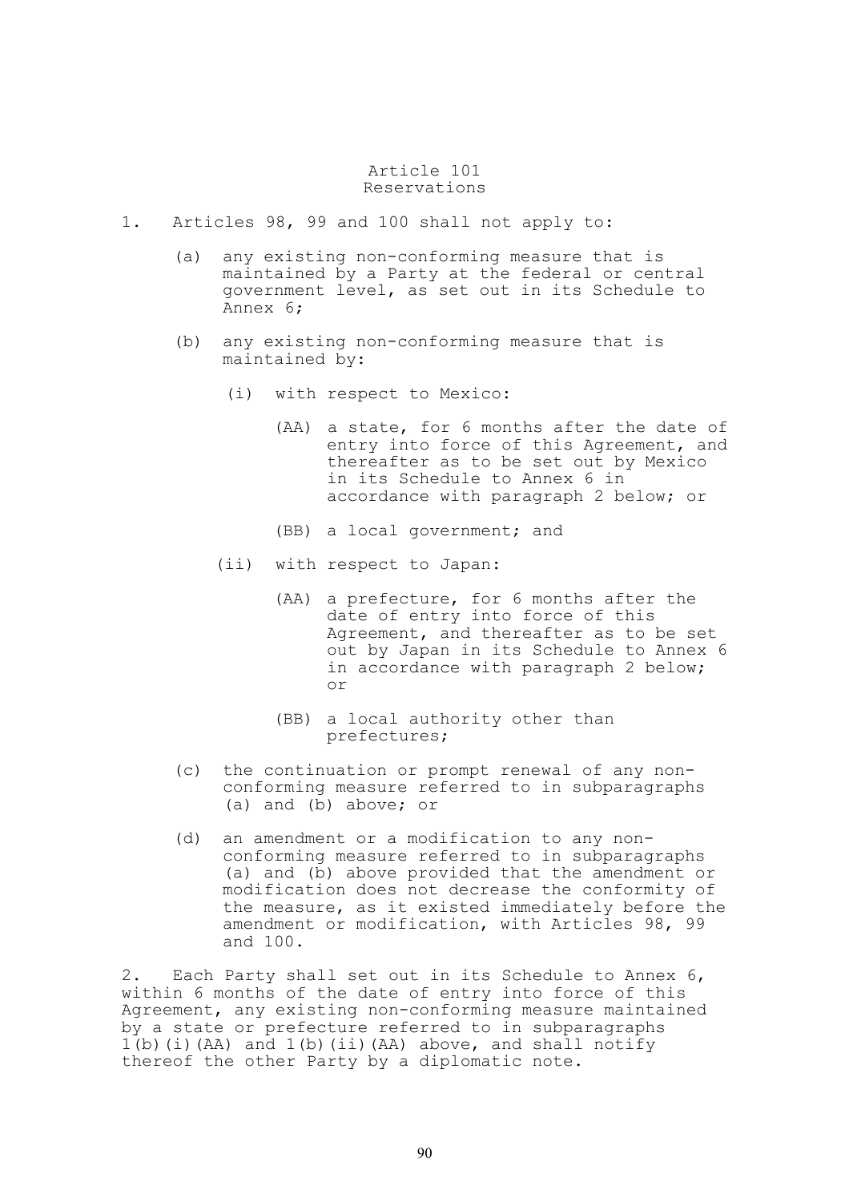## Article 101
## Reservations

1. Articles 98, 99 and 100 shall not apply to:

   (a) any existing non-conforming measure that is maintained by a Party at the federal or central government level, as set out in its Schedule to Annex 6;

   (b) any existing non-conforming measure that is maintained by:

      (i) with respect to Mexico:

         (AA) a state, for 6 months after the date of entry into force of this Agreement, and thereafter as to be set out by Mexico in its Schedule to Annex 6 in accordance with paragraph 2 below; or

         (BB) a local government; and

      (ii) with respect to Japan:

         (AA) a prefecture, for 6 months after the date of entry into force of this Agreement, and thereafter as to be set out by Japan in its Schedule to Annex 6 in accordance with paragraph 2 below; or

         (BB) a local authority other than prefectures;

   (c) the continuation or prompt renewal of any non-conforming measure referred to in subparagraphs (a) and (b) above; or

   (d) an amendment or a modification to any non-conforming measure referred to in subparagraphs (a) and (b) above provided that the amendment or modification does not decrease the conformity of the measure, as it existed immediately before the amendment or modification, with Articles 98, 99 and 100.

2. Each Party shall set out in its Schedule to Annex 6, within 6 months of the date of entry into force of this Agreement, any existing non-conforming measure maintained by a state or prefecture referred to in subparagraphs 1(b)(i)(AA) and 1(b)(ii)(AA) above, and shall notify thereof the other Party by a diplomatic note.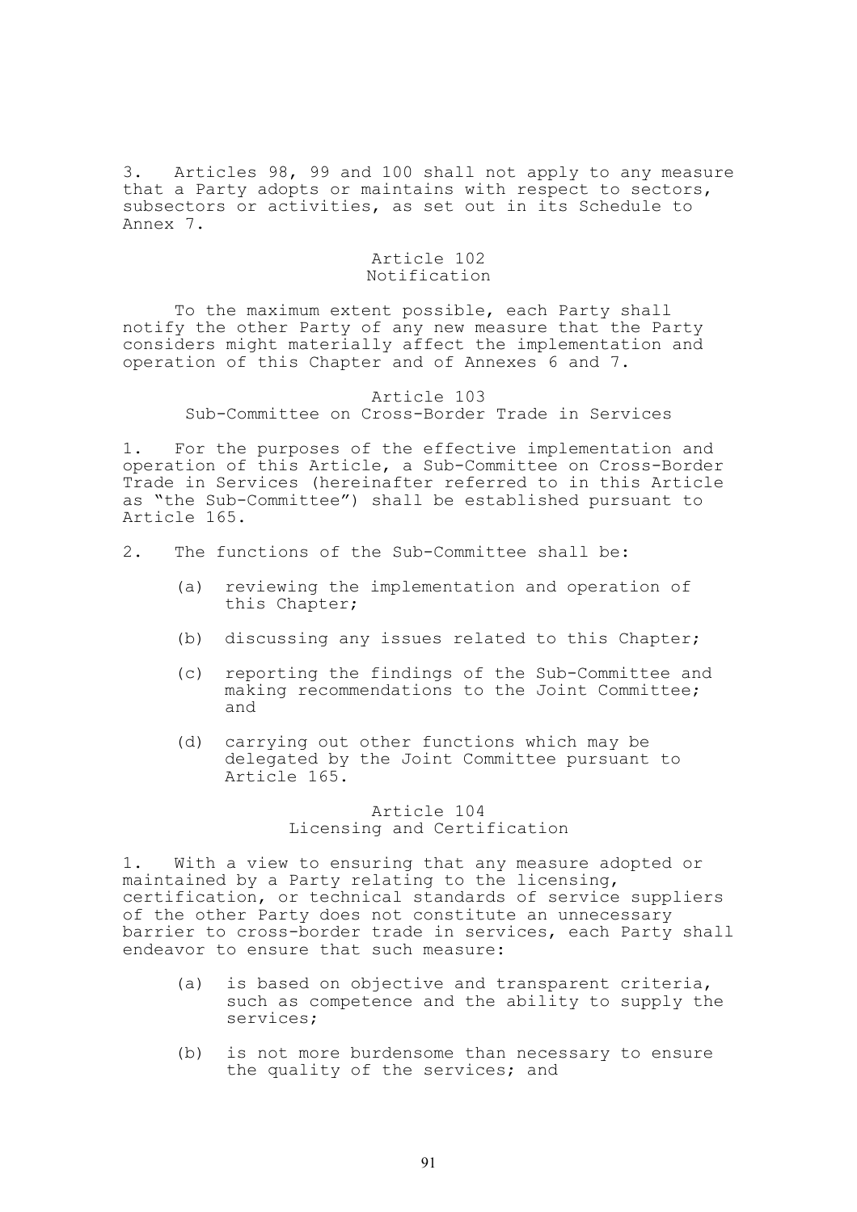3. Articles 98, 99 and 100 shall not apply to any measure that a Party adopts or maintains with respect to sectors, subsectors or activities, as set out in its Schedule to Annex 7.

### Article 102
### Notification

To the maximum extent possible, each Party shall notify the other Party of any new measure that the Party considers might materially affect the implementation and operation of this Chapter and of Annexes 6 and 7.

### Article 103
### Sub-Committee on Cross-Border Trade in Services

1. For the purposes of the effective implementation and operation of this Article, a Sub-Committee on Cross-Border Trade in Services (hereinafter referred to in this Article as "the Sub-Committee") shall be established pursuant to Article 165.

2. The functions of the Sub-Committee shall be:

   (a) reviewing the implementation and operation of this Chapter;

   (b) discussing any issues related to this Chapter;

   (c) reporting the findings of the Sub-Committee and making recommendations to the Joint Committee; and

   (d) carrying out other functions which may be delegated by the Joint Committee pursuant to Article 165.

### Article 104
### Licensing and Certification

1. With a view to ensuring that any measure adopted or maintained by a Party relating to the licensing, certification, or technical standards of service suppliers of the other Party does not constitute an unnecessary barrier to cross-border trade in services, each Party shall endeavor to ensure that such measure:

   (a) is based on objective and transparent criteria, such as competence and the ability to supply the services;

   (b) is not more burdensome than necessary to ensure the quality of the services; and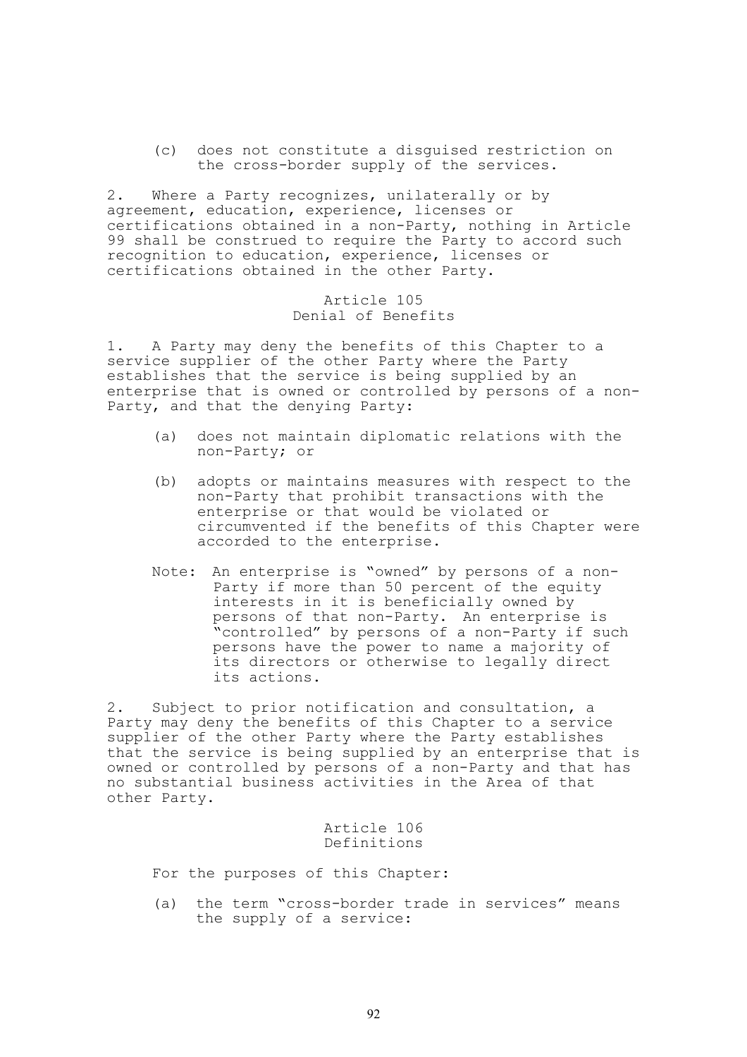(c) does not constitute a disguised restriction on the cross-border supply of the services.

2. Where a Party recognizes, unilaterally or by agreement, education, experience, licenses or certifications obtained in a non-Party, nothing in Article 99 shall be construed to require the Party to accord such recognition to education, experience, licenses or certifications obtained in the other Party.

### Article 105
### Denial of Benefits

1. A Party may deny the benefits of this Chapter to a service supplier of the other Party where the Party establishes that the service is being supplied by an enterprise that is owned or controlled by persons of a non-Party, and that the denying Party:

(a) does not maintain diplomatic relations with the non-Party; or

(b) adopts or maintains measures with respect to the non-Party that prohibit transactions with the enterprise or that would be violated or circumvented if the benefits of this Chapter were accorded to the enterprise.

Note: An enterprise is "owned" by persons of a non-Party if more than 50 percent of the equity interests in it is beneficially owned by persons of that non-Party. An enterprise is "controlled" by persons of a non-Party if such persons have the power to name a majority of its directors or otherwise to legally direct its actions.

2. Subject to prior notification and consultation, a Party may deny the benefits of this Chapter to a service supplier of the other Party where the Party establishes that the service is being supplied by an enterprise that is owned or controlled by persons of a non-Party and that has no substantial business activities in the Area of that other Party.

### Article 106
### Definitions

For the purposes of this Chapter:

(a) the term "cross-border trade in services" means the supply of a service: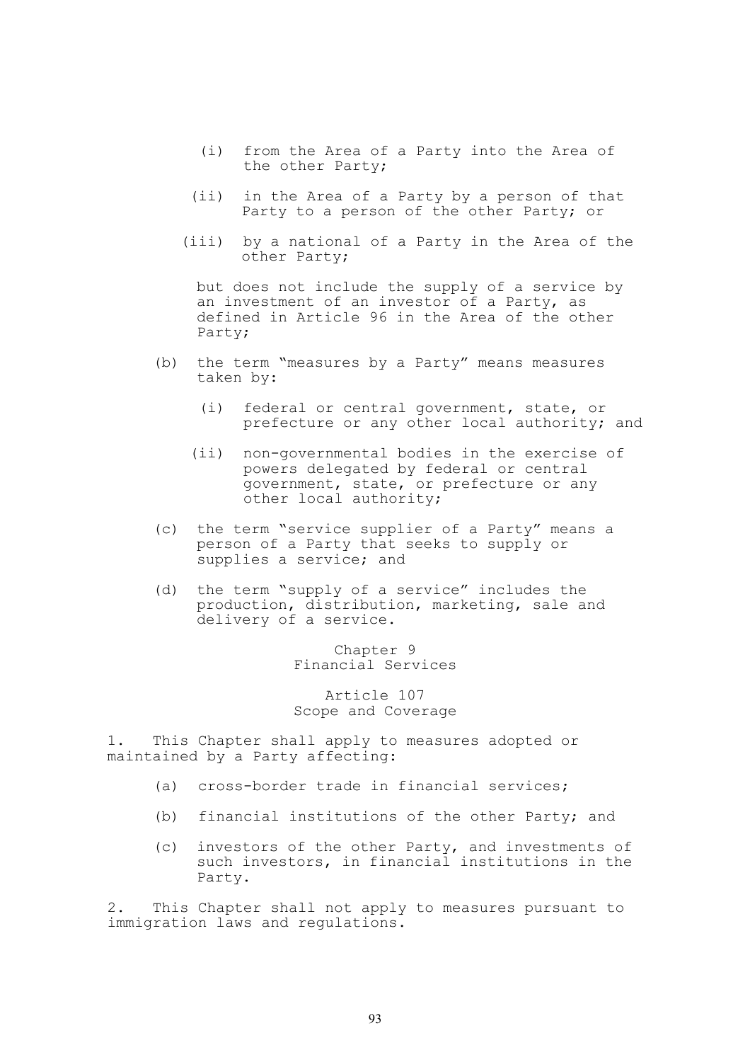(i) from the Area of a Party into the Area of the other Party;

(ii) in the Area of a Party by a person of that Party to a person of the other Party; or

(iii) by a national of a Party in the Area of the other Party;

but does not include the supply of a service by an investment of an investor of a Party, as defined in Article 96 in the Area of the other Party;

(b) the term "measures by a Party" means measures taken by:

(i) federal or central government, state, or prefecture or any other local authority; and

(ii) non-governmental bodies in the exercise of powers delegated by federal or central government, state, or prefecture or any other local authority;

(c) the term "service supplier of a Party" means a person of a Party that seeks to supply or supplies a service; and

(d) the term "supply of a service" includes the production, distribution, marketing, sale and delivery of a service.

## Chapter 9
## Financial Services

### Article 107
### Scope and Coverage

1. This Chapter shall apply to measures adopted or maintained by a Party affecting:

(a) cross-border trade in financial services;

(b) financial institutions of the other Party; and

(c) investors of the other Party, and investments of such investors, in financial institutions in the Party.

2. This Chapter shall not apply to measures pursuant to immigration laws and regulations.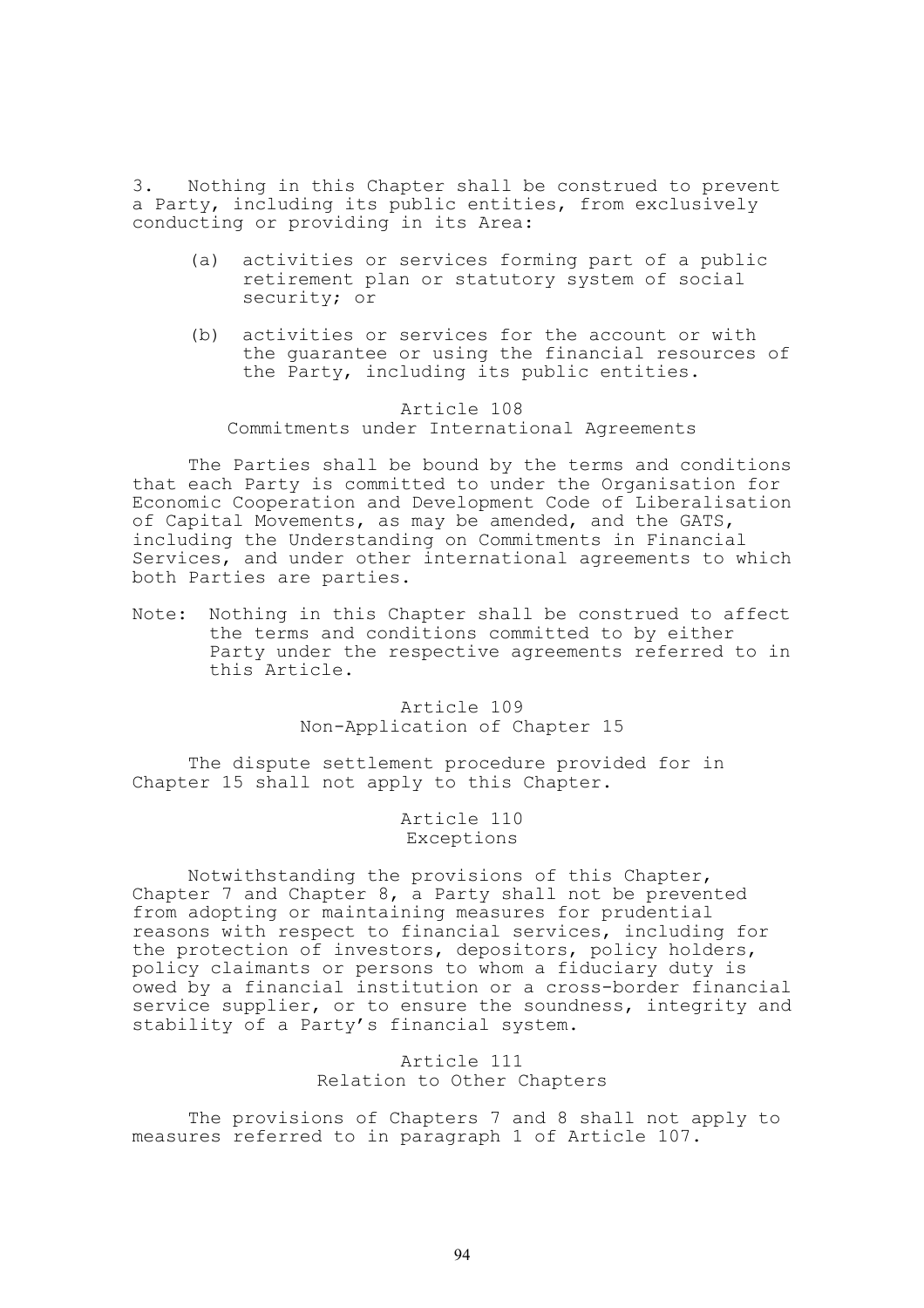3. Nothing in this Chapter shall be construed to prevent a Party, including its public entities, from exclusively conducting or providing in its Area:

(a) activities or services forming part of a public retirement plan or statutory system of social security; or

(b) activities or services for the account or with the guarantee or using the financial resources of the Party, including its public entities.

### Article 108
### Commitments under International Agreements

The Parties shall be bound by the terms and conditions that each Party is committed to under the Organisation for Economic Cooperation and Development Code of Liberalisation of Capital Movements, as may be amended, and the GATS, including the Understanding on Commitments in Financial Services, and under other international agreements to which both Parties are parties.

Note: Nothing in this Chapter shall be construed to affect the terms and conditions committed to by either Party under the respective agreements referred to in this Article.

### Article 109
### Non-Application of Chapter 15

The dispute settlement procedure provided for in Chapter 15 shall not apply to this Chapter.

### Article 110
### Exceptions

Notwithstanding the provisions of this Chapter, Chapter 7 and Chapter 8, a Party shall not be prevented from adopting or maintaining measures for prudential reasons with respect to financial services, including for the protection of investors, depositors, policy holders, policy claimants or persons to whom a fiduciary duty is owed by a financial institution or a cross-border financial service supplier, or to ensure the soundness, integrity and stability of a Party's financial system.

### Article 111
### Relation to Other Chapters

The provisions of Chapters 7 and 8 shall not apply to measures referred to in paragraph 1 of Article 107.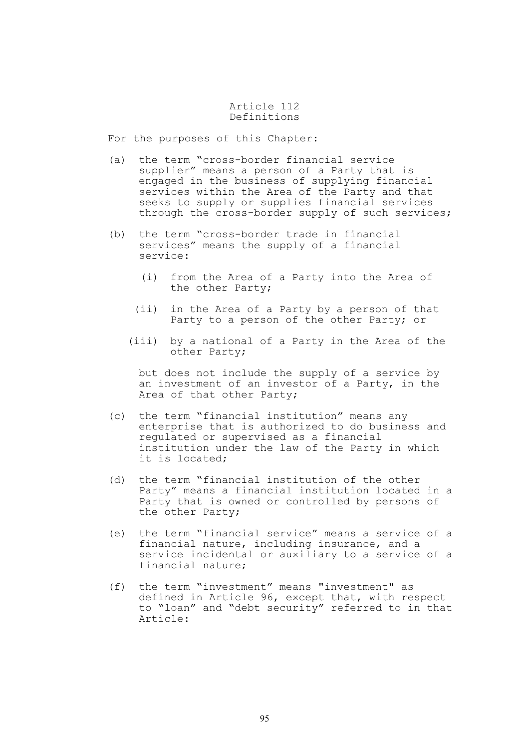## Article 112
## Definitions

For the purposes of this Chapter:

(a) the term "cross-border financial service supplier" means a person of a Party that is engaged in the business of supplying financial services within the Area of the Party and that seeks to supply or supplies financial services through the cross-border supply of such services;

(b) the term "cross-border trade in financial services" means the supply of a financial service:

  (i) from the Area of a Party into the Area of the other Party;

  (ii) in the Area of a Party by a person of that Party to a person of the other Party; or

  (iii) by a national of a Party in the Area of the other Party;

  but does not include the supply of a service by an investment of an investor of a Party, in the Area of that other Party;

(c) the term "financial institution" means any enterprise that is authorized to do business and regulated or supervised as a financial institution under the law of the Party in which it is located;

(d) the term "financial institution of the other Party" means a financial institution located in a Party that is owned or controlled by persons of the other Party;

(e) the term "financial service" means a service of a financial nature, including insurance, and a service incidental or auxiliary to a service of a financial nature;

(f) the term "investment" means "investment" as defined in Article 96, except that, with respect to "loan" and "debt security" referred to in that Article: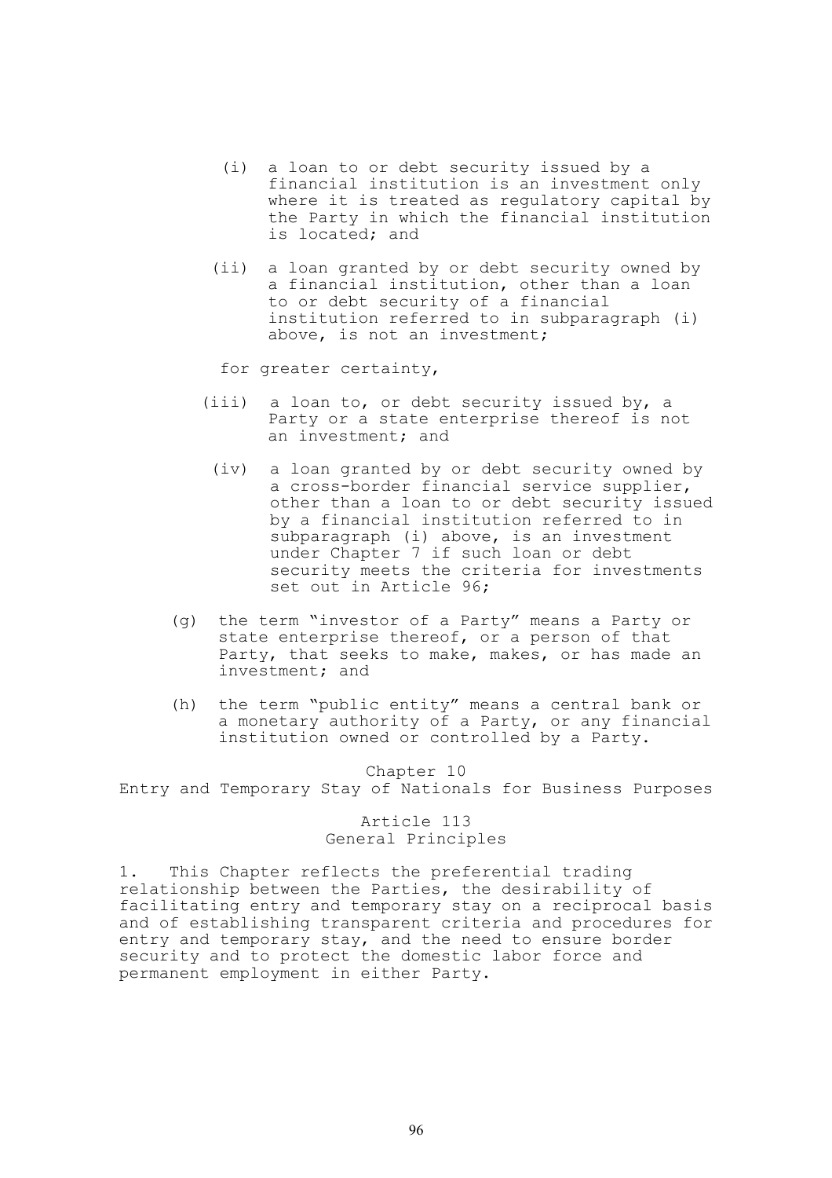(i) a loan to or debt security issued by a financial institution is an investment only where it is treated as regulatory capital by the Party in which the financial institution is located; and

(ii) a loan granted by or debt security owned by a financial institution, other than a loan to or debt security of a financial institution referred to in subparagraph (i) above, is not an investment;

for greater certainty,

(iii) a loan to, or debt security issued by, a Party or a state enterprise thereof is not an investment; and

(iv) a loan granted by or debt security owned by a cross-border financial service supplier, other than a loan to or debt security issued by a financial institution referred to in subparagraph (i) above, is an investment under Chapter 7 if such loan or debt security meets the criteria for investments set out in Article 96;

(g) the term "investor of a Party" means a Party or state enterprise thereof, or a person of that Party, that seeks to make, makes, or has made an investment; and

(h) the term "public entity" means a central bank or a monetary authority of a Party, or any financial institution owned or controlled by a Party.

## Chapter 10
## Entry and Temporary Stay of Nationals for Business Purposes

### Article 113
### General Principles

1. This Chapter reflects the preferential trading relationship between the Parties, the desirability of facilitating entry and temporary stay on a reciprocal basis and of establishing transparent criteria and procedures for entry and temporary stay, and the need to ensure border security and to protect the domestic labor force and permanent employment in either Party.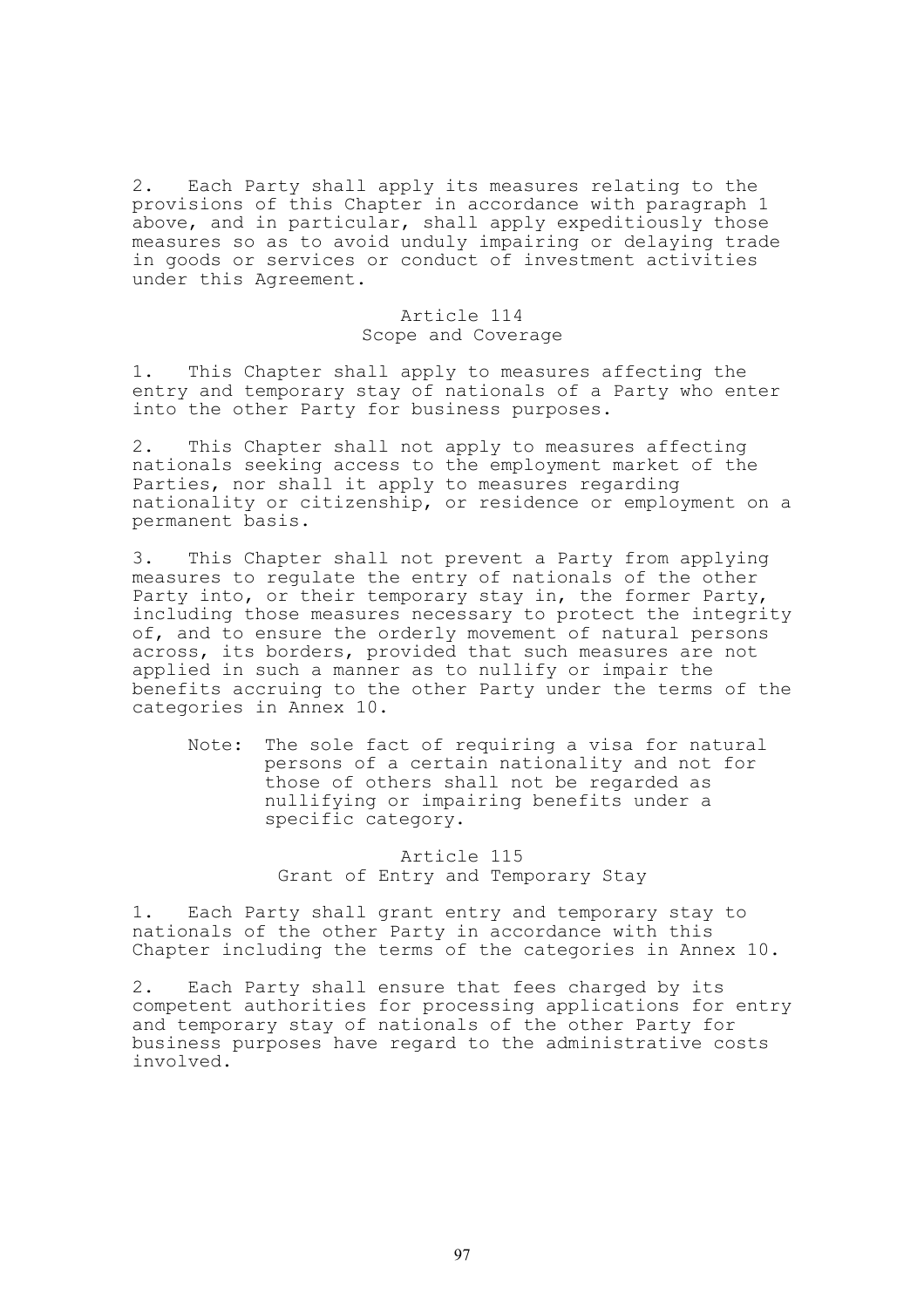2. Each Party shall apply its measures relating to the provisions of this Chapter in accordance with paragraph 1 above, and in particular, shall apply expeditiously those measures so as to avoid unduly impairing or delaying trade in goods or services or conduct of investment activities under this Agreement.

### Article 114
### Scope and Coverage

1. This Chapter shall apply to measures affecting the entry and temporary stay of nationals of a Party who enter into the other Party for business purposes.

2. This Chapter shall not apply to measures affecting nationals seeking access to the employment market of the Parties, nor shall it apply to measures regarding nationality or citizenship, or residence or employment on a permanent basis.

3. This Chapter shall not prevent a Party from applying measures to regulate the entry of nationals of the other Party into, or their temporary stay in, the former Party, including those measures necessary to protect the integrity of, and to ensure the orderly movement of natural persons across, its borders, provided that such measures are not applied in such a manner as to nullify or impair the benefits accruing to the other Party under the terms of the categories in Annex 10.

> Note: The sole fact of requiring a visa for natural persons of a certain nationality and not for those of others shall not be regarded as nullifying or impairing benefits under a specific category.

### Article 115
### Grant of Entry and Temporary Stay

1. Each Party shall grant entry and temporary stay to nationals of the other Party in accordance with this Chapter including the terms of the categories in Annex 10.

2. Each Party shall ensure that fees charged by its competent authorities for processing applications for entry and temporary stay of nationals of the other Party for business purposes have regard to the administrative costs involved.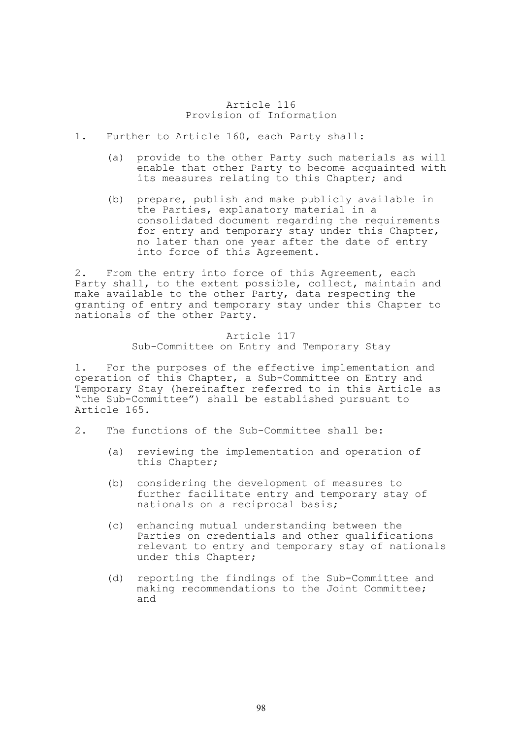### Article 116
### Provision of Information

1. Further to Article 160, each Party shall:

   (a) provide to the other Party such materials as will enable that other Party to become acquainted with its measures relating to this Chapter; and

   (b) prepare, publish and make publicly available in the Parties, explanatory material in a consolidated document regarding the requirements for entry and temporary stay under this Chapter, no later than one year after the date of entry into force of this Agreement.

2. From the entry into force of this Agreement, each Party shall, to the extent possible, collect, maintain and make available to the other Party, data respecting the granting of entry and temporary stay under this Chapter to nationals of the other Party.

### Article 117
### Sub-Committee on Entry and Temporary Stay

1. For the purposes of the effective implementation and operation of this Chapter, a Sub-Committee on Entry and Temporary Stay (hereinafter referred to in this Article as "the Sub-Committee") shall be established pursuant to Article 165.

2. The functions of the Sub-Committee shall be:

   (a) reviewing the implementation and operation of this Chapter;

   (b) considering the development of measures to further facilitate entry and temporary stay of nationals on a reciprocal basis;

   (c) enhancing mutual understanding between the Parties on credentials and other qualifications relevant to entry and temporary stay of nationals under this Chapter;

   (d) reporting the findings of the Sub-Committee and making recommendations to the Joint Committee; and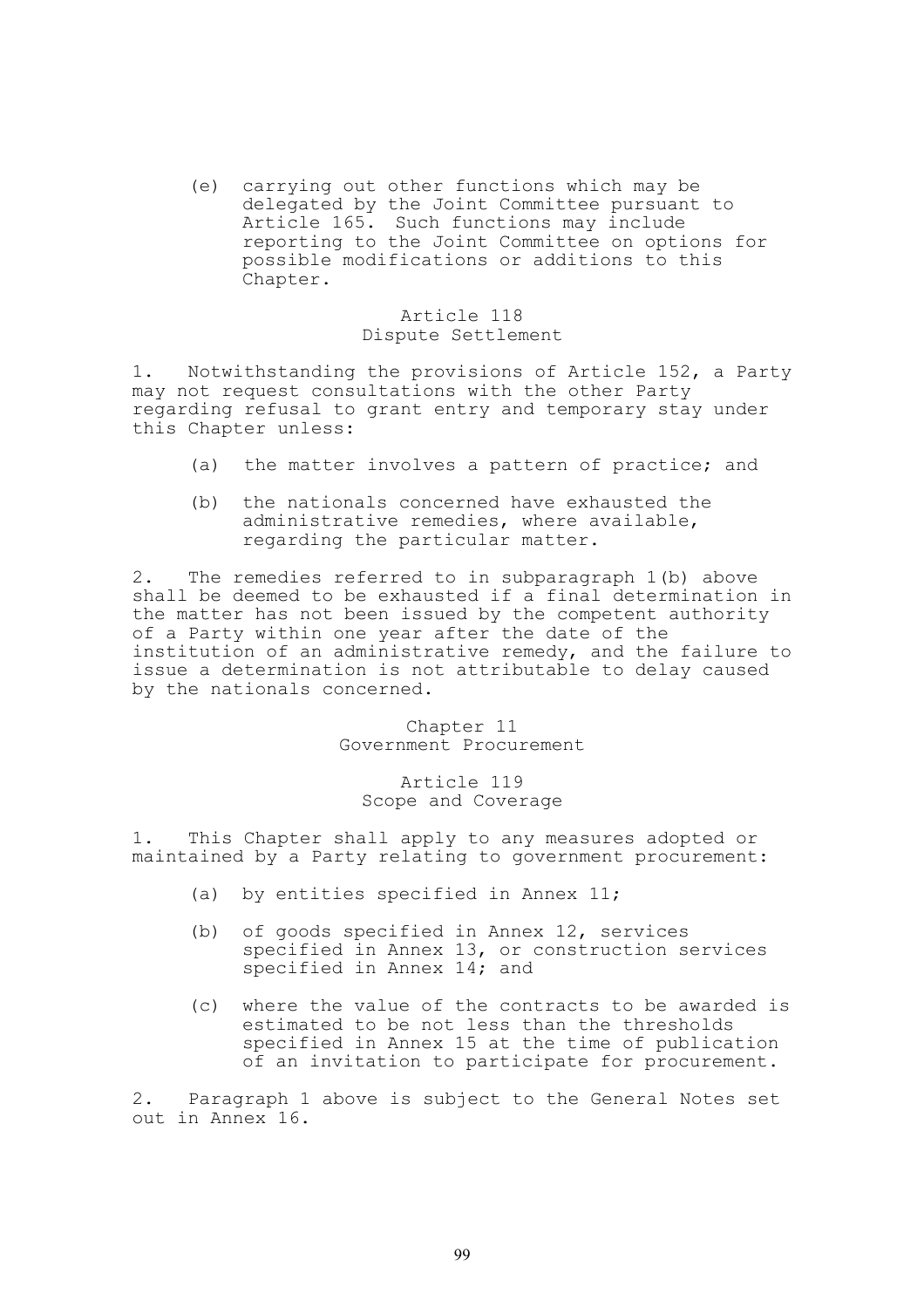(e) carrying out other functions which may be delegated by the Joint Committee pursuant to Article 165. Such functions may include reporting to the Joint Committee on options for possible modifications or additions to this Chapter.

### Article 118
### Dispute Settlement

1. Notwithstanding the provisions of Article 152, a Party may not request consultations with the other Party regarding refusal to grant entry and temporary stay under this Chapter unless:

(a) the matter involves a pattern of practice; and

(b) the nationals concerned have exhausted the administrative remedies, where available, regarding the particular matter.

2. The remedies referred to in subparagraph 1(b) above shall be deemed to be exhausted if a final determination in the matter has not been issued by the competent authority of a Party within one year after the date of the institution of an administrative remedy, and the failure to issue a determination is not attributable to delay caused by the nationals concerned.

## Chapter 11
## Government Procurement

### Article 119
### Scope and Coverage

1. This Chapter shall apply to any measures adopted or maintained by a Party relating to government procurement:

(a) by entities specified in Annex 11;

(b) of goods specified in Annex 12, services specified in Annex 13, or construction services specified in Annex 14; and

(c) where the value of the contracts to be awarded is estimated to be not less than the thresholds specified in Annex 15 at the time of publication of an invitation to participate for procurement.

2. Paragraph 1 above is subject to the General Notes set out in Annex 16.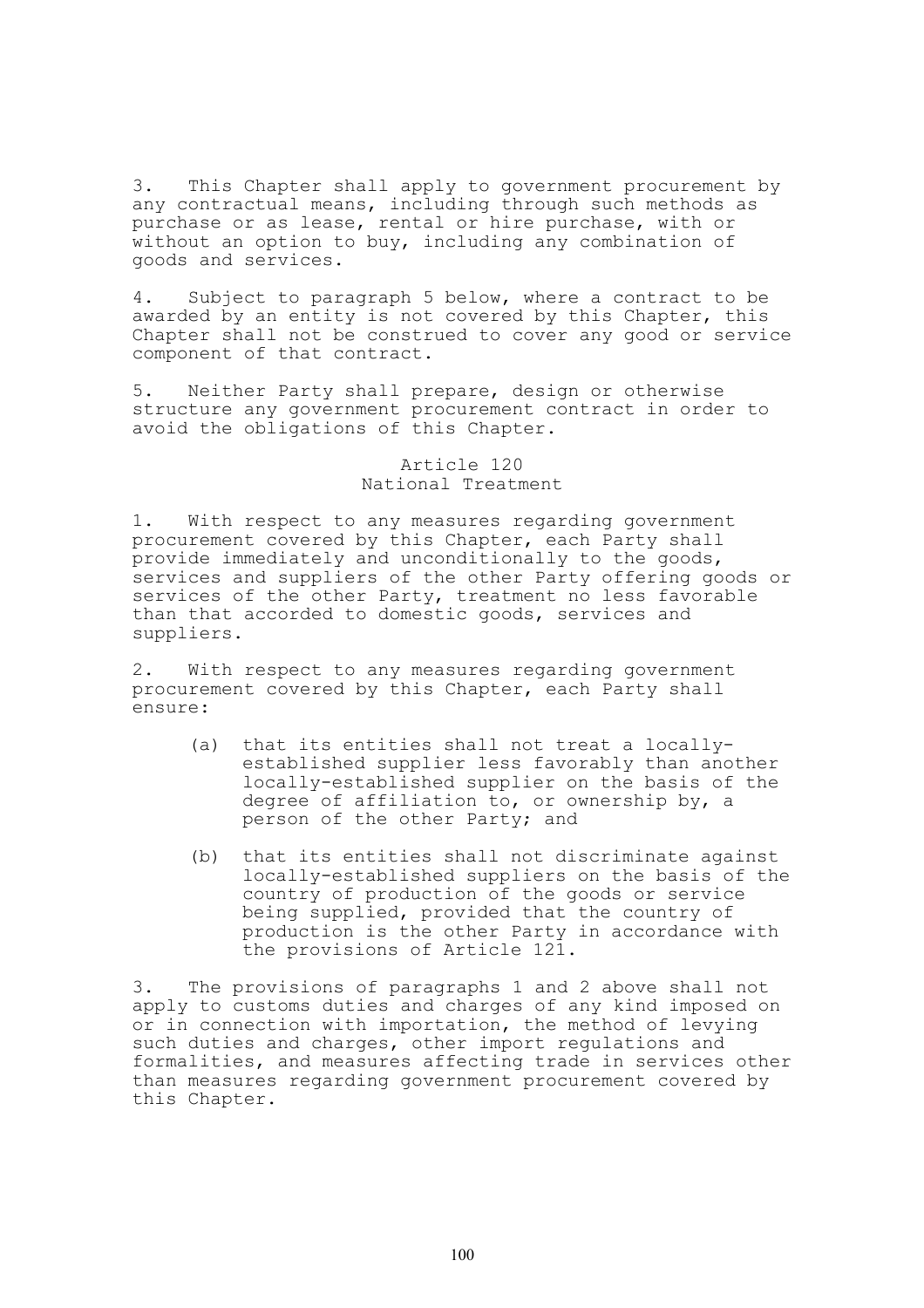3. This Chapter shall apply to government procurement by any contractual means, including through such methods as purchase or as lease, rental or hire purchase, with or without an option to buy, including any combination of goods and services.

4. Subject to paragraph 5 below, where a contract to be awarded by an entity is not covered by this Chapter, this Chapter shall not be construed to cover any good or service component of that contract.

5. Neither Party shall prepare, design or otherwise structure any government procurement contract in order to avoid the obligations of this Chapter.

### Article 120
### National Treatment

1. With respect to any measures regarding government procurement covered by this Chapter, each Party shall provide immediately and unconditionally to the goods, services and suppliers of the other Party offering goods or services of the other Party, treatment no less favorable than that accorded to domestic goods, services and suppliers.

2. With respect to any measures regarding government procurement covered by this Chapter, each Party shall ensure:

   (a) that its entities shall not treat a locally-established supplier less favorably than another locally-established supplier on the basis of the degree of affiliation to, or ownership by, a person of the other Party; and

   (b) that its entities shall not discriminate against locally-established suppliers on the basis of the country of production of the goods or service being supplied, provided that the country of production is the other Party in accordance with the provisions of Article 121.

3. The provisions of paragraphs 1 and 2 above shall not apply to customs duties and charges of any kind imposed on or in connection with importation, the method of levying such duties and charges, other import regulations and formalities, and measures affecting trade in services other than measures regarding government procurement covered by this Chapter.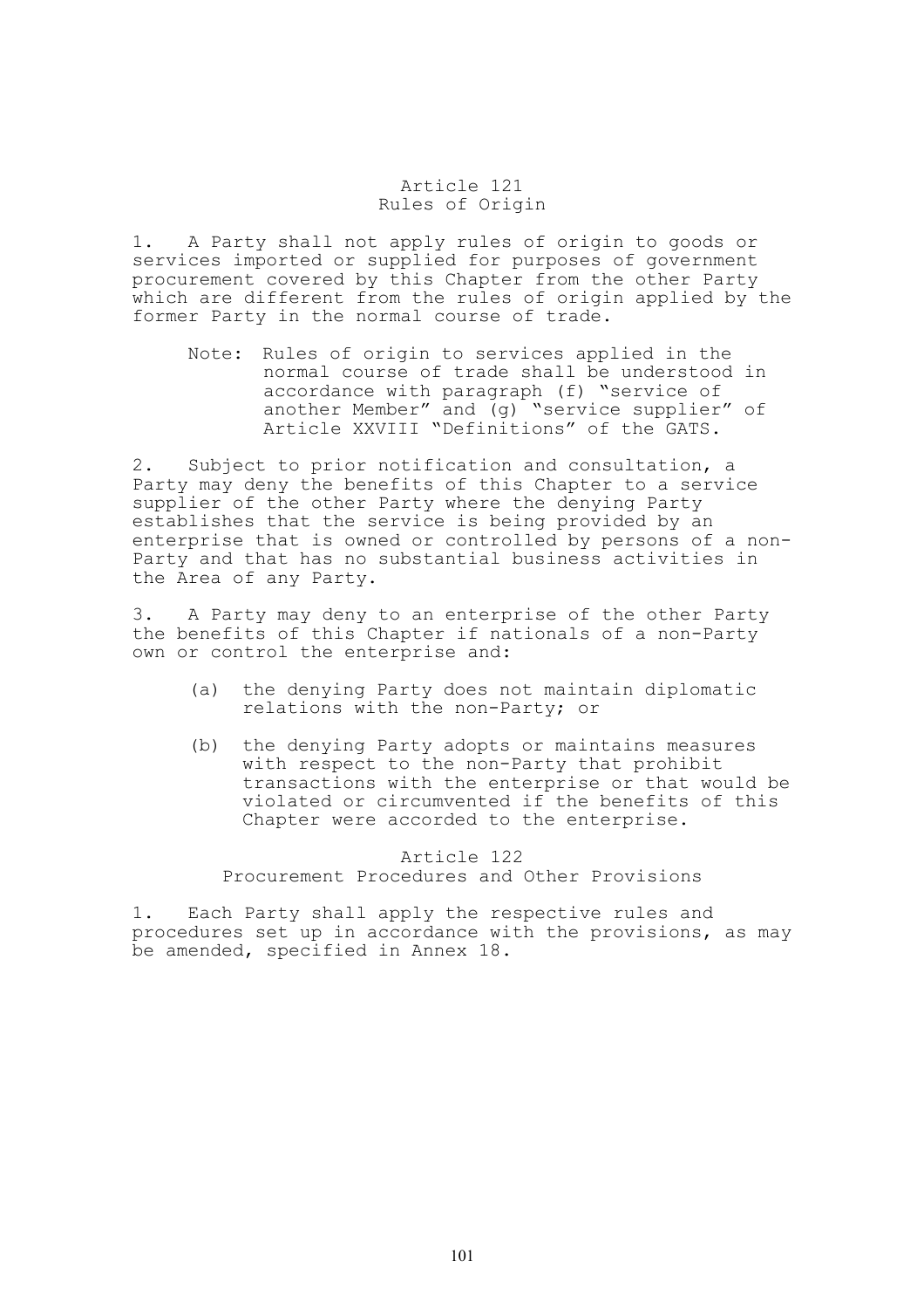## Article 121
### Rules of Origin

1. A Party shall not apply rules of origin to goods or services imported or supplied for purposes of government procurement covered by this Chapter from the other Party which are different from the rules of origin applied by the former Party in the normal course of trade.

   Note: Rules of origin to services applied in the normal course of trade shall be understood in accordance with paragraph (f) "service of another Member" and (g) "service supplier" of Article XXVIII "Definitions" of the GATS.

2. Subject to prior notification and consultation, a Party may deny the benefits of this Chapter to a service supplier of the other Party where the denying Party establishes that the service is being provided by an enterprise that is owned or controlled by persons of a non-Party and that has no substantial business activities in the Area of any Party.

3. A Party may deny to an enterprise of the other Party the benefits of this Chapter if nationals of a non-Party own or control the enterprise and:

   (a) the denying Party does not maintain diplomatic relations with the non-Party; or

   (b) the denying Party adopts or maintains measures with respect to the non-Party that prohibit transactions with the enterprise or that would be violated or circumvented if the benefits of this Chapter were accorded to the enterprise.

## Article 122
### Procurement Procedures and Other Provisions

1. Each Party shall apply the respective rules and procedures set up in accordance with the provisions, as may be amended, specified in Annex 18.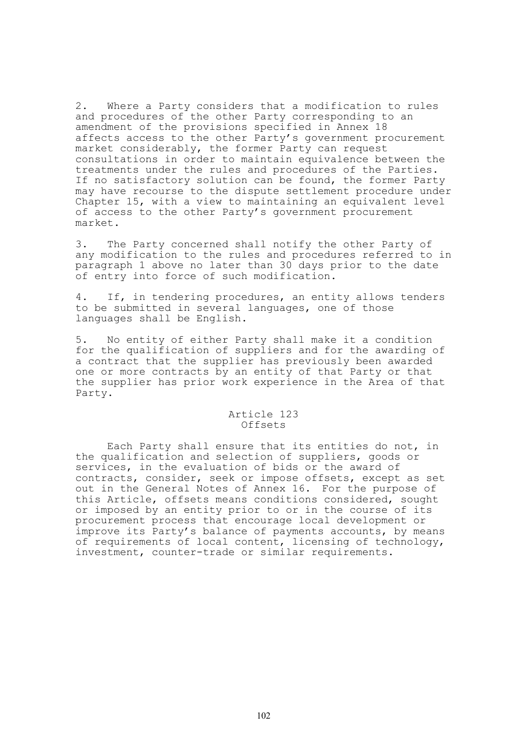2. Where a Party considers that a modification to rules and procedures of the other Party corresponding to an amendment of the provisions specified in Annex 18 affects access to the other Party's government procurement market considerably, the former Party can request consultations in order to maintain equivalence between the treatments under the rules and procedures of the Parties. If no satisfactory solution can be found, the former Party may have recourse to the dispute settlement procedure under Chapter 15, with a view to maintaining an equivalent level of access to the other Party's government procurement market.

3. The Party concerned shall notify the other Party of any modification to the rules and procedures referred to in paragraph 1 above no later than 30 days prior to the date of entry into force of such modification.

4. If, in tendering procedures, an entity allows tenders to be submitted in several languages, one of those languages shall be English.

5. No entity of either Party shall make it a condition for the qualification of suppliers and for the awarding of a contract that the supplier has previously been awarded one or more contracts by an entity of that Party or that the supplier has prior work experience in the Area of that Party.

## Article 123
## Offsets

Each Party shall ensure that its entities do not, in the qualification and selection of suppliers, goods or services, in the evaluation of bids or the award of contracts, consider, seek or impose offsets, except as set out in the General Notes of Annex 16. For the purpose of this Article, offsets means conditions considered, sought or imposed by an entity prior to or in the course of its procurement process that encourage local development or improve its Party's balance of payments accounts, by means of requirements of local content, licensing of technology, investment, counter-trade or similar requirements.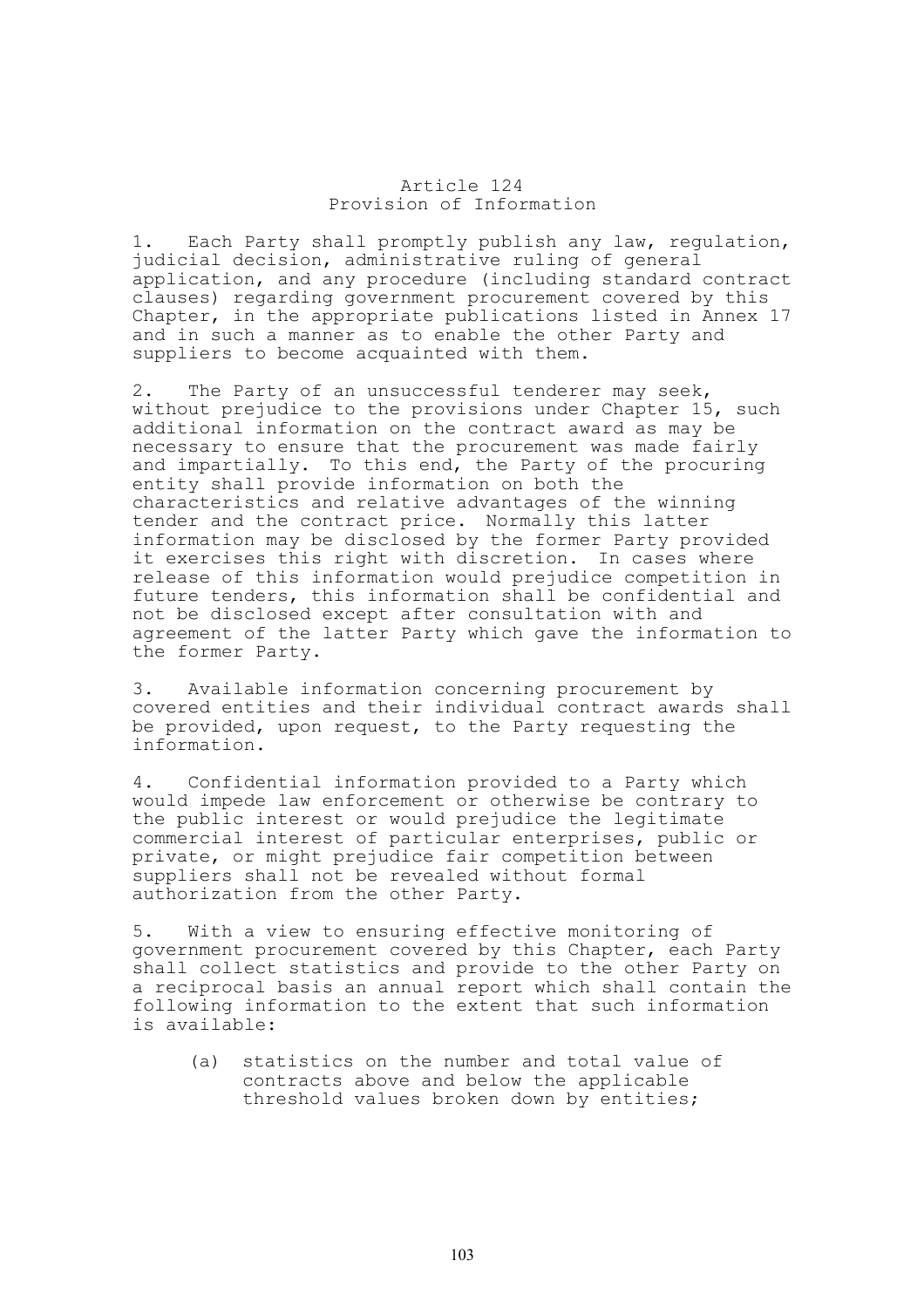# Article 124
## Provision of Information

1. Each Party shall promptly publish any law, regulation, judicial decision, administrative ruling of general application, and any procedure (including standard contract clauses) regarding government procurement covered by this Chapter, in the appropriate publications listed in Annex 17 and in such a manner as to enable the other Party and suppliers to become acquainted with them.

2. The Party of an unsuccessful tenderer may seek, without prejudice to the provisions under Chapter 15, such additional information on the contract award as may be necessary to ensure that the procurement was made fairly and impartially. To this end, the Party of the procuring entity shall provide information on both the characteristics and relative advantages of the winning tender and the contract price. Normally this latter information may be disclosed by the former Party provided it exercises this right with discretion. In cases where release of this information would prejudice competition in future tenders, this information shall be confidential and not be disclosed except after consultation with and agreement of the latter Party which gave the information to the former Party.

3. Available information concerning procurement by covered entities and their individual contract awards shall be provided, upon request, to the Party requesting the information.

4. Confidential information provided to a Party which would impede law enforcement or otherwise be contrary to the public interest or would prejudice the legitimate commercial interest of particular enterprises, public or private, or might prejudice fair competition between suppliers shall not be revealed without formal authorization from the other Party.

5. With a view to ensuring effective monitoring of government procurement covered by this Chapter, each Party shall collect statistics and provide to the other Party on a reciprocal basis an annual report which shall contain the following information to the extent that such information is available:

(a) statistics on the number and total value of contracts above and below the applicable threshold values broken down by entities;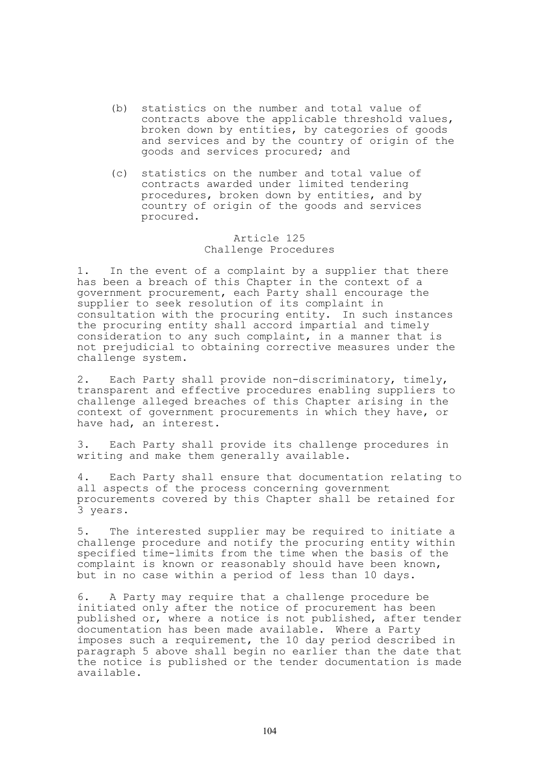(b) statistics on the number and total value of contracts above the applicable threshold values, broken down by entities, by categories of goods and services and by the country of origin of the goods and services procured; and

(c) statistics on the number and total value of contracts awarded under limited tendering procedures, broken down by entities, and by country of origin of the goods and services procured.

## Article 125
## Challenge Procedures

1. In the event of a complaint by a supplier that there has been a breach of this Chapter in the context of a government procurement, each Party shall encourage the supplier to seek resolution of its complaint in consultation with the procuring entity. In such instances the procuring entity shall accord impartial and timely consideration to any such complaint, in a manner that is not prejudicial to obtaining corrective measures under the challenge system.

2. Each Party shall provide non-discriminatory, timely, transparent and effective procedures enabling suppliers to challenge alleged breaches of this Chapter arising in the context of government procurements in which they have, or have had, an interest.

3. Each Party shall provide its challenge procedures in writing and make them generally available.

4. Each Party shall ensure that documentation relating to all aspects of the process concerning government procurements covered by this Chapter shall be retained for 3 years.

5. The interested supplier may be required to initiate a challenge procedure and notify the procuring entity within specified time-limits from the time when the basis of the complaint is known or reasonably should have been known, but in no case within a period of less than 10 days.

6. A Party may require that a challenge procedure be initiated only after the notice of procurement has been published or, where a notice is not published, after tender documentation has been made available. Where a Party imposes such a requirement, the 10 day period described in paragraph 5 above shall begin no earlier than the date that the notice is published or the tender documentation is made available.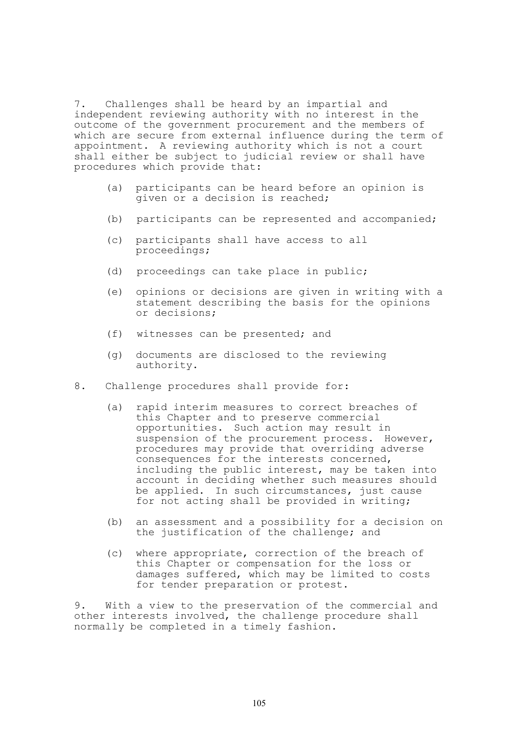7. Challenges shall be heard by an impartial and independent reviewing authority with no interest in the outcome of the government procurement and the members of which are secure from external influence during the term of appointment. A reviewing authority which is not a court shall either be subject to judicial review or shall have procedures which provide that:

   (a) participants can be heard before an opinion is given or a decision is reached;

   (b) participants can be represented and accompanied;

   (c) participants shall have access to all proceedings;

   (d) proceedings can take place in public;

   (e) opinions or decisions are given in writing with a statement describing the basis for the opinions or decisions;

   (f) witnesses can be presented; and

   (g) documents are disclosed to the reviewing authority.

8. Challenge procedures shall provide for:

   (a) rapid interim measures to correct breaches of this Chapter and to preserve commercial opportunities. Such action may result in suspension of the procurement process. However, procedures may provide that overriding adverse consequences for the interests concerned, including the public interest, may be taken into account in deciding whether such measures should be applied. In such circumstances, just cause for not acting shall be provided in writing;

   (b) an assessment and a possibility for a decision on the justification of the challenge; and

   (c) where appropriate, correction of the breach of this Chapter or compensation for the loss or damages suffered, which may be limited to costs for tender preparation or protest.

9. With a view to the preservation of the commercial and other interests involved, the challenge procedure shall normally be completed in a timely fashion.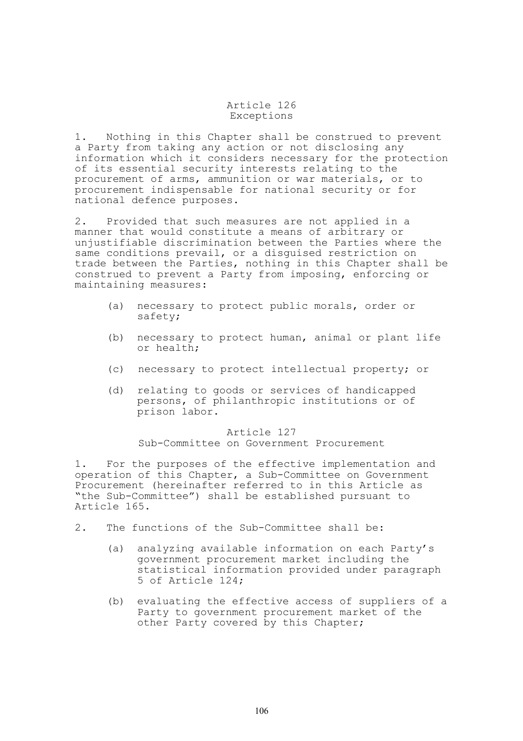### Article 126
### Exceptions

1. Nothing in this Chapter shall be construed to prevent a Party from taking any action or not disclosing any information which it considers necessary for the protection of its essential security interests relating to the procurement of arms, ammunition or war materials, or to procurement indispensable for national security or for national defence purposes.

2. Provided that such measures are not applied in a manner that would constitute a means of arbitrary or unjustifiable discrimination between the Parties where the same conditions prevail, or a disguised restriction on trade between the Parties, nothing in this Chapter shall be construed to prevent a Party from imposing, enforcing or maintaining measures:

(a) necessary to protect public morals, order or safety;

(b) necessary to protect human, animal or plant life or health;

(c) necessary to protect intellectual property; or

(d) relating to goods or services of handicapped persons, of philanthropic institutions or of prison labor.

### Article 127
### Sub-Committee on Government Procurement

1. For the purposes of the effective implementation and operation of this Chapter, a Sub-Committee on Government Procurement (hereinafter referred to in this Article as "the Sub-Committee") shall be established pursuant to Article 165.

2. The functions of the Sub-Committee shall be:

(a) analyzing available information on each Party's government procurement market including the statistical information provided under paragraph 5 of Article 124;

(b) evaluating the effective access of suppliers of a Party to government procurement market of the other Party covered by this Chapter;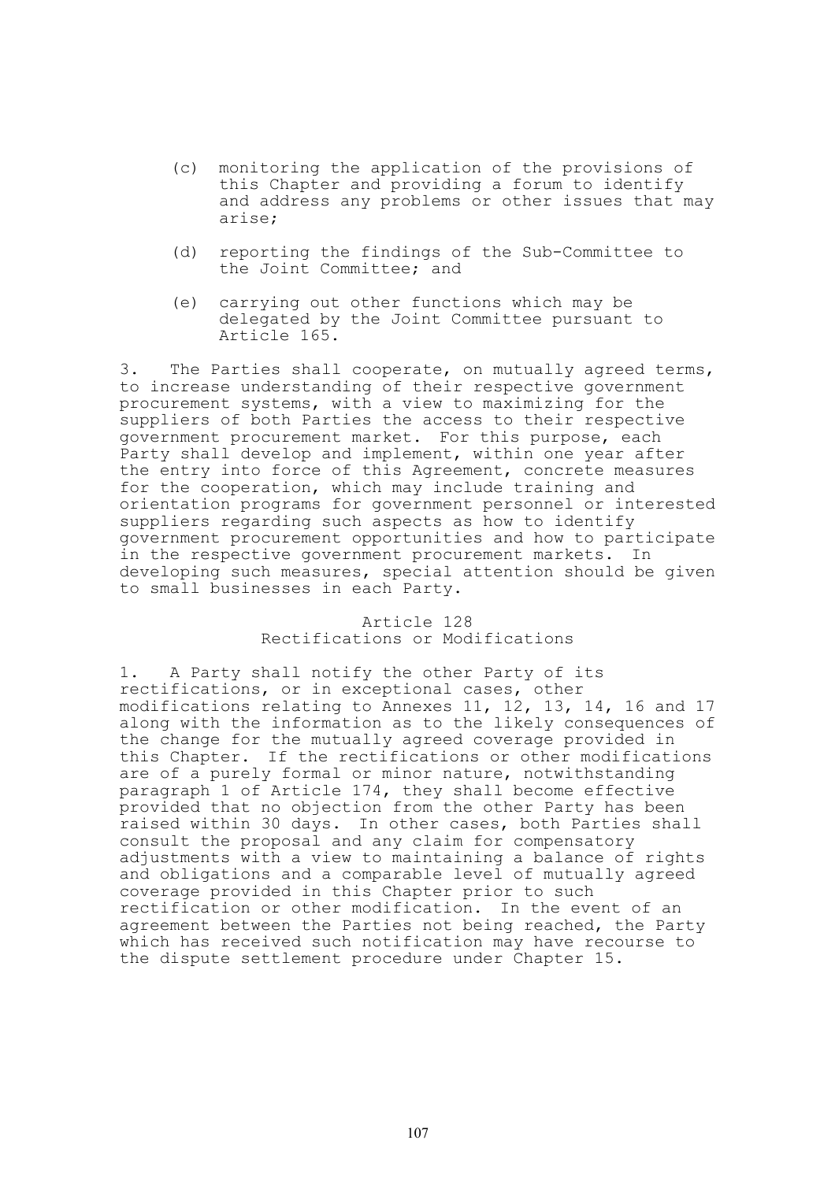(c) monitoring the application of the provisions of this Chapter and providing a forum to identify and address any problems or other issues that may arise;

(d) reporting the findings of the Sub-Committee to the Joint Committee; and

(e) carrying out other functions which may be delegated by the Joint Committee pursuant to Article 165.

3. The Parties shall cooperate, on mutually agreed terms, to increase understanding of their respective government procurement systems, with a view to maximizing for the suppliers of both Parties the access to their respective government procurement market. For this purpose, each Party shall develop and implement, within one year after the entry into force of this Agreement, concrete measures for the cooperation, which may include training and orientation programs for government personnel or interested suppliers regarding such aspects as how to identify government procurement opportunities and how to participate in the respective government procurement markets. In developing such measures, special attention should be given to small businesses in each Party.

### Article 128
### Rectifications or Modifications

1. A Party shall notify the other Party of its rectifications, or in exceptional cases, other modifications relating to Annexes 11, 12, 13, 14, 16 and 17 along with the information as to the likely consequences of the change for the mutually agreed coverage provided in this Chapter. If the rectifications or other modifications are of a purely formal or minor nature, notwithstanding paragraph 1 of Article 174, they shall become effective provided that no objection from the other Party has been raised within 30 days. In other cases, both Parties shall consult the proposal and any claim for compensatory adjustments with a view to maintaining a balance of rights and obligations and a comparable level of mutually agreed coverage provided in this Chapter prior to such rectification or other modification. In the event of an agreement between the Parties not being reached, the Party which has received such notification may have recourse to the dispute settlement procedure under Chapter 15.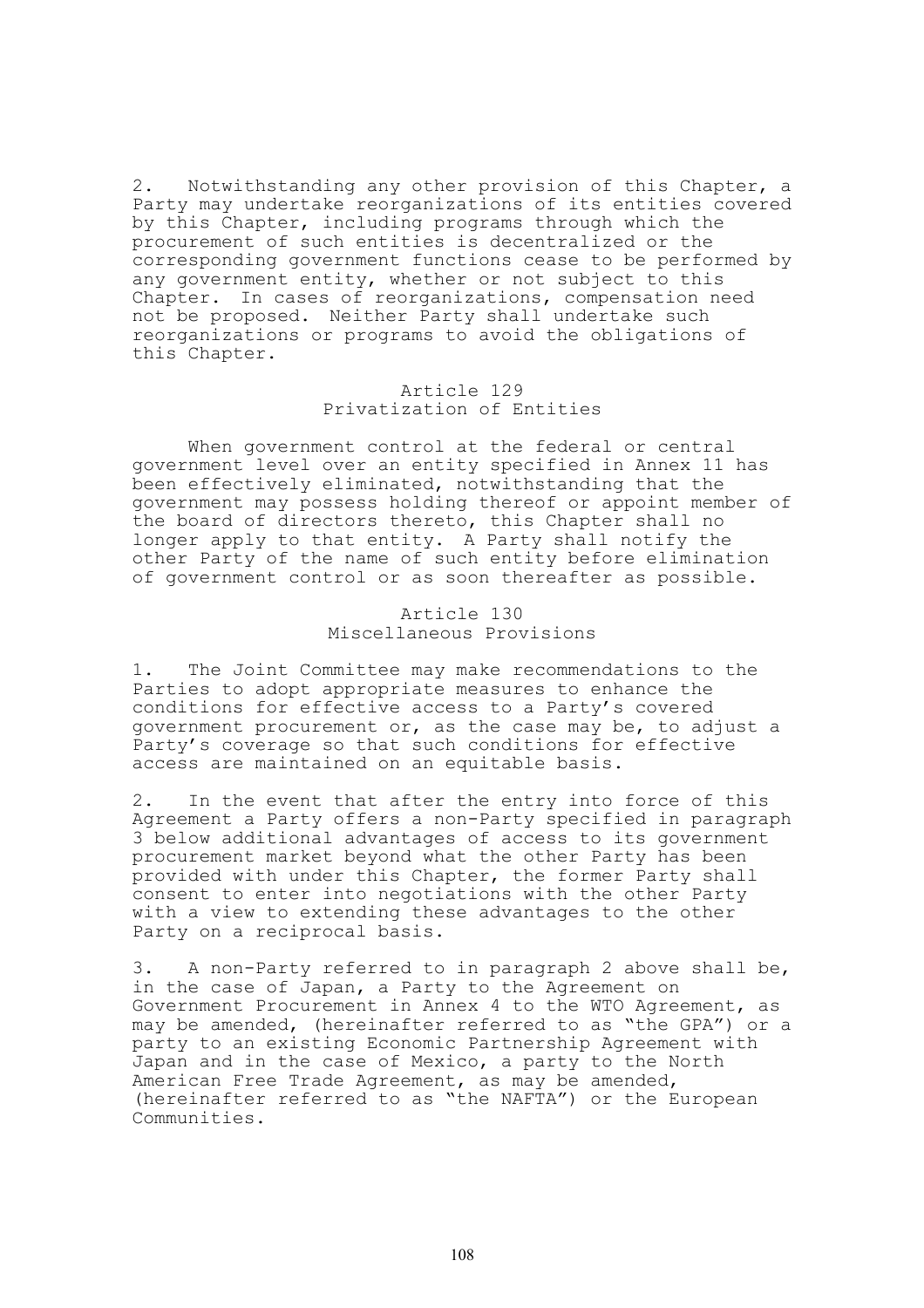2. Notwithstanding any other provision of this Chapter, a Party may undertake reorganizations of its entities covered by this Chapter, including programs through which the procurement of such entities is decentralized or the corresponding government functions cease to be performed by any government entity, whether or not subject to this Chapter. In cases of reorganizations, compensation need not be proposed. Neither Party shall undertake such reorganizations or programs to avoid the obligations of this Chapter.

### Article 129
### Privatization of Entities

When government control at the federal or central government level over an entity specified in Annex 11 has been effectively eliminated, notwithstanding that the government may possess holding thereof or appoint member of the board of directors thereto, this Chapter shall no longer apply to that entity. A Party shall notify the other Party of the name of such entity before elimination of government control or as soon thereafter as possible.

### Article 130
### Miscellaneous Provisions

1. The Joint Committee may make recommendations to the Parties to adopt appropriate measures to enhance the conditions for effective access to a Party's covered government procurement or, as the case may be, to adjust a Party's coverage so that such conditions for effective access are maintained on an equitable basis.

2. In the event that after the entry into force of this Agreement a Party offers a non-Party specified in paragraph 3 below additional advantages of access to its government procurement market beyond what the other Party has been provided with under this Chapter, the former Party shall consent to enter into negotiations with the other Party with a view to extending these advantages to the other Party on a reciprocal basis.

3. A non-Party referred to in paragraph 2 above shall be, in the case of Japan, a Party to the Agreement on Government Procurement in Annex 4 to the WTO Agreement, as may be amended, (hereinafter referred to as "the GPA") or a party to an existing Economic Partnership Agreement with Japan and in the case of Mexico, a party to the North American Free Trade Agreement, as may be amended, (hereinafter referred to as "the NAFTA") or the European Communities.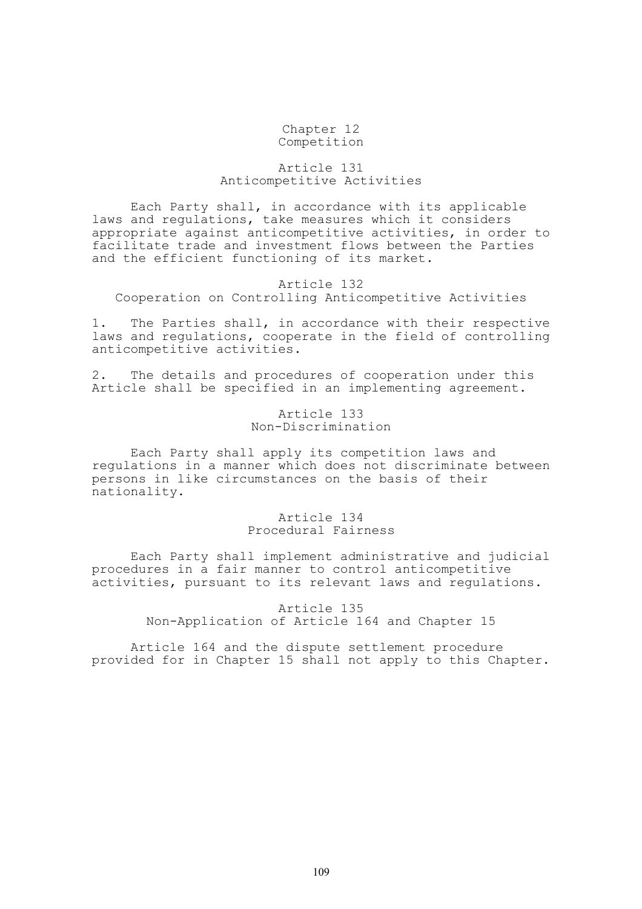# Chapter 12
# Competition

## Article 131
## Anticompetitive Activities

Each Party shall, in accordance with its applicable laws and regulations, take measures which it considers appropriate against anticompetitive activities, in order to facilitate trade and investment flows between the Parties and the efficient functioning of its market.

## Article 132
## Cooperation on Controlling Anticompetitive Activities

1. The Parties shall, in accordance with their respective laws and regulations, cooperate in the field of controlling anticompetitive activities.

2. The details and procedures of cooperation under this Article shall be specified in an implementing agreement.

## Article 133
## Non-Discrimination

Each Party shall apply its competition laws and regulations in a manner which does not discriminate between persons in like circumstances on the basis of their nationality.

## Article 134
## Procedural Fairness

Each Party shall implement administrative and judicial procedures in a fair manner to control anticompetitive activities, pursuant to its relevant laws and regulations.

## Article 135
## Non-Application of Article 164 and Chapter 15

Article 164 and the dispute settlement procedure provided for in Chapter 15 shall not apply to this Chapter.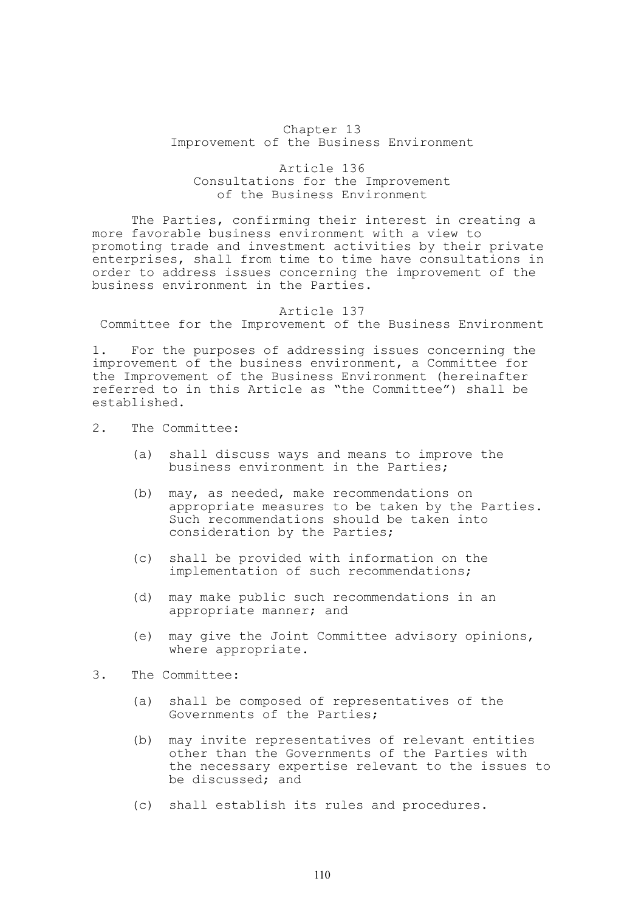# Chapter 13
# Improvement of the Business Environment

## Article 136
## Consultations for the Improvement of the Business Environment

The Parties, confirming their interest in creating a more favorable business environment with a view to promoting trade and investment activities by their private enterprises, shall from time to time have consultations in order to address issues concerning the improvement of the business environment in the Parties.

## Article 137
## Committee for the Improvement of the Business Environment

1. For the purposes of addressing issues concerning the improvement of the business environment, a Committee for the Improvement of the Business Environment (hereinafter referred to in this Article as "the Committee") shall be established.

2. The Committee:

   (a) shall discuss ways and means to improve the business environment in the Parties;

   (b) may, as needed, make recommendations on appropriate measures to be taken by the Parties. Such recommendations should be taken into consideration by the Parties;

   (c) shall be provided with information on the implementation of such recommendations;

   (d) may make public such recommendations in an appropriate manner; and

   (e) may give the Joint Committee advisory opinions, where appropriate.

3. The Committee:

   (a) shall be composed of representatives of the Governments of the Parties;

   (b) may invite representatives of relevant entities other than the Governments of the Parties with the necessary expertise relevant to the issues to be discussed; and

   (c) shall establish its rules and procedures.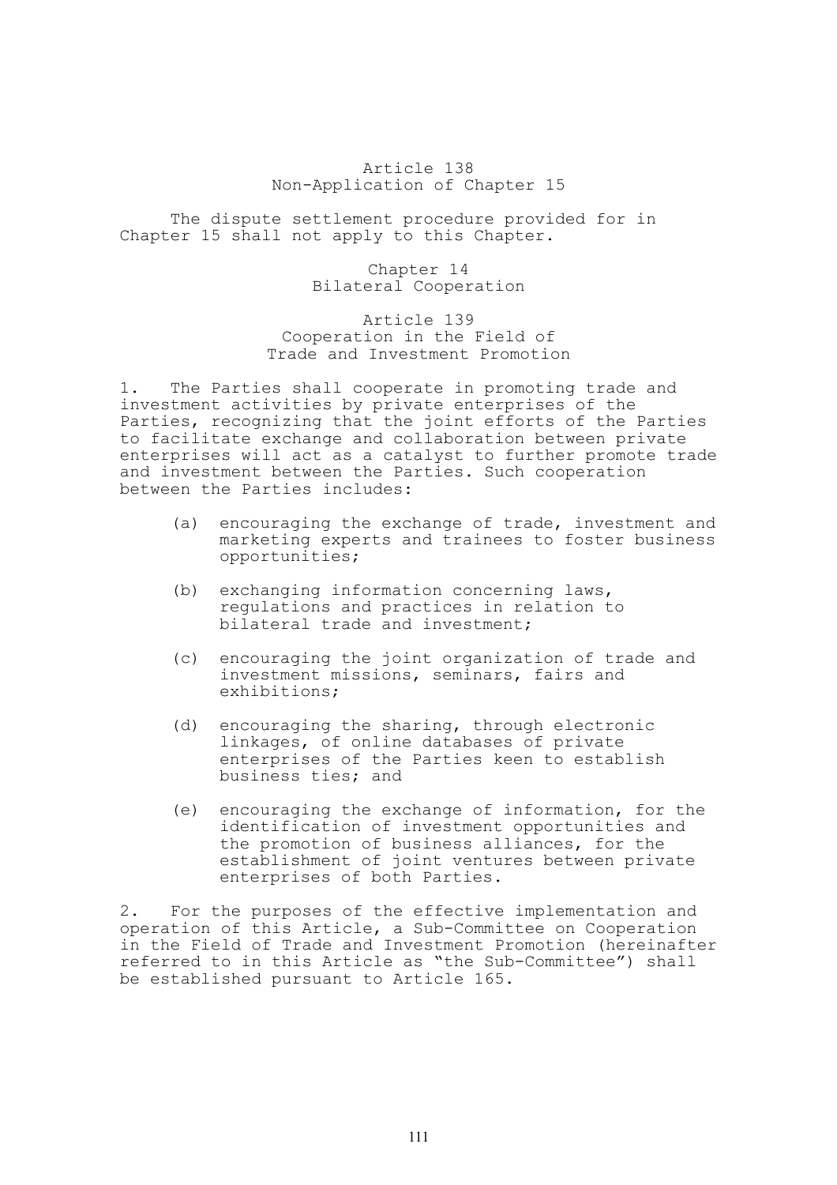### Article 138
### Non-Application of Chapter 15

The dispute settlement procedure provided for in Chapter 15 shall not apply to this Chapter.

## Chapter 14
## Bilateral Cooperation

### Article 139
### Cooperation in the Field of Trade and Investment Promotion

1. The Parties shall cooperate in promoting trade and investment activities by private enterprises of the Parties, recognizing that the joint efforts of the Parties to facilitate exchange and collaboration between private enterprises will act as a catalyst to further promote trade and investment between the Parties. Such cooperation between the Parties includes:

   (a) encouraging the exchange of trade, investment and marketing experts and trainees to foster business opportunities;

   (b) exchanging information concerning laws, regulations and practices in relation to bilateral trade and investment;

   (c) encouraging the joint organization of trade and investment missions, seminars, fairs and exhibitions;

   (d) encouraging the sharing, through electronic linkages, of online databases of private enterprises of the Parties keen to establish business ties; and

   (e) encouraging the exchange of information, for the identification of investment opportunities and the promotion of business alliances, for the establishment of joint ventures between private enterprises of both Parties.

2. For the purposes of the effective implementation and operation of this Article, a Sub-Committee on Cooperation in the Field of Trade and Investment Promotion (hereinafter referred to in this Article as "the Sub-Committee") shall be established pursuant to Article 165.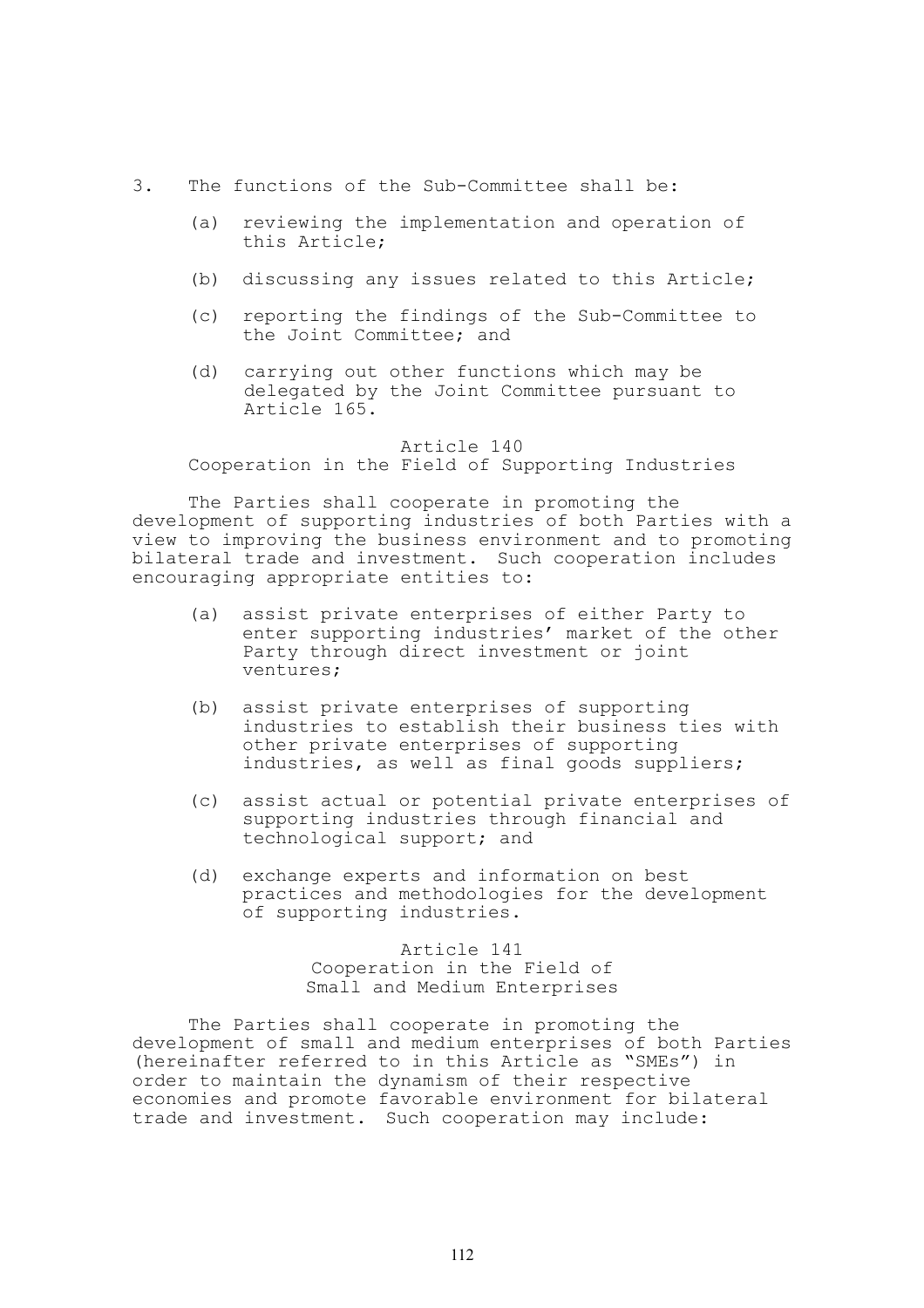3. The functions of the Sub-Committee shall be:

   (a) reviewing the implementation and operation of this Article;

   (b) discussing any issues related to this Article;

   (c) reporting the findings of the Sub-Committee to the Joint Committee; and

   (d) carrying out other functions which may be delegated by the Joint Committee pursuant to Article 165.

### Article 140
### Cooperation in the Field of Supporting Industries

The Parties shall cooperate in promoting the development of supporting industries of both Parties with a view to improving the business environment and to promoting bilateral trade and investment. Such cooperation includes encouraging appropriate entities to:

(a) assist private enterprises of either Party to enter supporting industries' market of the other Party through direct investment or joint ventures;

(b) assist private enterprises of supporting industries to establish their business ties with other private enterprises of supporting industries, as well as final goods suppliers;

(c) assist actual or potential private enterprises of supporting industries through financial and technological support; and

(d) exchange experts and information on best practices and methodologies for the development of supporting industries.

### Article 141
### Cooperation in the Field of Small and Medium Enterprises

The Parties shall cooperate in promoting the development of small and medium enterprises of both Parties (hereinafter referred to in this Article as "SMEs") in order to maintain the dynamism of their respective economies and promote favorable environment for bilateral trade and investment. Such cooperation may include: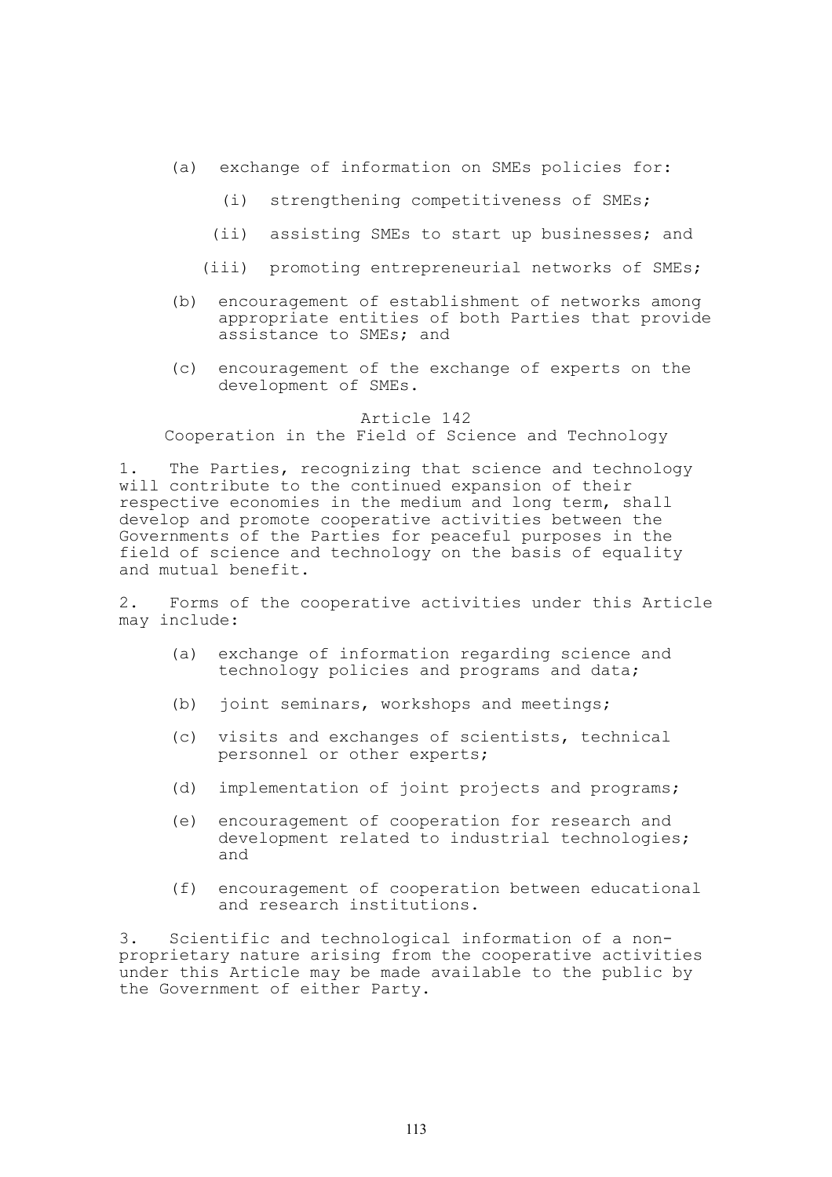(a) exchange of information on SMEs policies for:

   (i) strengthening competitiveness of SMEs;

   (ii) assisting SMEs to start up businesses; and

   (iii) promoting entrepreneurial networks of SMEs;

(b) encouragement of establishment of networks among appropriate entities of both Parties that provide assistance to SMEs; and

(c) encouragement of the exchange of experts on the development of SMEs.

### Article 142
### Cooperation in the Field of Science and Technology

1. The Parties, recognizing that science and technology will contribute to the continued expansion of their respective economies in the medium and long term, shall develop and promote cooperative activities between the Governments of the Parties for peaceful purposes in the field of science and technology on the basis of equality and mutual benefit.

2. Forms of the cooperative activities under this Article may include:

(a) exchange of information regarding science and technology policies and programs and data;

(b) joint seminars, workshops and meetings;

(c) visits and exchanges of scientists, technical personnel or other experts;

(d) implementation of joint projects and programs;

(e) encouragement of cooperation for research and development related to industrial technologies; and

(f) encouragement of cooperation between educational and research institutions.

3. Scientific and technological information of a non-proprietary nature arising from the cooperative activities under this Article may be made available to the public by the Government of either Party.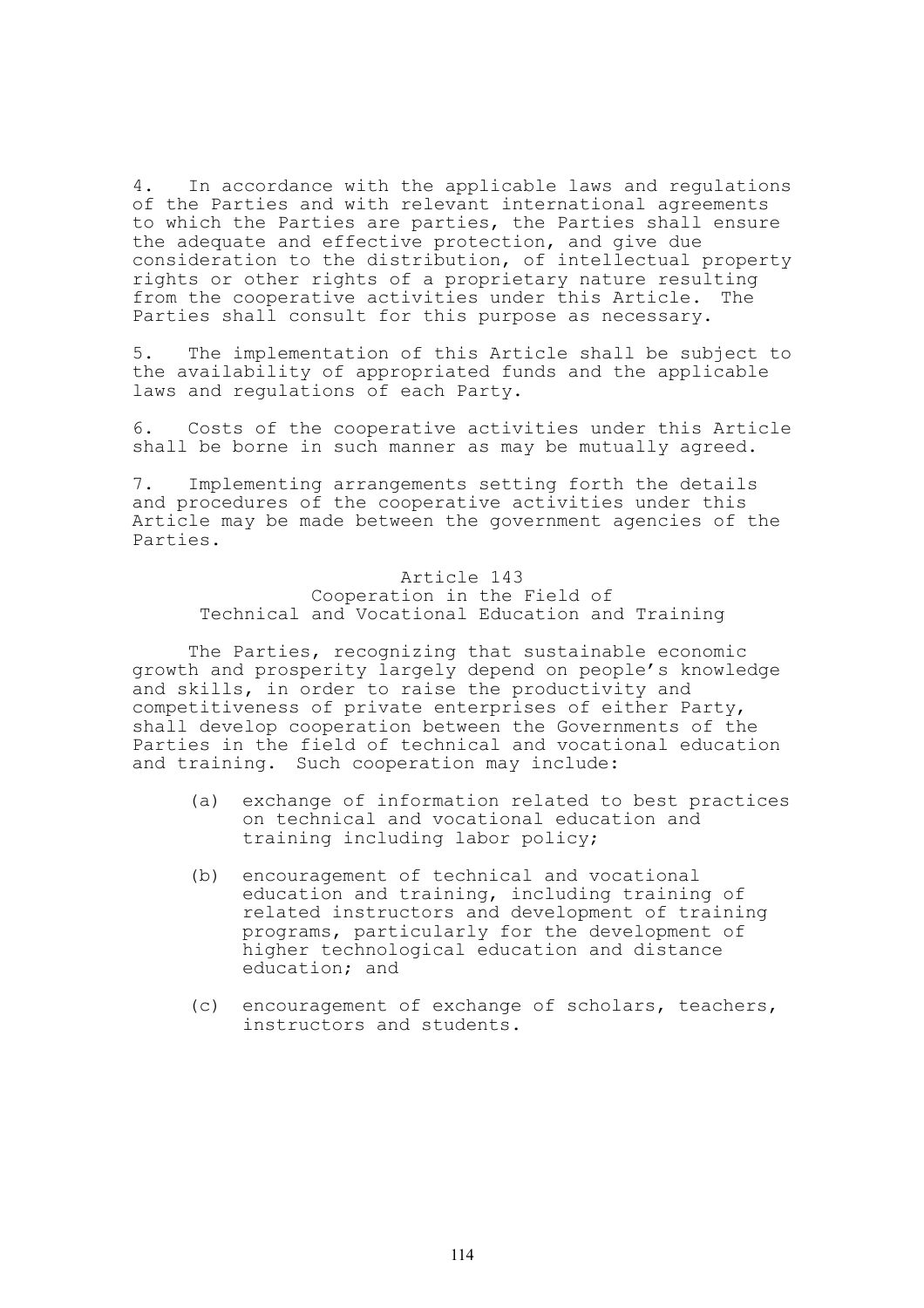4. In accordance with the applicable laws and regulations of the Parties and with relevant international agreements to which the Parties are parties, the Parties shall ensure the adequate and effective protection, and give due consideration to the distribution, of intellectual property rights or other rights of a proprietary nature resulting from the cooperative activities under this Article. The Parties shall consult for this purpose as necessary.

5. The implementation of this Article shall be subject to the availability of appropriated funds and the applicable laws and regulations of each Party.

6. Costs of the cooperative activities under this Article shall be borne in such manner as may be mutually agreed.

7. Implementing arrangements setting forth the details and procedures of the cooperative activities under this Article may be made between the government agencies of the Parties.

### Article 143
### Cooperation in the Field of Technical and Vocational Education and Training

The Parties, recognizing that sustainable economic growth and prosperity largely depend on people's knowledge and skills, in order to raise the productivity and competitiveness of private enterprises of either Party, shall develop cooperation between the Governments of the Parties in the field of technical and vocational education and training. Such cooperation may include:

(a) exchange of information related to best practices on technical and vocational education and training including labor policy;

(b) encouragement of technical and vocational education and training, including training of related instructors and development of training programs, particularly for the development of higher technological education and distance education; and

(c) encouragement of exchange of scholars, teachers, instructors and students.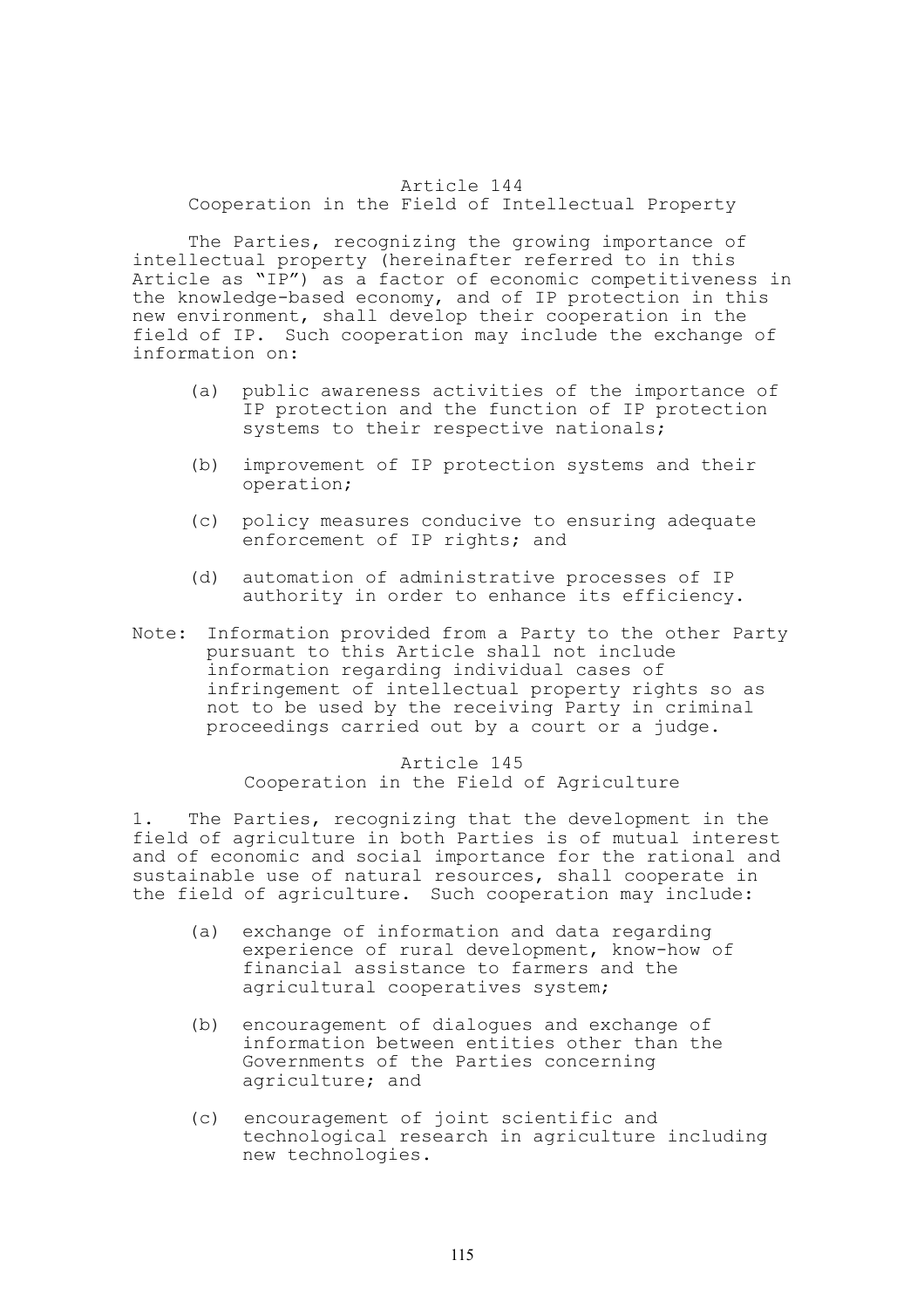## Article 144
### Cooperation in the Field of Intellectual Property

The Parties, recognizing the growing importance of intellectual property (hereinafter referred to in this Article as "IP") as a factor of economic competitiveness in the knowledge-based economy, and of IP protection in this new environment, shall develop their cooperation in the field of IP. Such cooperation may include the exchange of information on:

(a) public awareness activities of the importance of IP protection and the function of IP protection systems to their respective nationals;

(b) improvement of IP protection systems and their operation;

(c) policy measures conducive to ensuring adequate enforcement of IP rights; and

(d) automation of administrative processes of IP authority in order to enhance its efficiency.

Note: Information provided from a Party to the other Party pursuant to this Article shall not include information regarding individual cases of infringement of intellectual property rights so as not to be used by the receiving Party in criminal proceedings carried out by a court or a judge.

## Article 145
### Cooperation in the Field of Agriculture

1. The Parties, recognizing that the development in the field of agriculture in both Parties is of mutual interest and of economic and social importance for the rational and sustainable use of natural resources, shall cooperate in the field of agriculture. Such cooperation may include:

(a) exchange of information and data regarding experience of rural development, know-how of financial assistance to farmers and the agricultural cooperatives system;

(b) encouragement of dialogues and exchange of information between entities other than the Governments of the Parties concerning agriculture; and

(c) encouragement of joint scientific and technological research in agriculture including new technologies.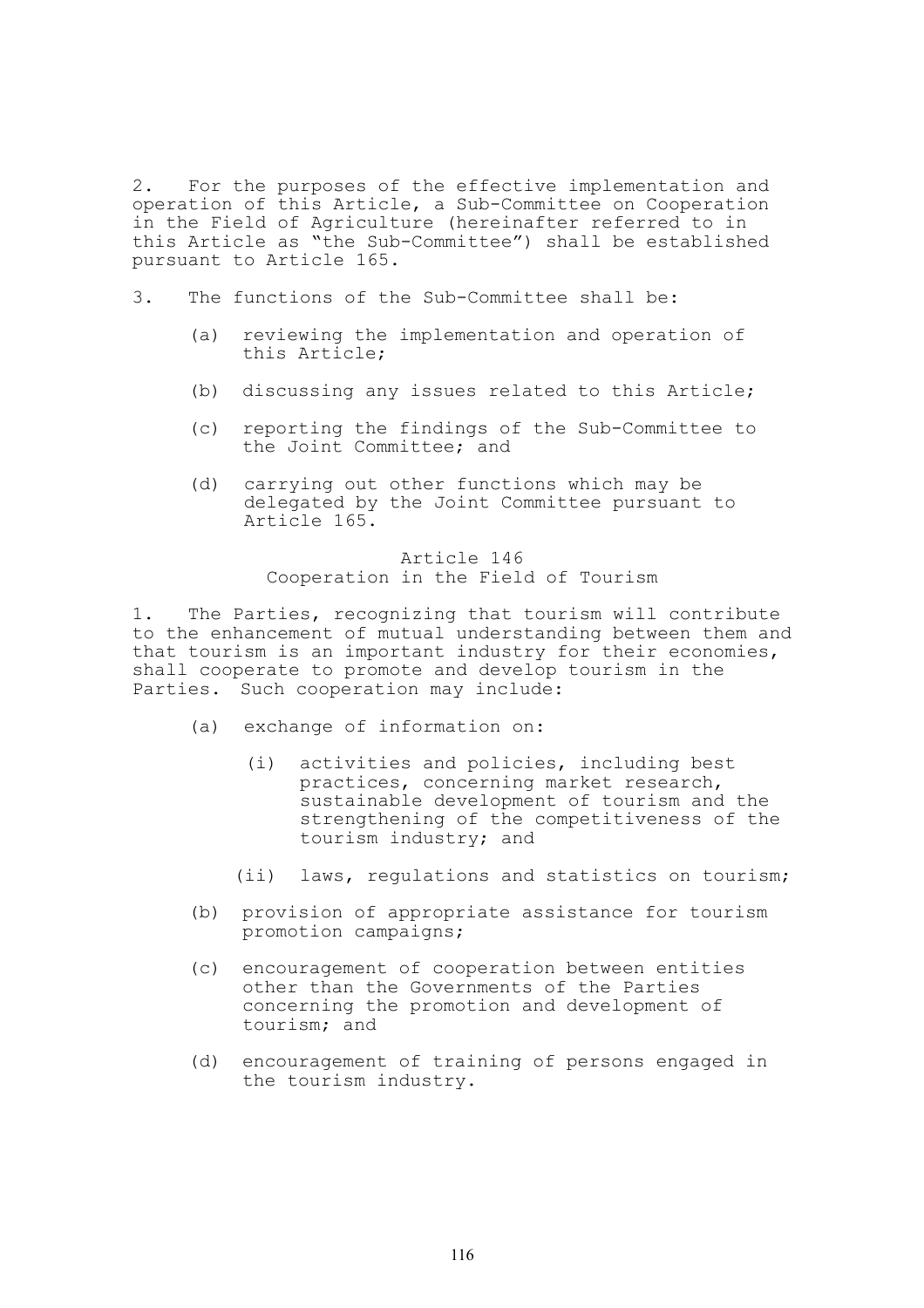2. For the purposes of the effective implementation and operation of this Article, a Sub-Committee on Cooperation in the Field of Agriculture (hereinafter referred to in this Article as "the Sub-Committee") shall be established pursuant to Article 165.

3. The functions of the Sub-Committee shall be:

   (a) reviewing the implementation and operation of this Article;

   (b) discussing any issues related to this Article;

   (c) reporting the findings of the Sub-Committee to the Joint Committee; and

   (d) carrying out other functions which may be delegated by the Joint Committee pursuant to Article 165.

## Article 146
## Cooperation in the Field of Tourism

1. The Parties, recognizing that tourism will contribute to the enhancement of mutual understanding between them and that tourism is an important industry for their economies, shall cooperate to promote and develop tourism in the Parties. Such cooperation may include:

   (a) exchange of information on:

      (i) activities and policies, including best practices, concerning market research, sustainable development of tourism and the strengthening of the competitiveness of the tourism industry; and

      (ii) laws, regulations and statistics on tourism;

   (b) provision of appropriate assistance for tourism promotion campaigns;

   (c) encouragement of cooperation between entities other than the Governments of the Parties concerning the promotion and development of tourism; and

   (d) encouragement of training of persons engaged in the tourism industry.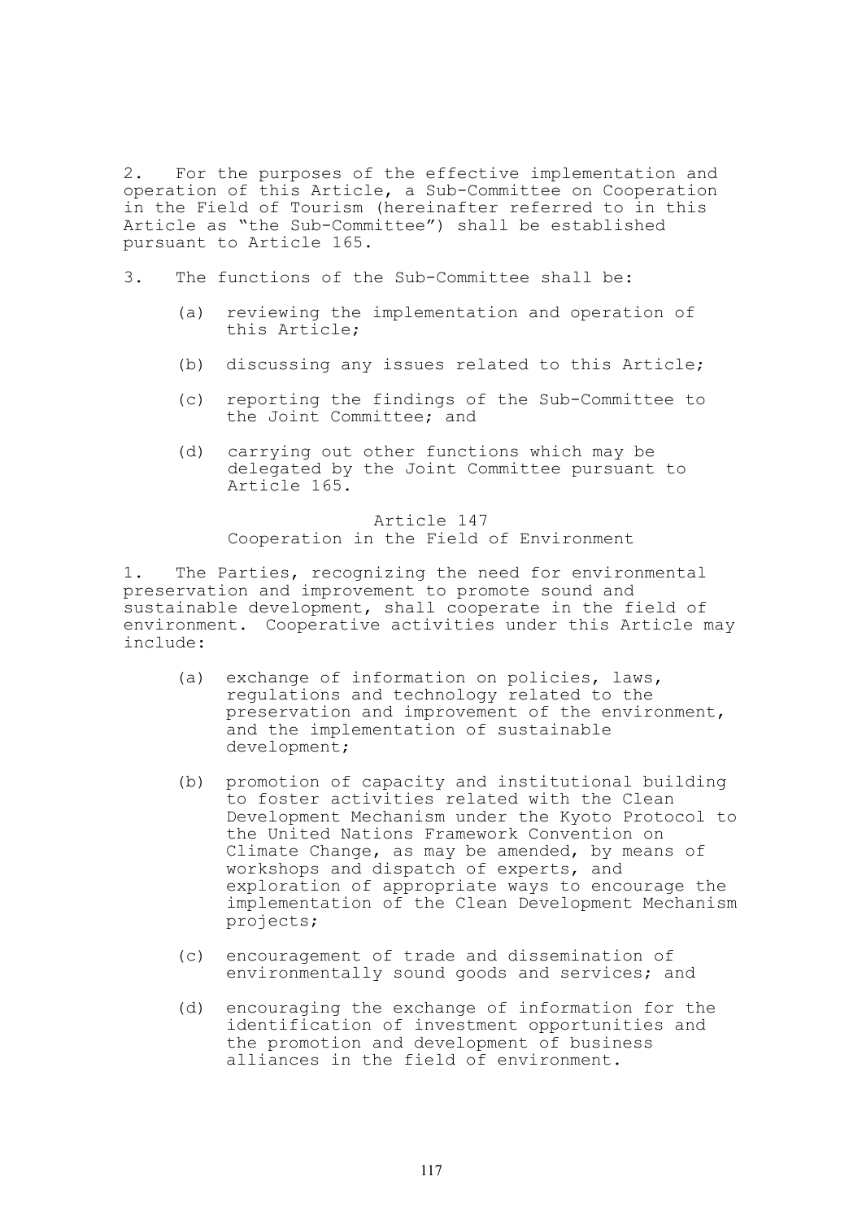2. For the purposes of the effective implementation and operation of this Article, a Sub-Committee on Cooperation in the Field of Tourism (hereinafter referred to in this Article as "the Sub-Committee") shall be established pursuant to Article 165.

3. The functions of the Sub-Committee shall be:

(a) reviewing the implementation and operation of this Article;

(b) discussing any issues related to this Article;

(c) reporting the findings of the Sub-Committee to the Joint Committee; and

(d) carrying out other functions which may be delegated by the Joint Committee pursuant to Article 165.

## Article 147
## Cooperation in the Field of Environment

1. The Parties, recognizing the need for environmental preservation and improvement to promote sound and sustainable development, shall cooperate in the field of environment. Cooperative activities under this Article may include:

(a) exchange of information on policies, laws, regulations and technology related to the preservation and improvement of the environment, and the implementation of sustainable development;

(b) promotion of capacity and institutional building to foster activities related with the Clean Development Mechanism under the Kyoto Protocol to the United Nations Framework Convention on Climate Change, as may be amended, by means of workshops and dispatch of experts, and exploration of appropriate ways to encourage the implementation of the Clean Development Mechanism projects;

(c) encouragement of trade and dissemination of environmentally sound goods and services; and

(d) encouraging the exchange of information for the identification of investment opportunities and the promotion and development of business alliances in the field of environment.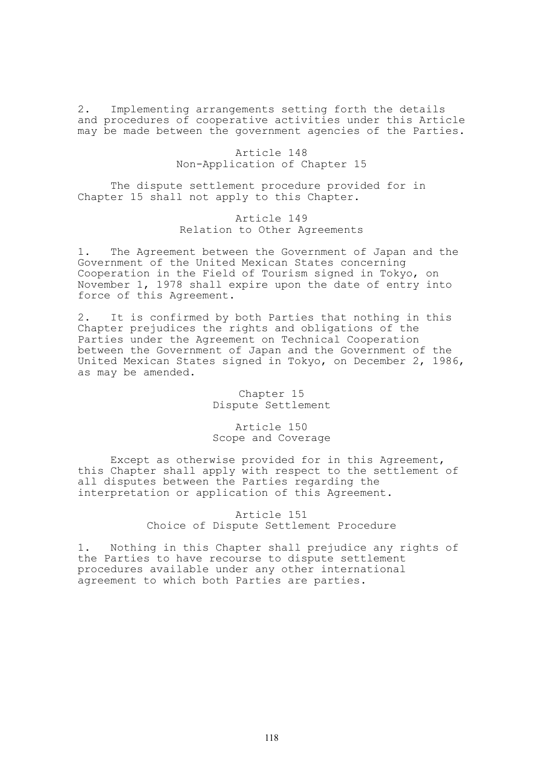2. Implementing arrangements setting forth the details and procedures of cooperative activities under this Article may be made between the government agencies of the Parties.

### Article 148
### Non-Application of Chapter 15

The dispute settlement procedure provided for in Chapter 15 shall not apply to this Chapter.

### Article 149
### Relation to Other Agreements

1. The Agreement between the Government of Japan and the Government of the United Mexican States concerning Cooperation in the Field of Tourism signed in Tokyo, on November 1, 1978 shall expire upon the date of entry into force of this Agreement.

2. It is confirmed by both Parties that nothing in this Chapter prejudices the rights and obligations of the Parties under the Agreement on Technical Cooperation between the Government of Japan and the Government of the United Mexican States signed in Tokyo, on December 2, 1986, as may be amended.

## Chapter 15
## Dispute Settlement

### Article 150
### Scope and Coverage

Except as otherwise provided for in this Agreement, this Chapter shall apply with respect to the settlement of all disputes between the Parties regarding the interpretation or application of this Agreement.

### Article 151
### Choice of Dispute Settlement Procedure

1. Nothing in this Chapter shall prejudice any rights of the Parties to have recourse to dispute settlement procedures available under any other international agreement to which both Parties are parties.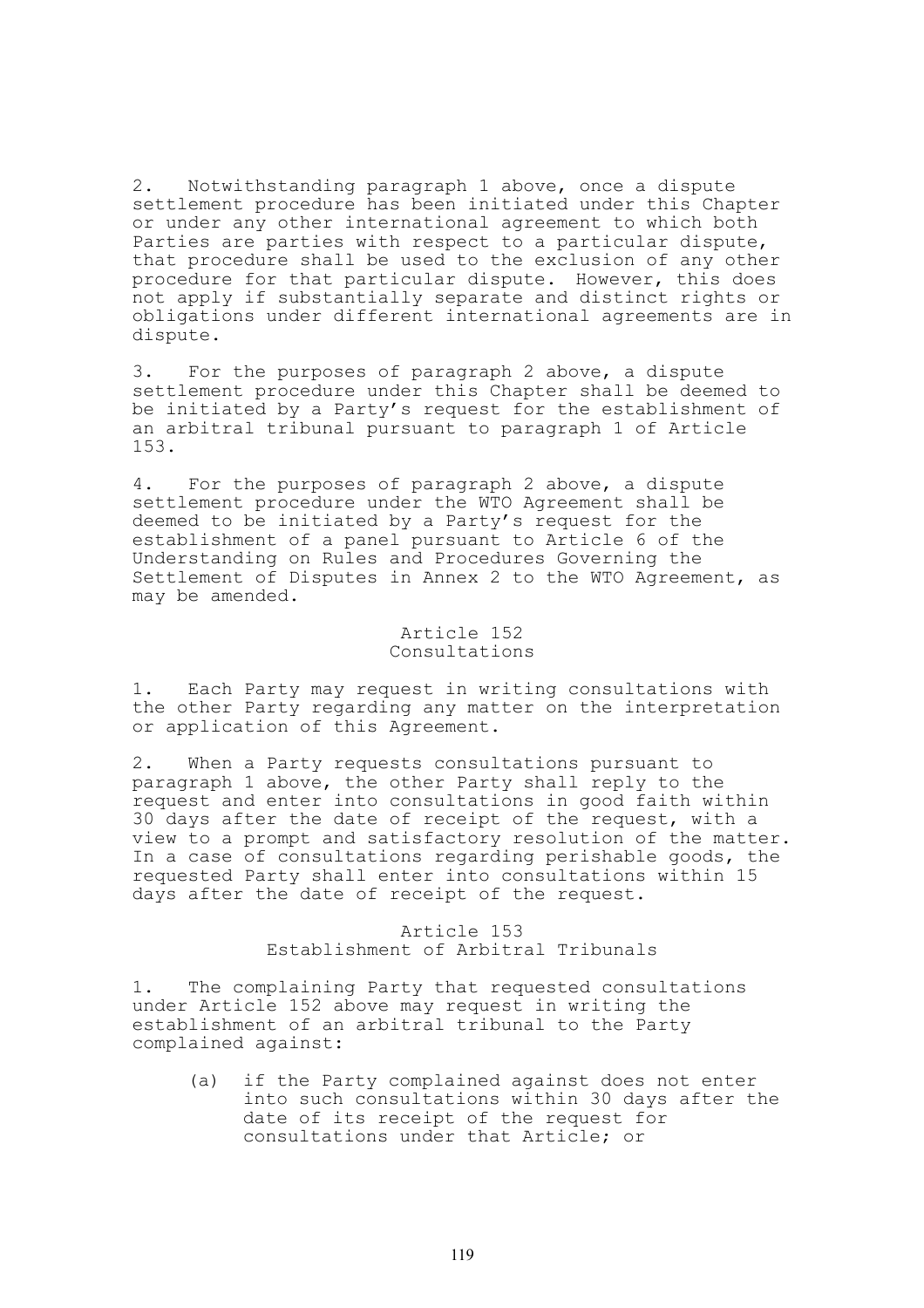2. Notwithstanding paragraph 1 above, once a dispute settlement procedure has been initiated under this Chapter or under any other international agreement to which both Parties are parties with respect to a particular dispute, that procedure shall be used to the exclusion of any other procedure for that particular dispute. However, this does not apply if substantially separate and distinct rights or obligations under different international agreements are in dispute.

3. For the purposes of paragraph 2 above, a dispute settlement procedure under this Chapter shall be deemed to be initiated by a Party's request for the establishment of an arbitral tribunal pursuant to paragraph 1 of Article 153.

4. For the purposes of paragraph 2 above, a dispute settlement procedure under the WTO Agreement shall be deemed to be initiated by a Party's request for the establishment of a panel pursuant to Article 6 of the Understanding on Rules and Procedures Governing the Settlement of Disputes in Annex 2 to the WTO Agreement, as may be amended.

### Article 152
### Consultations

1. Each Party may request in writing consultations with the other Party regarding any matter on the interpretation or application of this Agreement.

2. When a Party requests consultations pursuant to paragraph 1 above, the other Party shall reply to the request and enter into consultations in good faith within 30 days after the date of receipt of the request, with a view to a prompt and satisfactory resolution of the matter. In a case of consultations regarding perishable goods, the requested Party shall enter into consultations within 15 days after the date of receipt of the request.

### Article 153
### Establishment of Arbitral Tribunals

1. The complaining Party that requested consultations under Article 152 above may request in writing the establishment of an arbitral tribunal to the Party complained against:

   (a) if the Party complained against does not enter into such consultations within 30 days after the date of its receipt of the request for consultations under that Article; or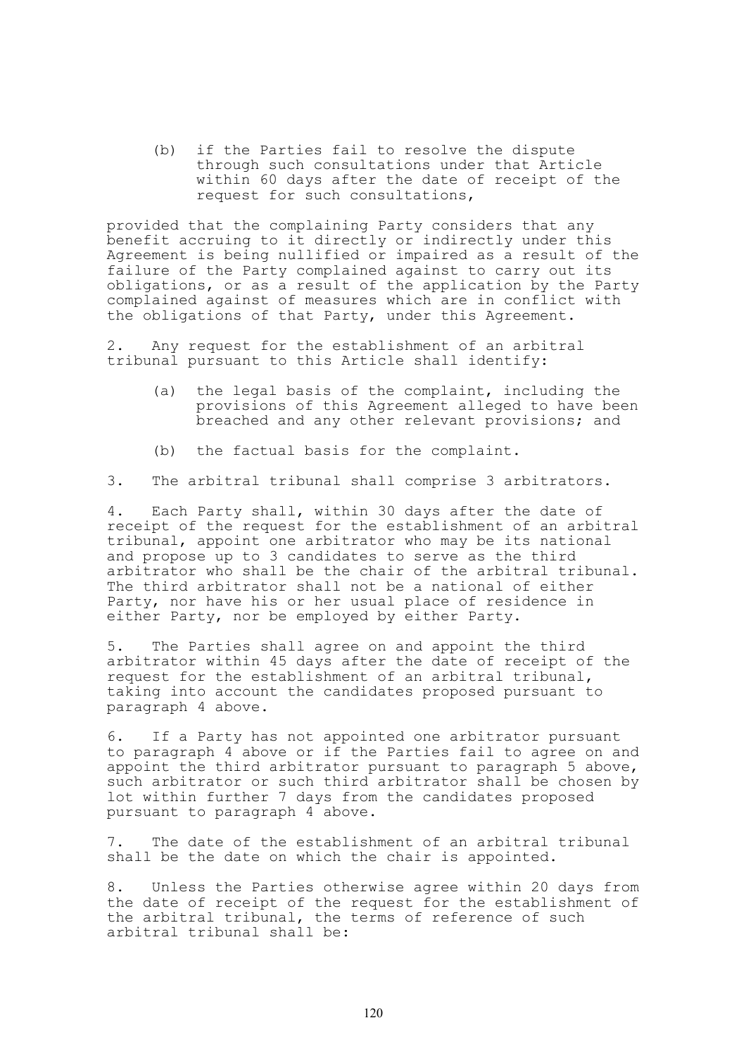(b) if the Parties fail to resolve the dispute through such consultations under that Article within 60 days after the date of receipt of the request for such consultations,

provided that the complaining Party considers that any benefit accruing to it directly or indirectly under this Agreement is being nullified or impaired as a result of the failure of the Party complained against to carry out its obligations, or as a result of the application by the Party complained against of measures which are in conflict with the obligations of that Party, under this Agreement.

2. Any request for the establishment of an arbitral tribunal pursuant to this Article shall identify:

(a) the legal basis of the complaint, including the provisions of this Agreement alleged to have been breached and any other relevant provisions; and

(b) the factual basis for the complaint.

3. The arbitral tribunal shall comprise 3 arbitrators.

4. Each Party shall, within 30 days after the date of receipt of the request for the establishment of an arbitral tribunal, appoint one arbitrator who may be its national and propose up to 3 candidates to serve as the third arbitrator who shall be the chair of the arbitral tribunal. The third arbitrator shall not be a national of either Party, nor have his or her usual place of residence in either Party, nor be employed by either Party.

5. The Parties shall agree on and appoint the third arbitrator within 45 days after the date of receipt of the request for the establishment of an arbitral tribunal, taking into account the candidates proposed pursuant to paragraph 4 above.

6. If a Party has not appointed one arbitrator pursuant to paragraph 4 above or if the Parties fail to agree on and appoint the third arbitrator pursuant to paragraph 5 above, such arbitrator or such third arbitrator shall be chosen by lot within further 7 days from the candidates proposed pursuant to paragraph 4 above.

7. The date of the establishment of an arbitral tribunal shall be the date on which the chair is appointed.

8. Unless the Parties otherwise agree within 20 days from the date of receipt of the request for the establishment of the arbitral tribunal, the terms of reference of such arbitral tribunal shall be: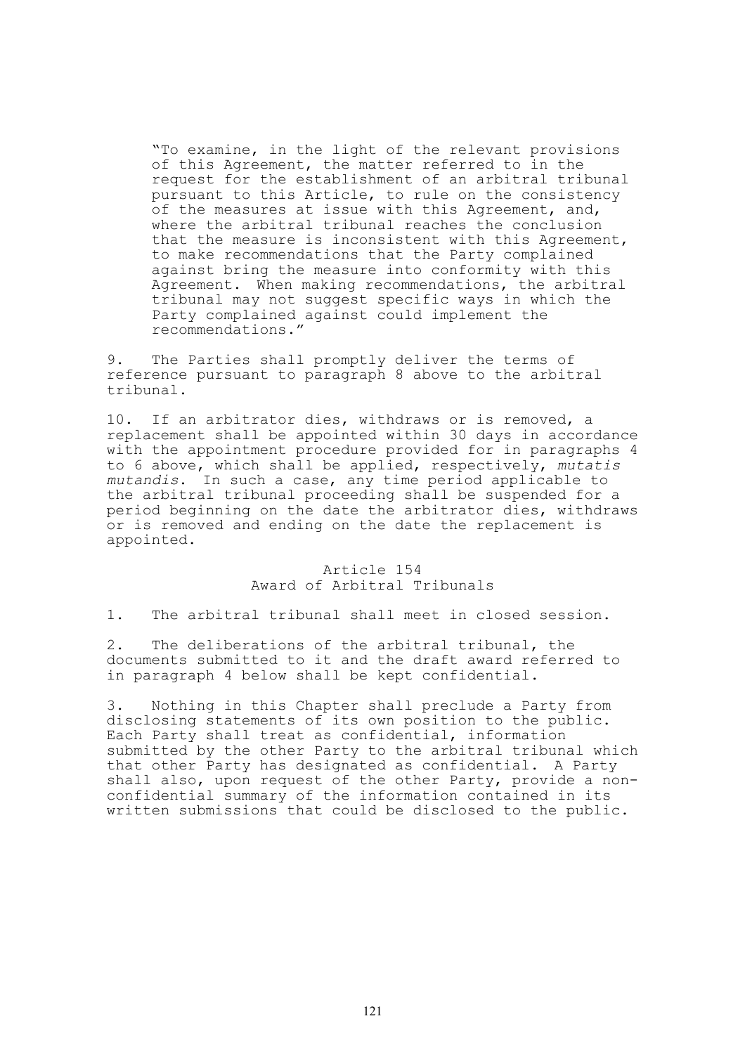"To examine, in the light of the relevant provisions of this Agreement, the matter referred to in the request for the establishment of an arbitral tribunal pursuant to this Article, to rule on the consistency of the measures at issue with this Agreement, and, where the arbitral tribunal reaches the conclusion that the measure is inconsistent with this Agreement, to make recommendations that the Party complained against bring the measure into conformity with this Agreement. When making recommendations, the arbitral tribunal may not suggest specific ways in which the Party complained against could implement the recommendations."

9. The Parties shall promptly deliver the terms of reference pursuant to paragraph 8 above to the arbitral tribunal.

10. If an arbitrator dies, withdraws or is removed, a replacement shall be appointed within 30 days in accordance with the appointment procedure provided for in paragraphs 4 to 6 above, which shall be applied, respectively, *mutatis mutandis*. In such a case, any time period applicable to the arbitral tribunal proceeding shall be suspended for a period beginning on the date the arbitrator dies, withdraws or is removed and ending on the date the replacement is appointed.

## Article 154
## Award of Arbitral Tribunals

1. The arbitral tribunal shall meet in closed session.

2. The deliberations of the arbitral tribunal, the documents submitted to it and the draft award referred to in paragraph 4 below shall be kept confidential.

3. Nothing in this Chapter shall preclude a Party from disclosing statements of its own position to the public. Each Party shall treat as confidential, information submitted by the other Party to the arbitral tribunal which that other Party has designated as confidential. A Party shall also, upon request of the other Party, provide a non-confidential summary of the information contained in its written submissions that could be disclosed to the public.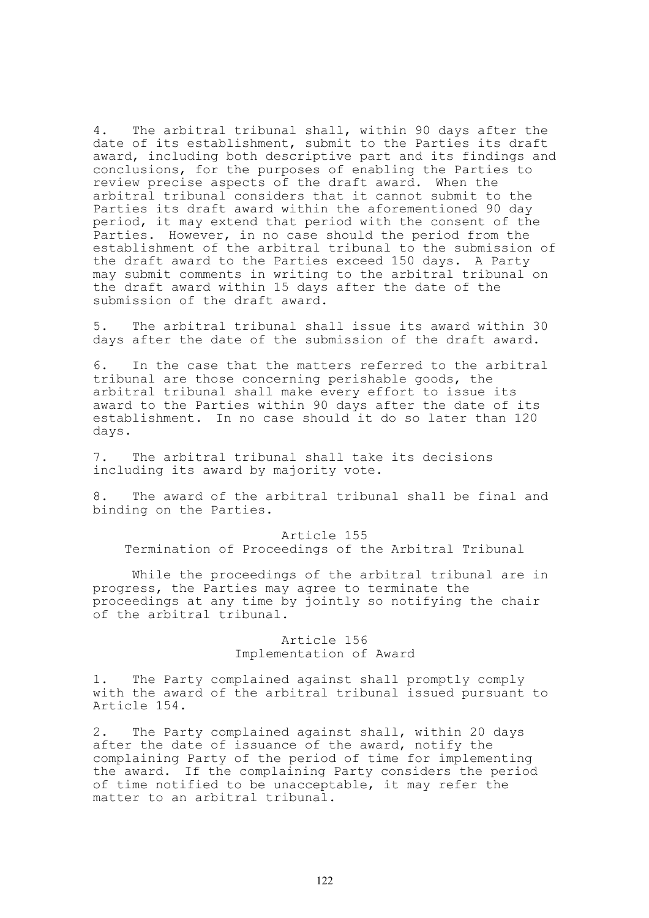4. The arbitral tribunal shall, within 90 days after the date of its establishment, submit to the Parties its draft award, including both descriptive part and its findings and conclusions, for the purposes of enabling the Parties to review precise aspects of the draft award. When the arbitral tribunal considers that it cannot submit to the Parties its draft award within the aforementioned 90 day period, it may extend that period with the consent of the Parties. However, in no case should the period from the establishment of the arbitral tribunal to the submission of the draft award to the Parties exceed 150 days. A Party may submit comments in writing to the arbitral tribunal on the draft award within 15 days after the date of the submission of the draft award.

5. The arbitral tribunal shall issue its award within 30 days after the date of the submission of the draft award.

6. In the case that the matters referred to the arbitral tribunal are those concerning perishable goods, the arbitral tribunal shall make every effort to issue its award to the Parties within 90 days after the date of its establishment. In no case should it do so later than 120 days.

7. The arbitral tribunal shall take its decisions including its award by majority vote.

8. The award of the arbitral tribunal shall be final and binding on the Parties.

## Article 155
## Termination of Proceedings of the Arbitral Tribunal

While the proceedings of the arbitral tribunal are in progress, the Parties may agree to terminate the proceedings at any time by jointly so notifying the chair of the arbitral tribunal.

## Article 156
## Implementation of Award

1. The Party complained against shall promptly comply with the award of the arbitral tribunal issued pursuant to Article 154.

2. The Party complained against shall, within 20 days after the date of issuance of the award, notify the complaining Party of the period of time for implementing the award. If the complaining Party considers the period of time notified to be unacceptable, it may refer the matter to an arbitral tribunal.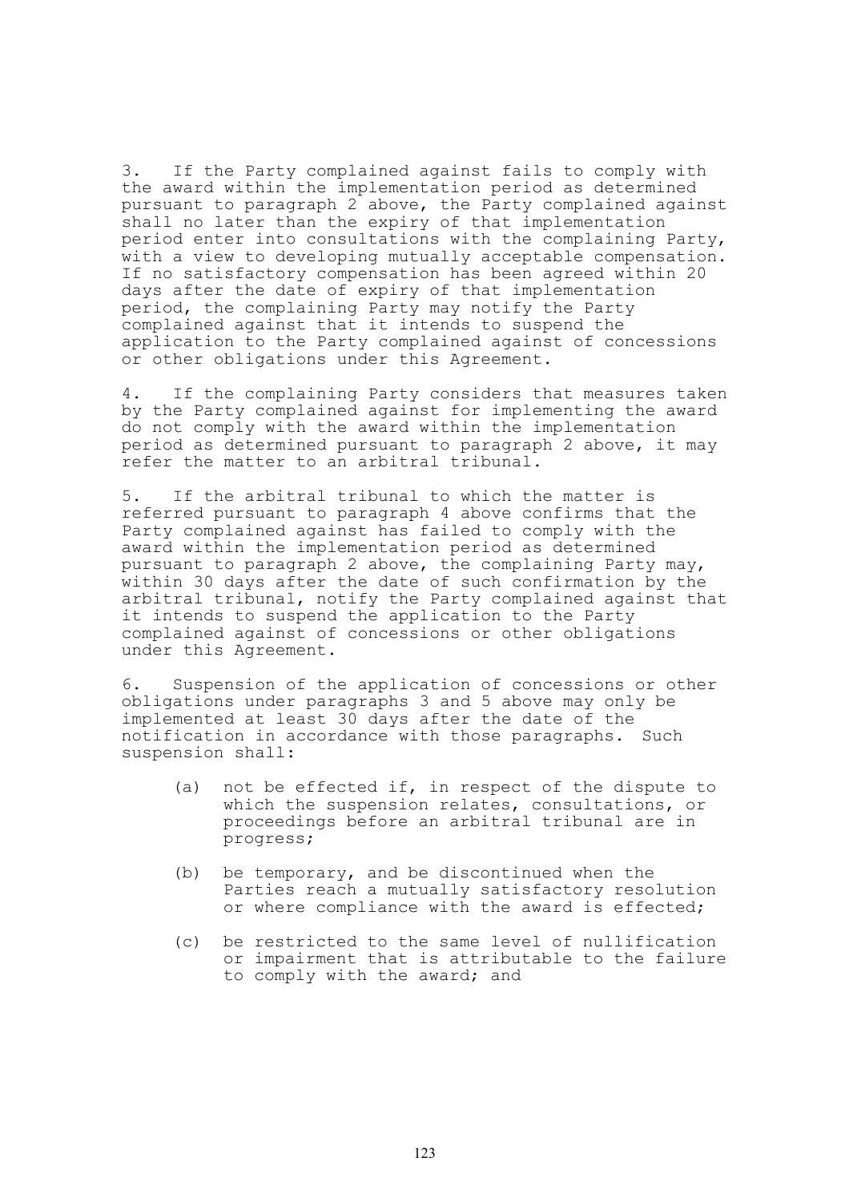3. If the Party complained against fails to comply with the award within the implementation period as determined pursuant to paragraph 2 above, the Party complained against shall no later than the expiry of that implementation period enter into consultations with the complaining Party, with a view to developing mutually acceptable compensation. If no satisfactory compensation has been agreed within 20 days after the date of expiry of that implementation period, the complaining Party may notify the Party complained against that it intends to suspend the application to the Party complained against of concessions or other obligations under this Agreement.

4. If the complaining Party considers that measures taken by the Party complained against for implementing the award do not comply with the award within the implementation period as determined pursuant to paragraph 2 above, it may refer the matter to an arbitral tribunal.

5. If the arbitral tribunal to which the matter is referred pursuant to paragraph 4 above confirms that the Party complained against has failed to comply with the award within the implementation period as determined pursuant to paragraph 2 above, the complaining Party may, within 30 days after the date of such confirmation by the arbitral tribunal, notify the Party complained against that it intends to suspend the application to the Party complained against of concessions or other obligations under this Agreement.

6. Suspension of the application of concessions or other obligations under paragraphs 3 and 5 above may only be implemented at least 30 days after the date of the notification in accordance with those paragraphs. Such suspension shall:

(a) not be effected if, in respect of the dispute to which the suspension relates, consultations, or proceedings before an arbitral tribunal are in progress;

(b) be temporary, and be discontinued when the Parties reach a mutually satisfactory resolution or where compliance with the award is effected;

(c) be restricted to the same level of nullification or impairment that is attributable to the failure to comply with the award; and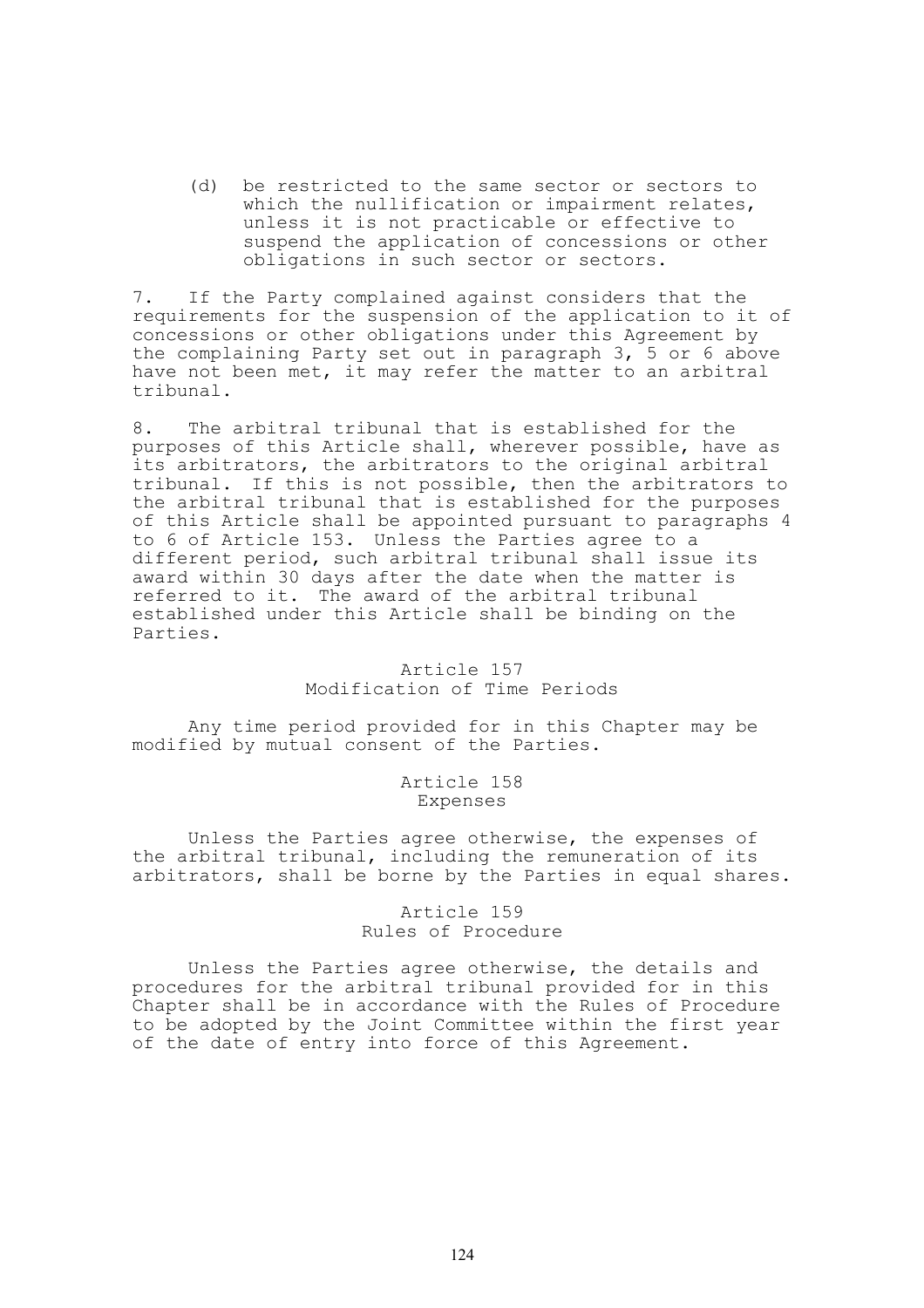(d) be restricted to the same sector or sectors to which the nullification or impairment relates, unless it is not practicable or effective to suspend the application of concessions or other obligations in such sector or sectors.

7. If the Party complained against considers that the requirements for the suspension of the application to it of concessions or other obligations under this Agreement by the complaining Party set out in paragraph 3, 5 or 6 above have not been met, it may refer the matter to an arbitral tribunal.

8. The arbitral tribunal that is established for the purposes of this Article shall, wherever possible, have as its arbitrators, the arbitrators to the original arbitral tribunal. If this is not possible, then the arbitrators to the arbitral tribunal that is established for the purposes of this Article shall be appointed pursuant to paragraphs 4 to 6 of Article 153. Unless the Parties agree to a different period, such arbitral tribunal shall issue its award within 30 days after the date when the matter is referred to it. The award of the arbitral tribunal established under this Article shall be binding on the Parties.

### Article 157
### Modification of Time Periods

Any time period provided for in this Chapter may be modified by mutual consent of the Parties.

### Article 158
### Expenses

Unless the Parties agree otherwise, the expenses of the arbitral tribunal, including the remuneration of its arbitrators, shall be borne by the Parties in equal shares.

### Article 159
### Rules of Procedure

Unless the Parties agree otherwise, the details and procedures for the arbitral tribunal provided for in this Chapter shall be in accordance with the Rules of Procedure to be adopted by the Joint Committee within the first year of the date of entry into force of this Agreement.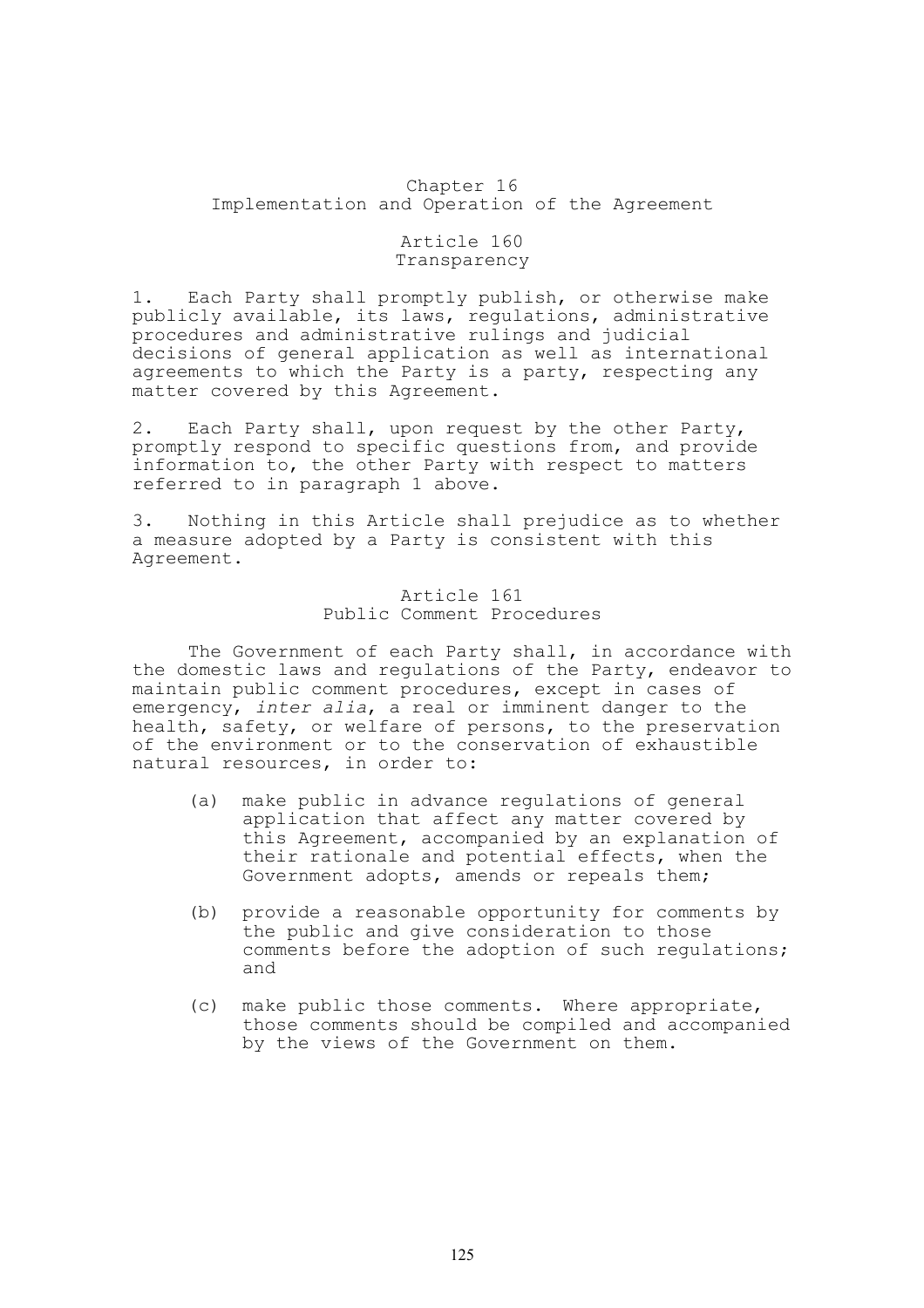# Chapter 16
# Implementation and Operation of the Agreement

## Article 160
## Transparency

1. Each Party shall promptly publish, or otherwise make publicly available, its laws, regulations, administrative procedures and administrative rulings and judicial decisions of general application as well as international agreements to which the Party is a party, respecting any matter covered by this Agreement.

2. Each Party shall, upon request by the other Party, promptly respond to specific questions from, and provide information to, the other Party with respect to matters referred to in paragraph 1 above.

3. Nothing in this Article shall prejudice as to whether a measure adopted by a Party is consistent with this Agreement.

## Article 161
## Public Comment Procedures

The Government of each Party shall, in accordance with the domestic laws and regulations of the Party, endeavor to maintain public comment procedures, except in cases of emergency, *inter alia*, a real or imminent danger to the health, safety, or welfare of persons, to the preservation of the environment or to the conservation of exhaustible natural resources, in order to:

(a) make public in advance regulations of general application that affect any matter covered by this Agreement, accompanied by an explanation of their rationale and potential effects, when the Government adopts, amends or repeals them;

(b) provide a reasonable opportunity for comments by the public and give consideration to those comments before the adoption of such regulations; and

(c) make public those comments. Where appropriate, those comments should be compiled and accompanied by the views of the Government on them.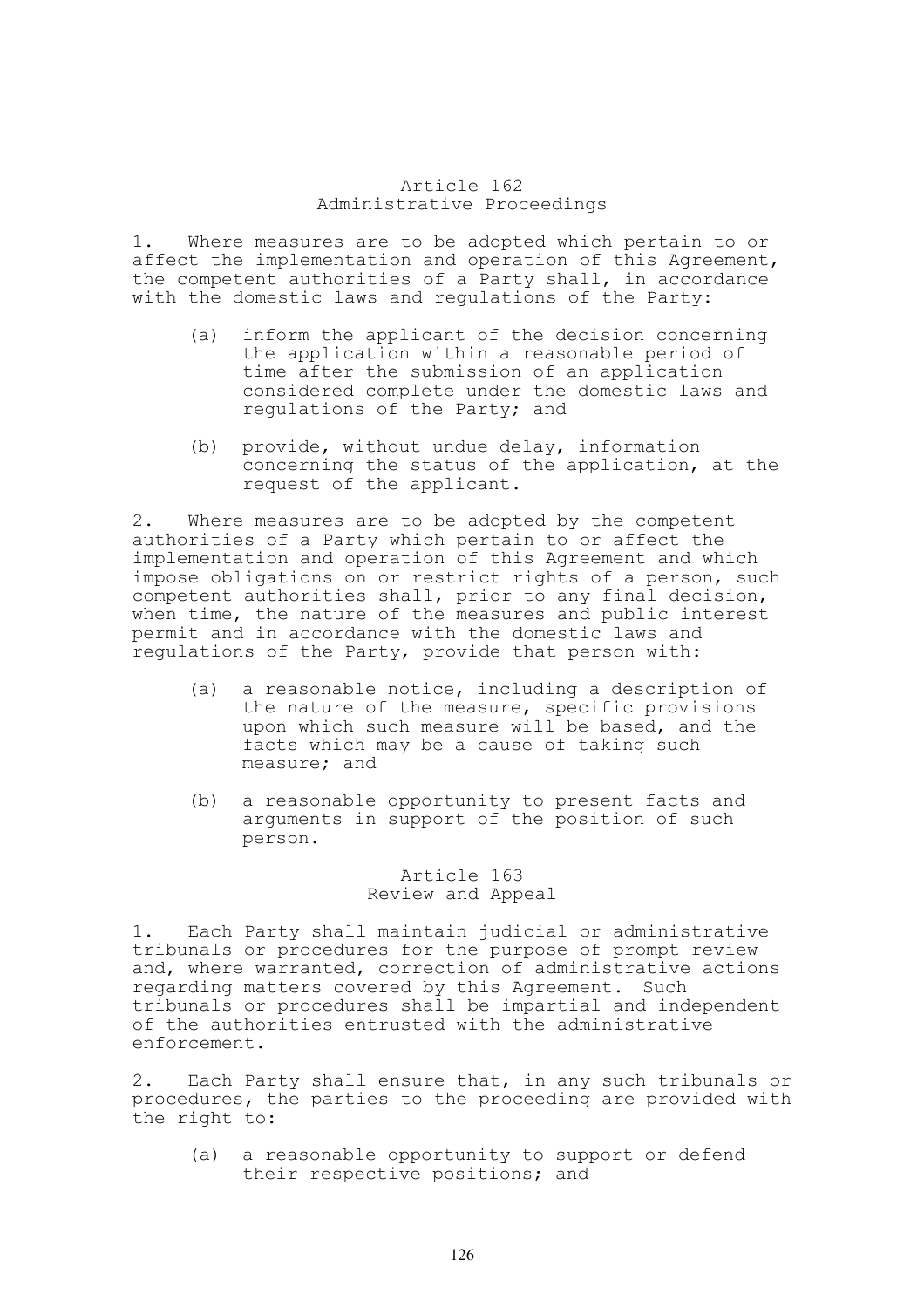### Article 162
### Administrative Proceedings

1. Where measures are to be adopted which pertain to or affect the implementation and operation of this Agreement, the competent authorities of a Party shall, in accordance with the domestic laws and regulations of the Party:

   (a) inform the applicant of the decision concerning the application within a reasonable period of time after the submission of an application considered complete under the domestic laws and regulations of the Party; and

   (b) provide, without undue delay, information concerning the status of the application, at the request of the applicant.

2. Where measures are to be adopted by the competent authorities of a Party which pertain to or affect the implementation and operation of this Agreement and which impose obligations on or restrict rights of a person, such competent authorities shall, prior to any final decision, when time, the nature of the measures and public interest permit and in accordance with the domestic laws and regulations of the Party, provide that person with:

   (a) a reasonable notice, including a description of the nature of the measure, specific provisions upon which such measure will be based, and the facts which may be a cause of taking such measure; and

   (b) a reasonable opportunity to present facts and arguments in support of the position of such person.

### Article 163
### Review and Appeal

1. Each Party shall maintain judicial or administrative tribunals or procedures for the purpose of prompt review and, where warranted, correction of administrative actions regarding matters covered by this Agreement. Such tribunals or procedures shall be impartial and independent of the authorities entrusted with the administrative enforcement.

2. Each Party shall ensure that, in any such tribunals or procedures, the parties to the proceeding are provided with the right to:

   (a) a reasonable opportunity to support or defend their respective positions; and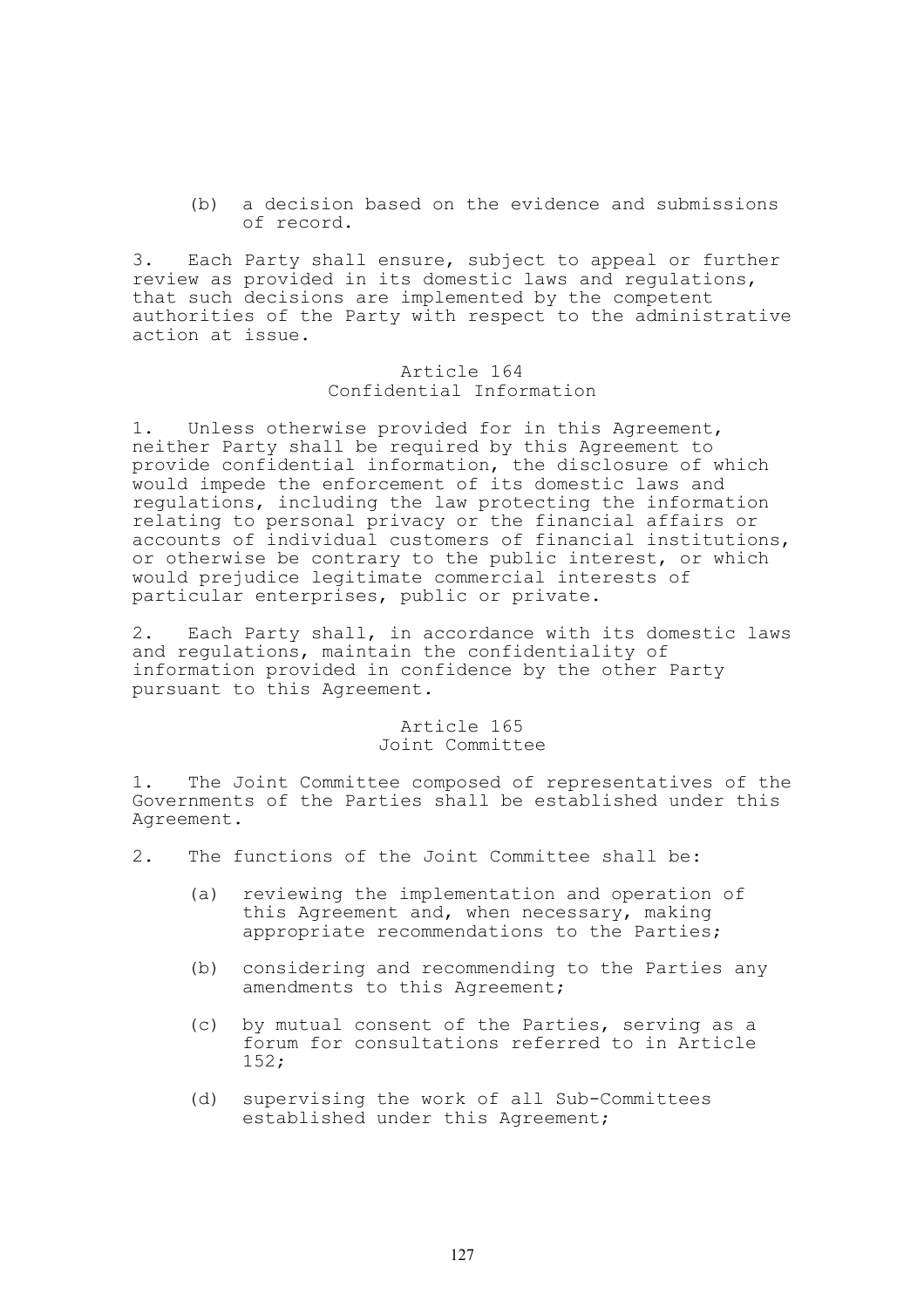(b) a decision based on the evidence and submissions of record.

3. Each Party shall ensure, subject to appeal or further review as provided in its domestic laws and regulations, that such decisions are implemented by the competent authorities of the Party with respect to the administrative action at issue.

### Article 164
### Confidential Information

1. Unless otherwise provided for in this Agreement, neither Party shall be required by this Agreement to provide confidential information, the disclosure of which would impede the enforcement of its domestic laws and regulations, including the law protecting the information relating to personal privacy or the financial affairs or accounts of individual customers of financial institutions, or otherwise be contrary to the public interest, or which would prejudice legitimate commercial interests of particular enterprises, public or private.

2. Each Party shall, in accordance with its domestic laws and regulations, maintain the confidentiality of information provided in confidence by the other Party pursuant to this Agreement.

### Article 165
### Joint Committee

1. The Joint Committee composed of representatives of the Governments of the Parties shall be established under this Agreement.

2. The functions of the Joint Committee shall be:

(a) reviewing the implementation and operation of this Agreement and, when necessary, making appropriate recommendations to the Parties;

(b) considering and recommending to the Parties any amendments to this Agreement;

(c) by mutual consent of the Parties, serving as a forum for consultations referred to in Article 152;

(d) supervising the work of all Sub-Committees established under this Agreement;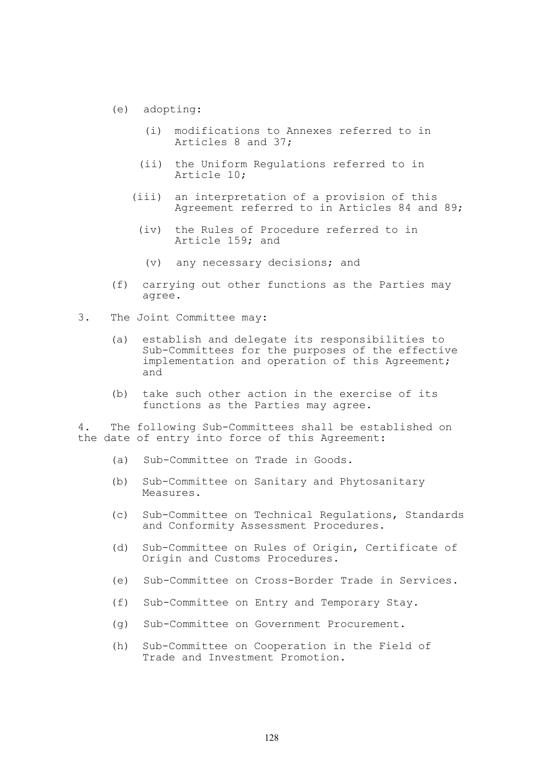(e) adopting:

   (i) modifications to Annexes referred to in Articles 8 and 37;

   (ii) the Uniform Regulations referred to in Article 10;

   (iii) an interpretation of a provision of this Agreement referred to in Articles 84 and 89;

   (iv) the Rules of Procedure referred to in Article 159; and

   (v) any necessary decisions; and

(f) carrying out other functions as the Parties may agree.

3. The Joint Committee may:

   (a) establish and delegate its responsibilities to Sub-Committees for the purposes of the effective implementation and operation of this Agreement; and

   (b) take such other action in the exercise of its functions as the Parties may agree.

4. The following Sub-Committees shall be established on the date of entry into force of this Agreement:

   (a) Sub-Committee on Trade in Goods.

   (b) Sub-Committee on Sanitary and Phytosanitary Measures.

   (c) Sub-Committee on Technical Regulations, Standards and Conformity Assessment Procedures.

   (d) Sub-Committee on Rules of Origin, Certificate of Origin and Customs Procedures.

   (e) Sub-Committee on Cross-Border Trade in Services.

   (f) Sub-Committee on Entry and Temporary Stay.

   (g) Sub-Committee on Government Procurement.

   (h) Sub-Committee on Cooperation in the Field of Trade and Investment Promotion.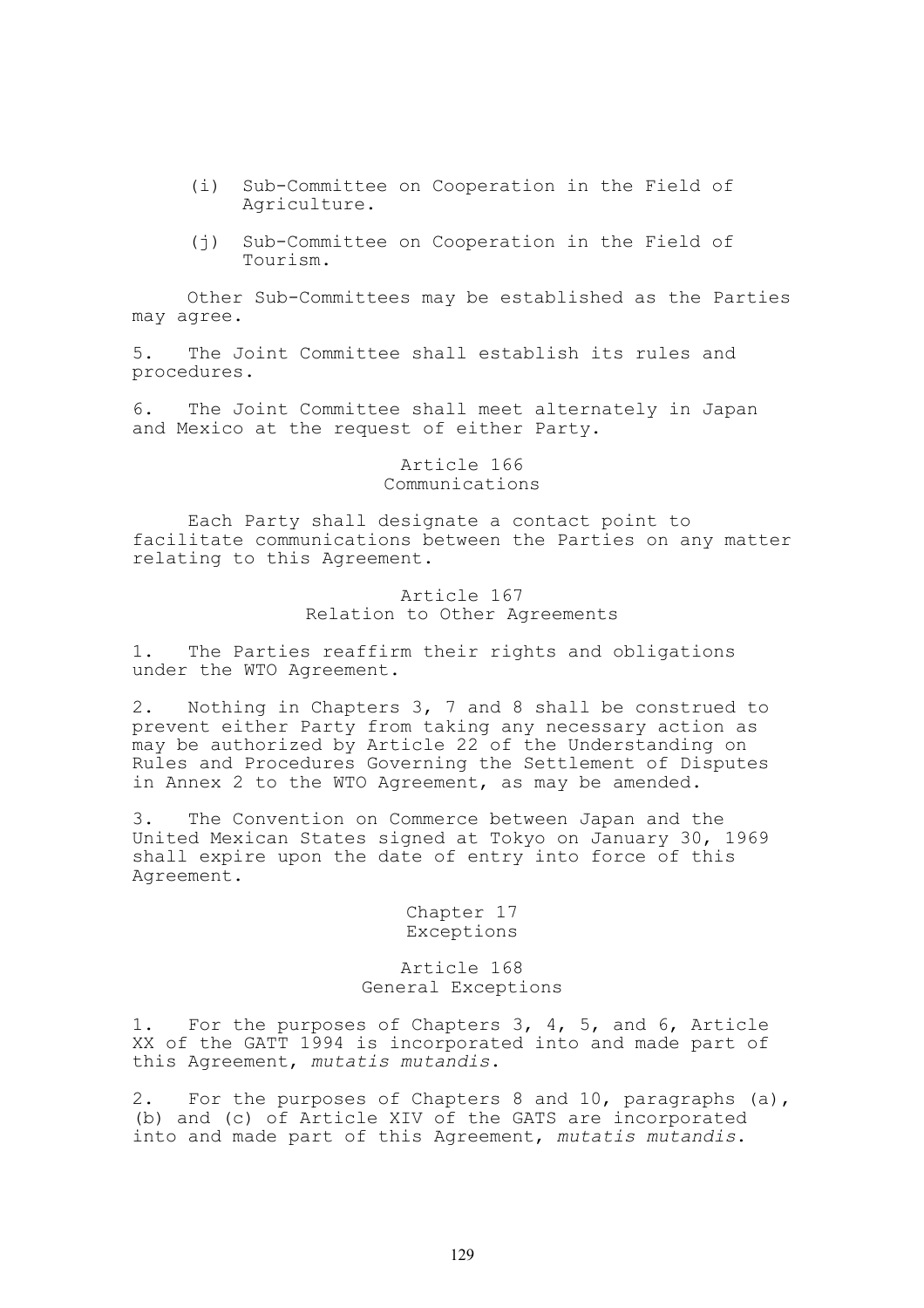(i) Sub-Committee on Cooperation in the Field of Agriculture.

(j) Sub-Committee on Cooperation in the Field of Tourism.

Other Sub-Committees may be established as the Parties may agree.

5. The Joint Committee shall establish its rules and procedures.

6. The Joint Committee shall meet alternately in Japan and Mexico at the request of either Party.

### Article 166
### Communications

Each Party shall designate a contact point to facilitate communications between the Parties on any matter relating to this Agreement.

### Article 167
### Relation to Other Agreements

1. The Parties reaffirm their rights and obligations under the WTO Agreement.

2. Nothing in Chapters 3, 7 and 8 shall be construed to prevent either Party from taking any necessary action as may be authorized by Article 22 of the Understanding on Rules and Procedures Governing the Settlement of Disputes in Annex 2 to the WTO Agreement, as may be amended.

3. The Convention on Commerce between Japan and the United Mexican States signed at Tokyo on January 30, 1969 shall expire upon the date of entry into force of this Agreement.

## Chapter 17
## Exceptions

### Article 168
### General Exceptions

1. For the purposes of Chapters 3, 4, 5, and 6, Article XX of the GATT 1994 is incorporated into and made part of this Agreement, *mutatis mutandis*.

2. For the purposes of Chapters 8 and 10, paragraphs (a), (b) and (c) of Article XIV of the GATS are incorporated into and made part of this Agreement, *mutatis mutandis*.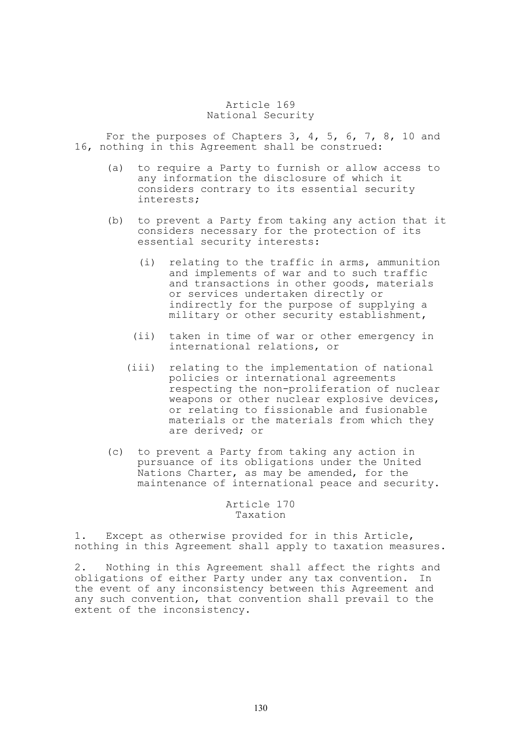## Article 169
## National Security

For the purposes of Chapters 3, 4, 5, 6, 7, 8, 10 and 16, nothing in this Agreement shall be construed:

(a) to require a Party to furnish or allow access to any information the disclosure of which it considers contrary to its essential security interests;

(b) to prevent a Party from taking any action that it considers necessary for the protection of its essential security interests:

   (i) relating to the traffic in arms, ammunition and implements of war and to such traffic and transactions in other goods, materials or services undertaken directly or indirectly for the purpose of supplying a military or other security establishment,

   (ii) taken in time of war or other emergency in international relations, or

   (iii) relating to the implementation of national policies or international agreements respecting the non-proliferation of nuclear weapons or other nuclear explosive devices, or relating to fissionable and fusionable materials or the materials from which they are derived; or

(c) to prevent a Party from taking any action in pursuance of its obligations under the United Nations Charter, as may be amended, for the maintenance of international peace and security.

## Article 170
## Taxation

1. Except as otherwise provided for in this Article, nothing in this Agreement shall apply to taxation measures.

2. Nothing in this Agreement shall affect the rights and obligations of either Party under any tax convention. In the event of any inconsistency between this Agreement and any such convention, that convention shall prevail to the extent of the inconsistency.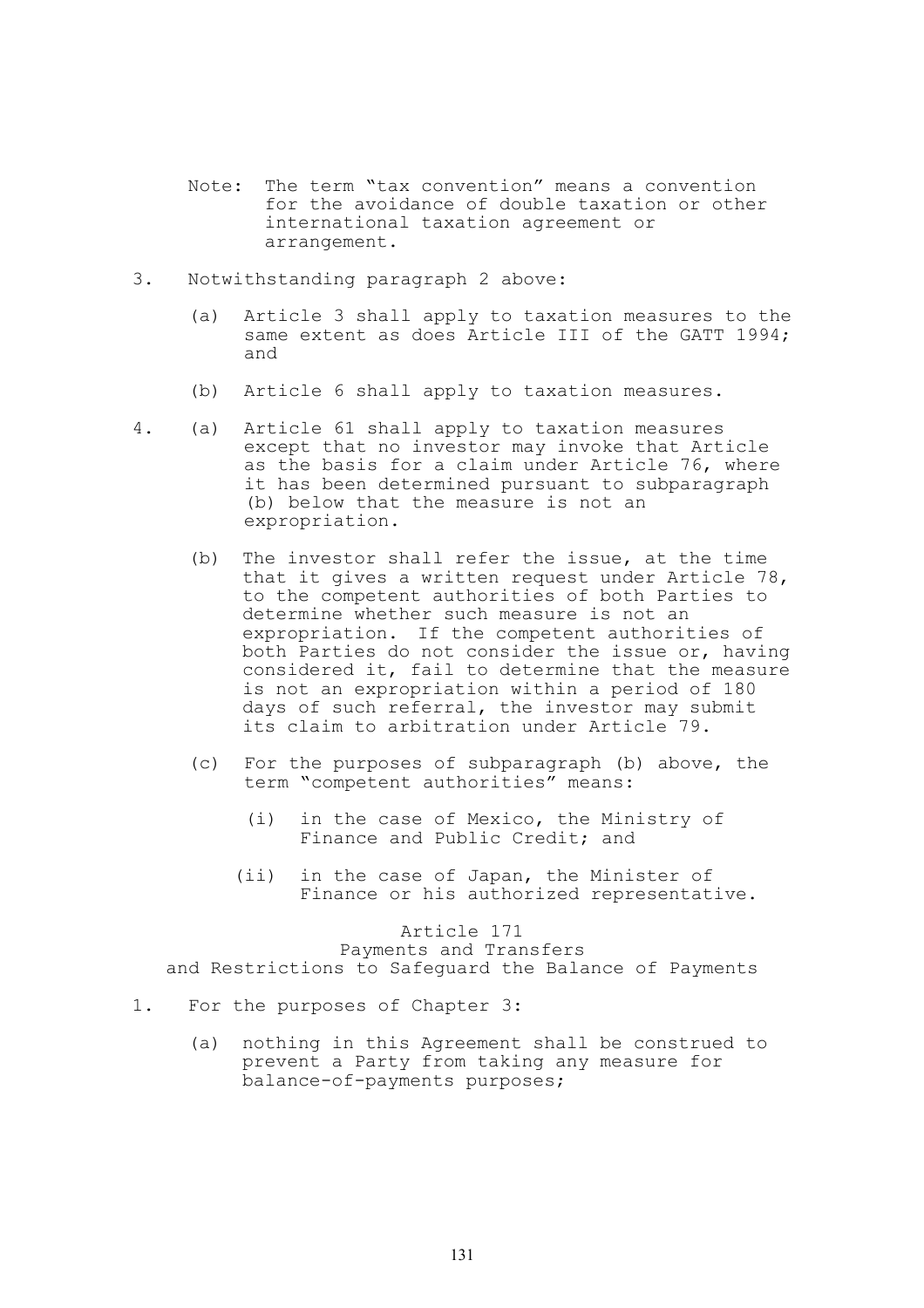Note: The term "tax convention" means a convention for the avoidance of double taxation or other international taxation agreement or arrangement.

3. Notwithstanding paragraph 2 above:

   (a) Article 3 shall apply to taxation measures to the same extent as does Article III of the GATT 1994; and

   (b) Article 6 shall apply to taxation measures.

4. (a) Article 61 shall apply to taxation measures except that no investor may invoke that Article as the basis for a claim under Article 76, where it has been determined pursuant to subparagraph (b) below that the measure is not an expropriation.

   (b) The investor shall refer the issue, at the time that it gives a written request under Article 78, to the competent authorities of both Parties to determine whether such measure is not an expropriation. If the competent authorities of both Parties do not consider the issue or, having considered it, fail to determine that the measure is not an expropriation within a period of 180 days of such referral, the investor may submit its claim to arbitration under Article 79.

   (c) For the purposes of subparagraph (b) above, the term "competent authorities" means:

      (i) in the case of Mexico, the Ministry of Finance and Public Credit; and

      (ii) in the case of Japan, the Minister of Finance or his authorized representative.

## Article 171
## Payments and Transfers and Restrictions to Safeguard the Balance of Payments

1. For the purposes of Chapter 3:

   (a) nothing in this Agreement shall be construed to prevent a Party from taking any measure for balance-of-payments purposes;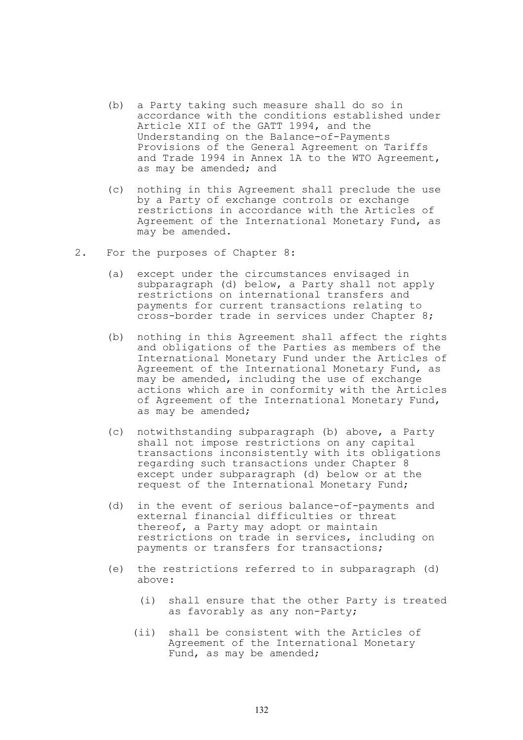(b) a Party taking such measure shall do so in accordance with the conditions established under Article XII of the GATT 1994, and the Understanding on the Balance-of-Payments Provisions of the General Agreement on Tariffs and Trade 1994 in Annex 1A to the WTO Agreement, as may be amended; and

(c) nothing in this Agreement shall preclude the use by a Party of exchange controls or exchange restrictions in accordance with the Articles of Agreement of the International Monetary Fund, as may be amended.

2. For the purposes of Chapter 8:

(a) except under the circumstances envisaged in subparagraph (d) below, a Party shall not apply restrictions on international transfers and payments for current transactions relating to cross-border trade in services under Chapter 8;

(b) nothing in this Agreement shall affect the rights and obligations of the Parties as members of the International Monetary Fund under the Articles of Agreement of the International Monetary Fund, as may be amended, including the use of exchange actions which are in conformity with the Articles of Agreement of the International Monetary Fund, as may be amended;

(c) notwithstanding subparagraph (b) above, a Party shall not impose restrictions on any capital transactions inconsistently with its obligations regarding such transactions under Chapter 8 except under subparagraph (d) below or at the request of the International Monetary Fund;

(d) in the event of serious balance-of-payments and external financial difficulties or threat thereof, a Party may adopt or maintain restrictions on trade in services, including on payments or transfers for transactions;

(e) the restrictions referred to in subparagraph (d) above:

  (i) shall ensure that the other Party is treated as favorably as any non-Party;

  (ii) shall be consistent with the Articles of Agreement of the International Monetary Fund, as may be amended;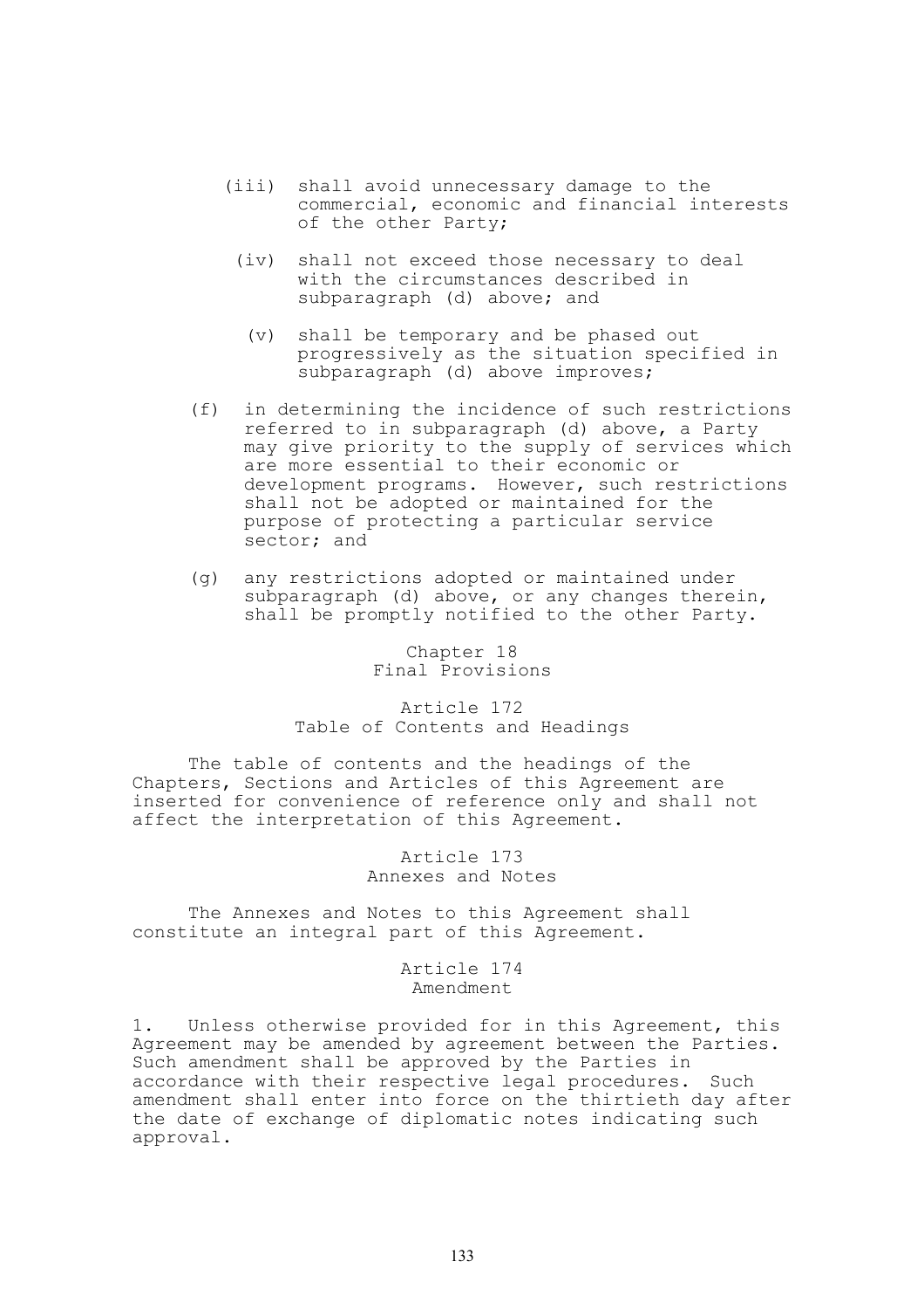(iii) shall avoid unnecessary damage to the commercial, economic and financial interests of the other Party;

(iv) shall not exceed those necessary to deal with the circumstances described in subparagraph (d) above; and

(v) shall be temporary and be phased out progressively as the situation specified in subparagraph (d) above improves;

(f) in determining the incidence of such restrictions referred to in subparagraph (d) above, a Party may give priority to the supply of services which are more essential to their economic or development programs. However, such restrictions shall not be adopted or maintained for the purpose of protecting a particular service sector; and

(g) any restrictions adopted or maintained under subparagraph (d) above, or any changes therein, shall be promptly notified to the other Party.

## Chapter 18
## Final Provisions

### Article 172
### Table of Contents and Headings

The table of contents and the headings of the Chapters, Sections and Articles of this Agreement are inserted for convenience of reference only and shall not affect the interpretation of this Agreement.

### Article 173
### Annexes and Notes

The Annexes and Notes to this Agreement shall constitute an integral part of this Agreement.

### Article 174
### Amendment

1. Unless otherwise provided for in this Agreement, this Agreement may be amended by agreement between the Parties. Such amendment shall be approved by the Parties in accordance with their respective legal procedures. Such amendment shall enter into force on the thirtieth day after the date of exchange of diplomatic notes indicating such approval.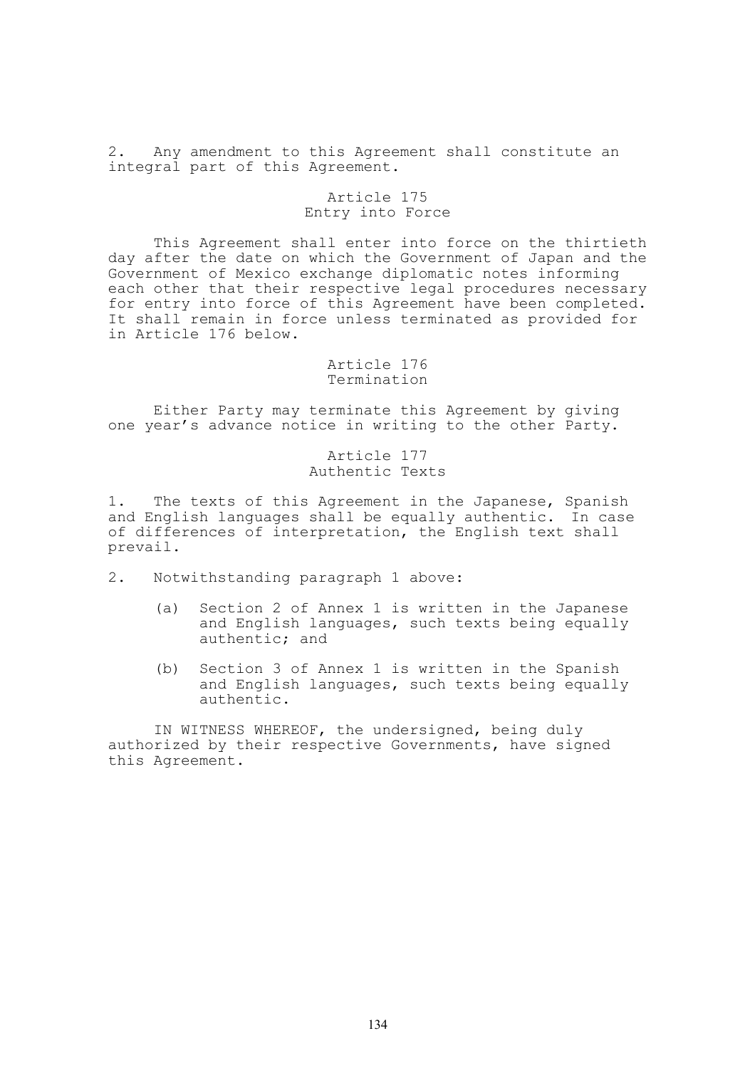2. Any amendment to this Agreement shall constitute an integral part of this Agreement.

### Article 175
### Entry into Force

This Agreement shall enter into force on the thirtieth day after the date on which the Government of Japan and the Government of Mexico exchange diplomatic notes informing each other that their respective legal procedures necessary for entry into force of this Agreement have been completed. It shall remain in force unless terminated as provided for in Article 176 below.

### Article 176
### Termination

Either Party may terminate this Agreement by giving one year's advance notice in writing to the other Party.

### Article 177
### Authentic Texts

1. The texts of this Agreement in the Japanese, Spanish and English languages shall be equally authentic. In case of differences of interpretation, the English text shall prevail.

2. Notwithstanding paragraph 1 above:

   (a) Section 2 of Annex 1 is written in the Japanese and English languages, such texts being equally authentic; and

   (b) Section 3 of Annex 1 is written in the Spanish and English languages, such texts being equally authentic.

IN WITNESS WHEREOF, the undersigned, being duly authorized by their respective Governments, have signed this Agreement.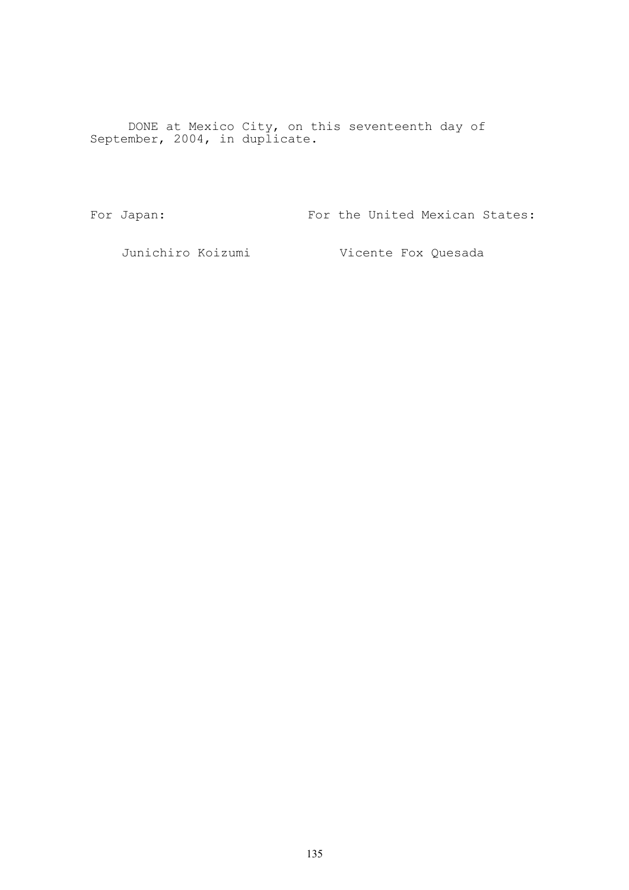DONE at Mexico City, on this seventeenth day of September, 2004, in duplicate.

| | |
|---|---|
| For Japan: | For the United Mexican States: |
| Junichiro Koizumi | Vicente Fox Quesada |